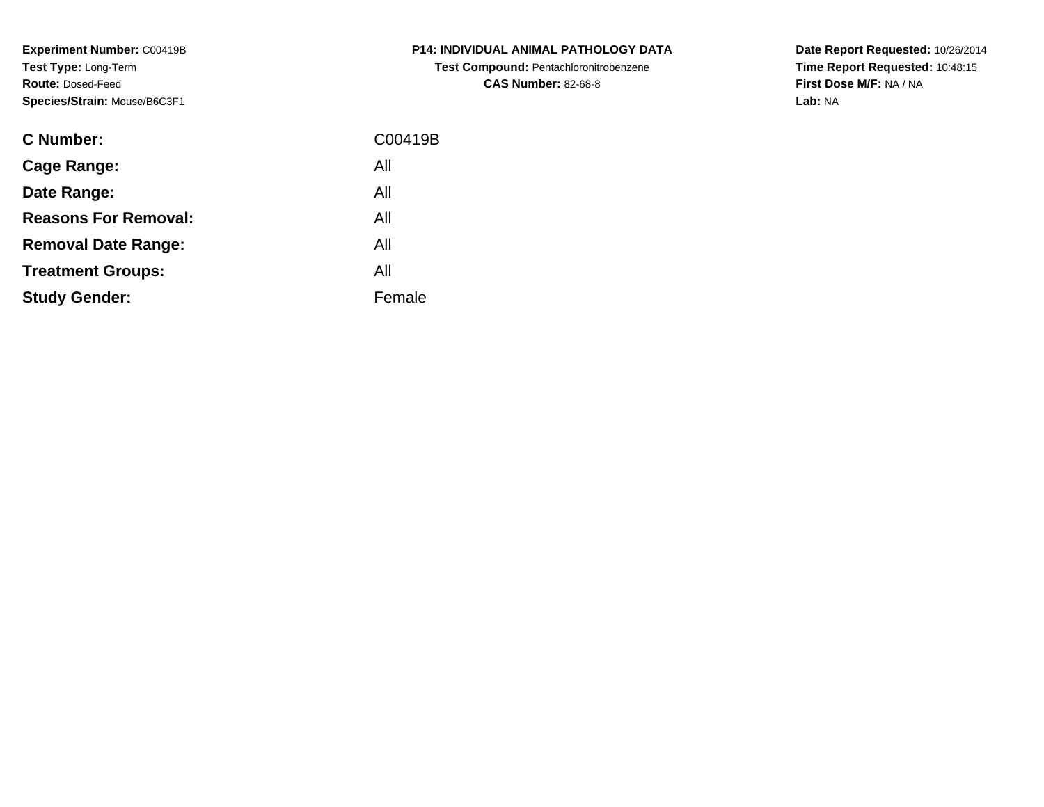**Experiment Number:** C00419B
**Test Type:** Long-Term
**Route:** Dosed-Feed
**Species/Strain:** Mouse/B6C3F1

**P14: INDIVIDUAL ANIMAL PATHOLOGY DATA**
**Test Compound:** Pentachloronitrobenzene
**CAS Number:** 82-68-8

**Date Report Requested:** 10/26/2014
**Time Report Requested:** 10:48:15
**First Dose M/F:** NA / NA
**Lab:** NA

| | |
|---|---|
| **C Number:** | C00419B |
| **Cage Range:** | All |
| **Date Range:** | All |
| **Reasons For Removal:** | All |
| **Removal Date Range:** | All |
| **Treatment Groups:** | All |
| **Study Gender:** | Female |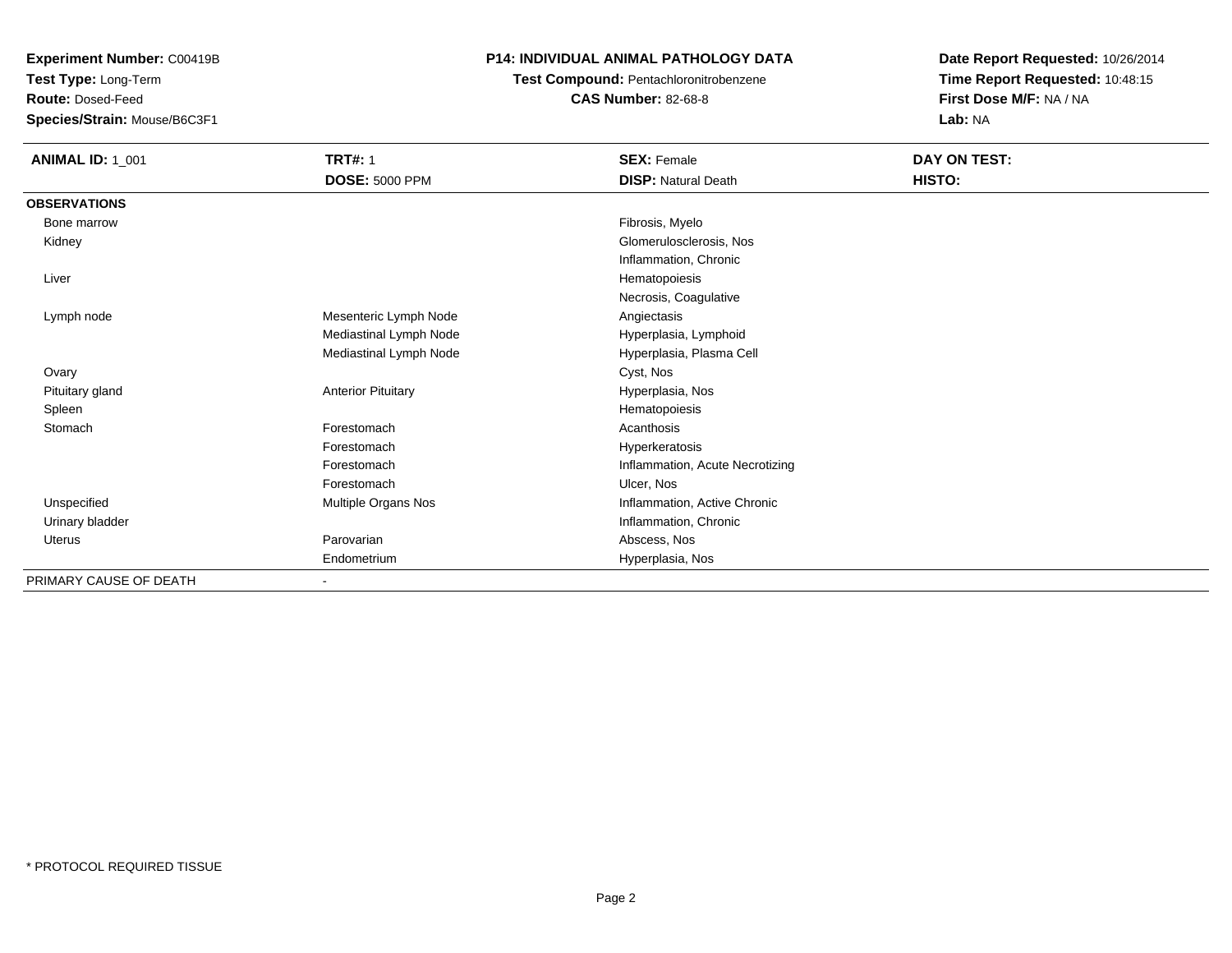**Experiment Number:** C00419B
**Test Type:** Long-Term
**Route:** Dosed-Feed
**Species/Strain:** Mouse/B6C3F1

**P14: INDIVIDUAL ANIMAL PATHOLOGY DATA**
**Test Compound:** Pentachloronitrobenzene
**CAS Number:** 82-68-8

**Date Report Requested:** 10/26/2014
**Time Report Requested:** 10:48:15
**First Dose M/F:** NA / NA
**Lab:** NA

| **ANIMAL ID:** 1_001 | **TRT#:** 1 | **SEX:** Female | **DAY ON TEST:** |
|---|---|---|---|
| | **DOSE:** 5000 PPM | **DISP:** Natural Death | **HISTO:** |
| **OBSERVATIONS** | | | |
| Bone marrow | | Fibrosis, Myelo | |
| Kidney | | Glomerulosclerosis, Nos | |
| | | Inflammation, Chronic | |
| Liver | | Hematopoiesis | |
| | | Necrosis, Coagulative | |
| Lymph node | Mesenteric Lymph Node | Angiectasis | |
| | Mediastinal Lymph Node | Hyperplasia, Lymphoid | |
| | Mediastinal Lymph Node | Hyperplasia, Plasma Cell | |
| Ovary | | Cyst, Nos | |
| Pituitary gland | Anterior Pituitary | Hyperplasia, Nos | |
| Spleen | | Hematopoiesis | |
| Stomach | Forestomach | Acanthosis | |
| | Forestomach | Hyperkeratosis | |
| | Forestomach | Inflammation, Acute Necrotizing | |
| | Forestomach | Ulcer, Nos | |
| Unspecified | Multiple Organs Nos | Inflammation, Active Chronic | |
| Urinary bladder | | Inflammation, Chronic | |
| Uterus | Parovarian | Abscess, Nos | |
| | Endometrium | Hyperplasia, Nos | |
| PRIMARY CAUSE OF DEATH | - | | |

* PROTOCOL REQUIRED TISSUE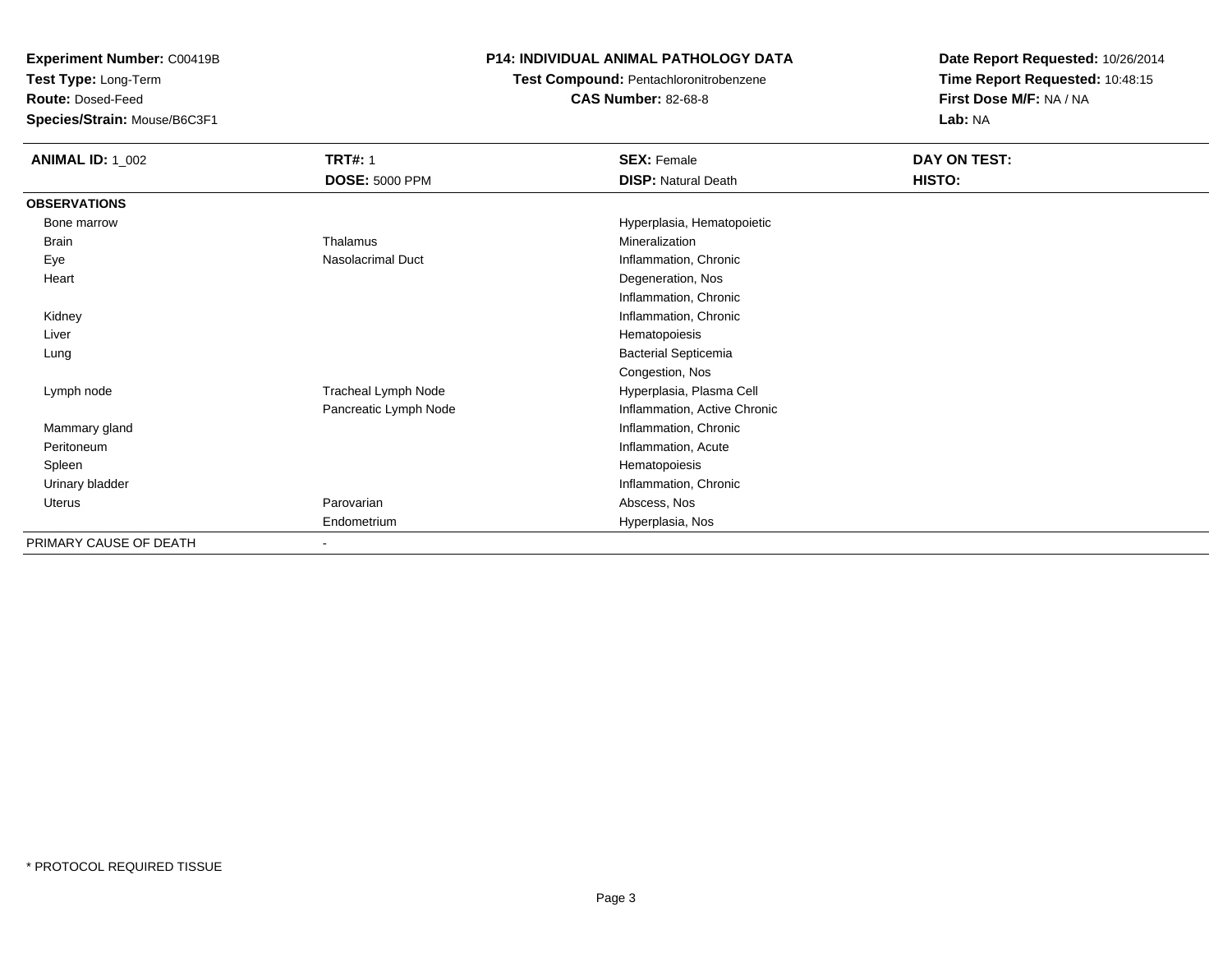**Experiment Number:** C00419B
**Test Type:** Long-Term
**Route:** Dosed-Feed
**Species/Strain:** Mouse/B6C3F1

**P14: INDIVIDUAL ANIMAL PATHOLOGY DATA**
**Test Compound:** Pentachloronitrobenzene
**CAS Number:** 82-68-8

**Date Report Requested:** 10/26/2014
**Time Report Requested:** 10:48:15
**First Dose M/F:** NA / NA
**Lab:** NA

| **ANIMAL ID:** 1_002 | **TRT#:** 1 | **SEX:** Female | **DAY ON TEST:** |
|---|---|---|---|
| | **DOSE:** 5000 PPM | **DISP:** Natural Death | **HISTO:** |
| **OBSERVATIONS** | | | |
| Bone marrow | | Hyperplasia, Hematopoietic | |
| Brain | Thalamus | Mineralization | |
| Eye | Nasolacrimal Duct | Inflammation, Chronic | |
| Heart | | Degeneration, Nos | |
| | | Inflammation, Chronic | |
| Kidney | | Inflammation, Chronic | |
| Liver | | Hematopoiesis | |
| Lung | | Bacterial Septicemia | |
| | | Congestion, Nos | |
| Lymph node | Tracheal Lymph Node | Hyperplasia, Plasma Cell | |
| | Pancreatic Lymph Node | Inflammation, Active Chronic | |
| Mammary gland | | Inflammation, Chronic | |
| Peritoneum | | Inflammation, Acute | |
| Spleen | | Hematopoiesis | |
| Urinary bladder | | Inflammation, Chronic | |
| Uterus | Parovarian | Abscess, Nos | |
| | Endometrium | Hyperplasia, Nos | |
| PRIMARY CAUSE OF DEATH | - | | |

\* PROTOCOL REQUIRED TISSUE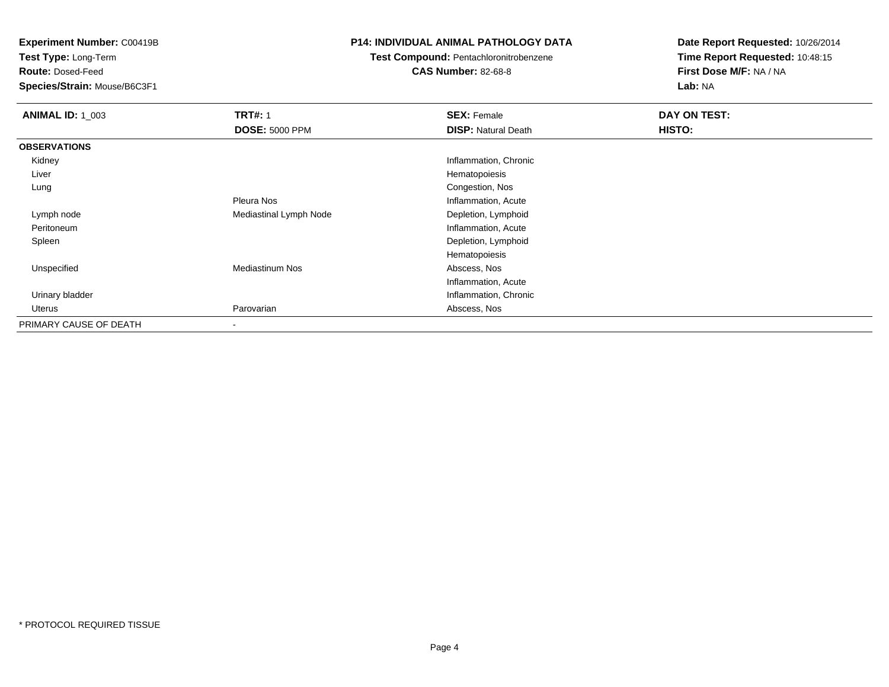**Experiment Number:** C00419B
**Test Type:** Long-Term
**Route:** Dosed-Feed
**Species/Strain:** Mouse/B6C3F1

**P14: INDIVIDUAL ANIMAL PATHOLOGY DATA**
**Test Compound:** Pentachloronitrobenzene
**CAS Number:** 82-68-8

**Date Report Requested:** 10/26/2014
**Time Report Requested:** 10:48:15
**First Dose M/F:** NA / NA
**Lab:** NA

| **ANIMAL ID:** 1_003 | **TRT#:** 1 | **SEX:** Female | **DAY ON TEST:** |
|---|---|---|---|
| | **DOSE:** 5000 PPM | **DISP:** Natural Death | **HISTO:** |
| **OBSERVATIONS** | | | |
| Kidney | | Inflammation, Chronic | |
| Liver | | Hematopoiesis | |
| Lung | | Congestion, Nos | |
| | Pleura Nos | Inflammation, Acute | |
| Lymph node | Mediastinal Lymph Node | Depletion, Lymphoid | |
| Peritoneum | | Inflammation, Acute | |
| Spleen | | Depletion, Lymphoid | |
| | | Hematopoiesis | |
| Unspecified | Mediastinum Nos | Abscess, Nos | |
| | | Inflammation, Acute | |
| Urinary bladder | | Inflammation, Chronic | |
| Uterus | Parovarian | Abscess, Nos | |
| PRIMARY CAUSE OF DEATH | - | | |

* PROTOCOL REQUIRED TISSUE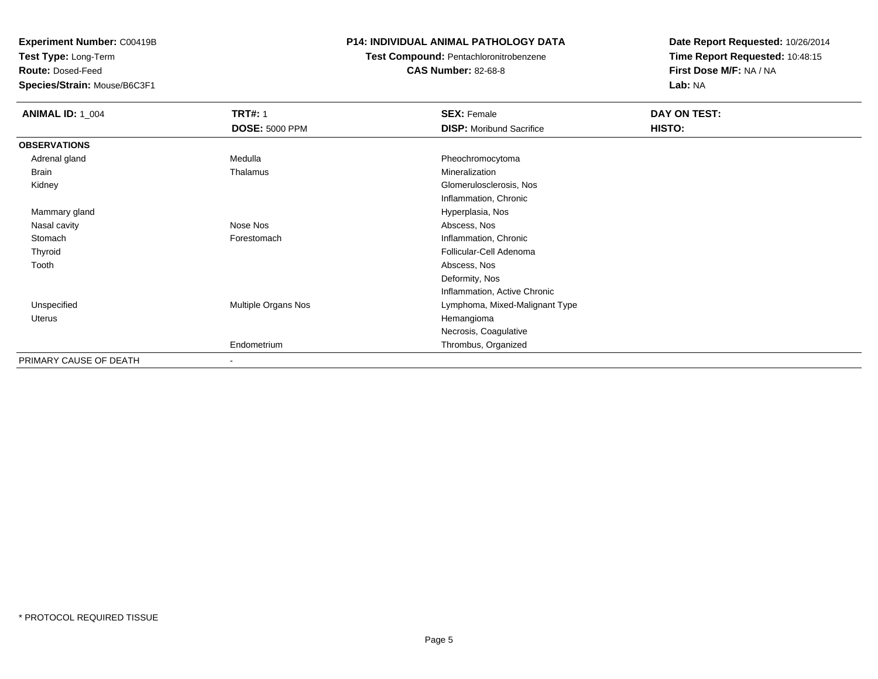**Experiment Number:** C00419B
**Test Type:** Long-Term
**Route:** Dosed-Feed
**Species/Strain:** Mouse/B6C3F1

**P14: INDIVIDUAL ANIMAL PATHOLOGY DATA**
**Test Compound:** Pentachloronitrobenzene
**CAS Number:** 82-68-8

**Date Report Requested:** 10/26/2014
**Time Report Requested:** 10:48:15
**First Dose M/F:** NA / NA
**Lab:** NA

| **ANIMAL ID:** 1_004 | **TRT#:** 1 | **SEX:** Female | **DAY ON TEST:** |
|---|---|---|---|
| | **DOSE:** 5000 PPM | **DISP:** Moribund Sacrifice | **HISTO:** |
| **OBSERVATIONS** | | | |
| Adrenal gland | Medulla | Pheochromocytoma | |
| Brain | Thalamus | Mineralization | |
| Kidney | | Glomerulosclerosis, Nos | |
| | | Inflammation, Chronic | |
| Mammary gland | | Hyperplasia, Nos | |
| Nasal cavity | Nose Nos | Abscess, Nos | |
| Stomach | Forestomach | Inflammation, Chronic | |
| Thyroid | | Follicular-Cell Adenoma | |
| Tooth | | Abscess, Nos | |
| | | Deformity, Nos | |
| | | Inflammation, Active Chronic | |
| Unspecified | Multiple Organs Nos | Lymphoma, Mixed-Malignant Type | |
| Uterus | | Hemangioma | |
| | | Necrosis, Coagulative | |
| | Endometrium | Thrombus, Organized | |
| PRIMARY CAUSE OF DEATH | - | | |

* PROTOCOL REQUIRED TISSUE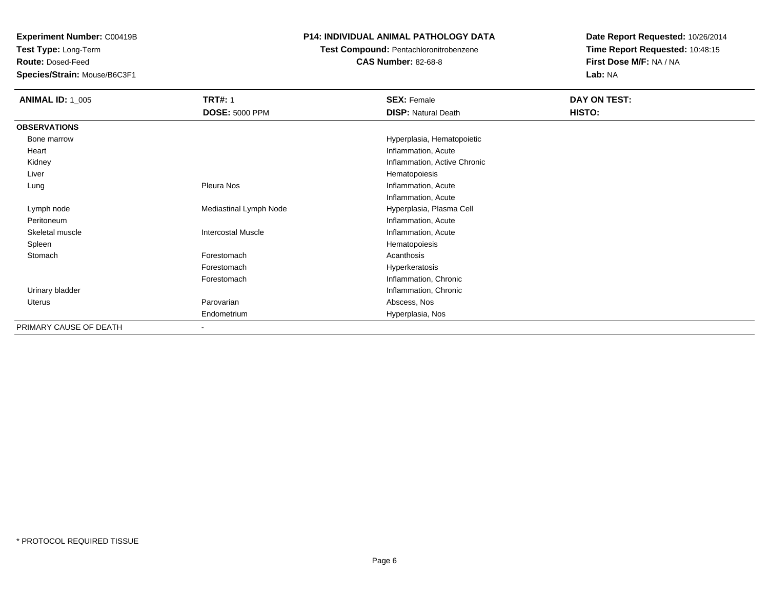**Experiment Number:** C00419B
**Test Type:** Long-Term
**Route:** Dosed-Feed
**Species/Strain:** Mouse/B6C3F1

**P14: INDIVIDUAL ANIMAL PATHOLOGY DATA**
**Test Compound:** Pentachloronitrobenzene
**CAS Number:** 82-68-8

**Date Report Requested:** 10/26/2014
**Time Report Requested:** 10:48:15
**First Dose M/F:** NA / NA
**Lab:** NA

| **ANIMAL ID:** 1_005 | **TRT#:** 1 | **SEX:** Female | **DAY ON TEST:** |
|---|---|---|---|
| | **DOSE:** 5000 PPM | **DISP:** Natural Death | **HISTO:** |
| **OBSERVATIONS** | | | |
| Bone marrow | | Hyperplasia, Hematopoietic | |
| Heart | | Inflammation, Acute | |
| Kidney | | Inflammation, Active Chronic | |
| Liver | | Hematopoiesis | |
| Lung | Pleura Nos | Inflammation, Acute | |
| | | Inflammation, Acute | |
| Lymph node | Mediastinal Lymph Node | Hyperplasia, Plasma Cell | |
| Peritoneum | | Inflammation, Acute | |
| Skeletal muscle | Intercostal Muscle | Inflammation, Acute | |
| Spleen | | Hematopoiesis | |
| Stomach | Forestomach | Acanthosis | |
| | Forestomach | Hyperkeratosis | |
| | Forestomach | Inflammation, Chronic | |
| Urinary bladder | | Inflammation, Chronic | |
| Uterus | Parovarian | Abscess, Nos | |
| | Endometrium | Hyperplasia, Nos | |
| PRIMARY CAUSE OF DEATH | - | | |

* PROTOCOL REQUIRED TISSUE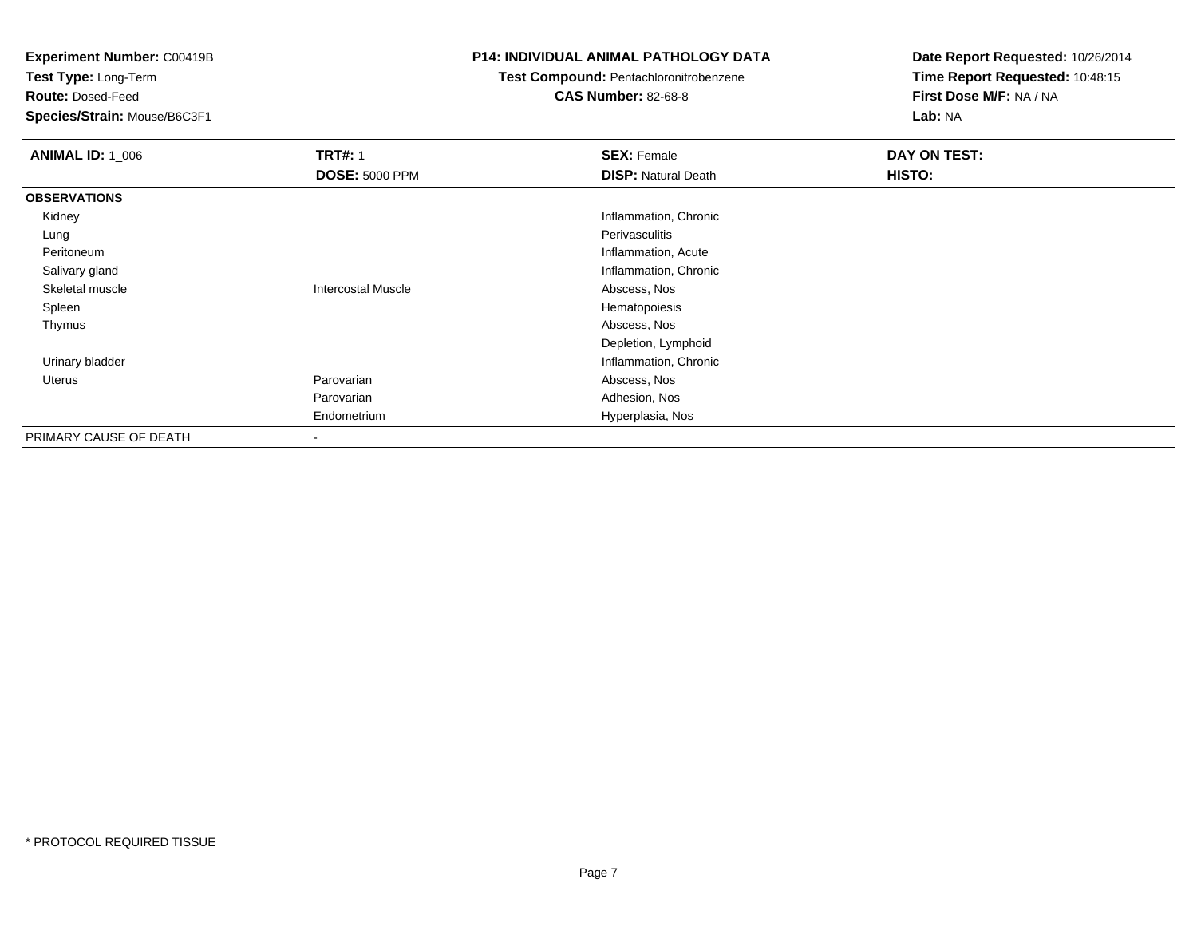**Experiment Number:** C00419B
**Test Type:** Long-Term
**Route:** Dosed-Feed
**Species/Strain:** Mouse/B6C3F1

**P14: INDIVIDUAL ANIMAL PATHOLOGY DATA**
**Test Compound:** Pentachloronitrobenzene
**CAS Number:** 82-68-8

**Date Report Requested:** 10/26/2014
**Time Report Requested:** 10:48:15
**First Dose M/F:** NA / NA
**Lab:** NA

| **ANIMAL ID:** 1_006 | **TRT#:** 1 | **SEX:** Female | **DAY ON TEST:** |
|---|---|---|---|
| | **DOSE:** 5000 PPM | **DISP:** Natural Death | **HISTO:** |
| **OBSERVATIONS** | | | |
| Kidney | | Inflammation, Chronic | |
| Lung | | Perivasculitis | |
| Peritoneum | | Inflammation, Acute | |
| Salivary gland | | Inflammation, Chronic | |
| Skeletal muscle | Intercostal Muscle | Abscess, Nos | |
| Spleen | | Hematopoiesis | |
| Thymus | | Abscess, Nos | |
| | | Depletion, Lymphoid | |
| Urinary bladder | | Inflammation, Chronic | |
| Uterus | Parovarian | Abscess, Nos | |
| | Parovarian | Adhesion, Nos | |
| | Endometrium | Hyperplasia, Nos | |
| PRIMARY CAUSE OF DEATH | - | | |

* PROTOCOL REQUIRED TISSUE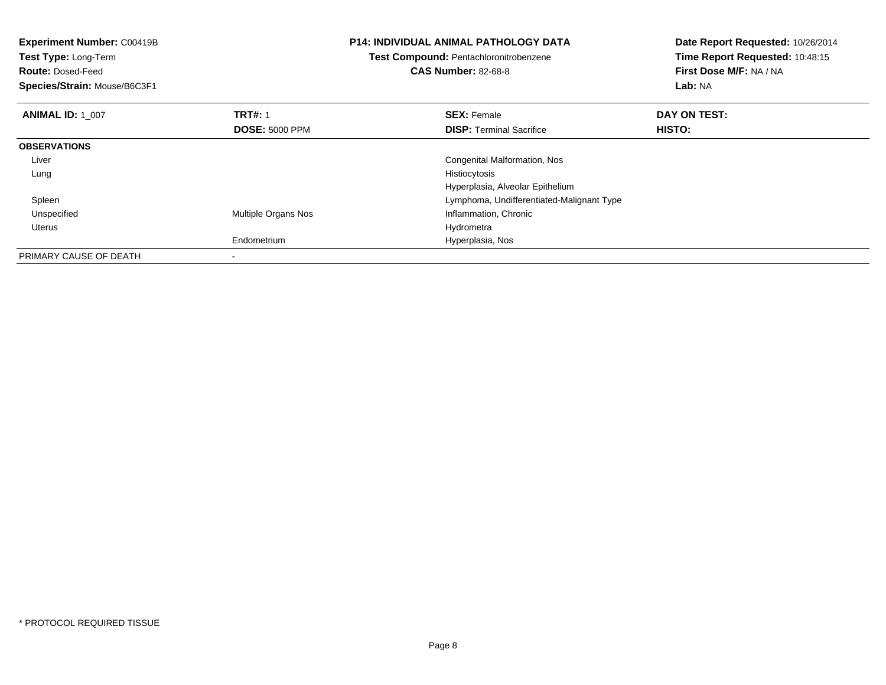**Experiment Number:** C00419B
**Test Type:** Long-Term
**Route:** Dosed-Feed
**Species/Strain:** Mouse/B6C3F1

**P14: INDIVIDUAL ANIMAL PATHOLOGY DATA**
**Test Compound:** Pentachloronitrobenzene
**CAS Number:** 82-68-8

**Date Report Requested:** 10/26/2014
**Time Report Requested:** 10:48:15
**First Dose M/F:** NA / NA
**Lab:** NA

| **ANIMAL ID:** 1_007 | **TRT#:** 1 | **SEX:** Female | **DAY ON TEST:** |
|---|---|---|---|
| | **DOSE:** 5000 PPM | **DISP:** Terminal Sacrifice | **HISTO:** |
| **OBSERVATIONS** | | | |
| Liver | | Congenital Malformation, Nos | |
| Lung | | Histiocytosis | |
| | | Hyperplasia, Alveolar Epithelium | |
| Spleen | | Lymphoma, Undifferentiated-Malignant Type | |
| Unspecified | Multiple Organs Nos | Inflammation, Chronic | |
| Uterus | | Hydrometra | |
| | Endometrium | Hyperplasia, Nos | |
| PRIMARY CAUSE OF DEATH | - | | |

* PROTOCOL REQUIRED TISSUE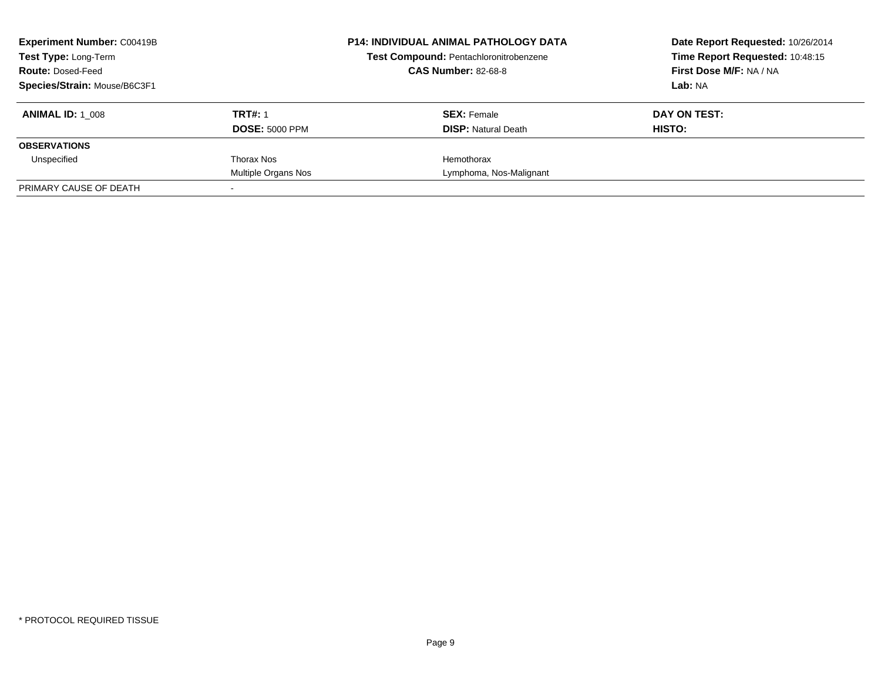**Experiment Number:** C00419B
**Test Type:** Long-Term
**Route:** Dosed-Feed
**Species/Strain:** Mouse/B6C3F1

**P14: INDIVIDUAL ANIMAL PATHOLOGY DATA**
**Test Compound:** Pentachloronitrobenzene
**CAS Number:** 82-68-8

**Date Report Requested:** 10/26/2014
**Time Report Requested:** 10:48:15
**First Dose M/F:** NA / NA
**Lab:** NA

| **ANIMAL ID:** 1_008 | **TRT#:** 1 | **SEX:** Female | **DAY ON TEST:** |
|---|---|---|---|
| | **DOSE:** 5000 PPM | **DISP:** Natural Death | **HISTO:** |
| **OBSERVATIONS** | | | |
| Unspecified | Thorax Nos | Hemothorax | |
| | Multiple Organs Nos | Lymphoma, Nos-Malignant | |
| PRIMARY CAUSE OF DEATH | - | | |

* PROTOCOL REQUIRED TISSUE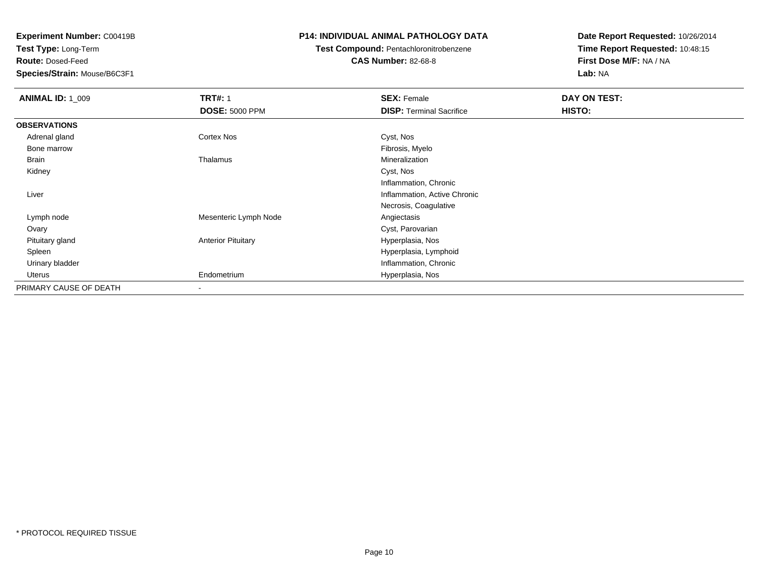**Experiment Number:** C00419B
**Test Type:** Long-Term
**Route:** Dosed-Feed
**Species/Strain:** Mouse/B6C3F1

**P14: INDIVIDUAL ANIMAL PATHOLOGY DATA**
**Test Compound:** Pentachloronitrobenzene
**CAS Number:** 82-68-8

**Date Report Requested:** 10/26/2014
**Time Report Requested:** 10:48:15
**First Dose M/F:** NA / NA
**Lab:** NA

| **ANIMAL ID:** 1_009 | **TRT#:** 1 | **SEX:** Female | **DAY ON TEST:** |
|---|---|---|---|
| | **DOSE:** 5000 PPM | **DISP:** Terminal Sacrifice | **HISTO:** |
| **OBSERVATIONS** | | | |
| Adrenal gland | Cortex Nos | Cyst, Nos | |
| Bone marrow | | Fibrosis, Myelo | |
| Brain | Thalamus | Mineralization | |
| Kidney | | Cyst, Nos | |
| | | Inflammation, Chronic | |
| Liver | | Inflammation, Active Chronic | |
| | | Necrosis, Coagulative | |
| Lymph node | Mesenteric Lymph Node | Angiectasis | |
| Ovary | | Cyst, Parovarian | |
| Pituitary gland | Anterior Pituitary | Hyperplasia, Nos | |
| Spleen | | Hyperplasia, Lymphoid | |
| Urinary bladder | | Inflammation, Chronic | |
| Uterus | Endometrium | Hyperplasia, Nos | |
| PRIMARY CAUSE OF DEATH | - | | |

* PROTOCOL REQUIRED TISSUE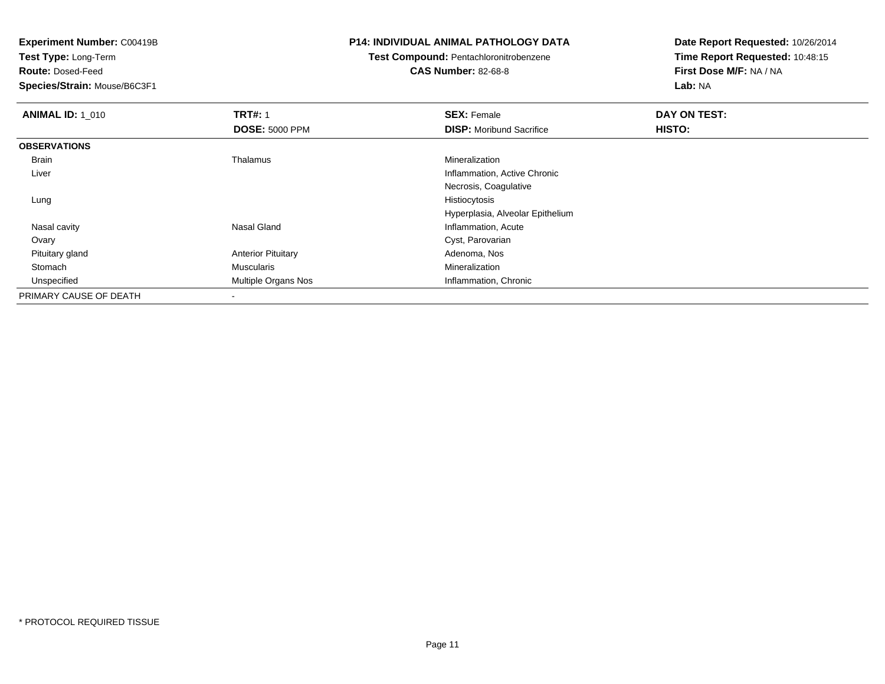**Experiment Number:** C00419B
**Test Type:** Long-Term
**Route:** Dosed-Feed
**Species/Strain:** Mouse/B6C3F1

**P14: INDIVIDUAL ANIMAL PATHOLOGY DATA**
**Test Compound:** Pentachloronitrobenzene
**CAS Number:** 82-68-8

**Date Report Requested:** 10/26/2014
**Time Report Requested:** 10:48:15
**First Dose M/F:** NA / NA
**Lab:** NA

| **ANIMAL ID:** 1_010 | **TRT#:** 1 | **SEX:** Female | **DAY ON TEST:** |
|---|---|---|---|
| | **DOSE:** 5000 PPM | **DISP:** Moribund Sacrifice | **HISTO:** |
| **OBSERVATIONS** | | | |
| Brain | Thalamus | Mineralization | |
| Liver | | Inflammation, Active Chronic | |
| | | Necrosis, Coagulative | |
| Lung | | Histiocytosis | |
| | | Hyperplasia, Alveolar Epithelium | |
| Nasal cavity | Nasal Gland | Inflammation, Acute | |
| Ovary | | Cyst, Parovarian | |
| Pituitary gland | Anterior Pituitary | Adenoma, Nos | |
| Stomach | Muscularis | Mineralization | |
| Unspecified | Multiple Organs Nos | Inflammation, Chronic | |
| PRIMARY CAUSE OF DEATH | - | | |

* PROTOCOL REQUIRED TISSUE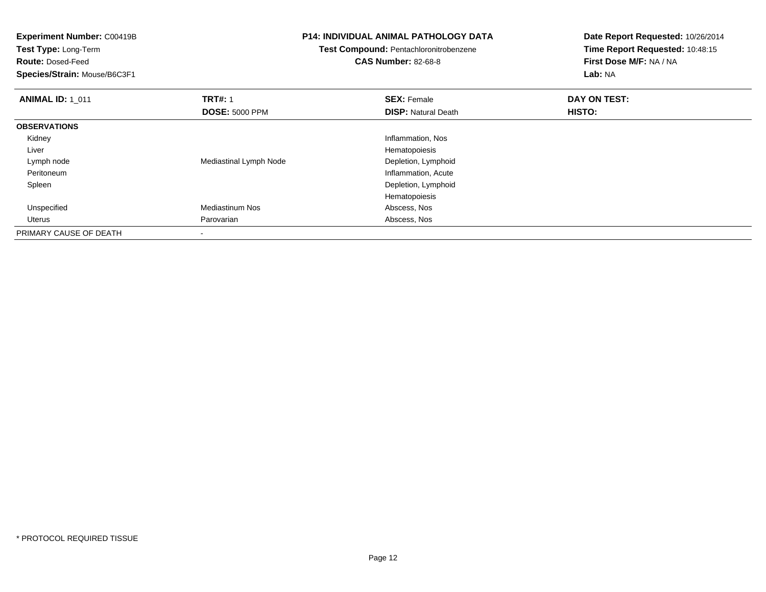**Experiment Number:** C00419B
**Test Type:** Long-Term
**Route:** Dosed-Feed
**Species/Strain:** Mouse/B6C3F1

**P14: INDIVIDUAL ANIMAL PATHOLOGY DATA**
**Test Compound:** Pentachloronitrobenzene
**CAS Number:** 82-68-8

**Date Report Requested:** 10/26/2014
**Time Report Requested:** 10:48:15
**First Dose M/F:** NA / NA
**Lab:** NA

| **ANIMAL ID:** 1_011 | **TRT#:** 1 | **SEX:** Female | **DAY ON TEST:** |
|---|---|---|---|
| | **DOSE:** 5000 PPM | **DISP:** Natural Death | **HISTO:** |
| **OBSERVATIONS** | | | |
| Kidney | | Inflammation, Nos | |
| Liver | | Hematopoiesis | |
| Lymph node | Mediastinal Lymph Node | Depletion, Lymphoid | |
| Peritoneum | | Inflammation, Acute | |
| Spleen | | Depletion, Lymphoid | |
| | | Hematopoiesis | |
| Unspecified | Mediastinum Nos | Abscess, Nos | |
| Uterus | Parovarian | Abscess, Nos | |
| PRIMARY CAUSE OF DEATH | - | | |

\* PROTOCOL REQUIRED TISSUE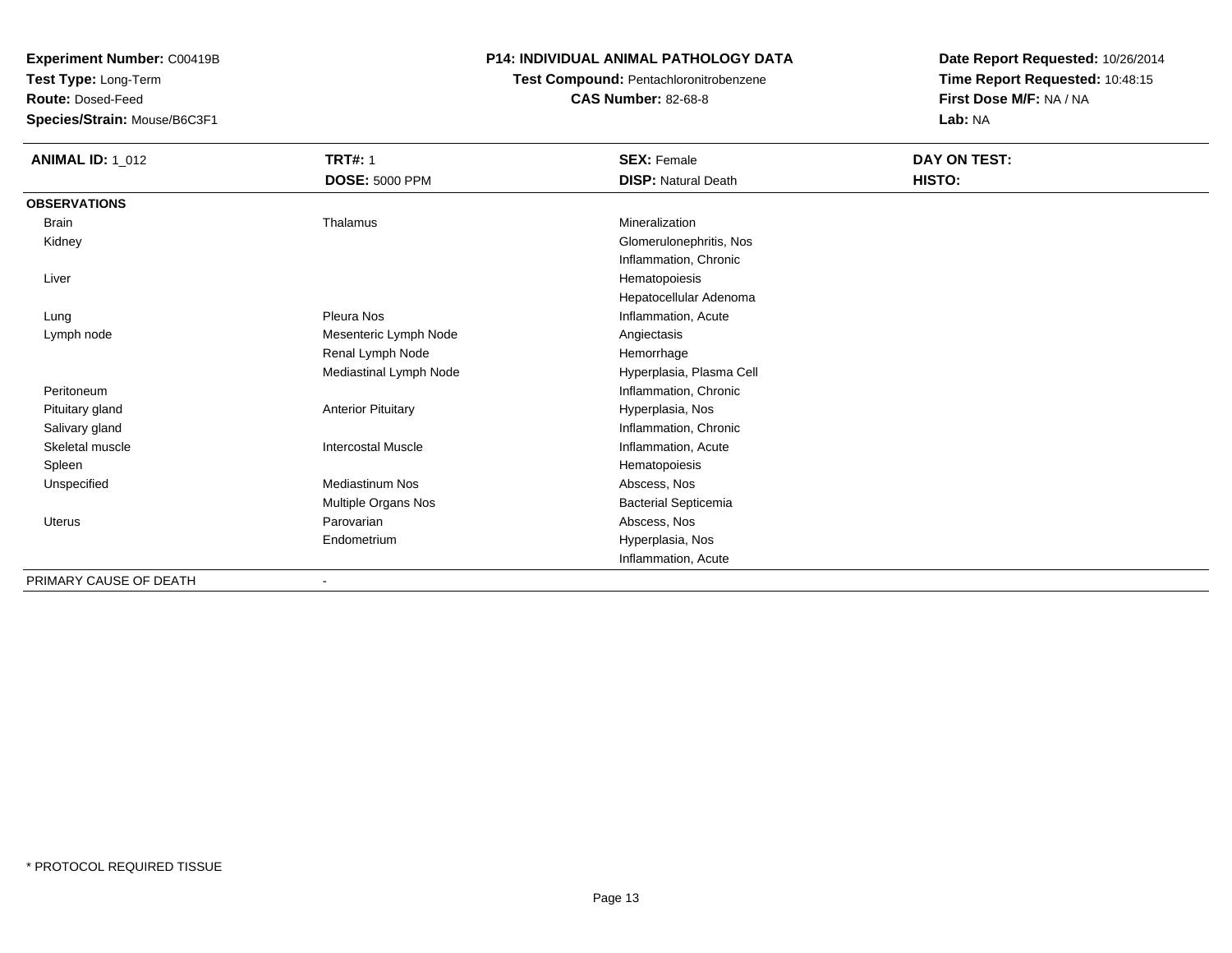**Experiment Number:** C00419B
**Test Type:** Long-Term
**Route:** Dosed-Feed
**Species/Strain:** Mouse/B6C3F1

**P14: INDIVIDUAL ANIMAL PATHOLOGY DATA**
**Test Compound:** Pentachloronitrobenzene
**CAS Number:** 82-68-8

**Date Report Requested:** 10/26/2014
**Time Report Requested:** 10:48:15
**First Dose M/F:** NA / NA
**Lab:** NA

| **ANIMAL ID:** 1_012 | **TRT#:** 1 | **SEX:** Female | **DAY ON TEST:** |
|---|---|---|---|
| | **DOSE:** 5000 PPM | **DISP:** Natural Death | **HISTO:** |
| **OBSERVATIONS** | | | |
| Brain | Thalamus | Mineralization | |
| Kidney | | Glomerulonephritis, Nos | |
| | | Inflammation, Chronic | |
| Liver | | Hematopoiesis | |
| | | Hepatocellular Adenoma | |
| Lung | Pleura Nos | Inflammation, Acute | |
| Lymph node | Mesenteric Lymph Node | Angiectasis | |
| | Renal Lymph Node | Hemorrhage | |
| | Mediastinal Lymph Node | Hyperplasia, Plasma Cell | |
| Peritoneum | | Inflammation, Chronic | |
| Pituitary gland | Anterior Pituitary | Hyperplasia, Nos | |
| Salivary gland | | Inflammation, Chronic | |
| Skeletal muscle | Intercostal Muscle | Inflammation, Acute | |
| Spleen | | Hematopoiesis | |
| Unspecified | Mediastinum Nos | Abscess, Nos | |
| | Multiple Organs Nos | Bacterial Septicemia | |
| Uterus | Parovarian | Abscess, Nos | |
| | Endometrium | Hyperplasia, Nos | |
| | | Inflammation, Acute | |
| PRIMARY CAUSE OF DEATH | - | | |

* PROTOCOL REQUIRED TISSUE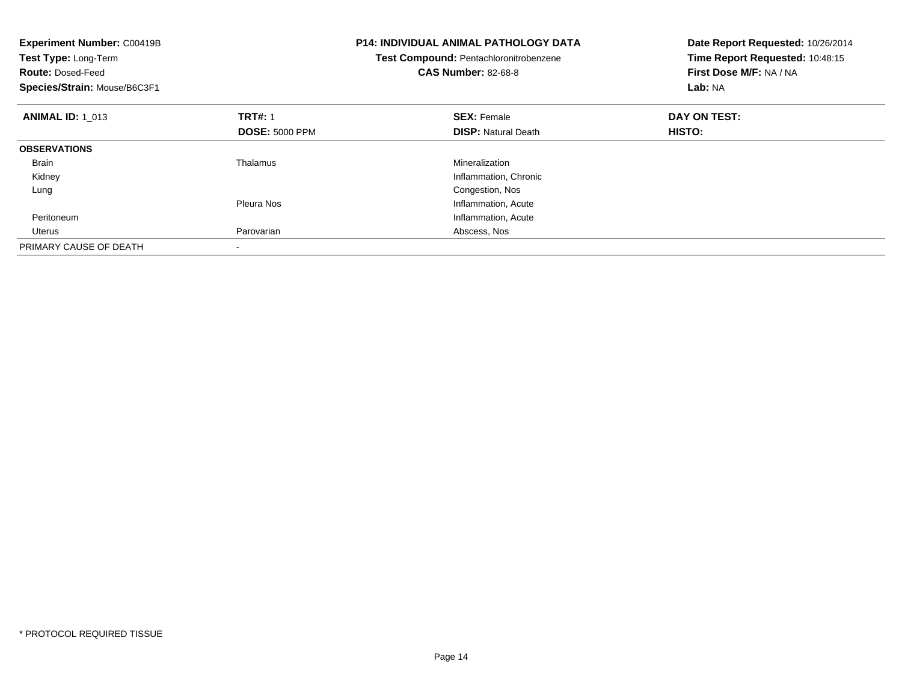**Experiment Number:** C00419B
**Test Type:** Long-Term
**Route:** Dosed-Feed
**Species/Strain:** Mouse/B6C3F1

**P14: INDIVIDUAL ANIMAL PATHOLOGY DATA**
**Test Compound:** Pentachloronitrobenzene
**CAS Number:** 82-68-8

**Date Report Requested:** 10/26/2014
**Time Report Requested:** 10:48:15
**First Dose M/F:** NA / NA
**Lab:** NA

| **ANIMAL ID:** 1_013 | **TRT#:** 1 | **SEX:** Female | **DAY ON TEST:** |
|---|---|---|---|
| | **DOSE:** 5000 PPM | **DISP:** Natural Death | **HISTO:** |
| **OBSERVATIONS** | | | |
| Brain | Thalamus | Mineralization | |
| Kidney | | Inflammation, Chronic | |
| Lung | | Congestion, Nos | |
| | Pleura Nos | Inflammation, Acute | |
| Peritoneum | | Inflammation, Acute | |
| Uterus | Parovarian | Abscess, Nos | |
| PRIMARY CAUSE OF DEATH | - | | |

* PROTOCOL REQUIRED TISSUE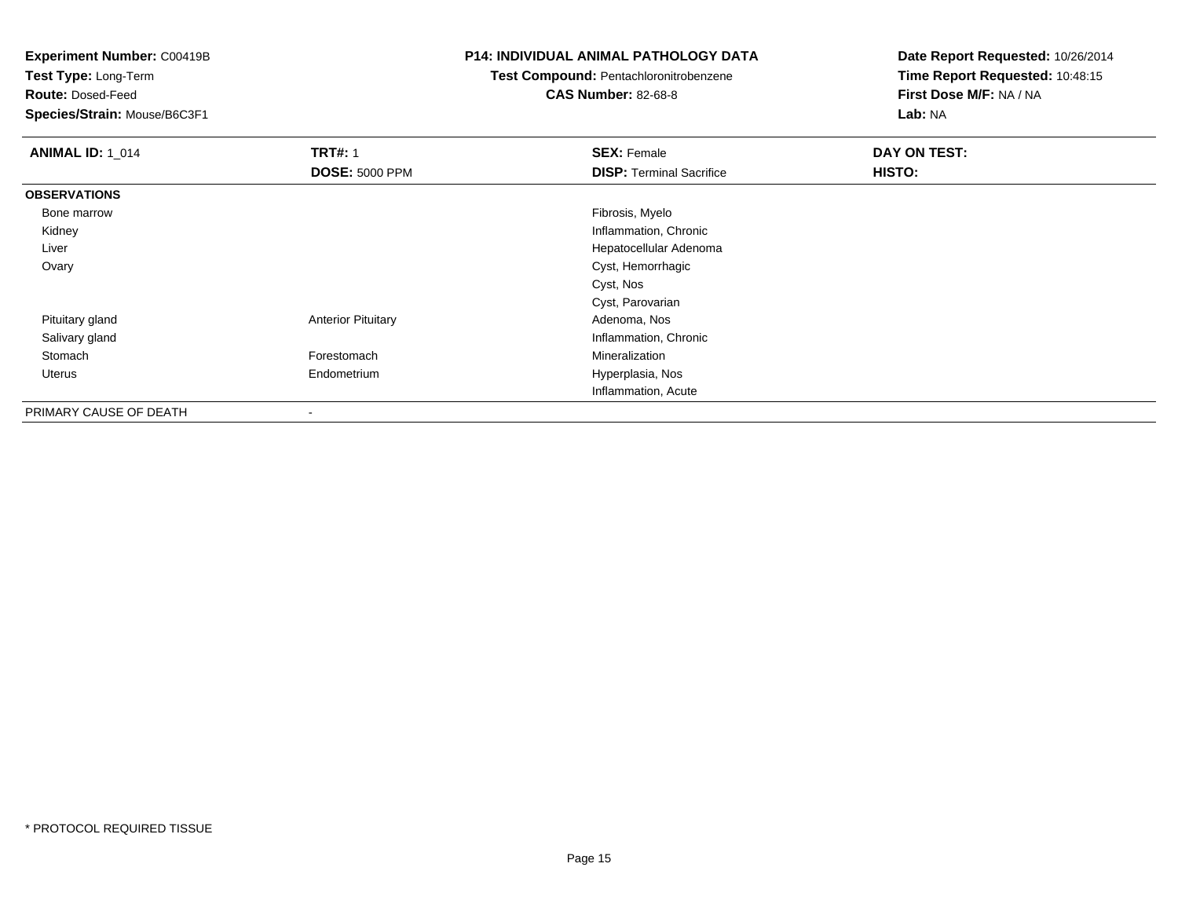**Experiment Number:** C00419B
**Test Type:** Long-Term
**Route:** Dosed-Feed
**Species/Strain:** Mouse/B6C3F1

**P14: INDIVIDUAL ANIMAL PATHOLOGY DATA**
**Test Compound:** Pentachloronitrobenzene
**CAS Number:** 82-68-8

**Date Report Requested:** 10/26/2014
**Time Report Requested:** 10:48:15
**First Dose M/F:** NA / NA
**Lab:** NA

| **ANIMAL ID:** 1_014 | **TRT#:** 1 | **SEX:** Female | **DAY ON TEST:** |
|---|---|---|---|
| | **DOSE:** 5000 PPM | **DISP:** Terminal Sacrifice | **HISTO:** |
| **OBSERVATIONS** | | | |
| Bone marrow | | Fibrosis, Myelo | |
| Kidney | | Inflammation, Chronic | |
| Liver | | Hepatocellular Adenoma | |
| Ovary | | Cyst, Hemorrhagic | |
| | | Cyst, Nos | |
| | | Cyst, Parovarian | |
| Pituitary gland | Anterior Pituitary | Adenoma, Nos | |
| Salivary gland | | Inflammation, Chronic | |
| Stomach | Forestomach | Mineralization | |
| Uterus | Endometrium | Hyperplasia, Nos | |
| | | Inflammation, Acute | |
| PRIMARY CAUSE OF DEATH | - | | |

* PROTOCOL REQUIRED TISSUE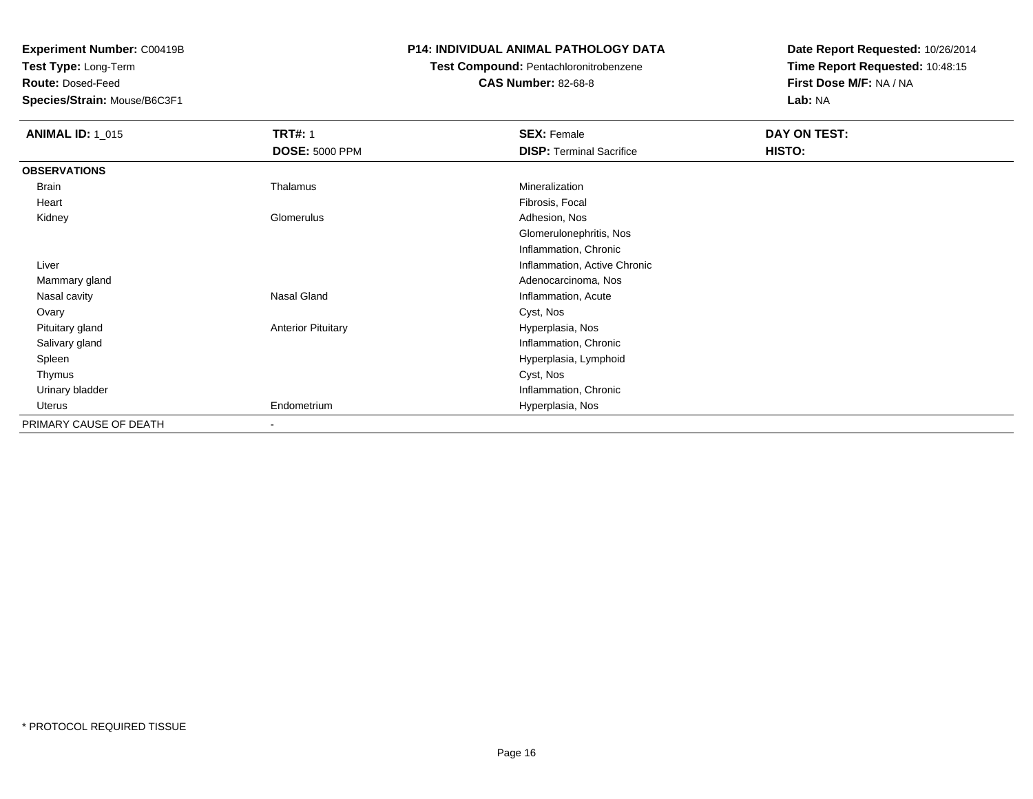**Experiment Number:** C00419B
**Test Type:** Long-Term
**Route:** Dosed-Feed
**Species/Strain:** Mouse/B6C3F1

**P14: INDIVIDUAL ANIMAL PATHOLOGY DATA**
**Test Compound:** Pentachloronitrobenzene
**CAS Number:** 82-68-8

**Date Report Requested:** 10/26/2014
**Time Report Requested:** 10:48:15
**First Dose M/F:** NA / NA
**Lab:** NA

| **ANIMAL ID:** 1_015 | **TRT#:** 1 | **SEX:** Female | **DAY ON TEST:** |
|---|---|---|---|
| | **DOSE:** 5000 PPM | **DISP:** Terminal Sacrifice | **HISTO:** |
| **OBSERVATIONS** | | | |
| Brain | Thalamus | Mineralization | |
| Heart | | Fibrosis, Focal | |
| Kidney | Glomerulus | Adhesion, Nos | |
| | | Glomerulonephritis, Nos | |
| | | Inflammation, Chronic | |
| Liver | | Inflammation, Active Chronic | |
| Mammary gland | | Adenocarcinoma, Nos | |
| Nasal cavity | Nasal Gland | Inflammation, Acute | |
| Ovary | | Cyst, Nos | |
| Pituitary gland | Anterior Pituitary | Hyperplasia, Nos | |
| Salivary gland | | Inflammation, Chronic | |
| Spleen | | Hyperplasia, Lymphoid | |
| Thymus | | Cyst, Nos | |
| Urinary bladder | | Inflammation, Chronic | |
| Uterus | Endometrium | Hyperplasia, Nos | |
| PRIMARY CAUSE OF DEATH | - | | |

\* PROTOCOL REQUIRED TISSUE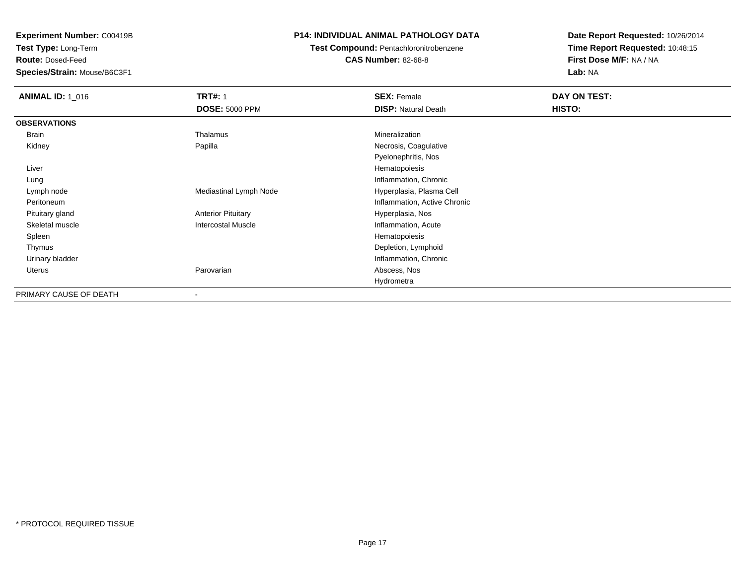**Experiment Number:** C00419B
**Test Type:** Long-Term
**Route:** Dosed-Feed
**Species/Strain:** Mouse/B6C3F1

**P14: INDIVIDUAL ANIMAL PATHOLOGY DATA**
**Test Compound:** Pentachloronitrobenzene
**CAS Number:** 82-68-8

**Date Report Requested:** 10/26/2014
**Time Report Requested:** 10:48:15
**First Dose M/F:** NA / NA
**Lab:** NA

| **ANIMAL ID:** 1_016 | **TRT#:** 1 | **SEX:** Female | **DAY ON TEST:** |
|---|---|---|---|
| | **DOSE:** 5000 PPM | **DISP:** Natural Death | **HISTO:** |
| **OBSERVATIONS** | | | |
| Brain | Thalamus | Mineralization | |
| Kidney | Papilla | Necrosis, Coagulative | |
| | | Pyelonephritis, Nos | |
| Liver | | Hematopoiesis | |
| Lung | | Inflammation, Chronic | |
| Lymph node | Mediastinal Lymph Node | Hyperplasia, Plasma Cell | |
| Peritoneum | | Inflammation, Active Chronic | |
| Pituitary gland | Anterior Pituitary | Hyperplasia, Nos | |
| Skeletal muscle | Intercostal Muscle | Inflammation, Acute | |
| Spleen | | Hematopoiesis | |
| Thymus | | Depletion, Lymphoid | |
| Urinary bladder | | Inflammation, Chronic | |
| Uterus | Parovarian | Abscess, Nos | |
| | | Hydrometra | |
| PRIMARY CAUSE OF DEATH | - | | |

\* PROTOCOL REQUIRED TISSUE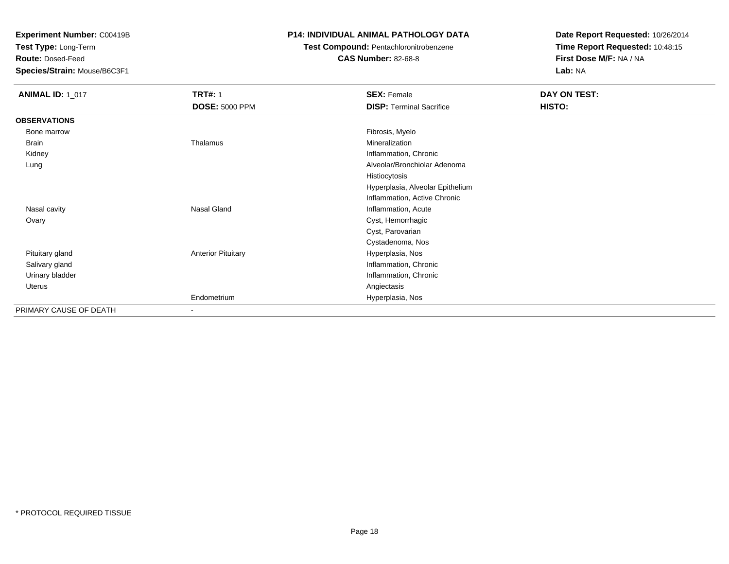**Experiment Number:** C00419B
**Test Type:** Long-Term
**Route:** Dosed-Feed
**Species/Strain:** Mouse/B6C3F1

**P14: INDIVIDUAL ANIMAL PATHOLOGY DATA**
**Test Compound:** Pentachloronitrobenzene
**CAS Number:** 82-68-8

**Date Report Requested:** 10/26/2014
**Time Report Requested:** 10:48:15
**First Dose M/F:** NA / NA
**Lab:** NA

| **ANIMAL ID:** 1_017 | **TRT#:** 1 | **SEX:** Female | **DAY ON TEST:** |
|---|---|---|---|
| | **DOSE:** 5000 PPM | **DISP:** Terminal Sacrifice | **HISTO:** |
| **OBSERVATIONS** | | | |
| Bone marrow | | Fibrosis, Myelo | |
| Brain | Thalamus | Mineralization | |
| Kidney | | Inflammation, Chronic | |
| Lung | | Alveolar/Bronchiolar Adenoma | |
| | | Histiocytosis | |
| | | Hyperplasia, Alveolar Epithelium | |
| | | Inflammation, Active Chronic | |
| Nasal cavity | Nasal Gland | Inflammation, Acute | |
| Ovary | | Cyst, Hemorrhagic | |
| | | Cyst, Parovarian | |
| | | Cystadenoma, Nos | |
| Pituitary gland | Anterior Pituitary | Hyperplasia, Nos | |
| Salivary gland | | Inflammation, Chronic | |
| Urinary bladder | | Inflammation, Chronic | |
| Uterus | | Angiectasis | |
| | Endometrium | Hyperplasia, Nos | |
| PRIMARY CAUSE OF DEATH | - | | |

* PROTOCOL REQUIRED TISSUE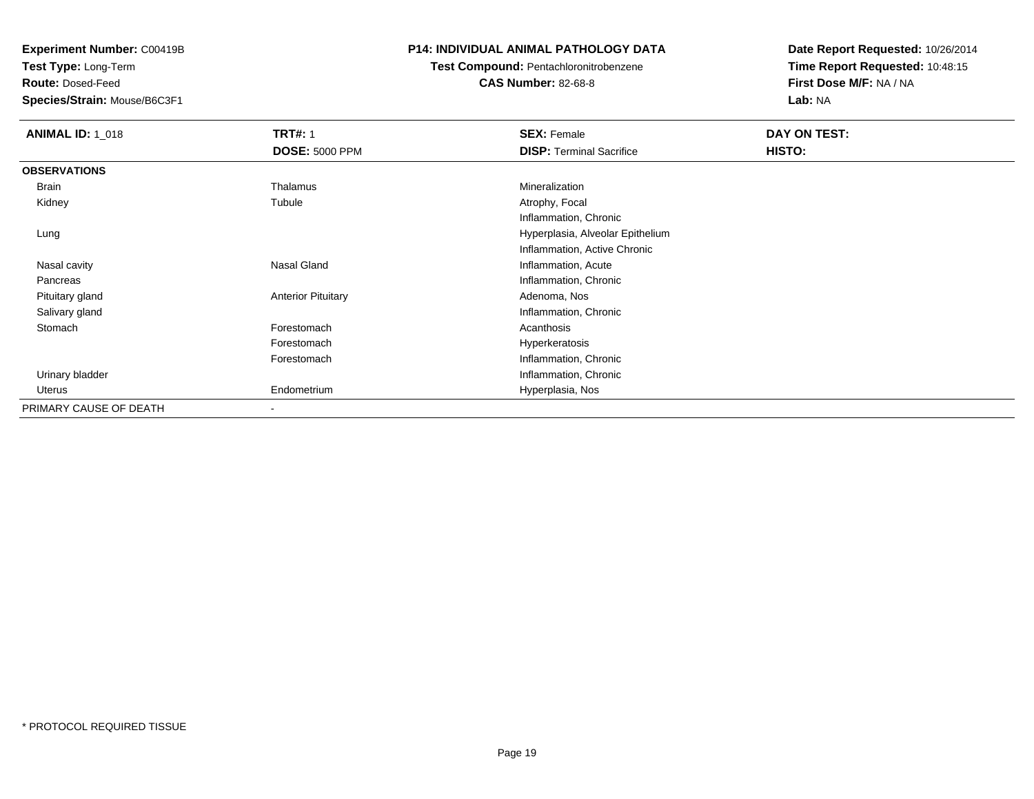**Experiment Number:** C00419B
**Test Type:** Long-Term
**Route:** Dosed-Feed
**Species/Strain:** Mouse/B6C3F1

**P14: INDIVIDUAL ANIMAL PATHOLOGY DATA**
**Test Compound:** Pentachloronitrobenzene
**CAS Number:** 82-68-8

**Date Report Requested:** 10/26/2014
**Time Report Requested:** 10:48:15
**First Dose M/F:** NA / NA
**Lab:** NA

| **ANIMAL ID:** 1_018 | **TRT#:** 1 | **SEX:** Female | **DAY ON TEST:** |
|---|---|---|---|
| | **DOSE:** 5000 PPM | **DISP:** Terminal Sacrifice | **HISTO:** |
| **OBSERVATIONS** | | | |
| Brain | Thalamus | Mineralization | |
| Kidney | Tubule | Atrophy, Focal | |
| | | Inflammation, Chronic | |
| Lung | | Hyperplasia, Alveolar Epithelium | |
| | | Inflammation, Active Chronic | |
| Nasal cavity | Nasal Gland | Inflammation, Acute | |
| Pancreas | | Inflammation, Chronic | |
| Pituitary gland | Anterior Pituitary | Adenoma, Nos | |
| Salivary gland | | Inflammation, Chronic | |
| Stomach | Forestomach | Acanthosis | |
| | Forestomach | Hyperkeratosis | |
| | Forestomach | Inflammation, Chronic | |
| Urinary bladder | | Inflammation, Chronic | |
| Uterus | Endometrium | Hyperplasia, Nos | |
| PRIMARY CAUSE OF DEATH | - | | |

* PROTOCOL REQUIRED TISSUE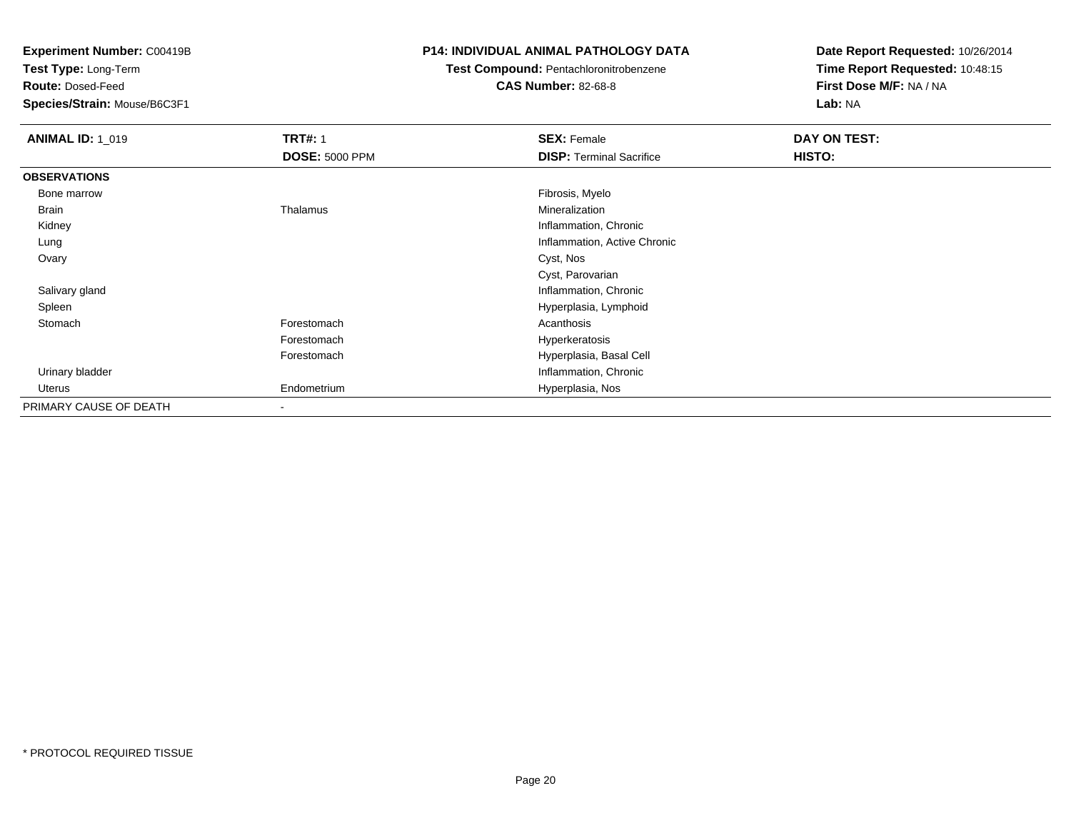**Experiment Number:** C00419B
**Test Type:** Long-Term
**Route:** Dosed-Feed
**Species/Strain:** Mouse/B6C3F1

# P14: INDIVIDUAL ANIMAL PATHOLOGY DATA

**Test Compound:** Pentachloronitrobenzene
**CAS Number:** 82-68-8

**Date Report Requested:** 10/26/2014
**Time Report Requested:** 10:48:15
**First Dose M/F:** NA / NA
**Lab:** NA

| **ANIMAL ID:** 1_019 | **TRT#:** 1 | **SEX:** Female | **DAY ON TEST:** |
|---|---|---|---|
| | **DOSE:** 5000 PPM | **DISP:** Terminal Sacrifice | **HISTO:** |
| **OBSERVATIONS** | | | |
| Bone marrow | | Fibrosis, Myelo | |
| Brain | Thalamus | Mineralization | |
| Kidney | | Inflammation, Chronic | |
| Lung | | Inflammation, Active Chronic | |
| Ovary | | Cyst, Nos | |
| | | Cyst, Parovarian | |
| Salivary gland | | Inflammation, Chronic | |
| Spleen | | Hyperplasia, Lymphoid | |
| Stomach | Forestomach | Acanthosis | |
| | Forestomach | Hyperkeratosis | |
| | Forestomach | Hyperplasia, Basal Cell | |
| Urinary bladder | | Inflammation, Chronic | |
| Uterus | Endometrium | Hyperplasia, Nos | |
| PRIMARY CAUSE OF DEATH | - | | |

* PROTOCOL REQUIRED TISSUE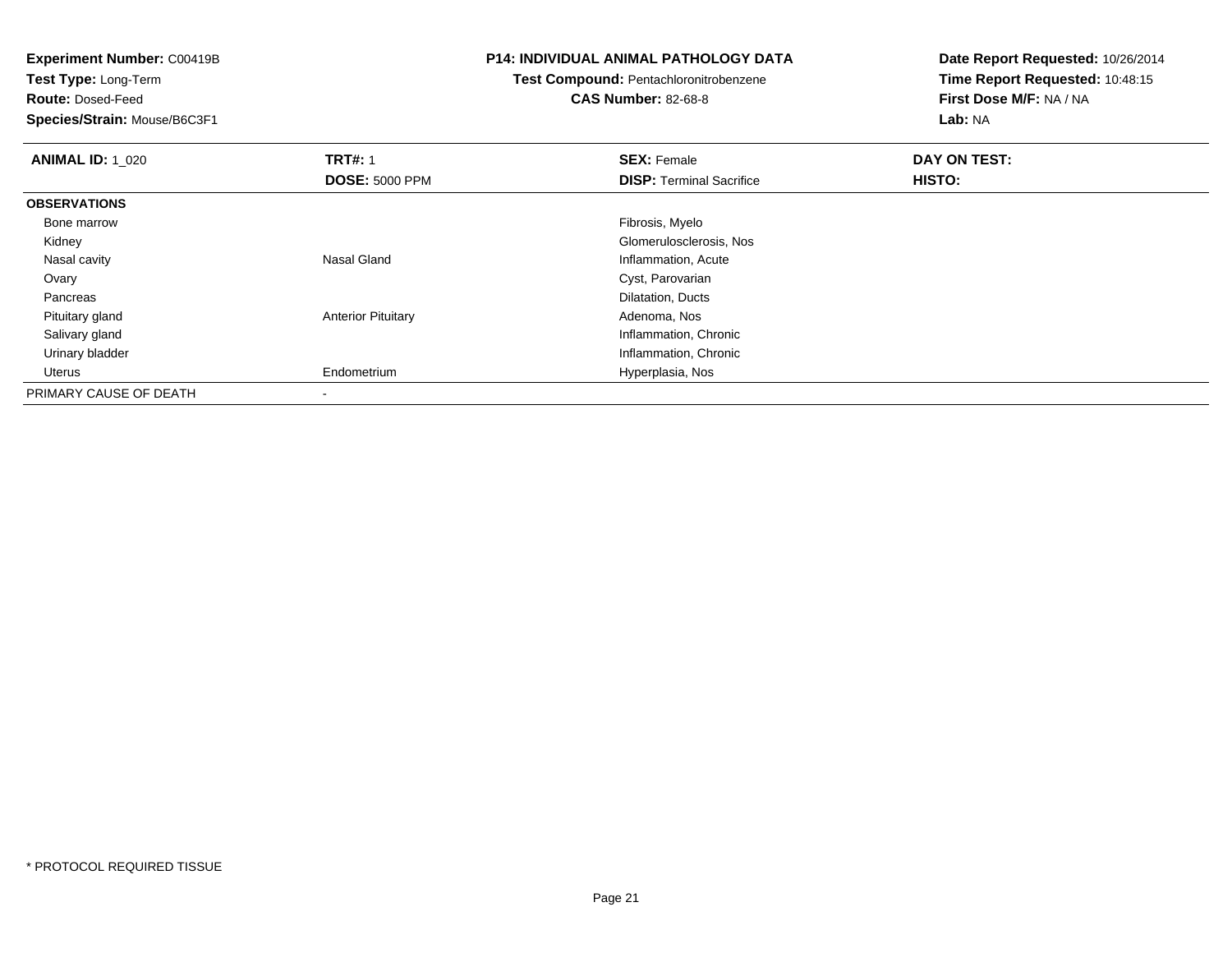**Experiment Number:** C00419B
**Test Type:** Long-Term
**Route:** Dosed-Feed
**Species/Strain:** Mouse/B6C3F1

**P14: INDIVIDUAL ANIMAL PATHOLOGY DATA**
**Test Compound:** Pentachloronitrobenzene
**CAS Number:** 82-68-8

**Date Report Requested:** 10/26/2014
**Time Report Requested:** 10:48:15
**First Dose M/F:** NA / NA
**Lab:** NA

| **ANIMAL ID:** 1_020 | **TRT#:** 1 | **SEX:** Female | **DAY ON TEST:** |
|---|---|---|---|
| | **DOSE:** 5000 PPM | **DISP:** Terminal Sacrifice | **HISTO:** |
| **OBSERVATIONS** | | | |
| Bone marrow | | Fibrosis, Myelo | |
| Kidney | | Glomerulosclerosis, Nos | |
| Nasal cavity | Nasal Gland | Inflammation, Acute | |
| Ovary | | Cyst, Parovarian | |
| Pancreas | | Dilatation, Ducts | |
| Pituitary gland | Anterior Pituitary | Adenoma, Nos | |
| Salivary gland | | Inflammation, Chronic | |
| Urinary bladder | | Inflammation, Chronic | |
| Uterus | Endometrium | Hyperplasia, Nos | |
| PRIMARY CAUSE OF DEATH | - | | |

* PROTOCOL REQUIRED TISSUE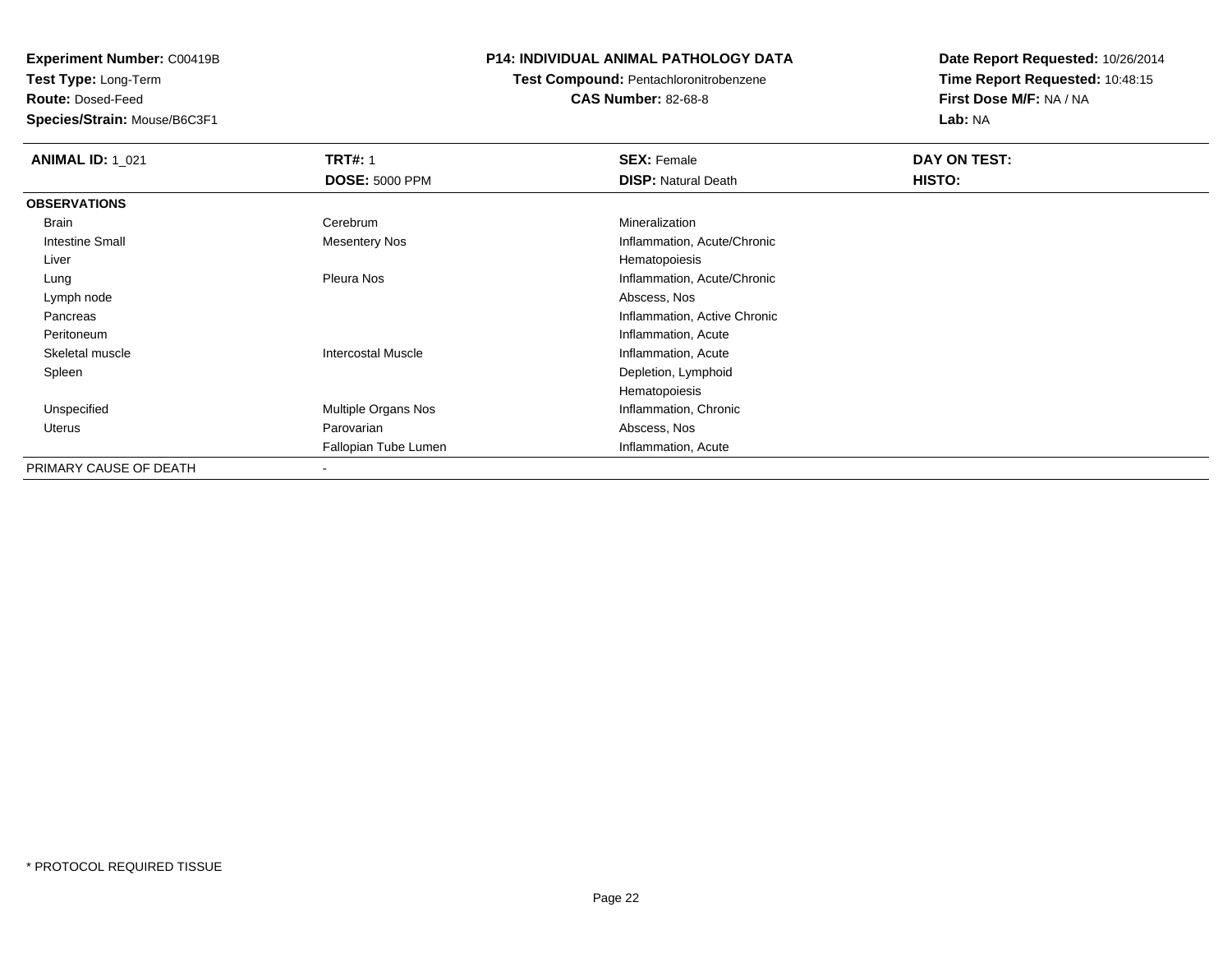**Experiment Number:** C00419B
**Test Type:** Long-Term
**Route:** Dosed-Feed
**Species/Strain:** Mouse/B6C3F1

**P14: INDIVIDUAL ANIMAL PATHOLOGY DATA**
**Test Compound:** Pentachloronitrobenzene
**CAS Number:** 82-68-8

**Date Report Requested:** 10/26/2014
**Time Report Requested:** 10:48:15
**First Dose M/F:** NA / NA
**Lab:** NA

| **ANIMAL ID:** 1_021 | **TRT#:** 1 | **SEX:** Female | **DAY ON TEST:** |
|---|---|---|---|
| | **DOSE:** 5000 PPM | **DISP:** Natural Death | **HISTO:** |
| **OBSERVATIONS** | | | |
| Brain | Cerebrum | Mineralization | |
| Intestine Small | Mesentery Nos | Inflammation, Acute/Chronic | |
| Liver | | Hematopoiesis | |
| Lung | Pleura Nos | Inflammation, Acute/Chronic | |
| Lymph node | | Abscess, Nos | |
| Pancreas | | Inflammation, Active Chronic | |
| Peritoneum | | Inflammation, Acute | |
| Skeletal muscle | Intercostal Muscle | Inflammation, Acute | |
| Spleen | | Depletion, Lymphoid | |
| | | Hematopoiesis | |
| Unspecified | Multiple Organs Nos | Inflammation, Chronic | |
| Uterus | Parovarian | Abscess, Nos | |
| | Fallopian Tube Lumen | Inflammation, Acute | |
| PRIMARY CAUSE OF DEATH | - | | |

\* PROTOCOL REQUIRED TISSUE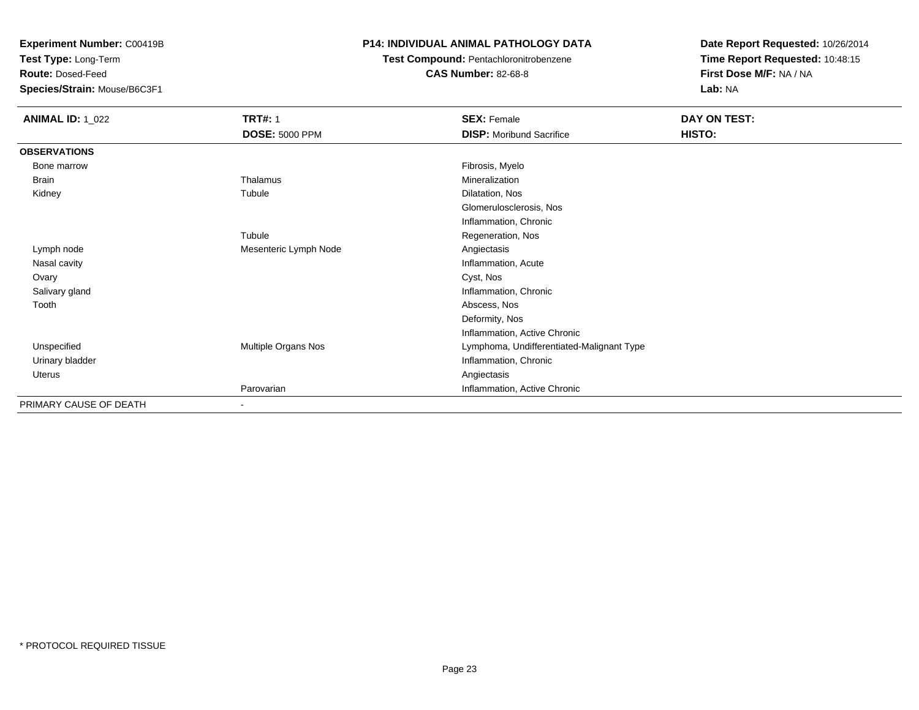**Experiment Number:** C00419B
**Test Type:** Long-Term
**Route:** Dosed-Feed
**Species/Strain:** Mouse/B6C3F1

**P14: INDIVIDUAL ANIMAL PATHOLOGY DATA**
**Test Compound:** Pentachloronitrobenzene
**CAS Number:** 82-68-8

**Date Report Requested:** 10/26/2014
**Time Report Requested:** 10:48:15
**First Dose M/F:** NA / NA
**Lab:** NA

| **ANIMAL ID:** 1_022 | **TRT#:** 1 | **SEX:** Female | **DAY ON TEST:** |
|---|---|---|---|
| | **DOSE:** 5000 PPM | **DISP:** Moribund Sacrifice | **HISTO:** |
| **OBSERVATIONS** | | | |
| Bone marrow | | Fibrosis, Myelo | |
| Brain | Thalamus | Mineralization | |
| Kidney | Tubule | Dilatation, Nos | |
| | | Glomerulosclerosis, Nos | |
| | | Inflammation, Chronic | |
| | Tubule | Regeneration, Nos | |
| Lymph node | Mesenteric Lymph Node | Angiectasis | |
| Nasal cavity | | Inflammation, Acute | |
| Ovary | | Cyst, Nos | |
| Salivary gland | | Inflammation, Chronic | |
| Tooth | | Abscess, Nos | |
| | | Deformity, Nos | |
| | | Inflammation, Active Chronic | |
| Unspecified | Multiple Organs Nos | Lymphoma, Undifferentiated-Malignant Type | |
| Urinary bladder | | Inflammation, Chronic | |
| Uterus | | Angiectasis | |
| | Parovarian | Inflammation, Active Chronic | |
| PRIMARY CAUSE OF DEATH | - | | |

* PROTOCOL REQUIRED TISSUE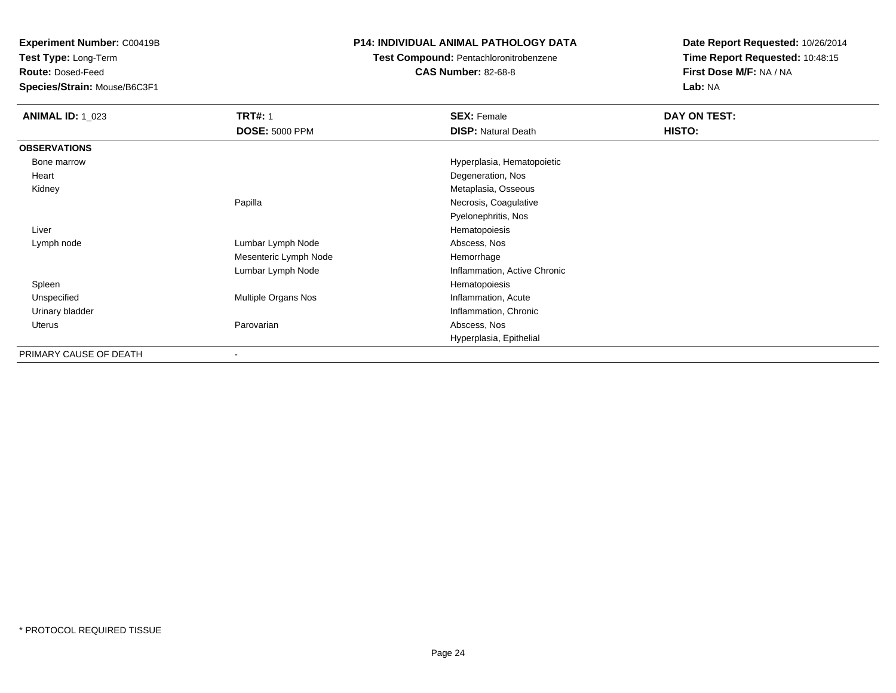**Experiment Number:** C00419B
**Test Type:** Long-Term
**Route:** Dosed-Feed
**Species/Strain:** Mouse/B6C3F1

**P14: INDIVIDUAL ANIMAL PATHOLOGY DATA**
**Test Compound:** Pentachloronitrobenzene
**CAS Number:** 82-68-8

**Date Report Requested:** 10/26/2014
**Time Report Requested:** 10:48:15
**First Dose M/F:** NA / NA
**Lab:** NA

| **ANIMAL ID:** 1_023 | **TRT#:** 1 | **SEX:** Female | **DAY ON TEST:** |
|---|---|---|---|
| | **DOSE:** 5000 PPM | **DISP:** Natural Death | **HISTO:** |
| **OBSERVATIONS** | | | |
| Bone marrow | | Hyperplasia, Hematopoietic | |
| Heart | | Degeneration, Nos | |
| Kidney | | Metaplasia, Osseous | |
| | Papilla | Necrosis, Coagulative | |
| | | Pyelonephritis, Nos | |
| Liver | | Hematopoiesis | |
| Lymph node | Lumbar Lymph Node | Abscess, Nos | |
| | Mesenteric Lymph Node | Hemorrhage | |
| | Lumbar Lymph Node | Inflammation, Active Chronic | |
| Spleen | | Hematopoiesis | |
| Unspecified | Multiple Organs Nos | Inflammation, Acute | |
| Urinary bladder | | Inflammation, Chronic | |
| Uterus | Parovarian | Abscess, Nos | |
| | | Hyperplasia, Epithelial | |
| PRIMARY CAUSE OF DEATH | - | | |

* PROTOCOL REQUIRED TISSUE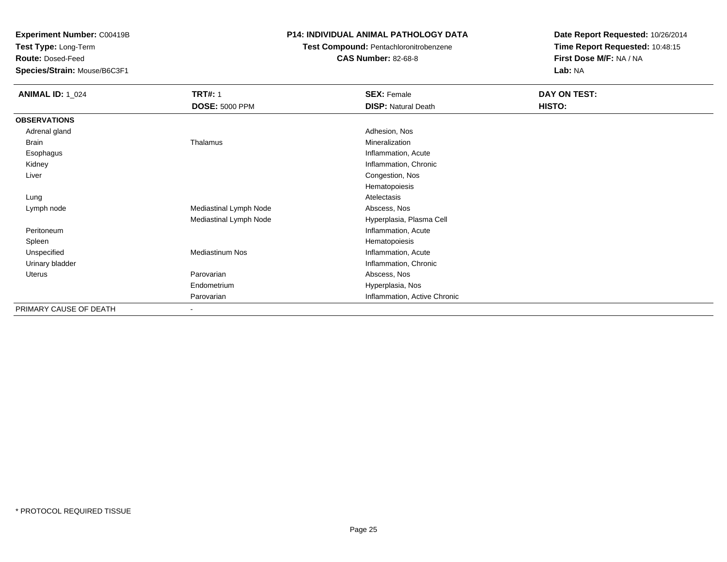**Experiment Number:** C00419B
**Test Type:** Long-Term
**Route:** Dosed-Feed
**Species/Strain:** Mouse/B6C3F1

**P14: INDIVIDUAL ANIMAL PATHOLOGY DATA**
**Test Compound:** Pentachloronitrobenzene
**CAS Number:** 82-68-8

**Date Report Requested:** 10/26/2014
**Time Report Requested:** 10:48:15
**First Dose M/F:** NA / NA
**Lab:** NA

| **ANIMAL ID:** 1_024 | **TRT#:** 1 | **SEX:** Female | **DAY ON TEST:** |
|---|---|---|---|
| | **DOSE:** 5000 PPM | **DISP:** Natural Death | **HISTO:** |
| **OBSERVATIONS** | | | |
| Adrenal gland | | Adhesion, Nos | |
| Brain | Thalamus | Mineralization | |
| Esophagus | | Inflammation, Acute | |
| Kidney | | Inflammation, Chronic | |
| Liver | | Congestion, Nos | |
| | | Hematopoiesis | |
| Lung | | Atelectasis | |
| Lymph node | Mediastinal Lymph Node | Abscess, Nos | |
| | Mediastinal Lymph Node | Hyperplasia, Plasma Cell | |
| Peritoneum | | Inflammation, Acute | |
| Spleen | | Hematopoiesis | |
| Unspecified | Mediastinum Nos | Inflammation, Acute | |
| Urinary bladder | | Inflammation, Chronic | |
| Uterus | Parovarian | Abscess, Nos | |
| | Endometrium | Hyperplasia, Nos | |
| | Parovarian | Inflammation, Active Chronic | |
| PRIMARY CAUSE OF DEATH | - | | |

* PROTOCOL REQUIRED TISSUE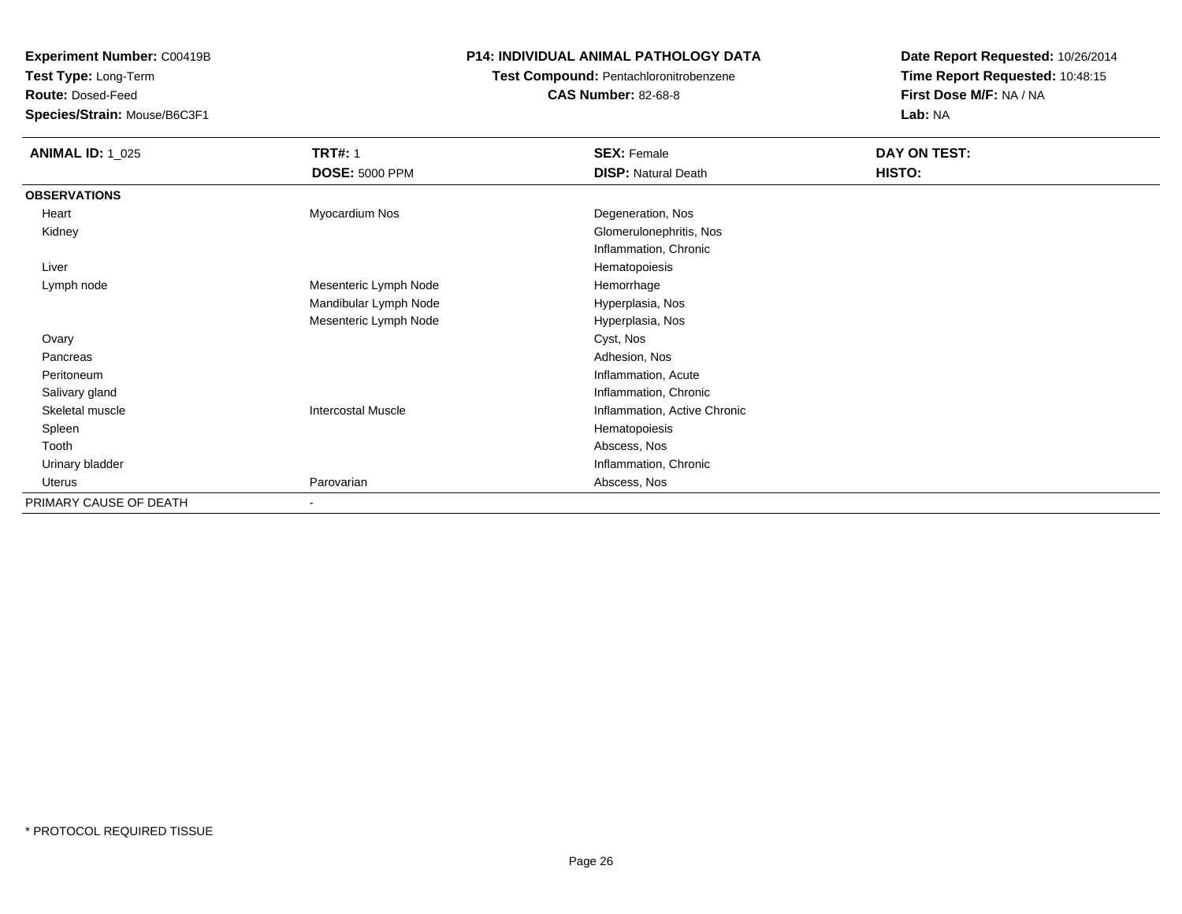**Experiment Number:** C00419B
**Test Type:** Long-Term
**Route:** Dosed-Feed
**Species/Strain:** Mouse/B6C3F1

**P14: INDIVIDUAL ANIMAL PATHOLOGY DATA**
**Test Compound:** Pentachloronitrobenzene
**CAS Number:** 82-68-8

**Date Report Requested:** 10/26/2014
**Time Report Requested:** 10:48:15
**First Dose M/F:** NA / NA
**Lab:** NA

| **ANIMAL ID:** 1_025 | **TRT#:** 1 | **SEX:** Female | **DAY ON TEST:** |
|---|---|---|---|
| | **DOSE:** 5000 PPM | **DISP:** Natural Death | **HISTO:** |
| **OBSERVATIONS** | | | |
| Heart | Myocardium Nos | Degeneration, Nos | |
| Kidney | | Glomerulonephritis, Nos | |
| | | Inflammation, Chronic | |
| Liver | | Hematopoiesis | |
| Lymph node | Mesenteric Lymph Node | Hemorrhage | |
| | Mandibular Lymph Node | Hyperplasia, Nos | |
| | Mesenteric Lymph Node | Hyperplasia, Nos | |
| Ovary | | Cyst, Nos | |
| Pancreas | | Adhesion, Nos | |
| Peritoneum | | Inflammation, Acute | |
| Salivary gland | | Inflammation, Chronic | |
| Skeletal muscle | Intercostal Muscle | Inflammation, Active Chronic | |
| Spleen | | Hematopoiesis | |
| Tooth | | Abscess, Nos | |
| Urinary bladder | | Inflammation, Chronic | |
| Uterus | Parovarian | Abscess, Nos | |
| PRIMARY CAUSE OF DEATH | - | | |

* PROTOCOL REQUIRED TISSUE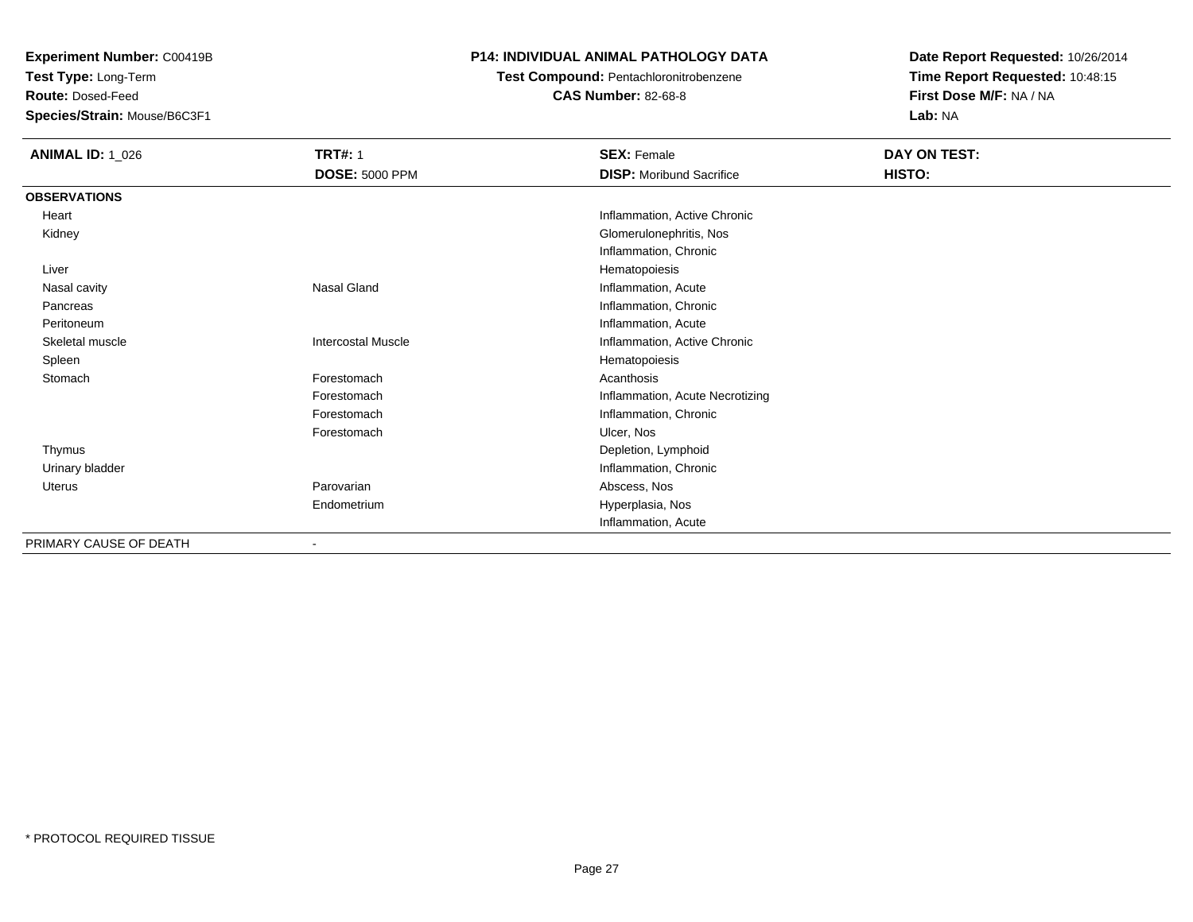**Experiment Number:** C00419B
**Test Type:** Long-Term
**Route:** Dosed-Feed
**Species/Strain:** Mouse/B6C3F1

**P14: INDIVIDUAL ANIMAL PATHOLOGY DATA**
**Test Compound:** Pentachloronitrobenzene
**CAS Number:** 82-68-8

**Date Report Requested:** 10/26/2014
**Time Report Requested:** 10:48:15
**First Dose M/F:** NA / NA
**Lab:** NA

| **ANIMAL ID:** 1_026 | **TRT#:** 1<br>**DOSE:** 5000 PPM | **SEX:** Female<br>**DISP:** Moribund Sacrifice | **DAY ON TEST:**<br>**HISTO:** |
|---|---|---|---|
| **OBSERVATIONS** | | | |
| Heart | | Inflammation, Active Chronic | |
| Kidney | | Glomerulonephritis, Nos | |
| | | Inflammation, Chronic | |
| Liver | | Hematopoiesis | |
| Nasal cavity | Nasal Gland | Inflammation, Acute | |
| Pancreas | | Inflammation, Chronic | |
| Peritoneum | | Inflammation, Acute | |
| Skeletal muscle | Intercostal Muscle | Inflammation, Active Chronic | |
| Spleen | | Hematopoiesis | |
| Stomach | Forestomach | Acanthosis | |
| | Forestomach | Inflammation, Acute Necrotizing | |
| | Forestomach | Inflammation, Chronic | |
| | Forestomach | Ulcer, Nos | |
| Thymus | | Depletion, Lymphoid | |
| Urinary bladder | | Inflammation, Chronic | |
| Uterus | Parovarian | Abscess, Nos | |
| | Endometrium | Hyperplasia, Nos | |
| | | Inflammation, Acute | |
| PRIMARY CAUSE OF DEATH | - | | |

* PROTOCOL REQUIRED TISSUE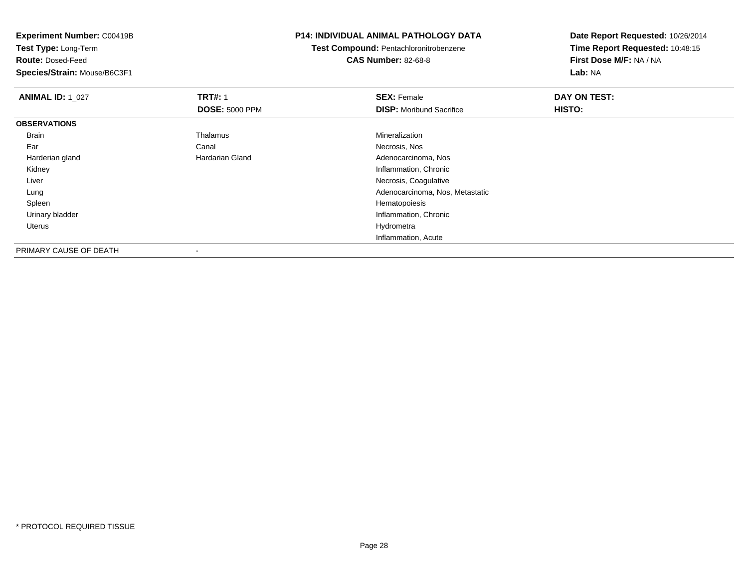**Experiment Number:** C00419B
**Test Type:** Long-Term
**Route:** Dosed-Feed
**Species/Strain:** Mouse/B6C3F1

**P14: INDIVIDUAL ANIMAL PATHOLOGY DATA**
**Test Compound:** Pentachloronitrobenzene
**CAS Number:** 82-68-8

**Date Report Requested:** 10/26/2014
**Time Report Requested:** 10:48:15
**First Dose M/F:** NA / NA
**Lab:** NA

| **ANIMAL ID:** 1_027 | **TRT#:** 1 | **SEX:** Female | **DAY ON TEST:** |
|---|---|---|---|
| | **DOSE:** 5000 PPM | **DISP:** Moribund Sacrifice | **HISTO:** |
| **OBSERVATIONS** | | | |
| Brain | Thalamus | Mineralization | |
| Ear | Canal | Necrosis, Nos | |
| Harderian gland | Hardarian Gland | Adenocarcinoma, Nos | |
| Kidney | | Inflammation, Chronic | |
| Liver | | Necrosis, Coagulative | |
| Lung | | Adenocarcinoma, Nos, Metastatic | |
| Spleen | | Hematopoiesis | |
| Urinary bladder | | Inflammation, Chronic | |
| Uterus | | Hydrometra | |
| | | Inflammation, Acute | |
| PRIMARY CAUSE OF DEATH | - | | |

* PROTOCOL REQUIRED TISSUE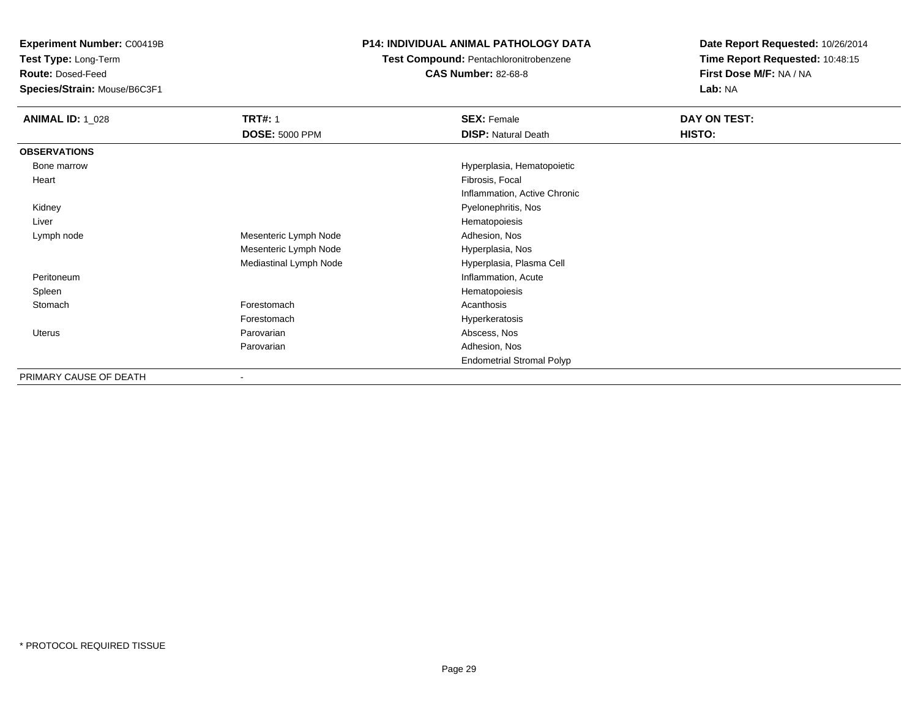**Experiment Number:** C00419B
**Test Type:** Long-Term
**Route:** Dosed-Feed
**Species/Strain:** Mouse/B6C3F1

**P14: INDIVIDUAL ANIMAL PATHOLOGY DATA**
**Test Compound:** Pentachloronitrobenzene
**CAS Number:** 82-68-8

**Date Report Requested:** 10/26/2014
**Time Report Requested:** 10:48:15
**First Dose M/F:** NA / NA
**Lab:** NA

| **ANIMAL ID:** 1_028 | **TRT#:** 1 | **SEX:** Female | **DAY ON TEST:** |
|---|---|---|---|
| | **DOSE:** 5000 PPM | **DISP:** Natural Death | **HISTO:** |
| **OBSERVATIONS** | | | |
| Bone marrow | | Hyperplasia, Hematopoietic | |
| Heart | | Fibrosis, Focal | |
| | | Inflammation, Active Chronic | |
| Kidney | | Pyelonephritis, Nos | |
| Liver | | Hematopoiesis | |
| Lymph node | Mesenteric Lymph Node | Adhesion, Nos | |
| | Mesenteric Lymph Node | Hyperplasia, Nos | |
| | Mediastinal Lymph Node | Hyperplasia, Plasma Cell | |
| Peritoneum | | Inflammation, Acute | |
| Spleen | | Hematopoiesis | |
| Stomach | Forestomach | Acanthosis | |
| | Forestomach | Hyperkeratosis | |
| Uterus | Parovarian | Abscess, Nos | |
| | Parovarian | Adhesion, Nos | |
| | | Endometrial Stromal Polyp | |
| PRIMARY CAUSE OF DEATH | - | | |

* PROTOCOL REQUIRED TISSUE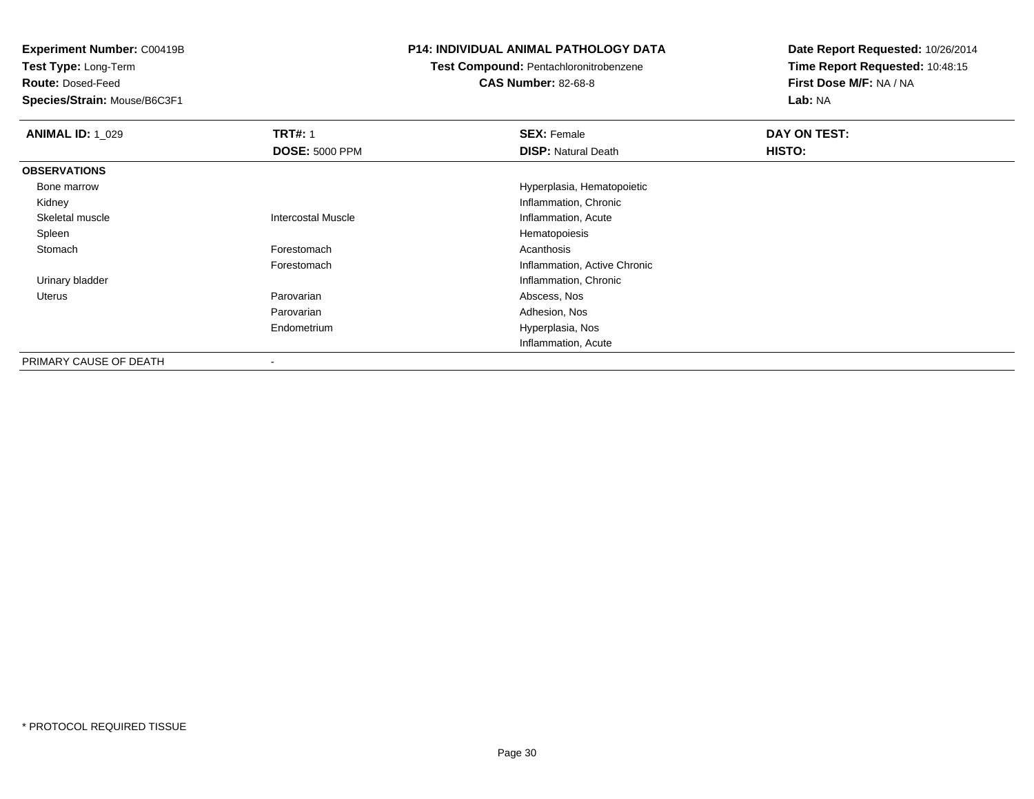**Experiment Number:** C00419B
**Test Type:** Long-Term
**Route:** Dosed-Feed
**Species/Strain:** Mouse/B6C3F1

**P14: INDIVIDUAL ANIMAL PATHOLOGY DATA**
**Test Compound:** Pentachloronitrobenzene
**CAS Number:** 82-68-8

**Date Report Requested:** 10/26/2014
**Time Report Requested:** 10:48:15
**First Dose M/F:** NA / NA
**Lab:** NA

| **ANIMAL ID:** 1_029 | **TRT#:** 1 | **SEX:** Female | **DAY ON TEST:** |
|---|---|---|---|
| | **DOSE:** 5000 PPM | **DISP:** Natural Death | **HISTO:** |
| **OBSERVATIONS** | | | |
| Bone marrow | | Hyperplasia, Hematopoietic | |
| Kidney | | Inflammation, Chronic | |
| Skeletal muscle | Intercostal Muscle | Inflammation, Acute | |
| Spleen | | Hematopoiesis | |
| Stomach | Forestomach | Acanthosis | |
| | Forestomach | Inflammation, Active Chronic | |
| Urinary bladder | | Inflammation, Chronic | |
| Uterus | Parovarian | Abscess, Nos | |
| | Parovarian | Adhesion, Nos | |
| | Endometrium | Hyperplasia, Nos | |
| | | Inflammation, Acute | |
| PRIMARY CAUSE OF DEATH | - | | |

* PROTOCOL REQUIRED TISSUE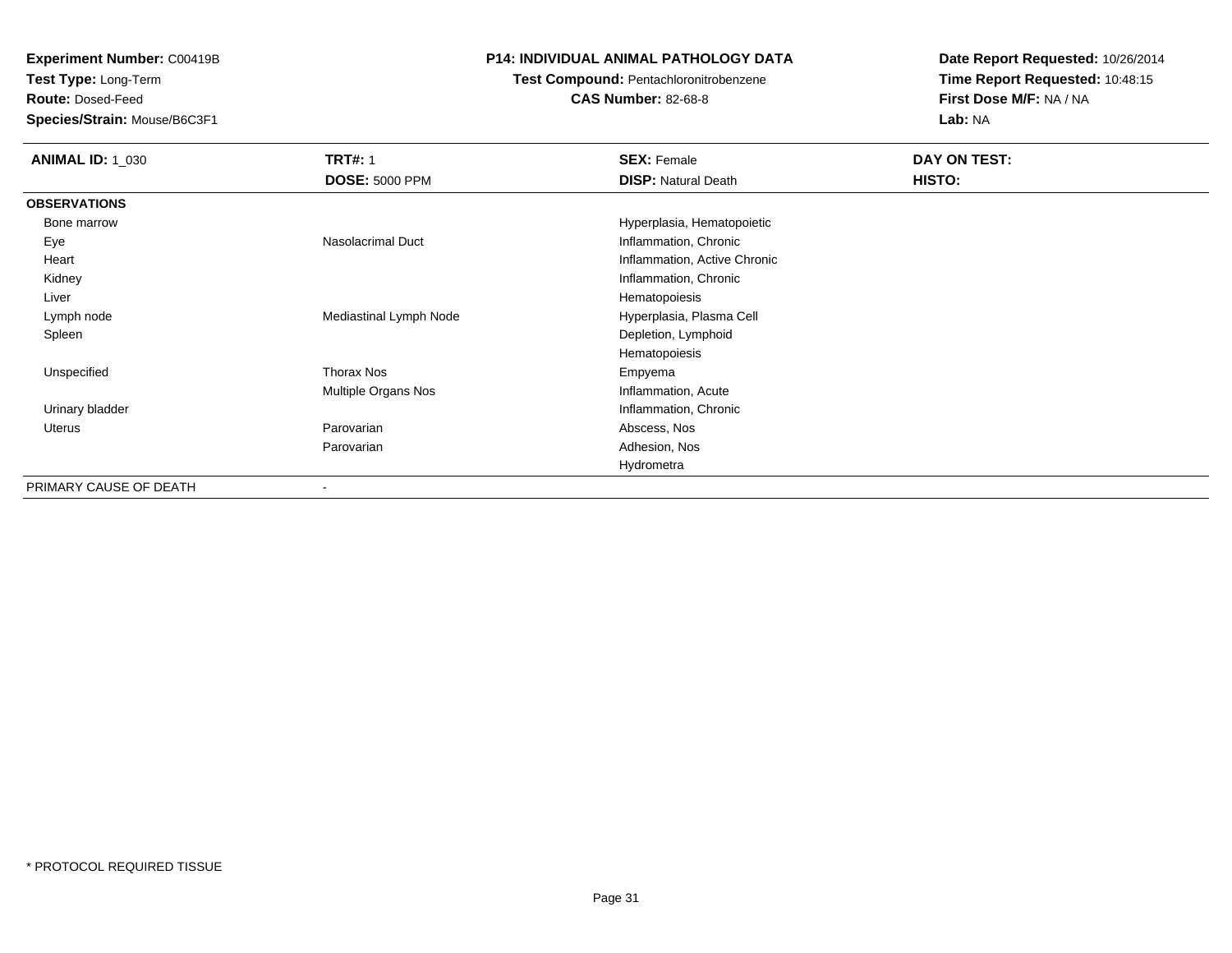**Experiment Number:** C00419B
**Test Type:** Long-Term
**Route:** Dosed-Feed
**Species/Strain:** Mouse/B6C3F1

**P14: INDIVIDUAL ANIMAL PATHOLOGY DATA**
**Test Compound:** Pentachloronitrobenzene
**CAS Number:** 82-68-8

**Date Report Requested:** 10/26/2014
**Time Report Requested:** 10:48:15
**First Dose M/F:** NA / NA
**Lab:** NA

| **ANIMAL ID:** 1_030 | **TRT#:** 1 | **SEX:** Female | **DAY ON TEST:** |
|---|---|---|---|
| | **DOSE:** 5000 PPM | **DISP:** Natural Death | **HISTO:** |
| **OBSERVATIONS** | | | |
| Bone marrow | | Hyperplasia, Hematopoietic | |
| Eye | Nasolacrimal Duct | Inflammation, Chronic | |
| Heart | | Inflammation, Active Chronic | |
| Kidney | | Inflammation, Chronic | |
| Liver | | Hematopoiesis | |
| Lymph node | Mediastinal Lymph Node | Hyperplasia, Plasma Cell | |
| Spleen | | Depletion, Lymphoid | |
| | | Hematopoiesis | |
| Unspecified | Thorax Nos | Empyema | |
| | Multiple Organs Nos | Inflammation, Acute | |
| Urinary bladder | | Inflammation, Chronic | |
| Uterus | Parovarian | Abscess, Nos | |
| | Parovarian | Adhesion, Nos | |
| | | Hydrometra | |
| PRIMARY CAUSE OF DEATH | - | | |

* PROTOCOL REQUIRED TISSUE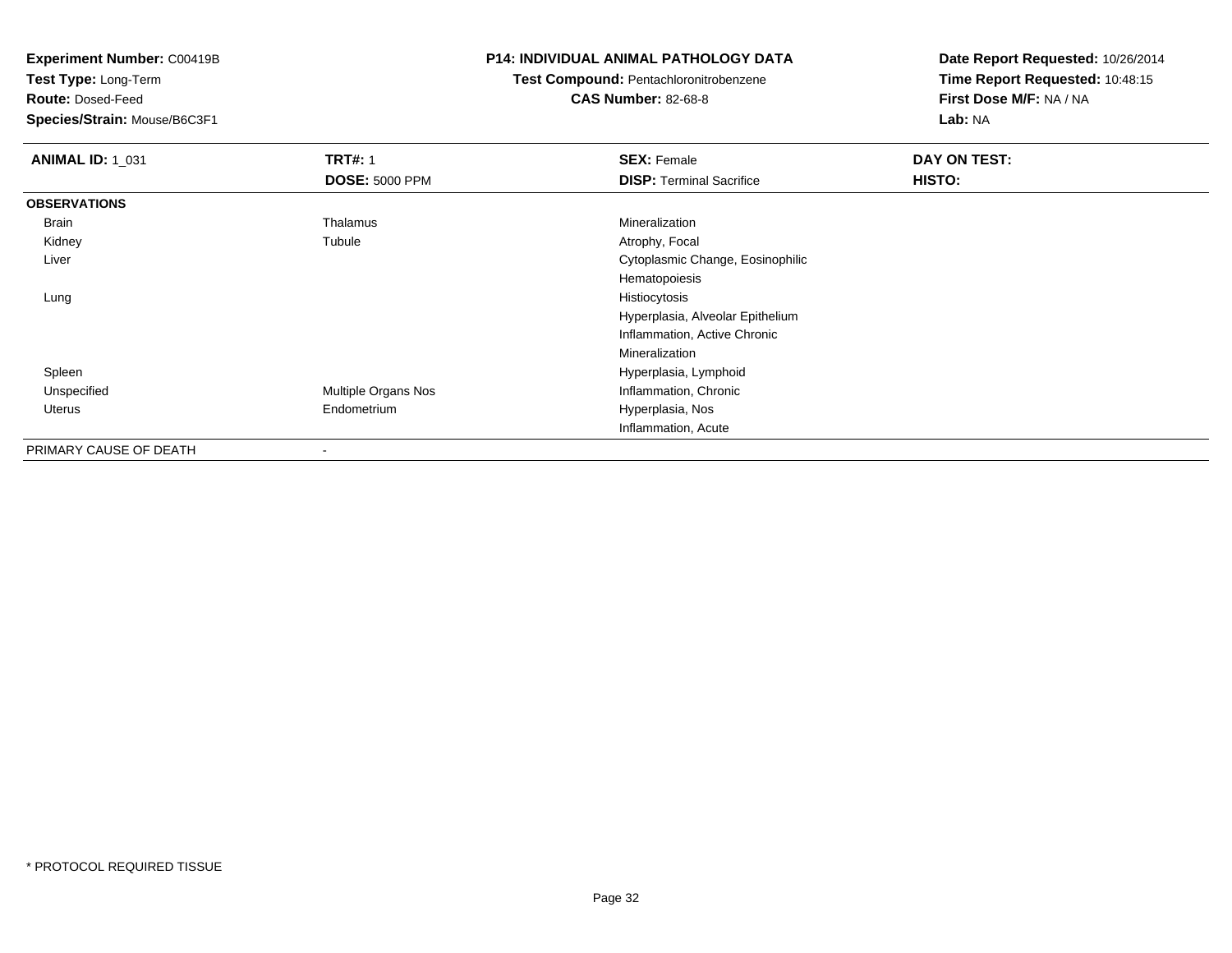**Experiment Number:** C00419B
**Test Type:** Long-Term
**Route:** Dosed-Feed
**Species/Strain:** Mouse/B6C3F1

**P14: INDIVIDUAL ANIMAL PATHOLOGY DATA**
**Test Compound:** Pentachloronitrobenzene
**CAS Number:** 82-68-8

**Date Report Requested:** 10/26/2014
**Time Report Requested:** 10:48:15
**First Dose M/F:** NA / NA
**Lab:** NA

| **ANIMAL ID:** 1_031 | **TRT#:** 1 | **SEX:** Female | **DAY ON TEST:** |
|---|---|---|---|
| | **DOSE:** 5000 PPM | **DISP:** Terminal Sacrifice | **HISTO:** |
| **OBSERVATIONS** | | | |
| Brain | Thalamus | Mineralization | |
| Kidney | Tubule | Atrophy, Focal | |
| Liver | | Cytoplasmic Change, Eosinophilic | |
| | | Hematopoiesis | |
| Lung | | Histiocytosis | |
| | | Hyperplasia, Alveolar Epithelium | |
| | | Inflammation, Active Chronic | |
| | | Mineralization | |
| Spleen | | Hyperplasia, Lymphoid | |
| Unspecified | Multiple Organs Nos | Inflammation, Chronic | |
| Uterus | Endometrium | Hyperplasia, Nos | |
| | | Inflammation, Acute | |
| PRIMARY CAUSE OF DEATH | - | | |

* PROTOCOL REQUIRED TISSUE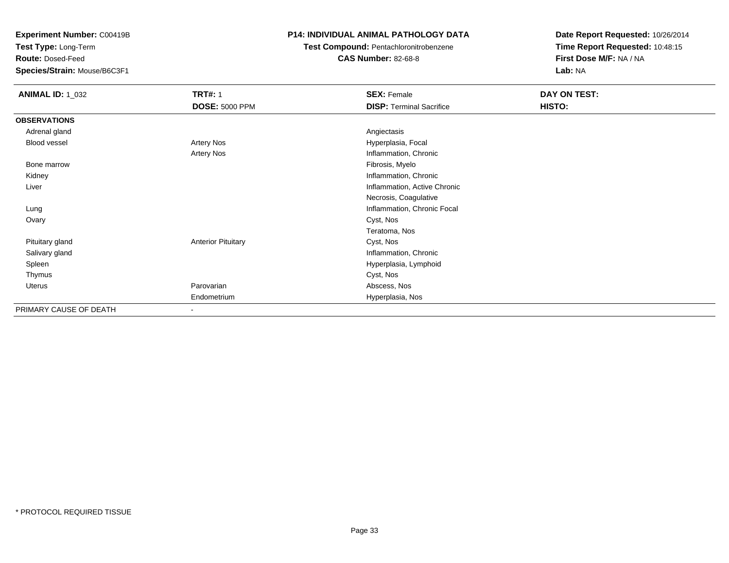**Experiment Number:** C00419B
**Test Type:** Long-Term
**Route:** Dosed-Feed
**Species/Strain:** Mouse/B6C3F1

**P14: INDIVIDUAL ANIMAL PATHOLOGY DATA**
**Test Compound:** Pentachloronitrobenzene
**CAS Number:** 82-68-8

**Date Report Requested:** 10/26/2014
**Time Report Requested:** 10:48:15
**First Dose M/F:** NA / NA
**Lab:** NA

| **ANIMAL ID:** 1_032 | **TRT#:** 1 | **SEX:** Female | **DAY ON TEST:** |
|---|---|---|---|
| | **DOSE:** 5000 PPM | **DISP:** Terminal Sacrifice | **HISTO:** |
| **OBSERVATIONS** | | | |
| Adrenal gland | | Angiectasis | |
| Blood vessel | Artery Nos | Hyperplasia, Focal | |
| | Artery Nos | Inflammation, Chronic | |
| Bone marrow | | Fibrosis, Myelo | |
| Kidney | | Inflammation, Chronic | |
| Liver | | Inflammation, Active Chronic | |
| | | Necrosis, Coagulative | |
| Lung | | Inflammation, Chronic Focal | |
| Ovary | | Cyst, Nos | |
| | | Teratoma, Nos | |
| Pituitary gland | Anterior Pituitary | Cyst, Nos | |
| Salivary gland | | Inflammation, Chronic | |
| Spleen | | Hyperplasia, Lymphoid | |
| Thymus | | Cyst, Nos | |
| Uterus | Parovarian | Abscess, Nos | |
| | Endometrium | Hyperplasia, Nos | |
| PRIMARY CAUSE OF DEATH | - | | |

* PROTOCOL REQUIRED TISSUE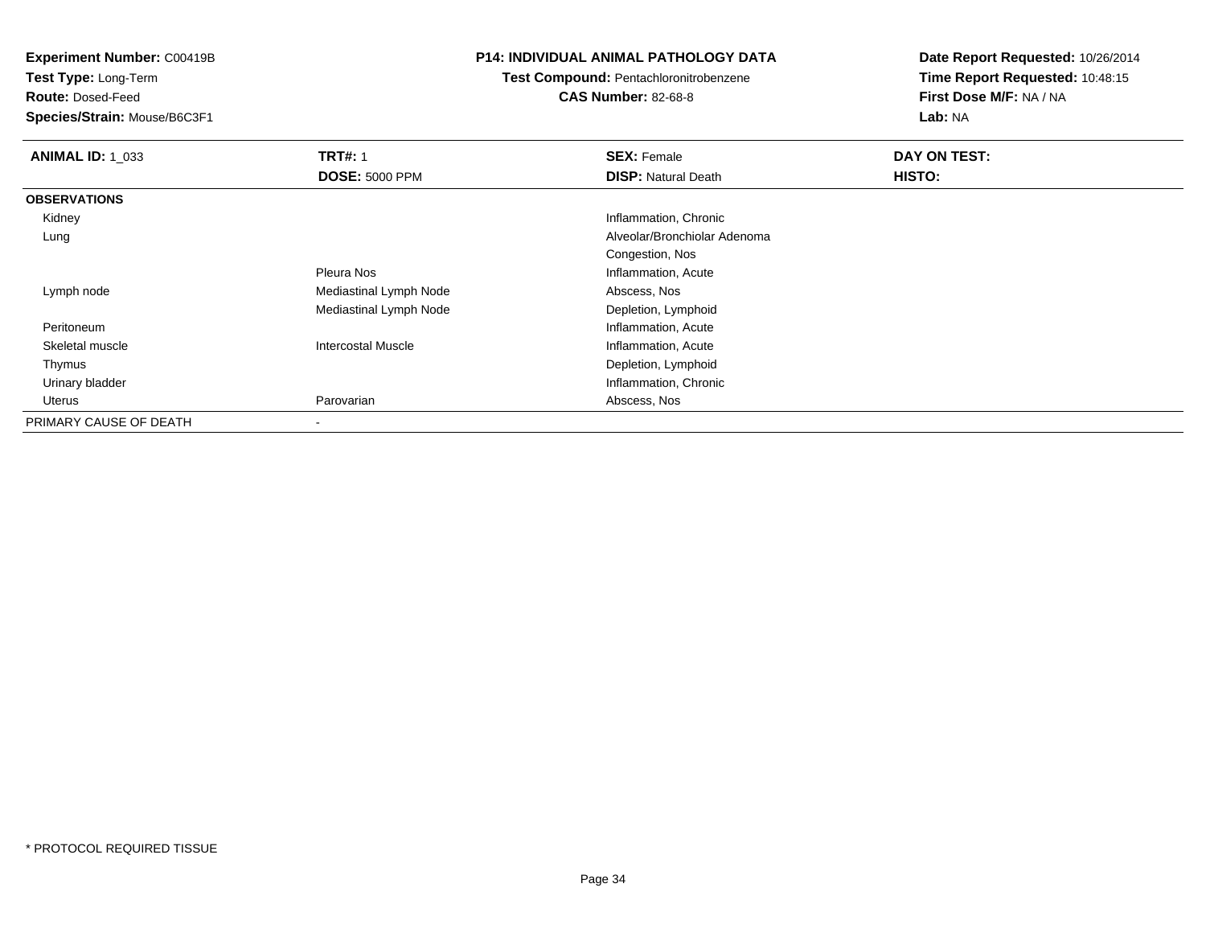**Experiment Number:** C00419B
**Test Type:** Long-Term
**Route:** Dosed-Feed
**Species/Strain:** Mouse/B6C3F1

**P14: INDIVIDUAL ANIMAL PATHOLOGY DATA**
**Test Compound:** Pentachloronitrobenzene
**CAS Number:** 82-68-8

**Date Report Requested:** 10/26/2014
**Time Report Requested:** 10:48:15
**First Dose M/F:** NA / NA
**Lab:** NA

| **ANIMAL ID:** 1_033 | **TRT#:** 1 | **SEX:** Female | **DAY ON TEST:** |
|---|---|---|---|
| | **DOSE:** 5000 PPM | **DISP:** Natural Death | **HISTO:** |
| **OBSERVATIONS** | | | |
| Kidney | | Inflammation, Chronic | |
| Lung | | Alveolar/Bronchiolar Adenoma | |
| | | Congestion, Nos | |
| | Pleura Nos | Inflammation, Acute | |
| Lymph node | Mediastinal Lymph Node | Abscess, Nos | |
| | Mediastinal Lymph Node | Depletion, Lymphoid | |
| Peritoneum | | Inflammation, Acute | |
| Skeletal muscle | Intercostal Muscle | Inflammation, Acute | |
| Thymus | | Depletion, Lymphoid | |
| Urinary bladder | | Inflammation, Chronic | |
| Uterus | Parovarian | Abscess, Nos | |
| PRIMARY CAUSE OF DEATH | - | | |

* PROTOCOL REQUIRED TISSUE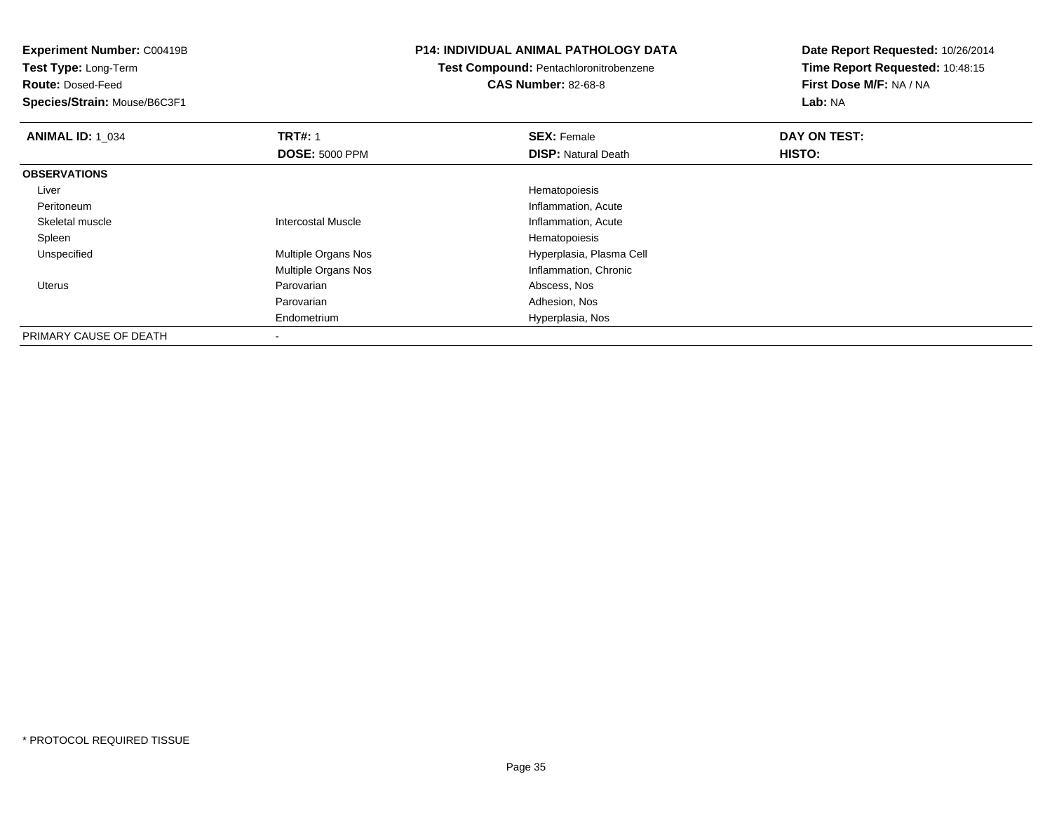**Experiment Number:** C00419B
**Test Type:** Long-Term
**Route:** Dosed-Feed
**Species/Strain:** Mouse/B6C3F1

**P14: INDIVIDUAL ANIMAL PATHOLOGY DATA**
**Test Compound:** Pentachloronitrobenzene
**CAS Number:** 82-68-8

**Date Report Requested:** 10/26/2014
**Time Report Requested:** 10:48:15
**First Dose M/F:** NA / NA
**Lab:** NA

| **ANIMAL ID:** 1_034 | **TRT#:** 1 | **SEX:** Female | **DAY ON TEST:** |
|---|---|---|---|
| | **DOSE:** 5000 PPM | **DISP:** Natural Death | **HISTO:** |
| **OBSERVATIONS** | | | |
| Liver | | Hematopoiesis | |
| Peritoneum | | Inflammation, Acute | |
| Skeletal muscle | Intercostal Muscle | Inflammation, Acute | |
| Spleen | | Hematopoiesis | |
| Unspecified | Multiple Organs Nos | Hyperplasia, Plasma Cell | |
| | Multiple Organs Nos | Inflammation, Chronic | |
| Uterus | Parovarian | Abscess, Nos | |
| | Parovarian | Adhesion, Nos | |
| | Endometrium | Hyperplasia, Nos | |
| PRIMARY CAUSE OF DEATH | - | | |

* PROTOCOL REQUIRED TISSUE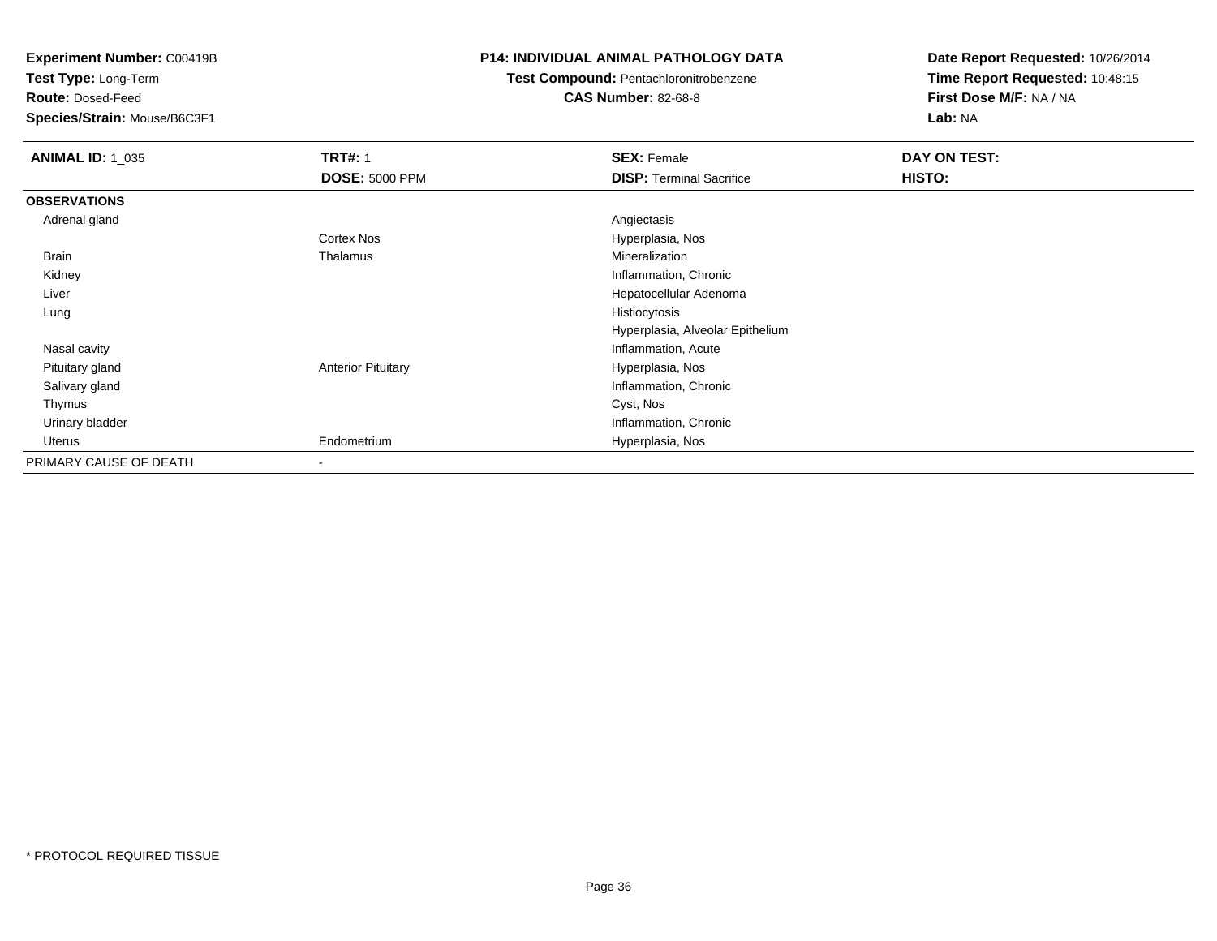**Experiment Number:** C00419B
**Test Type:** Long-Term
**Route:** Dosed-Feed
**Species/Strain:** Mouse/B6C3F1

**P14: INDIVIDUAL ANIMAL PATHOLOGY DATA**
**Test Compound:** Pentachloronitrobenzene
**CAS Number:** 82-68-8

**Date Report Requested:** 10/26/2014
**Time Report Requested:** 10:48:15
**First Dose M/F:** NA / NA
**Lab:** NA

| **ANIMAL ID:** 1_035 | **TRT#:** 1 | **SEX:** Female | **DAY ON TEST:** |
|---|---|---|---|
| | **DOSE:** 5000 PPM | **DISP:** Terminal Sacrifice | **HISTO:** |
| **OBSERVATIONS** | | | |
| Adrenal gland | | Angiectasis | |
| | Cortex Nos | Hyperplasia, Nos | |
| Brain | Thalamus | Mineralization | |
| Kidney | | Inflammation, Chronic | |
| Liver | | Hepatocellular Adenoma | |
| Lung | | Histiocytosis | |
| | | Hyperplasia, Alveolar Epithelium | |
| Nasal cavity | | Inflammation, Acute | |
| Pituitary gland | Anterior Pituitary | Hyperplasia, Nos | |
| Salivary gland | | Inflammation, Chronic | |
| Thymus | | Cyst, Nos | |
| Urinary bladder | | Inflammation, Chronic | |
| Uterus | Endometrium | Hyperplasia, Nos | |
| PRIMARY CAUSE OF DEATH | - | | |

* PROTOCOL REQUIRED TISSUE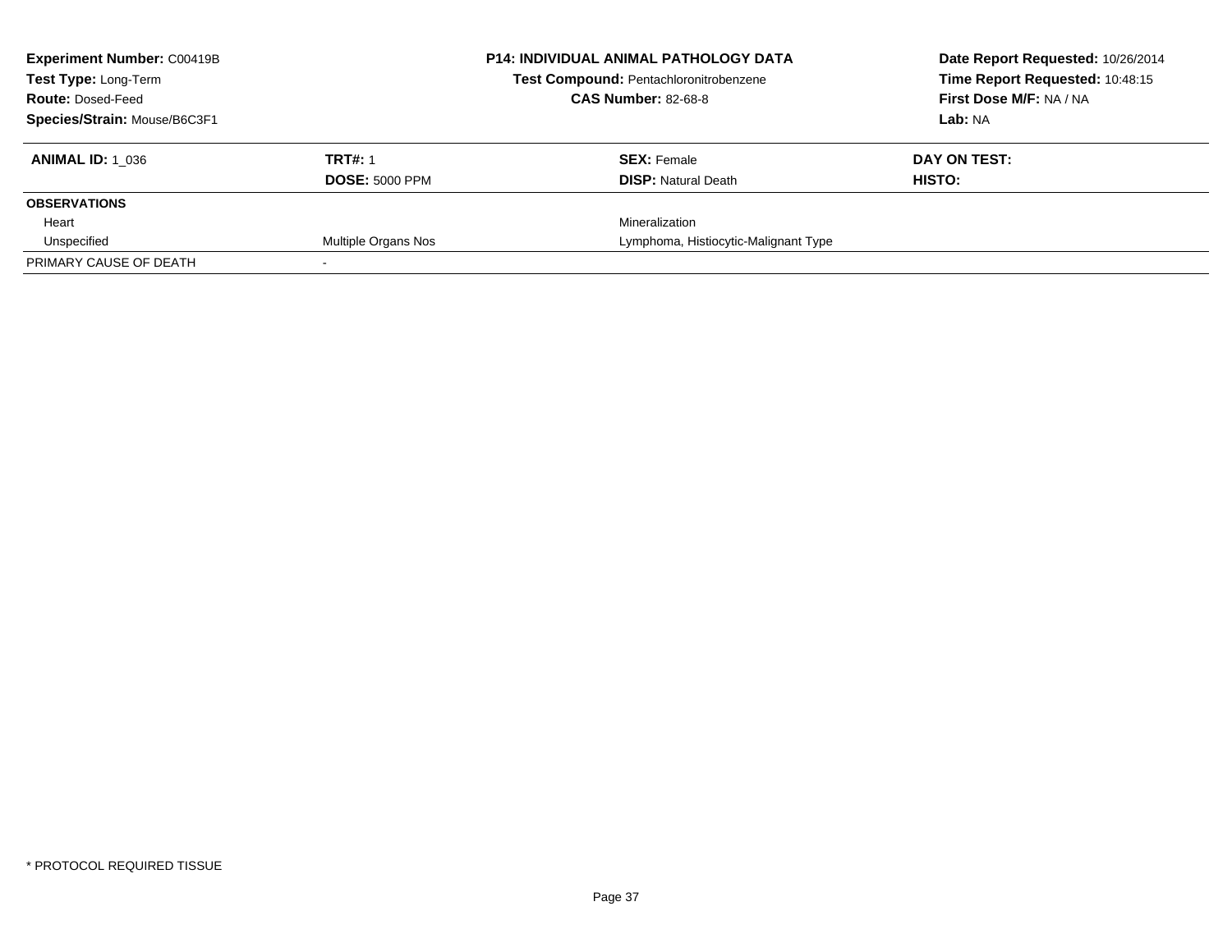**Experiment Number:** C00419B
**Test Type:** Long-Term
**Route:** Dosed-Feed
**Species/Strain:** Mouse/B6C3F1

**P14: INDIVIDUAL ANIMAL PATHOLOGY DATA**
**Test Compound:** Pentachloronitrobenzene
**CAS Number:** 82-68-8

**Date Report Requested:** 10/26/2014
**Time Report Requested:** 10:48:15
**First Dose M/F:** NA / NA
**Lab:** NA

| **ANIMAL ID:** 1_036 | **TRT#:** 1 | **SEX:** Female | **DAY ON TEST:** |
|---|---|---|---|
| | **DOSE:** 5000 PPM | **DISP:** Natural Death | **HISTO:** |
| **OBSERVATIONS** | | | |
| Heart | | Mineralization | |
| Unspecified | Multiple Organs Nos | Lymphoma, Histiocytic-Malignant Type | |
| PRIMARY CAUSE OF DEATH | - | | |

* PROTOCOL REQUIRED TISSUE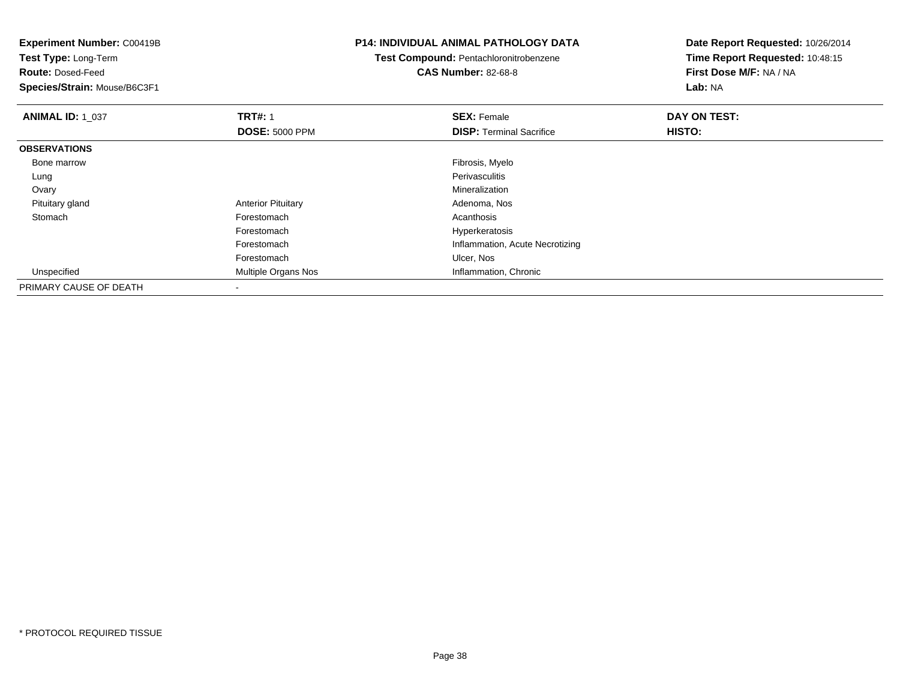**Experiment Number:** C00419B
**Test Type:** Long-Term
**Route:** Dosed-Feed
**Species/Strain:** Mouse/B6C3F1

**P14: INDIVIDUAL ANIMAL PATHOLOGY DATA**
**Test Compound:** Pentachloronitrobenzene
**CAS Number:** 82-68-8

**Date Report Requested:** 10/26/2014
**Time Report Requested:** 10:48:15
**First Dose M/F:** NA / NA
**Lab:** NA

| **ANIMAL ID:** 1_037 | **TRT#:** 1 | **SEX:** Female | **DAY ON TEST:** |
|---|---|---|---|
| | **DOSE:** 5000 PPM | **DISP:** Terminal Sacrifice | **HISTO:** |
| **OBSERVATIONS** | | | |
| Bone marrow | | Fibrosis, Myelo | |
| Lung | | Perivasculitis | |
| Ovary | | Mineralization | |
| Pituitary gland | Anterior Pituitary | Adenoma, Nos | |
| Stomach | Forestomach | Acanthosis | |
| | Forestomach | Hyperkeratosis | |
| | Forestomach | Inflammation, Acute Necrotizing | |
| | Forestomach | Ulcer, Nos | |
| Unspecified | Multiple Organs Nos | Inflammation, Chronic | |
| PRIMARY CAUSE OF DEATH | - | | |

* PROTOCOL REQUIRED TISSUE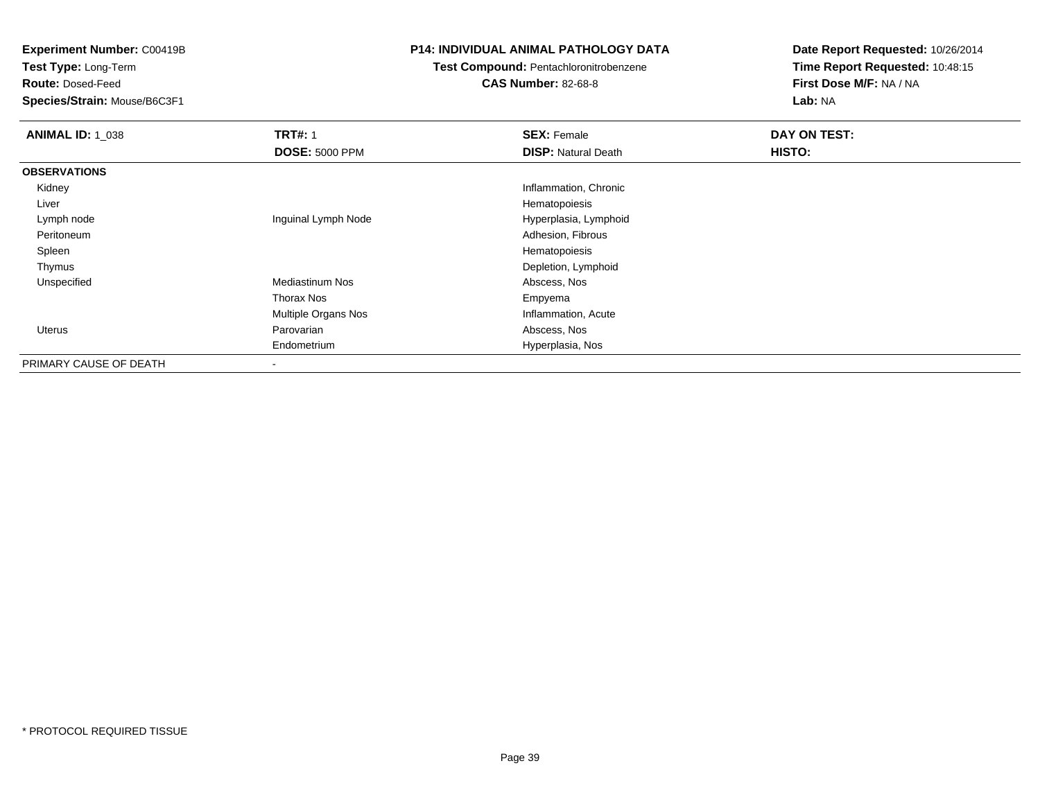**Experiment Number:** C00419B
**Test Type:** Long-Term
**Route:** Dosed-Feed
**Species/Strain:** Mouse/B6C3F1

**P14: INDIVIDUAL ANIMAL PATHOLOGY DATA**
**Test Compound:** Pentachloronitrobenzene
**CAS Number:** 82-68-8

**Date Report Requested:** 10/26/2014
**Time Report Requested:** 10:48:15
**First Dose M/F:** NA / NA
**Lab:** NA

| **ANIMAL ID:** 1_038 | **TRT#:** 1 | **SEX:** Female | **DAY ON TEST:** |
|---|---|---|---|
| | **DOSE:** 5000 PPM | **DISP:** Natural Death | **HISTO:** |
| **OBSERVATIONS** | | | |
| Kidney | | Inflammation, Chronic | |
| Liver | | Hematopoiesis | |
| Lymph node | Inguinal Lymph Node | Hyperplasia, Lymphoid | |
| Peritoneum | | Adhesion, Fibrous | |
| Spleen | | Hematopoiesis | |
| Thymus | | Depletion, Lymphoid | |
| Unspecified | Mediastinum Nos | Abscess, Nos | |
| | Thorax Nos | Empyema | |
| | Multiple Organs Nos | Inflammation, Acute | |
| Uterus | Parovarian | Abscess, Nos | |
| | Endometrium | Hyperplasia, Nos | |
| PRIMARY CAUSE OF DEATH | - | | |

* PROTOCOL REQUIRED TISSUE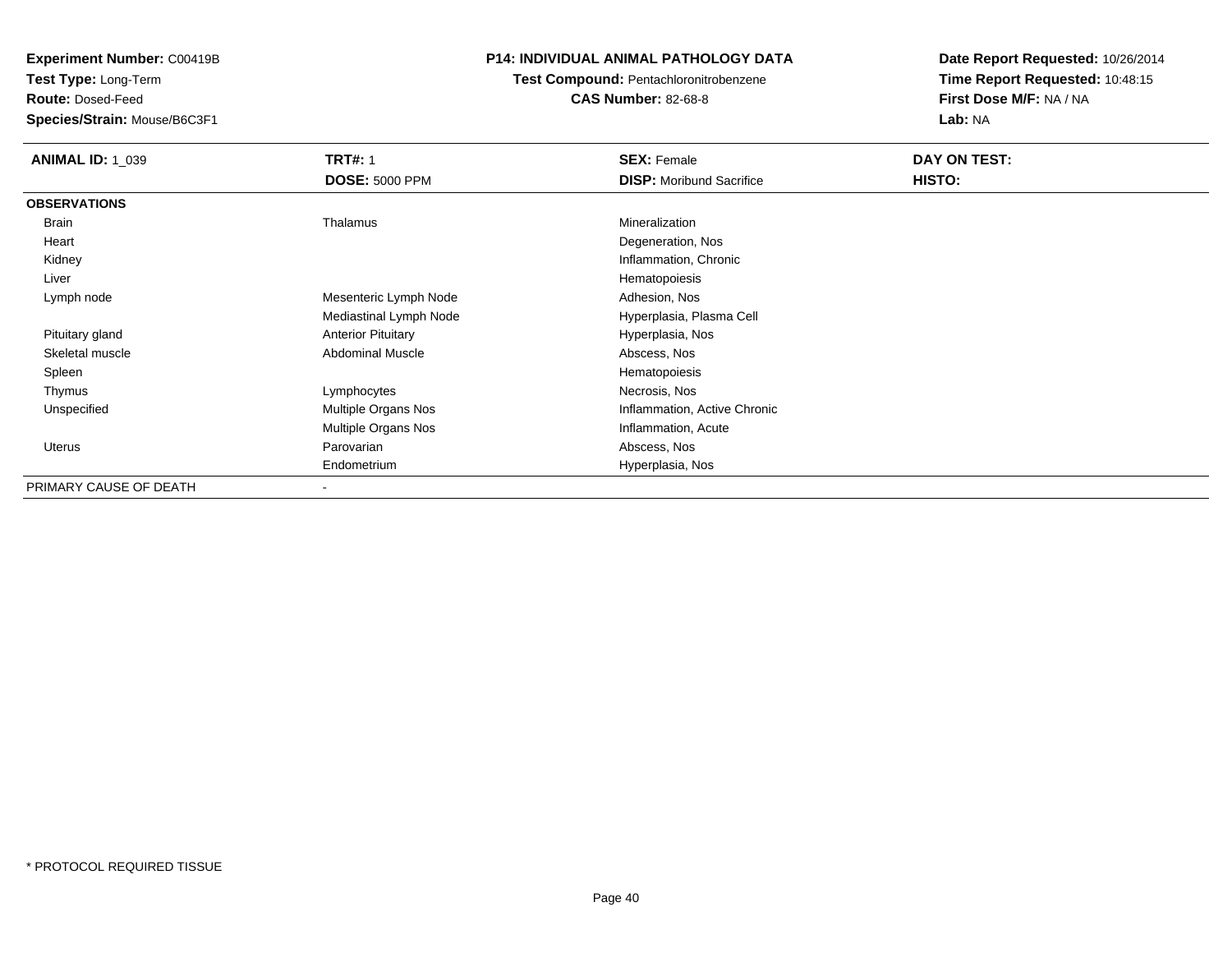**Experiment Number:** C00419B
**Test Type:** Long-Term
**Route:** Dosed-Feed
**Species/Strain:** Mouse/B6C3F1

**P14: INDIVIDUAL ANIMAL PATHOLOGY DATA**
**Test Compound:** Pentachloronitrobenzene
**CAS Number:** 82-68-8

**Date Report Requested:** 10/26/2014
**Time Report Requested:** 10:48:15
**First Dose M/F:** NA / NA
**Lab:** NA

| **ANIMAL ID:** 1_039 | **TRT#:** 1 | **SEX:** Female | **DAY ON TEST:** |
|---|---|---|---|
| | **DOSE:** 5000 PPM | **DISP:** Moribund Sacrifice | **HISTO:** |
| **OBSERVATIONS** | | | |
| Brain | Thalamus | Mineralization | |
| Heart | | Degeneration, Nos | |
| Kidney | | Inflammation, Chronic | |
| Liver | | Hematopoiesis | |
| Lymph node | Mesenteric Lymph Node | Adhesion, Nos | |
| | Mediastinal Lymph Node | Hyperplasia, Plasma Cell | |
| Pituitary gland | Anterior Pituitary | Hyperplasia, Nos | |
| Skeletal muscle | Abdominal Muscle | Abscess, Nos | |
| Spleen | | Hematopoiesis | |
| Thymus | Lymphocytes | Necrosis, Nos | |
| Unspecified | Multiple Organs Nos | Inflammation, Active Chronic | |
| | Multiple Organs Nos | Inflammation, Acute | |
| Uterus | Parovarian | Abscess, Nos | |
| | Endometrium | Hyperplasia, Nos | |
| PRIMARY CAUSE OF DEATH | - | | |

\* PROTOCOL REQUIRED TISSUE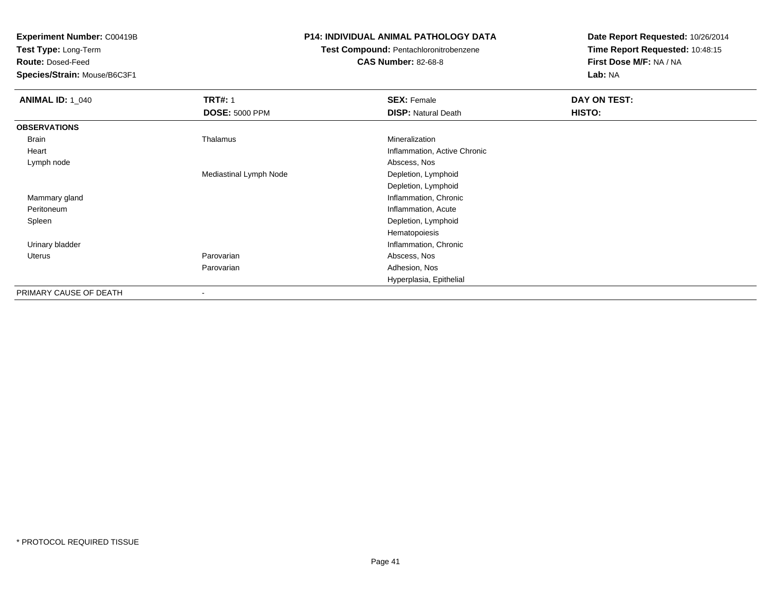**Experiment Number:** C00419B
**Test Type:** Long-Term
**Route:** Dosed-Feed
**Species/Strain:** Mouse/B6C3F1

**P14: INDIVIDUAL ANIMAL PATHOLOGY DATA**
**Test Compound:** Pentachloronitrobenzene
**CAS Number:** 82-68-8

**Date Report Requested:** 10/26/2014
**Time Report Requested:** 10:48:15
**First Dose M/F:** NA / NA
**Lab:** NA

| **ANIMAL ID:** 1_040 | **TRT#:** 1 | **SEX:** Female | **DAY ON TEST:** |
|---|---|---|---|
| | **DOSE:** 5000 PPM | **DISP:** Natural Death | **HISTO:** |
| **OBSERVATIONS** | | | |
| Brain | Thalamus | Mineralization | |
| Heart | | Inflammation, Active Chronic | |
| Lymph node | | Abscess, Nos | |
| | Mediastinal Lymph Node | Depletion, Lymphoid | |
| | | Depletion, Lymphoid | |
| Mammary gland | | Inflammation, Chronic | |
| Peritoneum | | Inflammation, Acute | |
| Spleen | | Depletion, Lymphoid | |
| | | Hematopoiesis | |
| Urinary bladder | | Inflammation, Chronic | |
| Uterus | Parovarian | Abscess, Nos | |
| | Parovarian | Adhesion, Nos | |
| | | Hyperplasia, Epithelial | |
| PRIMARY CAUSE OF DEATH | - | | |

* PROTOCOL REQUIRED TISSUE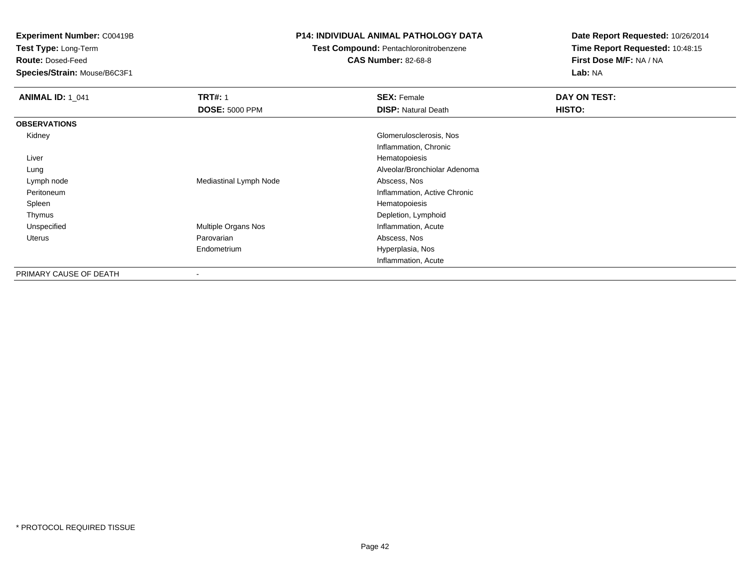**Experiment Number:** C00419B
**Test Type:** Long-Term
**Route:** Dosed-Feed
**Species/Strain:** Mouse/B6C3F1

**P14: INDIVIDUAL ANIMAL PATHOLOGY DATA**
**Test Compound:** Pentachloronitrobenzene
**CAS Number:** 82-68-8

**Date Report Requested:** 10/26/2014
**Time Report Requested:** 10:48:15
**First Dose M/F:** NA / NA
**Lab:** NA

| **ANIMAL ID:** 1_041 | **TRT#:** 1 | **SEX:** Female | **DAY ON TEST:** |
|---|---|---|---|
| | **DOSE:** 5000 PPM | **DISP:** Natural Death | **HISTO:** |
| **OBSERVATIONS** | | | |
| Kidney | | Glomerulosclerosis, Nos | |
| | | Inflammation, Chronic | |
| Liver | | Hematopoiesis | |
| Lung | | Alveolar/Bronchiolar Adenoma | |
| Lymph node | Mediastinal Lymph Node | Abscess, Nos | |
| Peritoneum | | Inflammation, Active Chronic | |
| Spleen | | Hematopoiesis | |
| Thymus | | Depletion, Lymphoid | |
| Unspecified | Multiple Organs Nos | Inflammation, Acute | |
| Uterus | Parovarian | Abscess, Nos | |
| | Endometrium | Hyperplasia, Nos | |
| | | Inflammation, Acute | |
| PRIMARY CAUSE OF DEATH | - | | |

* PROTOCOL REQUIRED TISSUE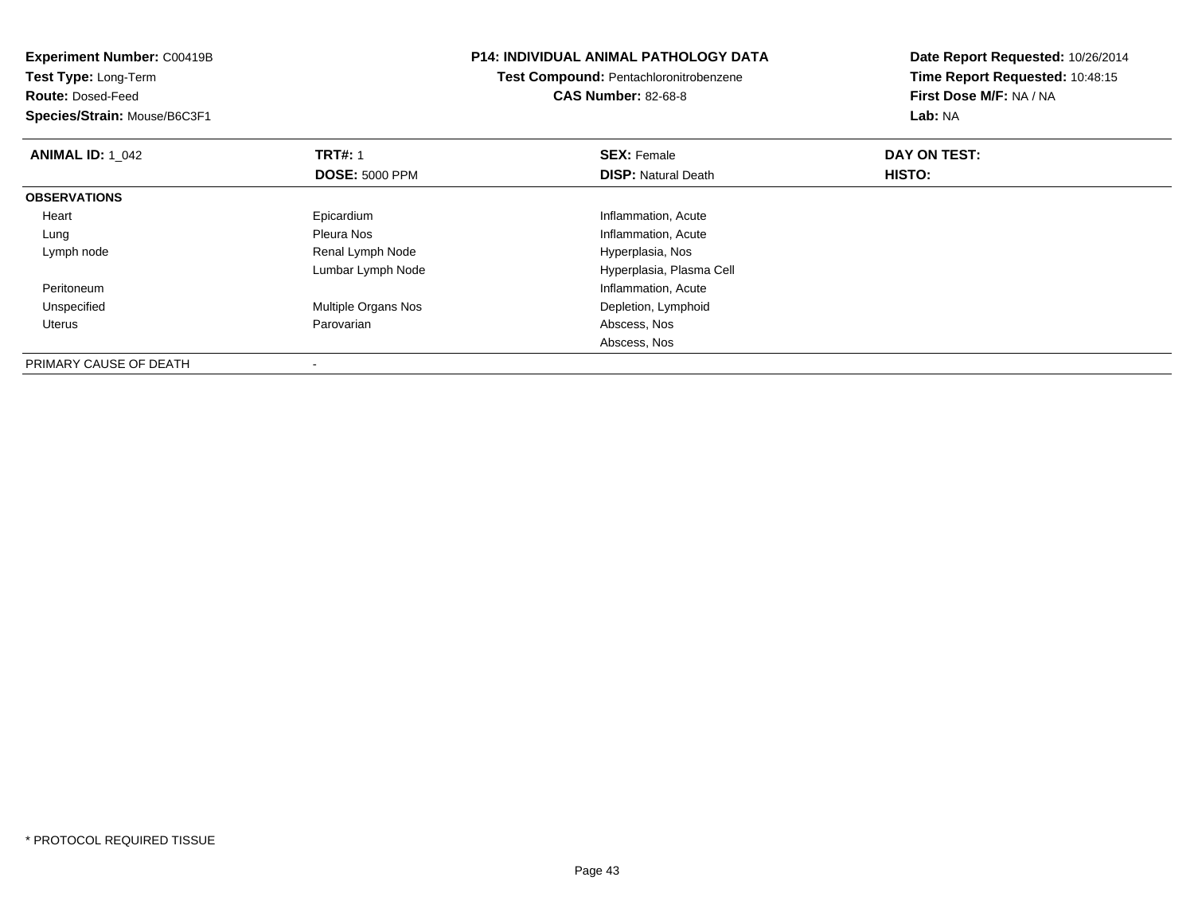**Experiment Number:** C00419B
**Test Type:** Long-Term
**Route:** Dosed-Feed
**Species/Strain:** Mouse/B6C3F1

**P14: INDIVIDUAL ANIMAL PATHOLOGY DATA**
**Test Compound:** Pentachloronitrobenzene
**CAS Number:** 82-68-8

**Date Report Requested:** 10/26/2014
**Time Report Requested:** 10:48:15
**First Dose M/F:** NA / NA
**Lab:** NA

| **ANIMAL ID:** 1_042 | **TRT#:** 1 | **SEX:** Female | **DAY ON TEST:** |
|---|---|---|---|
| | **DOSE:** 5000 PPM | **DISP:** Natural Death | **HISTO:** |
| **OBSERVATIONS** | | | |
| Heart | Epicardium | Inflammation, Acute | |
| Lung | Pleura Nos | Inflammation, Acute | |
| Lymph node | Renal Lymph Node | Hyperplasia, Nos | |
| | Lumbar Lymph Node | Hyperplasia, Plasma Cell | |
| Peritoneum | | Inflammation, Acute | |
| Unspecified | Multiple Organs Nos | Depletion, Lymphoid | |
| Uterus | Parovarian | Abscess, Nos | |
| | | Abscess, Nos | |
| PRIMARY CAUSE OF DEATH | - | | |

* PROTOCOL REQUIRED TISSUE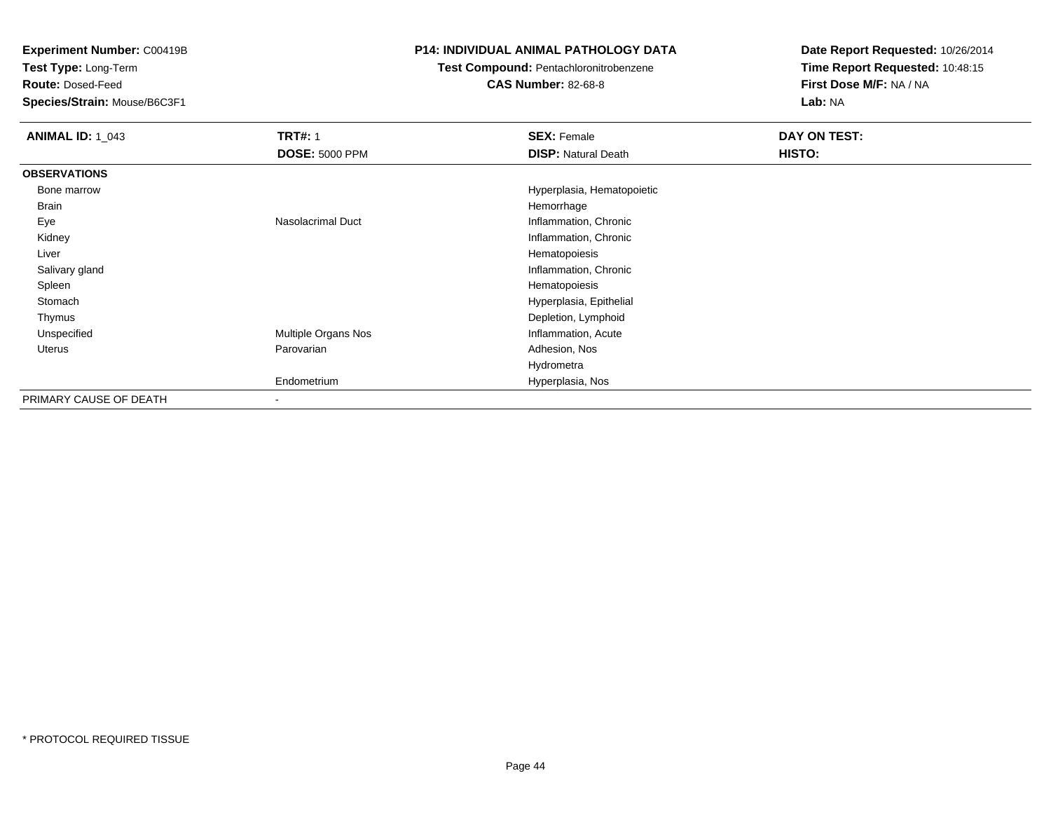**Experiment Number:** C00419B
**Test Type:** Long-Term
**Route:** Dosed-Feed
**Species/Strain:** Mouse/B6C3F1

**P14: INDIVIDUAL ANIMAL PATHOLOGY DATA**
**Test Compound:** Pentachloronitrobenzene
**CAS Number:** 82-68-8

**Date Report Requested:** 10/26/2014
**Time Report Requested:** 10:48:15
**First Dose M/F:** NA / NA
**Lab:** NA

| **ANIMAL ID:** 1_043 | **TRT#:** 1 | **SEX:** Female | **DAY ON TEST:** |
|---|---|---|---|
| | **DOSE:** 5000 PPM | **DISP:** Natural Death | **HISTO:** |
| **OBSERVATIONS** | | | |
| Bone marrow | | Hyperplasia, Hematopoietic | |
| Brain | | Hemorrhage | |
| Eye | Nasolacrimal Duct | Inflammation, Chronic | |
| Kidney | | Inflammation, Chronic | |
| Liver | | Hematopoiesis | |
| Salivary gland | | Inflammation, Chronic | |
| Spleen | | Hematopoiesis | |
| Stomach | | Hyperplasia, Epithelial | |
| Thymus | | Depletion, Lymphoid | |
| Unspecified | Multiple Organs Nos | Inflammation, Acute | |
| Uterus | Parovarian | Adhesion, Nos | |
| | | Hydrometra | |
| | Endometrium | Hyperplasia, Nos | |
| PRIMARY CAUSE OF DEATH | - | | |

* PROTOCOL REQUIRED TISSUE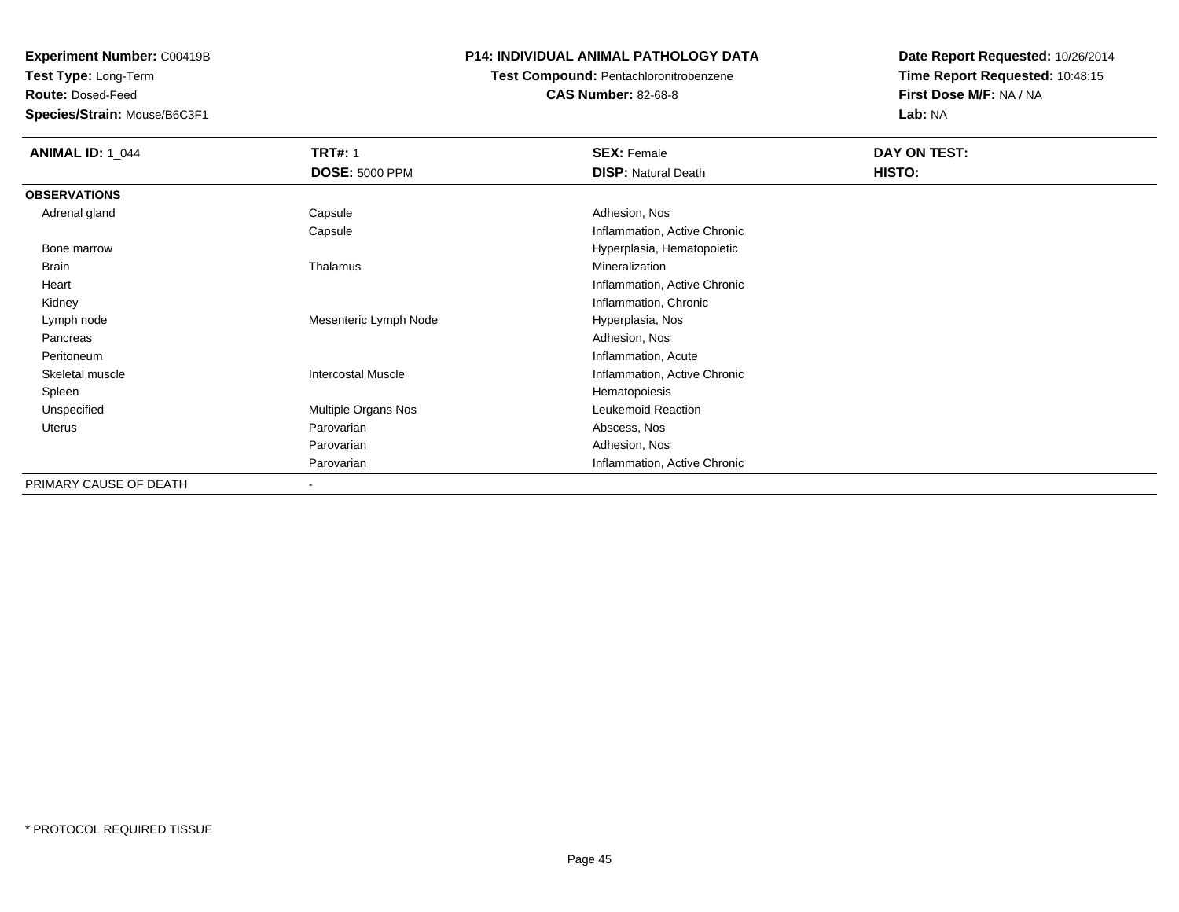**Experiment Number:** C00419B
**Test Type:** Long-Term
**Route:** Dosed-Feed
**Species/Strain:** Mouse/B6C3F1

**P14: INDIVIDUAL ANIMAL PATHOLOGY DATA**
**Test Compound:** Pentachloronitrobenzene
**CAS Number:** 82-68-8

**Date Report Requested:** 10/26/2014
**Time Report Requested:** 10:48:15
**First Dose M/F:** NA / NA
**Lab:** NA

| **ANIMAL ID:** 1_044 | **TRT#:** 1 | **SEX:** Female | **DAY ON TEST:** |
|---|---|---|---|
| | **DOSE:** 5000 PPM | **DISP:** Natural Death | **HISTO:** |
| **OBSERVATIONS** | | | |
| Adrenal gland | Capsule | Adhesion, Nos | |
| | Capsule | Inflammation, Active Chronic | |
| Bone marrow | | Hyperplasia, Hematopoietic | |
| Brain | Thalamus | Mineralization | |
| Heart | | Inflammation, Active Chronic | |
| Kidney | | Inflammation, Chronic | |
| Lymph node | Mesenteric Lymph Node | Hyperplasia, Nos | |
| Pancreas | | Adhesion, Nos | |
| Peritoneum | | Inflammation, Acute | |
| Skeletal muscle | Intercostal Muscle | Inflammation, Active Chronic | |
| Spleen | | Hematopoiesis | |
| Unspecified | Multiple Organs Nos | Leukemoid Reaction | |
| Uterus | Parovarian | Abscess, Nos | |
| | Parovarian | Adhesion, Nos | |
| | Parovarian | Inflammation, Active Chronic | |
| PRIMARY CAUSE OF DEATH | - | | |

\* PROTOCOL REQUIRED TISSUE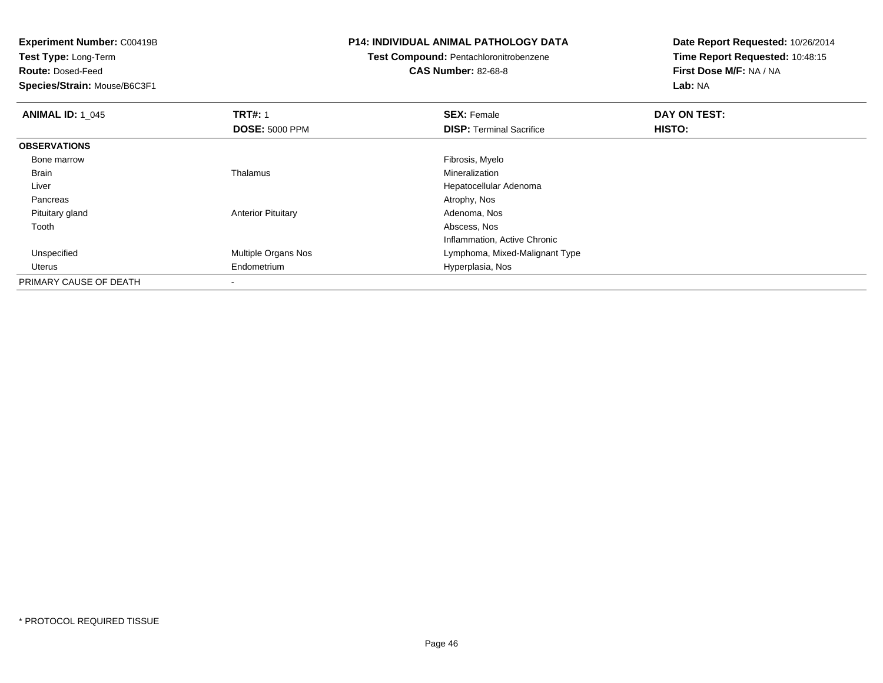**Experiment Number:** C00419B
**Test Type:** Long-Term
**Route:** Dosed-Feed
**Species/Strain:** Mouse/B6C3F1

**P14: INDIVIDUAL ANIMAL PATHOLOGY DATA**
**Test Compound:** Pentachloronitrobenzene
**CAS Number:** 82-68-8

**Date Report Requested:** 10/26/2014
**Time Report Requested:** 10:48:15
**First Dose M/F:** NA / NA
**Lab:** NA

| **ANIMAL ID:** 1_045 | **TRT#:** 1 | **SEX:** Female | **DAY ON TEST:** |
|---|---|---|---|
| | **DOSE:** 5000 PPM | **DISP:** Terminal Sacrifice | **HISTO:** |
| **OBSERVATIONS** | | | |
| Bone marrow | | Fibrosis, Myelo | |
| Brain | Thalamus | Mineralization | |
| Liver | | Hepatocellular Adenoma | |
| Pancreas | | Atrophy, Nos | |
| Pituitary gland | Anterior Pituitary | Adenoma, Nos | |
| Tooth | | Abscess, Nos | |
| | | Inflammation, Active Chronic | |
| Unspecified | Multiple Organs Nos | Lymphoma, Mixed-Malignant Type | |
| Uterus | Endometrium | Hyperplasia, Nos | |
| PRIMARY CAUSE OF DEATH | - | | |

* PROTOCOL REQUIRED TISSUE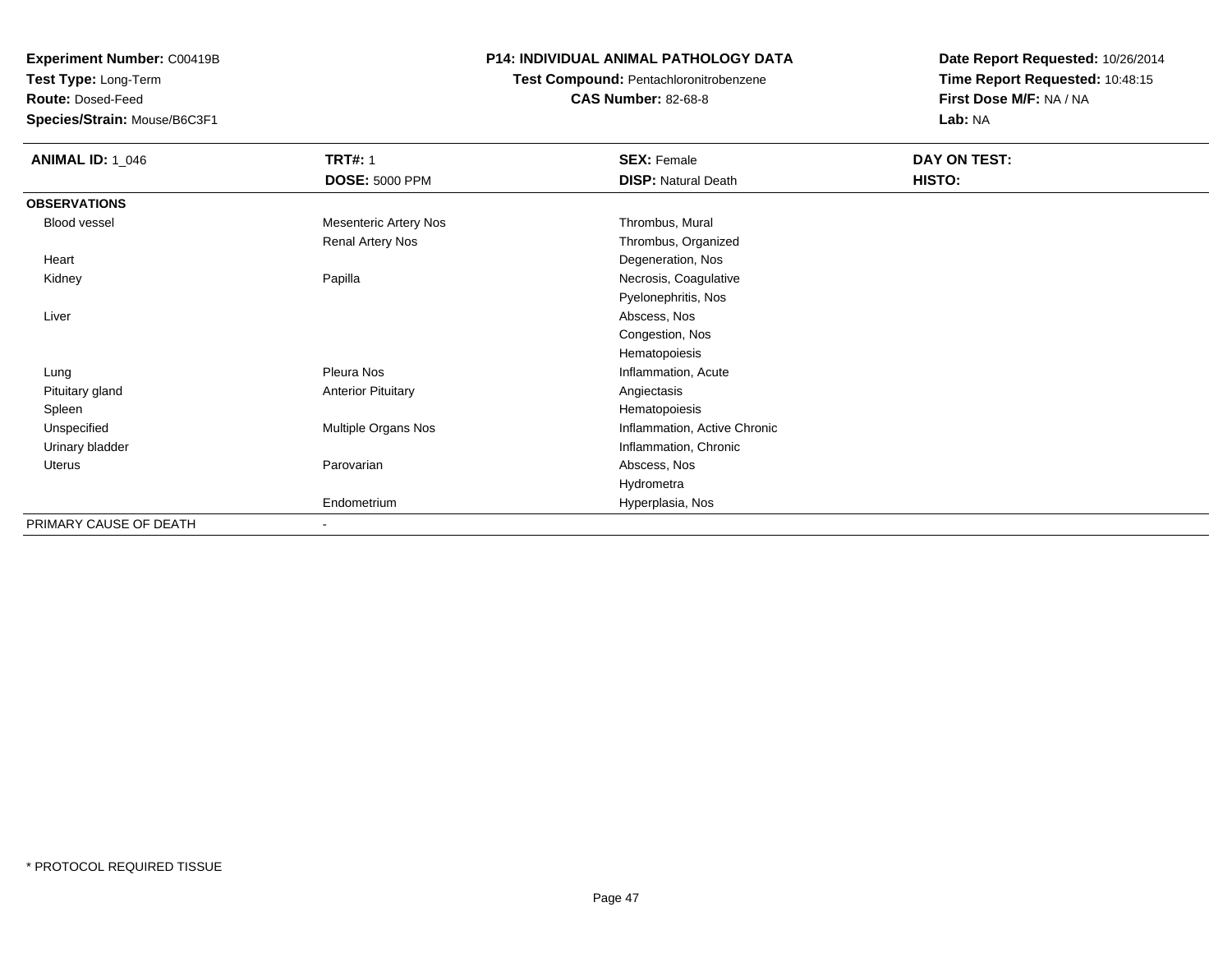**Experiment Number:** C00419B
**Test Type:** Long-Term
**Route:** Dosed-Feed
**Species/Strain:** Mouse/B6C3F1

**P14: INDIVIDUAL ANIMAL PATHOLOGY DATA**
**Test Compound:** Pentachloronitrobenzene
**CAS Number:** 82-68-8

**Date Report Requested:** 10/26/2014
**Time Report Requested:** 10:48:15
**First Dose M/F:** NA / NA
**Lab:** NA

| **ANIMAL ID:** 1_046 | **TRT#:** 1 | **SEX:** Female | **DAY ON TEST:** |
|---|---|---|---|
| | **DOSE:** 5000 PPM | **DISP:** Natural Death | **HISTO:** |
| **OBSERVATIONS** | | | |
| Blood vessel | Mesenteric Artery Nos | Thrombus, Mural | |
| | Renal Artery Nos | Thrombus, Organized | |
| Heart | | Degeneration, Nos | |
| Kidney | Papilla | Necrosis, Coagulative | |
| | | Pyelonephritis, Nos | |
| Liver | | Abscess, Nos | |
| | | Congestion, Nos | |
| | | Hematopoiesis | |
| Lung | Pleura Nos | Inflammation, Acute | |
| Pituitary gland | Anterior Pituitary | Angiectasis | |
| Spleen | | Hematopoiesis | |
| Unspecified | Multiple Organs Nos | Inflammation, Active Chronic | |
| Urinary bladder | | Inflammation, Chronic | |
| Uterus | Parovarian | Abscess, Nos | |
| | | Hydrometra | |
| | Endometrium | Hyperplasia, Nos | |
| PRIMARY CAUSE OF DEATH | - | | |

* PROTOCOL REQUIRED TISSUE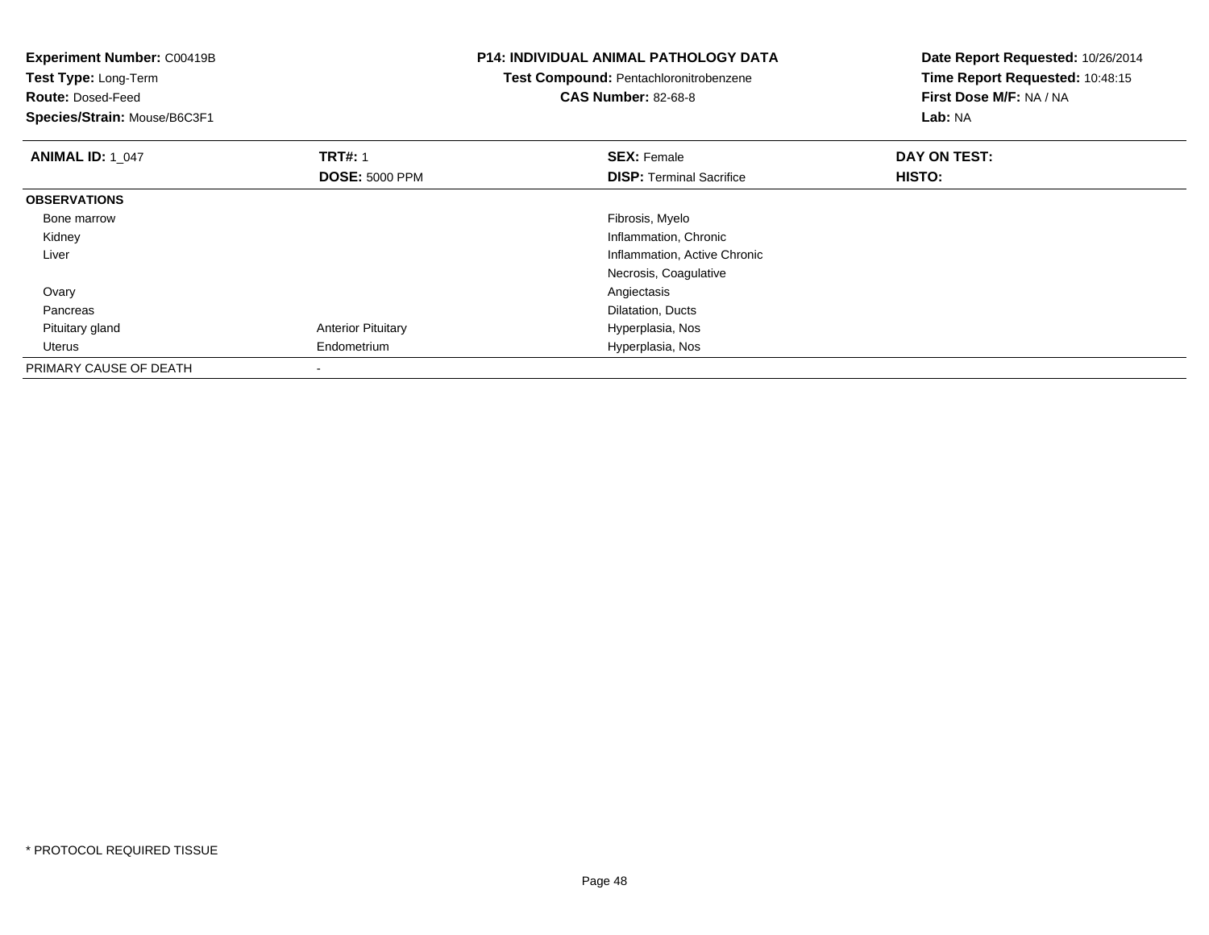**Experiment Number:** C00419B
**Test Type:** Long-Term
**Route:** Dosed-Feed
**Species/Strain:** Mouse/B6C3F1

**P14: INDIVIDUAL ANIMAL PATHOLOGY DATA**
**Test Compound:** Pentachloronitrobenzene
**CAS Number:** 82-68-8

**Date Report Requested:** 10/26/2014
**Time Report Requested:** 10:48:15
**First Dose M/F:** NA / NA
**Lab:** NA

| **ANIMAL ID:** 1_047 | **TRT#:** 1 | **SEX:** Female | **DAY ON TEST:** |
|---|---|---|---|
| | **DOSE:** 5000 PPM | **DISP:** Terminal Sacrifice | **HISTO:** |
| **OBSERVATIONS** | | | |
| Bone marrow | | Fibrosis, Myelo | |
| Kidney | | Inflammation, Chronic | |
| Liver | | Inflammation, Active Chronic | |
| | | Necrosis, Coagulative | |
| Ovary | | Angiectasis | |
| Pancreas | | Dilatation, Ducts | |
| Pituitary gland | Anterior Pituitary | Hyperplasia, Nos | |
| Uterus | Endometrium | Hyperplasia, Nos | |
| PRIMARY CAUSE OF DEATH | - | | |

* PROTOCOL REQUIRED TISSUE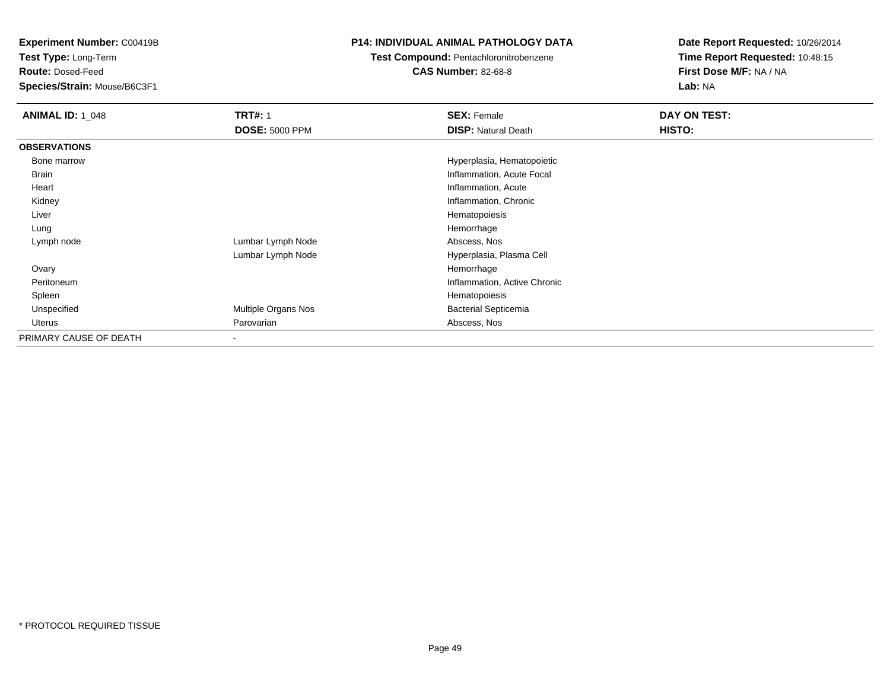**Experiment Number:** C00419B
**Test Type:** Long-Term
**Route:** Dosed-Feed
**Species/Strain:** Mouse/B6C3F1

**P14: INDIVIDUAL ANIMAL PATHOLOGY DATA**
**Test Compound:** Pentachloronitrobenzene
**CAS Number:** 82-68-8

**Date Report Requested:** 10/26/2014
**Time Report Requested:** 10:48:15
**First Dose M/F:** NA / NA
**Lab:** NA

| **ANIMAL ID:** 1_048 | **TRT#:** 1 | **SEX:** Female | **DAY ON TEST:** |
|---|---|---|---|
| | **DOSE:** 5000 PPM | **DISP:** Natural Death | **HISTO:** |
| **OBSERVATIONS** | | | |
| Bone marrow | | Hyperplasia, Hematopoietic | |
| Brain | | Inflammation, Acute Focal | |
| Heart | | Inflammation, Acute | |
| Kidney | | Inflammation, Chronic | |
| Liver | | Hematopoiesis | |
| Lung | | Hemorrhage | |
| Lymph node | Lumbar Lymph Node | Abscess, Nos | |
| | Lumbar Lymph Node | Hyperplasia, Plasma Cell | |
| Ovary | | Hemorrhage | |
| Peritoneum | | Inflammation, Active Chronic | |
| Spleen | | Hematopoiesis | |
| Unspecified | Multiple Organs Nos | Bacterial Septicemia | |
| Uterus | Parovarian | Abscess, Nos | |
| PRIMARY CAUSE OF DEATH | - | | |

* PROTOCOL REQUIRED TISSUE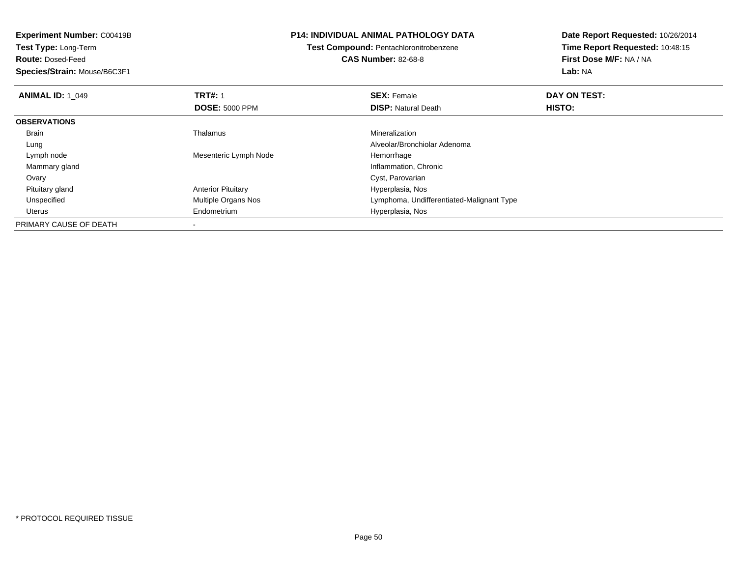**Experiment Number:** C00419B
**Test Type:** Long-Term
**Route:** Dosed-Feed
**Species/Strain:** Mouse/B6C3F1

**P14: INDIVIDUAL ANIMAL PATHOLOGY DATA**
**Test Compound:** Pentachloronitrobenzene
**CAS Number:** 82-68-8

**Date Report Requested:** 10/26/2014
**Time Report Requested:** 10:48:15
**First Dose M/F:** NA / NA
**Lab:** NA

| **ANIMAL ID:** 1_049 | **TRT#:** 1 | **SEX:** Female | **DAY ON TEST:** |
|---|---|---|---|
| | **DOSE:** 5000 PPM | **DISP:** Natural Death | **HISTO:** |
| **OBSERVATIONS** | | | |
| Brain | Thalamus | Mineralization | |
| Lung | | Alveolar/Bronchiolar Adenoma | |
| Lymph node | Mesenteric Lymph Node | Hemorrhage | |
| Mammary gland | | Inflammation, Chronic | |
| Ovary | | Cyst, Parovarian | |
| Pituitary gland | Anterior Pituitary | Hyperplasia, Nos | |
| Unspecified | Multiple Organs Nos | Lymphoma, Undifferentiated-Malignant Type | |
| Uterus | Endometrium | Hyperplasia, Nos | |
| PRIMARY CAUSE OF DEATH | - | | |

* PROTOCOL REQUIRED TISSUE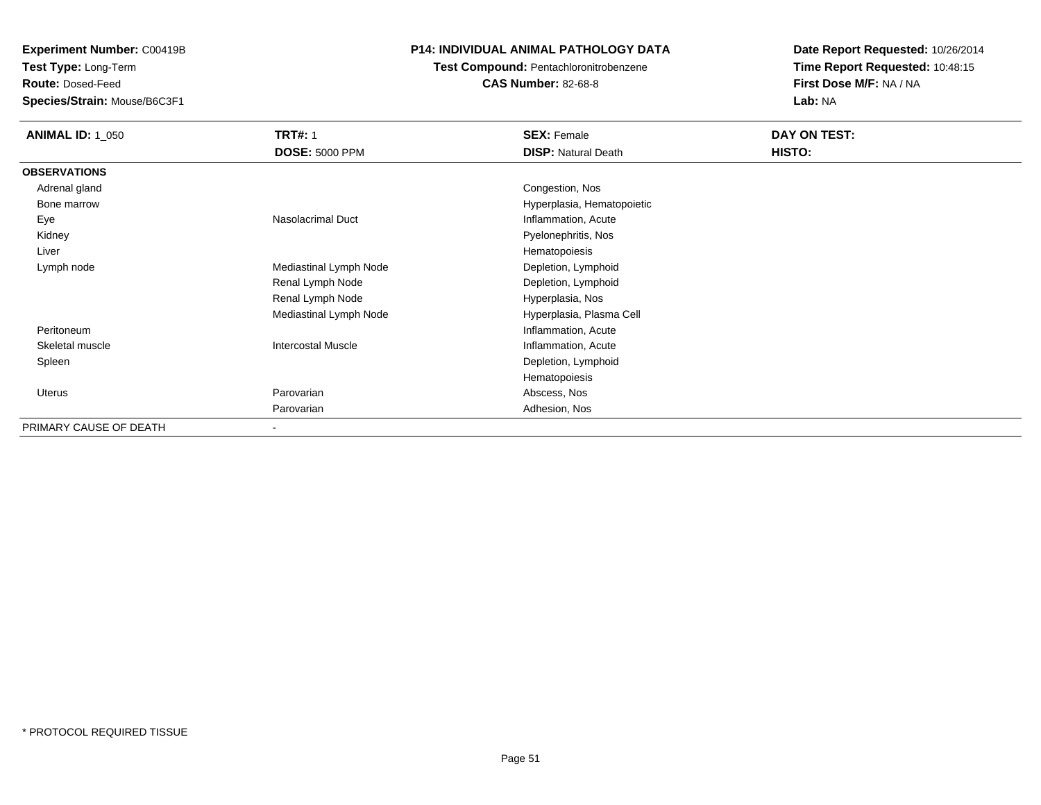**Experiment Number:** C00419B
**Test Type:** Long-Term
**Route:** Dosed-Feed
**Species/Strain:** Mouse/B6C3F1

**P14: INDIVIDUAL ANIMAL PATHOLOGY DATA**
**Test Compound:** Pentachloronitrobenzene
**CAS Number:** 82-68-8

**Date Report Requested:** 10/26/2014
**Time Report Requested:** 10:48:15
**First Dose M/F:** NA / NA
**Lab:** NA

| **ANIMAL ID:** 1_050 | **TRT#:** 1<br>**DOSE:** 5000 PPM | **SEX:** Female<br>**DISP:** Natural Death | **DAY ON TEST:**<br>**HISTO:** |
|---|---|---|---|
| **OBSERVATIONS** | | | |
| Adrenal gland | | Congestion, Nos | |
| Bone marrow | | Hyperplasia, Hematopoietic | |
| Eye | Nasolacrimal Duct | Inflammation, Acute | |
| Kidney | | Pyelonephritis, Nos | |
| Liver | | Hematopoiesis | |
| Lymph node | Mediastinal Lymph Node | Depletion, Lymphoid | |
| | Renal Lymph Node | Depletion, Lymphoid | |
| | Renal Lymph Node | Hyperplasia, Nos | |
| | Mediastinal Lymph Node | Hyperplasia, Plasma Cell | |
| Peritoneum | | Inflammation, Acute | |
| Skeletal muscle | Intercostal Muscle | Inflammation, Acute | |
| Spleen | | Depletion, Lymphoid | |
| | | Hematopoiesis | |
| Uterus | Parovarian | Abscess, Nos | |
| | Parovarian | Adhesion, Nos | |
| PRIMARY CAUSE OF DEATH | - | | |

* PROTOCOL REQUIRED TISSUE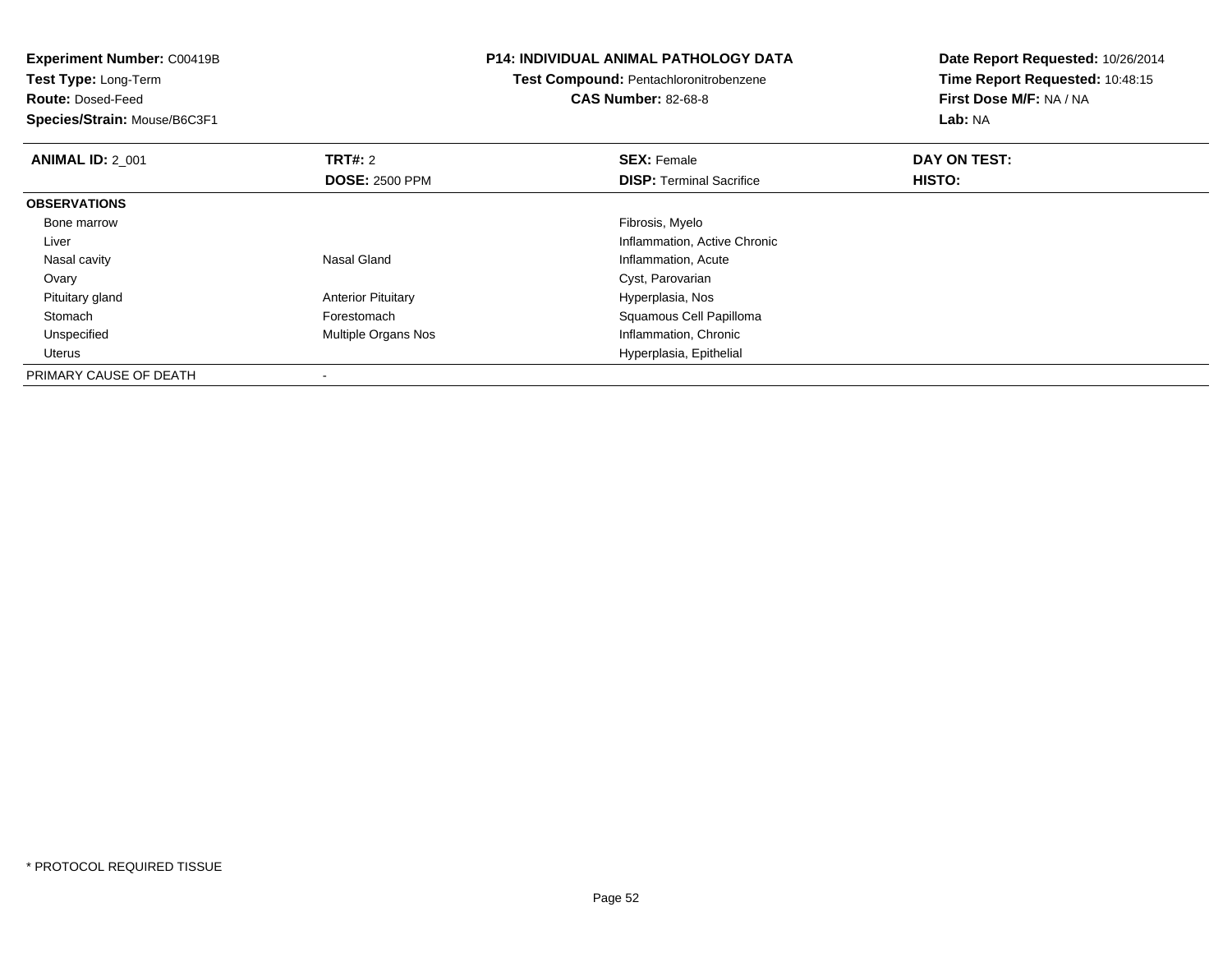**Experiment Number:** C00419B
**Test Type:** Long-Term
**Route:** Dosed-Feed
**Species/Strain:** Mouse/B6C3F1

**P14: INDIVIDUAL ANIMAL PATHOLOGY DATA**
**Test Compound:** Pentachloronitrobenzene
**CAS Number:** 82-68-8

**Date Report Requested:** 10/26/2014
**Time Report Requested:** 10:48:15
**First Dose M/F:** NA / NA
**Lab:** NA

| **ANIMAL ID:** 2_001 | **TRT#:** 2 | **SEX:** Female | **DAY ON TEST:** |
|---|---|---|---|
| | **DOSE:** 2500 PPM | **DISP:** Terminal Sacrifice | **HISTO:** |
| **OBSERVATIONS** | | | |
| Bone marrow | | Fibrosis, Myelo | |
| Liver | | Inflammation, Active Chronic | |
| Nasal cavity | Nasal Gland | Inflammation, Acute | |
| Ovary | | Cyst, Parovarian | |
| Pituitary gland | Anterior Pituitary | Hyperplasia, Nos | |
| Stomach | Forestomach | Squamous Cell Papilloma | |
| Unspecified | Multiple Organs Nos | Inflammation, Chronic | |
| Uterus | | Hyperplasia, Epithelial | |
| PRIMARY CAUSE OF DEATH | - | | |

* PROTOCOL REQUIRED TISSUE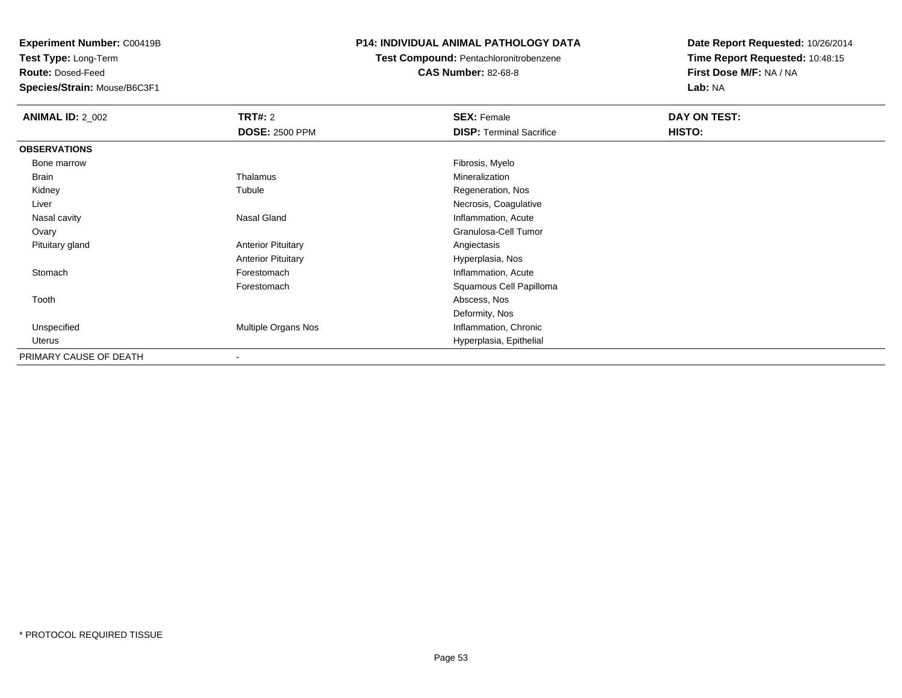**Experiment Number:** C00419B
**Test Type:** Long-Term
**Route:** Dosed-Feed
**Species/Strain:** Mouse/B6C3F1

**P14: INDIVIDUAL ANIMAL PATHOLOGY DATA**
**Test Compound:** Pentachloronitrobenzene
**CAS Number:** 82-68-8

**Date Report Requested:** 10/26/2014
**Time Report Requested:** 10:48:15
**First Dose M/F:** NA / NA
**Lab:** NA

| **ANIMAL ID:** 2_002 | **TRT#:** 2 | **SEX:** Female | **DAY ON TEST:** |
|---|---|---|---|
| | **DOSE:** 2500 PPM | **DISP:** Terminal Sacrifice | **HISTO:** |
| **OBSERVATIONS** | | | |
| Bone marrow | | Fibrosis, Myelo | |
| Brain | Thalamus | Mineralization | |
| Kidney | Tubule | Regeneration, Nos | |
| Liver | | Necrosis, Coagulative | |
| Nasal cavity | Nasal Gland | Inflammation, Acute | |
| Ovary | | Granulosa-Cell Tumor | |
| Pituitary gland | Anterior Pituitary | Angiectasis | |
| | Anterior Pituitary | Hyperplasia, Nos | |
| Stomach | Forestomach | Inflammation, Acute | |
| | Forestomach | Squamous Cell Papilloma | |
| Tooth | | Abscess, Nos | |
| | | Deformity, Nos | |
| Unspecified | Multiple Organs Nos | Inflammation, Chronic | |
| Uterus | | Hyperplasia, Epithelial | |
| PRIMARY CAUSE OF DEATH | - | | |

* PROTOCOL REQUIRED TISSUE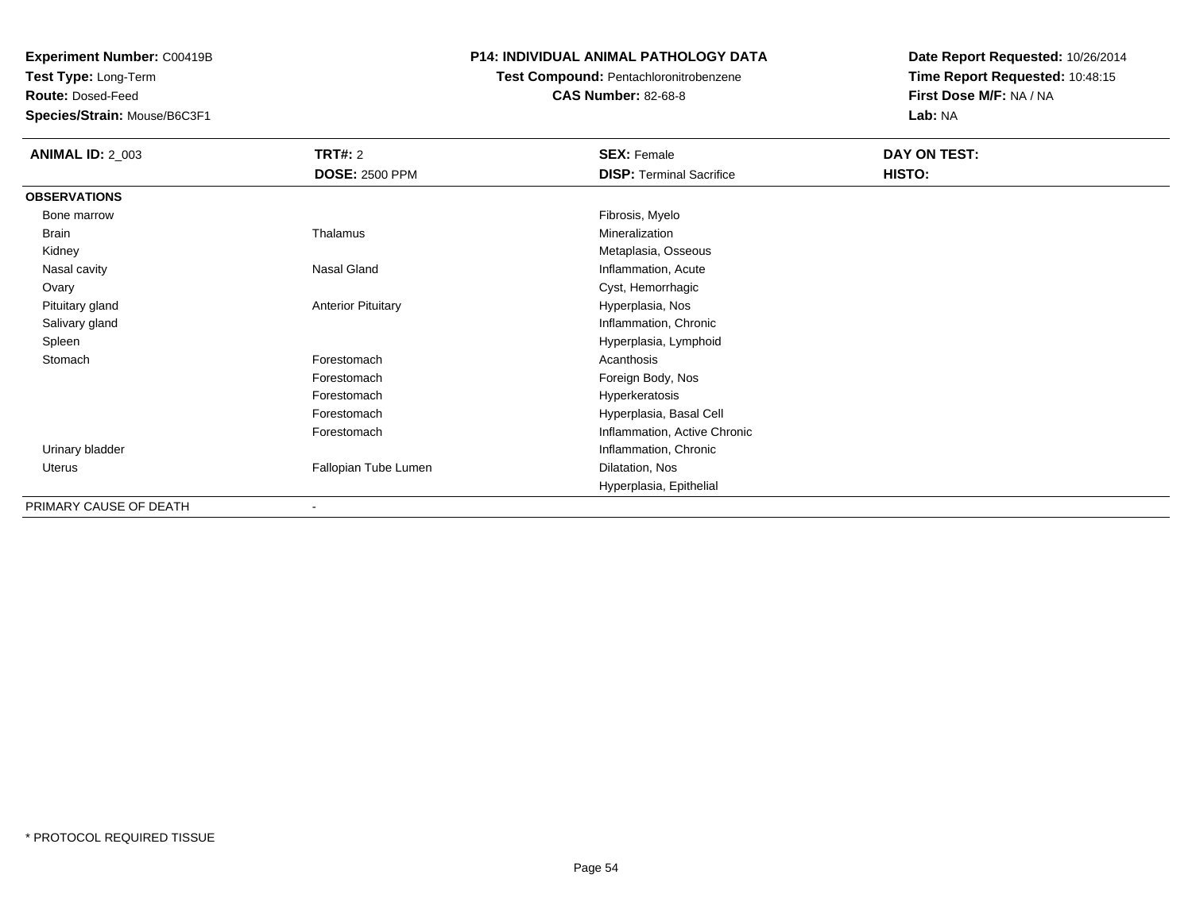**Experiment Number:** C00419B
**Test Type:** Long-Term
**Route:** Dosed-Feed
**Species/Strain:** Mouse/B6C3F1

**P14: INDIVIDUAL ANIMAL PATHOLOGY DATA**
**Test Compound:** Pentachloronitrobenzene
**CAS Number:** 82-68-8

**Date Report Requested:** 10/26/2014
**Time Report Requested:** 10:48:15
**First Dose M/F:** NA / NA
**Lab:** NA

| **ANIMAL ID:** 2_003 | **TRT#:** 2 | **SEX:** Female | **DAY ON TEST:** |
|---|---|---|---|
| | **DOSE:** 2500 PPM | **DISP:** Terminal Sacrifice | **HISTO:** |
| **OBSERVATIONS** | | | |
| Bone marrow | | Fibrosis, Myelo | |
| Brain | Thalamus | Mineralization | |
| Kidney | | Metaplasia, Osseous | |
| Nasal cavity | Nasal Gland | Inflammation, Acute | |
| Ovary | | Cyst, Hemorrhagic | |
| Pituitary gland | Anterior Pituitary | Hyperplasia, Nos | |
| Salivary gland | | Inflammation, Chronic | |
| Spleen | | Hyperplasia, Lymphoid | |
| Stomach | Forestomach | Acanthosis | |
| | Forestomach | Foreign Body, Nos | |
| | Forestomach | Hyperkeratosis | |
| | Forestomach | Hyperplasia, Basal Cell | |
| | Forestomach | Inflammation, Active Chronic | |
| Urinary bladder | | Inflammation, Chronic | |
| Uterus | Fallopian Tube Lumen | Dilatation, Nos | |
| | | Hyperplasia, Epithelial | |
| PRIMARY CAUSE OF DEATH | - | | |

* PROTOCOL REQUIRED TISSUE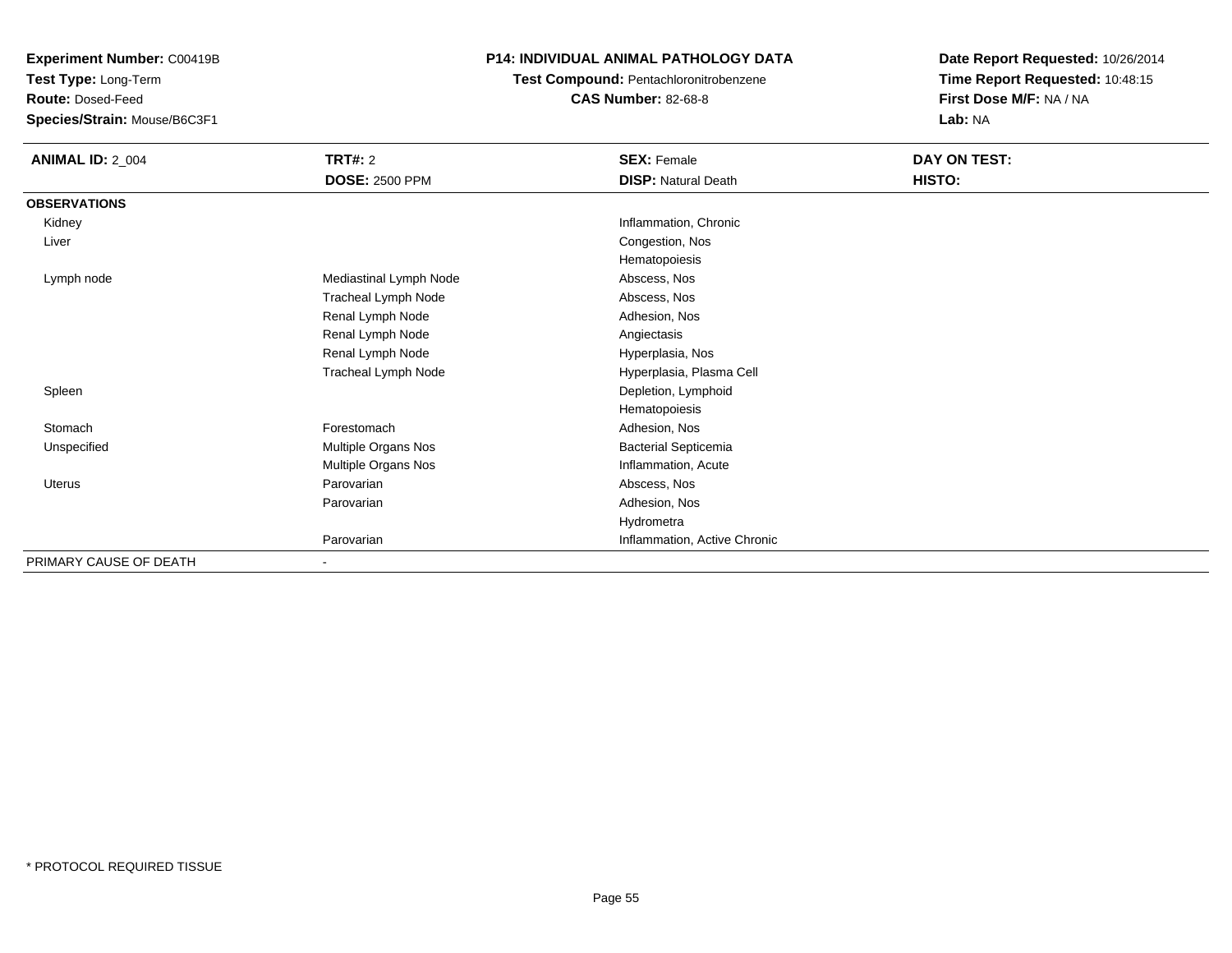**Experiment Number:** C00419B
**Test Type:** Long-Term
**Route:** Dosed-Feed
**Species/Strain:** Mouse/B6C3F1

**P14: INDIVIDUAL ANIMAL PATHOLOGY DATA**
**Test Compound:** Pentachloronitrobenzene
**CAS Number:** 82-68-8

**Date Report Requested:** 10/26/2014
**Time Report Requested:** 10:48:15
**First Dose M/F:** NA / NA
**Lab:** NA

| **ANIMAL ID:** 2_004 | **TRT#:** 2 | **SEX:** Female | **DAY ON TEST:** |
|---|---|---|---|
| | **DOSE:** 2500 PPM | **DISP:** Natural Death | **HISTO:** |
| **OBSERVATIONS** | | | |
| Kidney | | Inflammation, Chronic | |
| Liver | | Congestion, Nos | |
| | | Hematopoiesis | |
| Lymph node | Mediastinal Lymph Node | Abscess, Nos | |
| | Tracheal Lymph Node | Abscess, Nos | |
| | Renal Lymph Node | Adhesion, Nos | |
| | Renal Lymph Node | Angiectasis | |
| | Renal Lymph Node | Hyperplasia, Nos | |
| | Tracheal Lymph Node | Hyperplasia, Plasma Cell | |
| Spleen | | Depletion, Lymphoid | |
| | | Hematopoiesis | |
| Stomach | Forestomach | Adhesion, Nos | |
| Unspecified | Multiple Organs Nos | Bacterial Septicemia | |
| | Multiple Organs Nos | Inflammation, Acute | |
| Uterus | Parovarian | Abscess, Nos | |
| | Parovarian | Adhesion, Nos | |
| | | Hydrometra | |
| | Parovarian | Inflammation, Active Chronic | |
| PRIMARY CAUSE OF DEATH | - | | |

* PROTOCOL REQUIRED TISSUE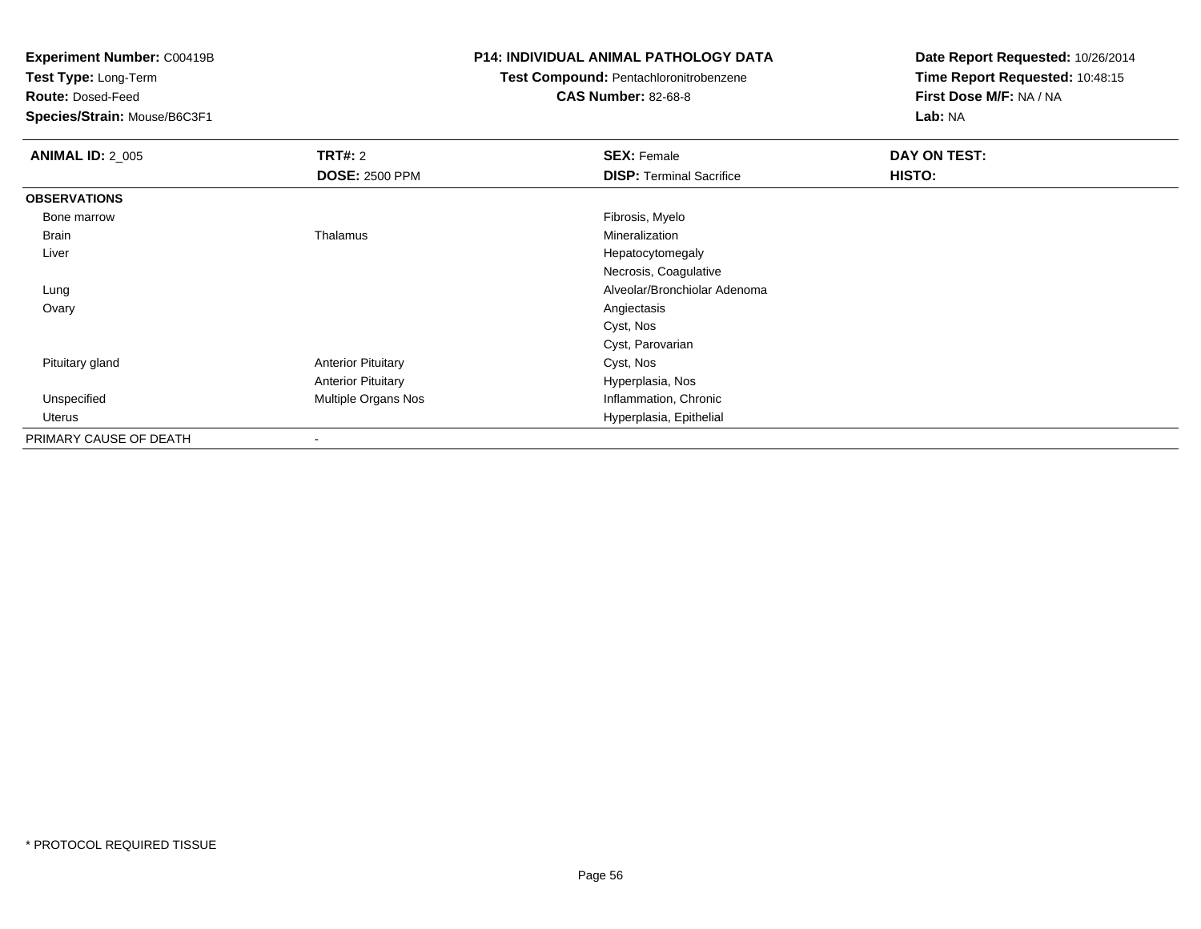**Experiment Number:** C00419B
**Test Type:** Long-Term
**Route:** Dosed-Feed
**Species/Strain:** Mouse/B6C3F1

**P14: INDIVIDUAL ANIMAL PATHOLOGY DATA**
**Test Compound:** Pentachloronitrobenzene
**CAS Number:** 82-68-8

**Date Report Requested:** 10/26/2014
**Time Report Requested:** 10:48:15
**First Dose M/F:** NA / NA
**Lab:** NA

| **ANIMAL ID:** 2_005 | **TRT#:** 2 | **SEX:** Female | **DAY ON TEST:** |
|---|---|---|---|
| | **DOSE:** 2500 PPM | **DISP:** Terminal Sacrifice | **HISTO:** |
| **OBSERVATIONS** | | | |
| Bone marrow | | Fibrosis, Myelo | |
| Brain | Thalamus | Mineralization | |
| Liver | | Hepatocytomegaly | |
| | | Necrosis, Coagulative | |
| Lung | | Alveolar/Bronchiolar Adenoma | |
| Ovary | | Angiectasis | |
| | | Cyst, Nos | |
| | | Cyst, Parovarian | |
| Pituitary gland | Anterior Pituitary | Cyst, Nos | |
| | Anterior Pituitary | Hyperplasia, Nos | |
| Unspecified | Multiple Organs Nos | Inflammation, Chronic | |
| Uterus | | Hyperplasia, Epithelial | |
| PRIMARY CAUSE OF DEATH | - | | |

* PROTOCOL REQUIRED TISSUE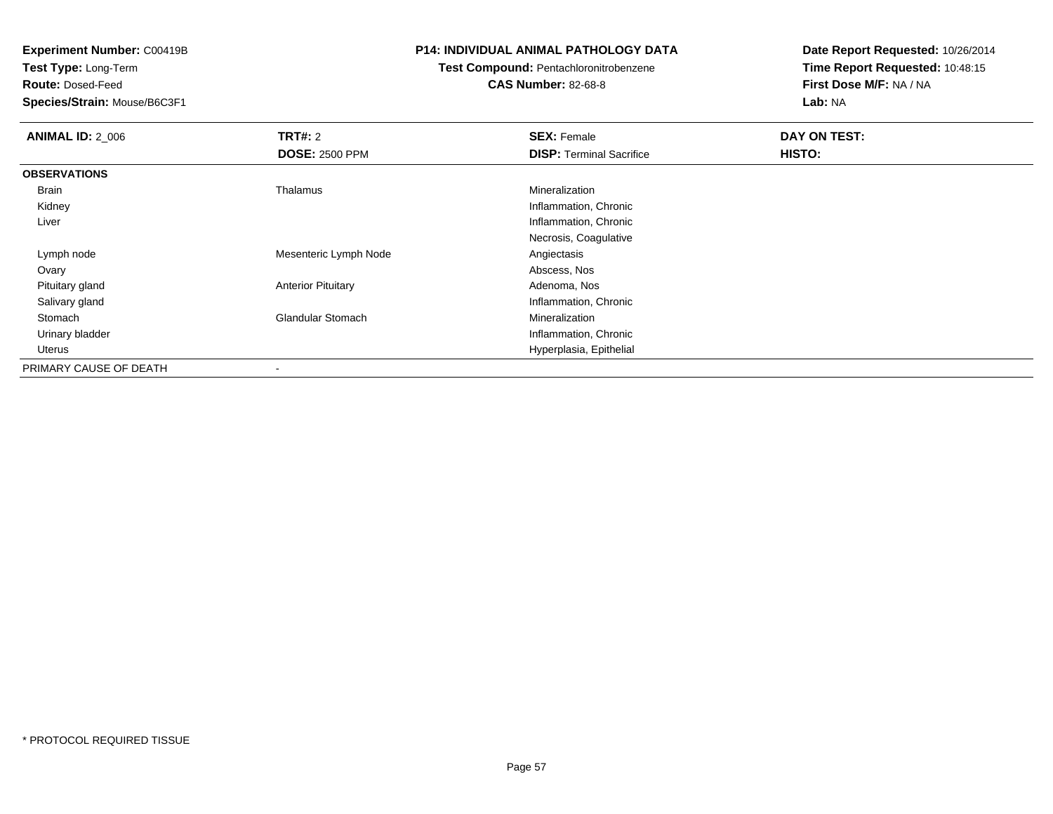**Experiment Number:** C00419B
**Test Type:** Long-Term
**Route:** Dosed-Feed
**Species/Strain:** Mouse/B6C3F1

**P14: INDIVIDUAL ANIMAL PATHOLOGY DATA**
**Test Compound:** Pentachloronitrobenzene
**CAS Number:** 82-68-8

**Date Report Requested:** 10/26/2014
**Time Report Requested:** 10:48:15
**First Dose M/F:** NA / NA
**Lab:** NA

| **ANIMAL ID:** 2_006 | **TRT#:** 2 | **SEX:** Female | **DAY ON TEST:** |
|---|---|---|---|
| | **DOSE:** 2500 PPM | **DISP:** Terminal Sacrifice | **HISTO:** |
| **OBSERVATIONS** | | | |
| Brain | Thalamus | Mineralization | |
| Kidney | | Inflammation, Chronic | |
| Liver | | Inflammation, Chronic | |
| | | Necrosis, Coagulative | |
| Lymph node | Mesenteric Lymph Node | Angiectasis | |
| Ovary | | Abscess, Nos | |
| Pituitary gland | Anterior Pituitary | Adenoma, Nos | |
| Salivary gland | | Inflammation, Chronic | |
| Stomach | Glandular Stomach | Mineralization | |
| Urinary bladder | | Inflammation, Chronic | |
| Uterus | | Hyperplasia, Epithelial | |
| PRIMARY CAUSE OF DEATH | - | | |

* PROTOCOL REQUIRED TISSUE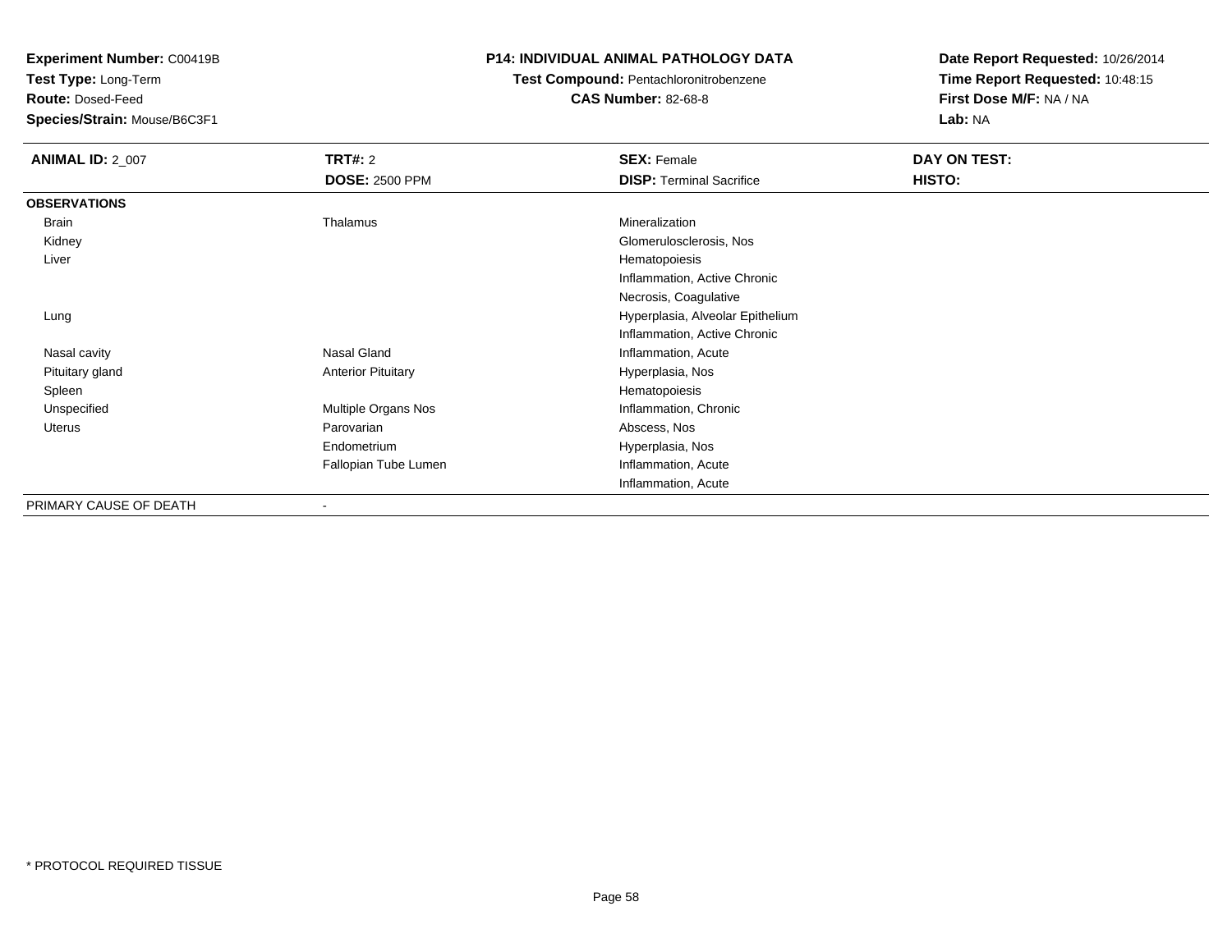**Experiment Number:** C00419B
**Test Type:** Long-Term
**Route:** Dosed-Feed
**Species/Strain:** Mouse/B6C3F1

**P14: INDIVIDUAL ANIMAL PATHOLOGY DATA**
**Test Compound:** Pentachloronitrobenzene
**CAS Number:** 82-68-8

**Date Report Requested:** 10/26/2014
**Time Report Requested:** 10:48:15
**First Dose M/F:** NA / NA
**Lab:** NA

| **ANIMAL ID:** 2_007 | **TRT#:** 2 | **SEX:** Female | **DAY ON TEST:** |
|---|---|---|---|
| | **DOSE:** 2500 PPM | **DISP:** Terminal Sacrifice | **HISTO:** |
| **OBSERVATIONS** | | | |
| Brain | Thalamus | Mineralization | |
| Kidney | | Glomerulosclerosis, Nos | |
| Liver | | Hematopoiesis | |
| | | Inflammation, Active Chronic | |
| | | Necrosis, Coagulative | |
| Lung | | Hyperplasia, Alveolar Epithelium | |
| | | Inflammation, Active Chronic | |
| Nasal cavity | Nasal Gland | Inflammation, Acute | |
| Pituitary gland | Anterior Pituitary | Hyperplasia, Nos | |
| Spleen | | Hematopoiesis | |
| Unspecified | Multiple Organs Nos | Inflammation, Chronic | |
| Uterus | Parovarian | Abscess, Nos | |
| | Endometrium | Hyperplasia, Nos | |
| | Fallopian Tube Lumen | Inflammation, Acute | |
| | | Inflammation, Acute | |
| PRIMARY CAUSE OF DEATH | - | | |

* PROTOCOL REQUIRED TISSUE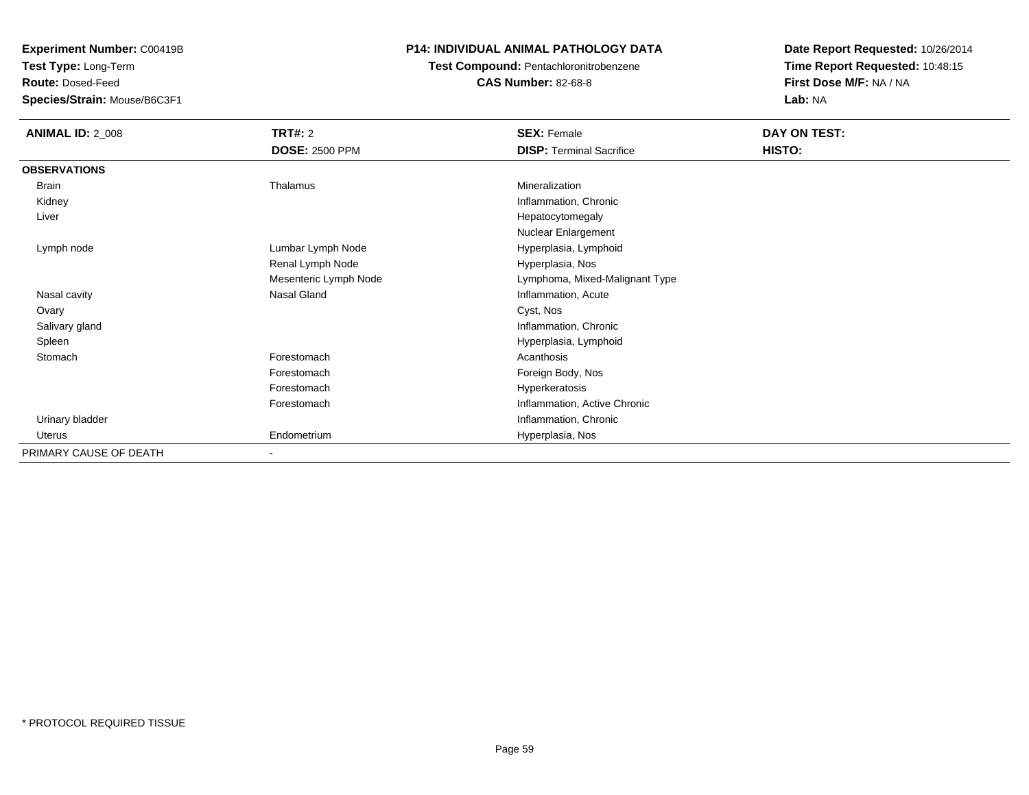**Experiment Number:** C00419B
**Test Type:** Long-Term
**Route:** Dosed-Feed
**Species/Strain:** Mouse/B6C3F1

**P14: INDIVIDUAL ANIMAL PATHOLOGY DATA**
**Test Compound:** Pentachloronitrobenzene
**CAS Number:** 82-68-8

**Date Report Requested:** 10/26/2014
**Time Report Requested:** 10:48:15
**First Dose M/F:** NA / NA
**Lab:** NA

| ANIMAL ID: 2_008 | TRT#: 2 | SEX: Female | DAY ON TEST: |
|---|---|---|---|
| | DOSE: 2500 PPM | DISP: Terminal Sacrifice | HISTO: |
| **OBSERVATIONS** | | | |
| Brain | Thalamus | Mineralization | |
| Kidney | | Inflammation, Chronic | |
| Liver | | Hepatocytomegaly | |
| | | Nuclear Enlargement | |
| Lymph node | Lumbar Lymph Node | Hyperplasia, Lymphoid | |
| | Renal Lymph Node | Hyperplasia, Nos | |
| | Mesenteric Lymph Node | Lymphoma, Mixed-Malignant Type | |
| Nasal cavity | Nasal Gland | Inflammation, Acute | |
| Ovary | | Cyst, Nos | |
| Salivary gland | | Inflammation, Chronic | |
| Spleen | | Hyperplasia, Lymphoid | |
| Stomach | Forestomach | Acanthosis | |
| | Forestomach | Foreign Body, Nos | |
| | Forestomach | Hyperkeratosis | |
| | Forestomach | Inflammation, Active Chronic | |
| Urinary bladder | | Inflammation, Chronic | |
| Uterus | Endometrium | Hyperplasia, Nos | |
| PRIMARY CAUSE OF DEATH | - | | |

* PROTOCOL REQUIRED TISSUE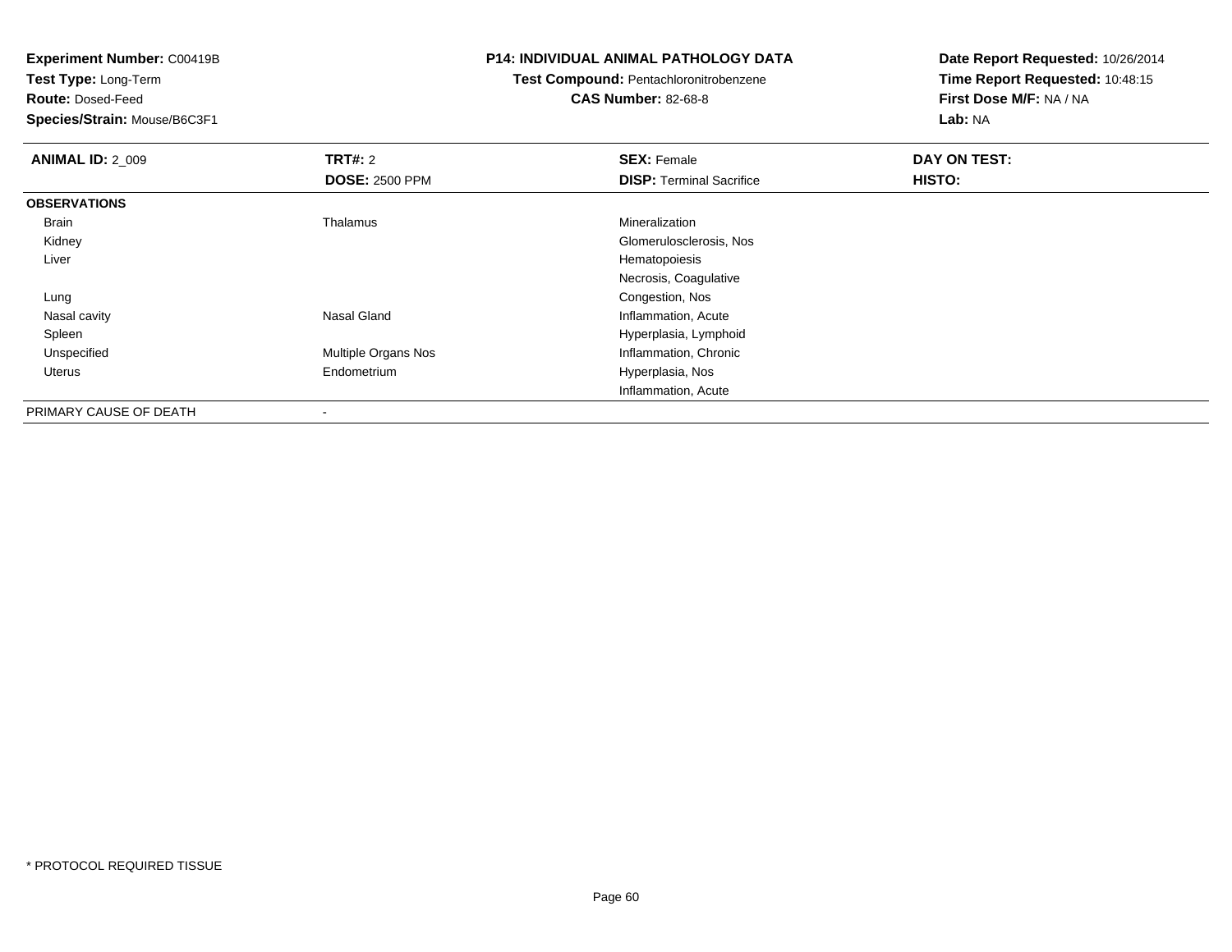**Experiment Number:** C00419B
**Test Type:** Long-Term
**Route:** Dosed-Feed
**Species/Strain:** Mouse/B6C3F1

**P14: INDIVIDUAL ANIMAL PATHOLOGY DATA**
**Test Compound:** Pentachloronitrobenzene
**CAS Number:** 82-68-8

**Date Report Requested:** 10/26/2014
**Time Report Requested:** 10:48:15
**First Dose M/F:** NA / NA
**Lab:** NA

| **ANIMAL ID:** 2_009 | **TRT#:** 2 | **SEX:** Female | **DAY ON TEST:** |
|---|---|---|---|
| | **DOSE:** 2500 PPM | **DISP:** Terminal Sacrifice | **HISTO:** |
| **OBSERVATIONS** | | | |
| Brain | Thalamus | Mineralization | |
| Kidney | | Glomerulosclerosis, Nos | |
| Liver | | Hematopoiesis | |
| | | Necrosis, Coagulative | |
| Lung | | Congestion, Nos | |
| Nasal cavity | Nasal Gland | Inflammation, Acute | |
| Spleen | | Hyperplasia, Lymphoid | |
| Unspecified | Multiple Organs Nos | Inflammation, Chronic | |
| Uterus | Endometrium | Hyperplasia, Nos | |
| | | Inflammation, Acute | |
| PRIMARY CAUSE OF DEATH | - | | |

* PROTOCOL REQUIRED TISSUE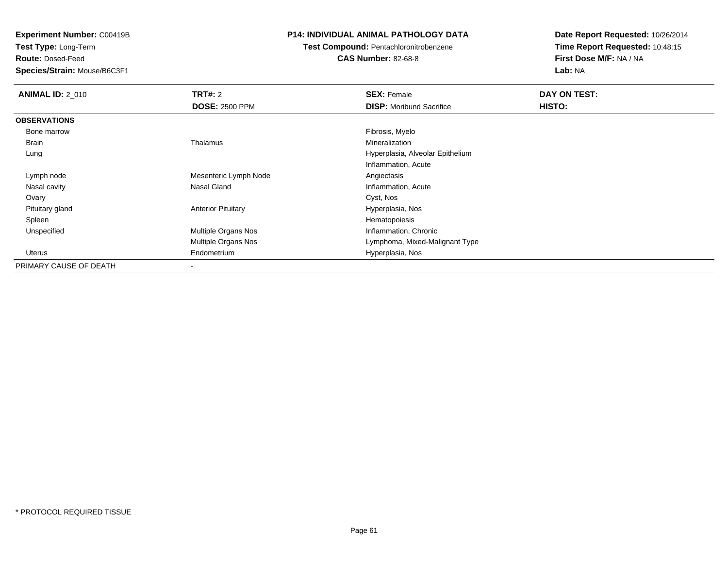**Experiment Number:** C00419B
**Test Type:** Long-Term
**Route:** Dosed-Feed
**Species/Strain:** Mouse/B6C3F1

**P14: INDIVIDUAL ANIMAL PATHOLOGY DATA**
**Test Compound:** Pentachloronitrobenzene
**CAS Number:** 82-68-8

**Date Report Requested:** 10/26/2014
**Time Report Requested:** 10:48:15
**First Dose M/F:** NA / NA
**Lab:** NA

| **ANIMAL ID:** 2_010 | **TRT#:** 2 | **SEX:** Female | **DAY ON TEST:** |
|---|---|---|---|
| | **DOSE:** 2500 PPM | **DISP:** Moribund Sacrifice | **HISTO:** |
| **OBSERVATIONS** | | | |
| Bone marrow | | Fibrosis, Myelo | |
| Brain | Thalamus | Mineralization | |
| Lung | | Hyperplasia, Alveolar Epithelium | |
| | | Inflammation, Acute | |
| Lymph node | Mesenteric Lymph Node | Angiectasis | |
| Nasal cavity | Nasal Gland | Inflammation, Acute | |
| Ovary | | Cyst, Nos | |
| Pituitary gland | Anterior Pituitary | Hyperplasia, Nos | |
| Spleen | | Hematopoiesis | |
| Unspecified | Multiple Organs Nos | Inflammation, Chronic | |
| | Multiple Organs Nos | Lymphoma, Mixed-Malignant Type | |
| Uterus | Endometrium | Hyperplasia, Nos | |
| PRIMARY CAUSE OF DEATH | - | | |

* PROTOCOL REQUIRED TISSUE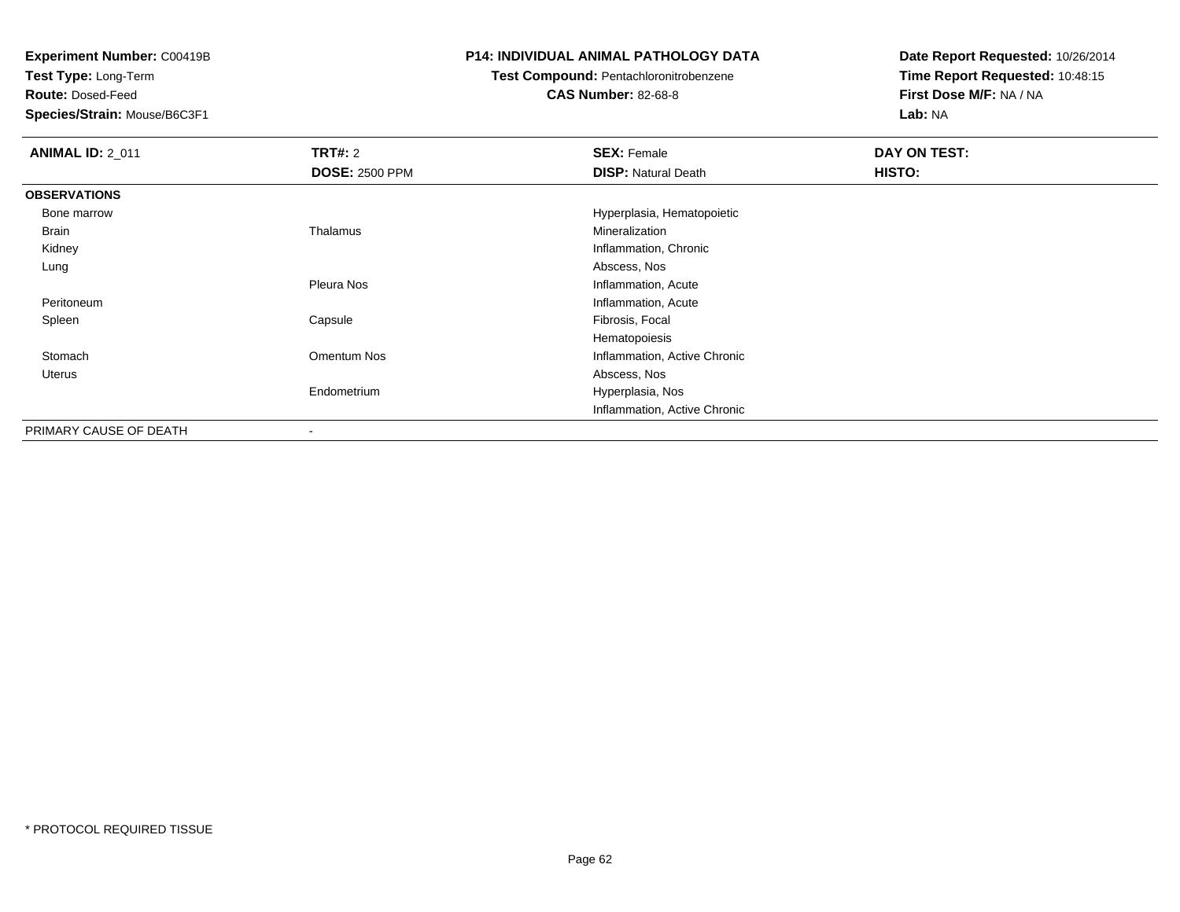**Experiment Number:** C00419B
**Test Type:** Long-Term
**Route:** Dosed-Feed
**Species/Strain:** Mouse/B6C3F1

**P14: INDIVIDUAL ANIMAL PATHOLOGY DATA**
**Test Compound:** Pentachloronitrobenzene
**CAS Number:** 82-68-8

**Date Report Requested:** 10/26/2014
**Time Report Requested:** 10:48:15
**First Dose M/F:** NA / NA
**Lab:** NA

| **ANIMAL ID:** 2_011 | **TRT#:** 2 | **SEX:** Female | **DAY ON TEST:** |
|---|---|---|---|
| | **DOSE:** 2500 PPM | **DISP:** Natural Death | **HISTO:** |
| **OBSERVATIONS** | | | |
| Bone marrow | | Hyperplasia, Hematopoietic | |
| Brain | Thalamus | Mineralization | |
| Kidney | | Inflammation, Chronic | |
| Lung | | Abscess, Nos | |
| | Pleura Nos | Inflammation, Acute | |
| Peritoneum | | Inflammation, Acute | |
| Spleen | Capsule | Fibrosis, Focal | |
| | | Hematopoiesis | |
| Stomach | Omentum Nos | Inflammation, Active Chronic | |
| Uterus | | Abscess, Nos | |
| | Endometrium | Hyperplasia, Nos | |
| | | Inflammation, Active Chronic | |
| PRIMARY CAUSE OF DEATH | - | | |

* PROTOCOL REQUIRED TISSUE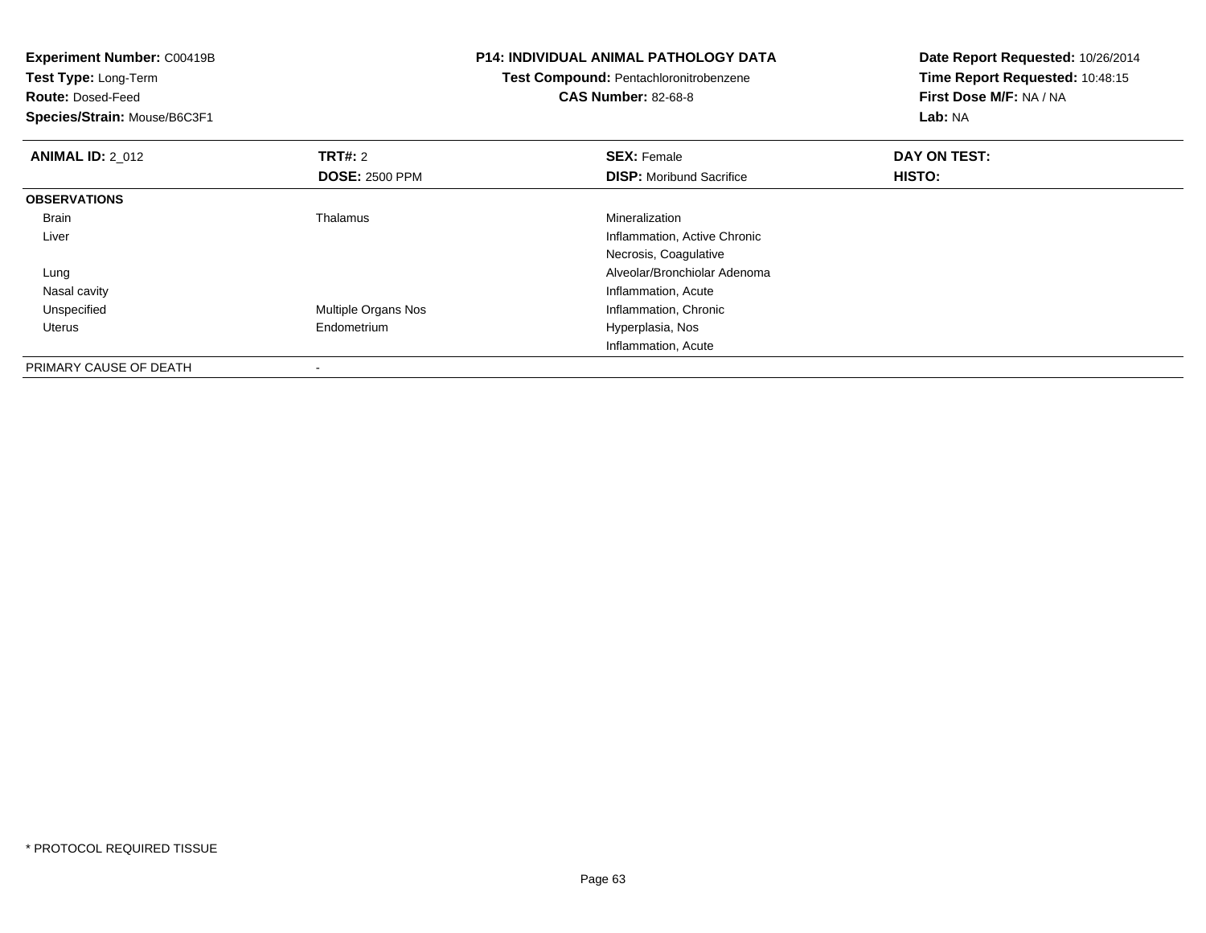**Experiment Number:** C00419B
**Test Type:** Long-Term
**Route:** Dosed-Feed
**Species/Strain:** Mouse/B6C3F1

**P14: INDIVIDUAL ANIMAL PATHOLOGY DATA**
**Test Compound:** Pentachloronitrobenzene
**CAS Number:** 82-68-8

**Date Report Requested:** 10/26/2014
**Time Report Requested:** 10:48:15
**First Dose M/F:** NA / NA
**Lab:** NA

| **ANIMAL ID:** 2_012 | **TRT#:** 2 | **SEX:** Female | **DAY ON TEST:** |
|---|---|---|---|
| | **DOSE:** 2500 PPM | **DISP:** Moribund Sacrifice | **HISTO:** |
| **OBSERVATIONS** | | | |
| Brain | Thalamus | Mineralization | |
| Liver | | Inflammation, Active Chronic | |
| | | Necrosis, Coagulative | |
| Lung | | Alveolar/Bronchiolar Adenoma | |
| Nasal cavity | | Inflammation, Acute | |
| Unspecified | Multiple Organs Nos | Inflammation, Chronic | |
| Uterus | Endometrium | Hyperplasia, Nos | |
| | | Inflammation, Acute | |
| PRIMARY CAUSE OF DEATH | - | | |

* PROTOCOL REQUIRED TISSUE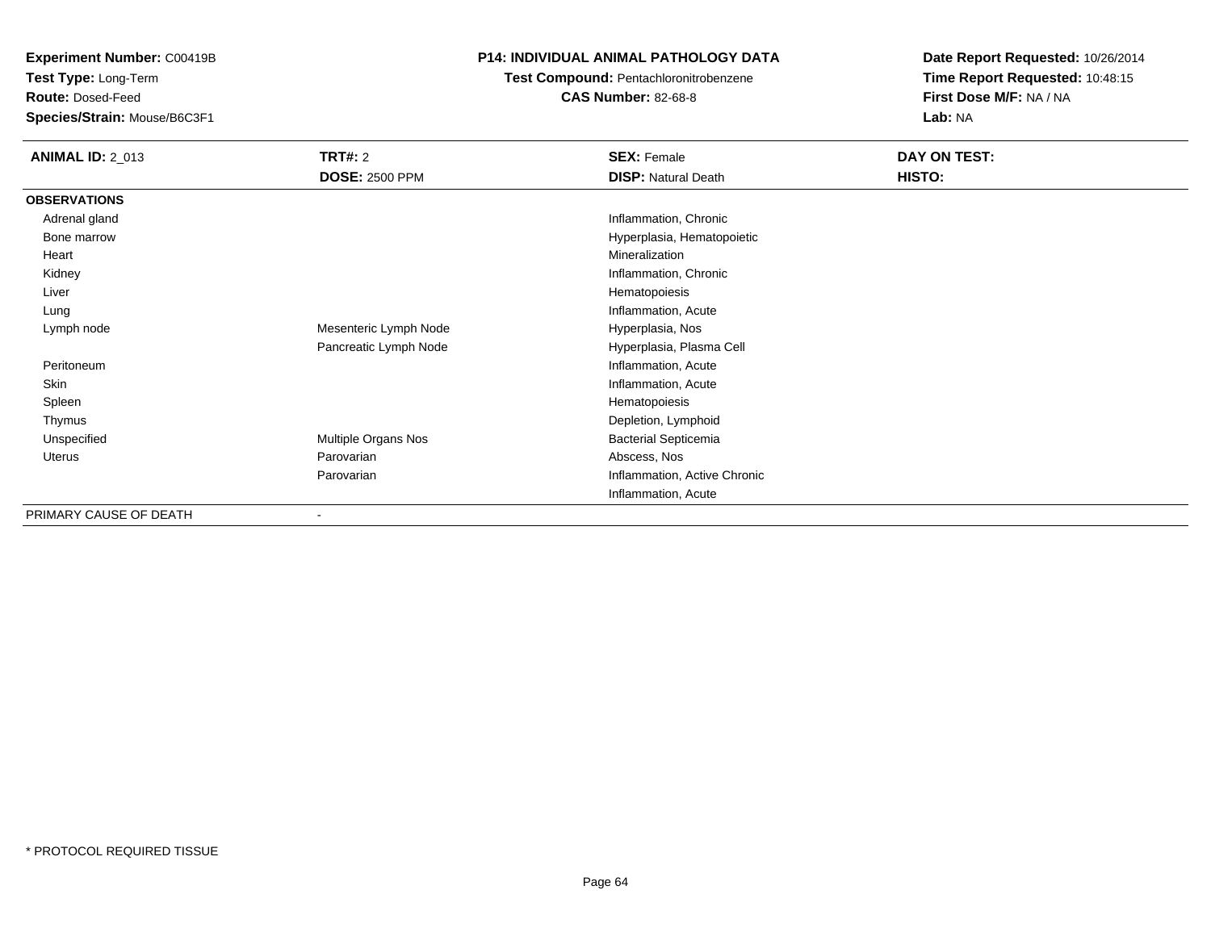**Experiment Number:** C00419B
**Test Type:** Long-Term
**Route:** Dosed-Feed
**Species/Strain:** Mouse/B6C3F1

**P14: INDIVIDUAL ANIMAL PATHOLOGY DATA**
**Test Compound:** Pentachloronitrobenzene
**CAS Number:** 82-68-8

**Date Report Requested:** 10/26/2014
**Time Report Requested:** 10:48:15
**First Dose M/F:** NA / NA
**Lab:** NA

| **ANIMAL ID:** 2_013 | **TRT#:** 2 | **SEX:** Female | **DAY ON TEST:** |
|---|---|---|---|
| | **DOSE:** 2500 PPM | **DISP:** Natural Death | **HISTO:** |
| **OBSERVATIONS** | | | |
| Adrenal gland | | Inflammation, Chronic | |
| Bone marrow | | Hyperplasia, Hematopoietic | |
| Heart | | Mineralization | |
| Kidney | | Inflammation, Chronic | |
| Liver | | Hematopoiesis | |
| Lung | | Inflammation, Acute | |
| Lymph node | Mesenteric Lymph Node | Hyperplasia, Nos | |
| | Pancreatic Lymph Node | Hyperplasia, Plasma Cell | |
| Peritoneum | | Inflammation, Acute | |
| Skin | | Inflammation, Acute | |
| Spleen | | Hematopoiesis | |
| Thymus | | Depletion, Lymphoid | |
| Unspecified | Multiple Organs Nos | Bacterial Septicemia | |
| Uterus | Parovarian | Abscess, Nos | |
| | Parovarian | Inflammation, Active Chronic | |
| | | Inflammation, Acute | |
| PRIMARY CAUSE OF DEATH | - | | |

* PROTOCOL REQUIRED TISSUE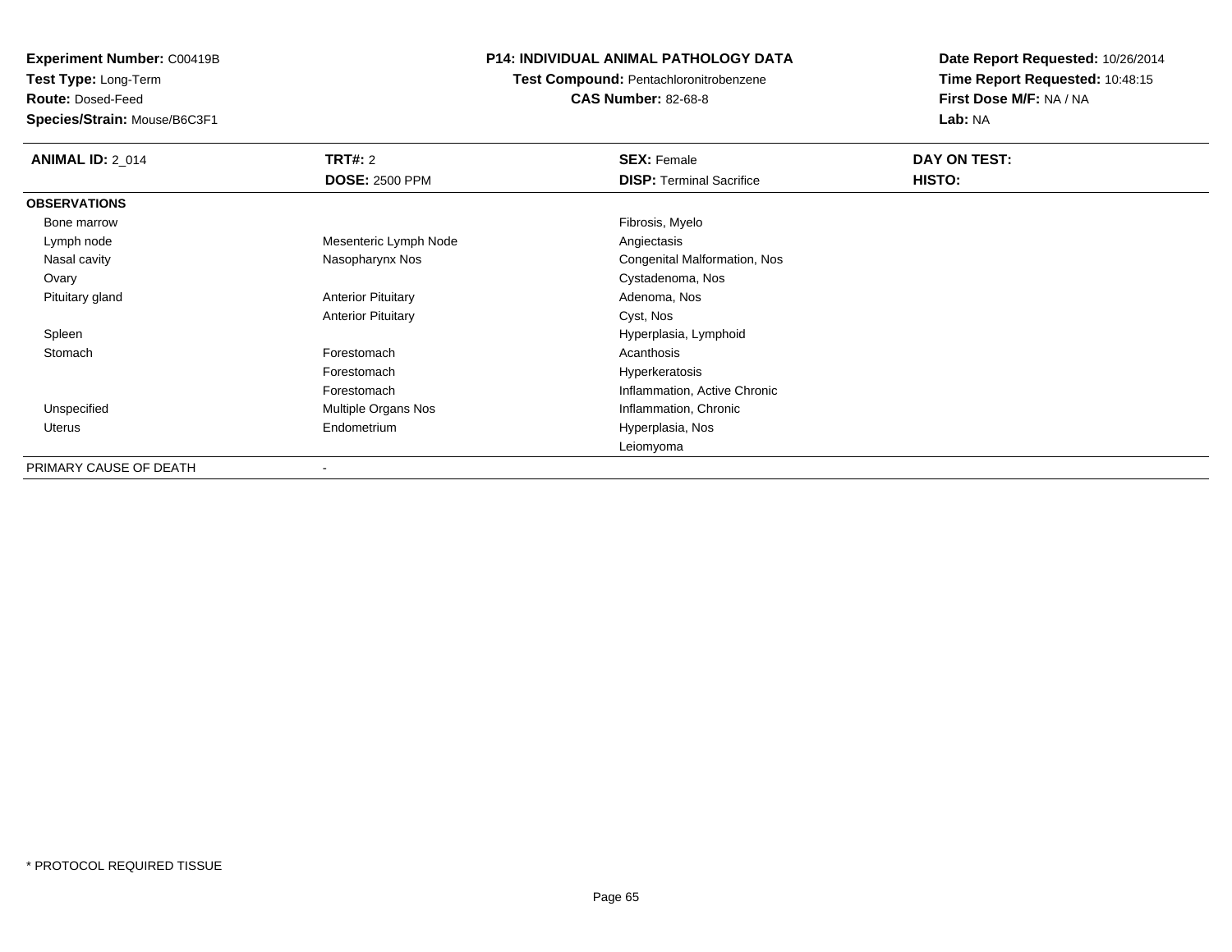**Experiment Number:** C00419B
**Test Type:** Long-Term
**Route:** Dosed-Feed
**Species/Strain:** Mouse/B6C3F1

**P14: INDIVIDUAL ANIMAL PATHOLOGY DATA**
**Test Compound:** Pentachloronitrobenzene
**CAS Number:** 82-68-8

**Date Report Requested:** 10/26/2014
**Time Report Requested:** 10:48:15
**First Dose M/F:** NA / NA
**Lab:** NA

| **ANIMAL ID:** 2_014 | **TRT#:** 2 | **SEX:** Female | **DAY ON TEST:** |
|---|---|---|---|
| | **DOSE:** 2500 PPM | **DISP:** Terminal Sacrifice | **HISTO:** |
| **OBSERVATIONS** | | | |
| Bone marrow | | Fibrosis, Myelo | |
| Lymph node | Mesenteric Lymph Node | Angiectasis | |
| Nasal cavity | Nasopharynx Nos | Congenital Malformation, Nos | |
| Ovary | | Cystadenoma, Nos | |
| Pituitary gland | Anterior Pituitary | Adenoma, Nos | |
| | Anterior Pituitary | Cyst, Nos | |
| Spleen | | Hyperplasia, Lymphoid | |
| Stomach | Forestomach | Acanthosis | |
| | Forestomach | Hyperkeratosis | |
| | Forestomach | Inflammation, Active Chronic | |
| Unspecified | Multiple Organs Nos | Inflammation, Chronic | |
| Uterus | Endometrium | Hyperplasia, Nos | |
| | | Leiomyoma | |
| PRIMARY CAUSE OF DEATH | - | | |

* PROTOCOL REQUIRED TISSUE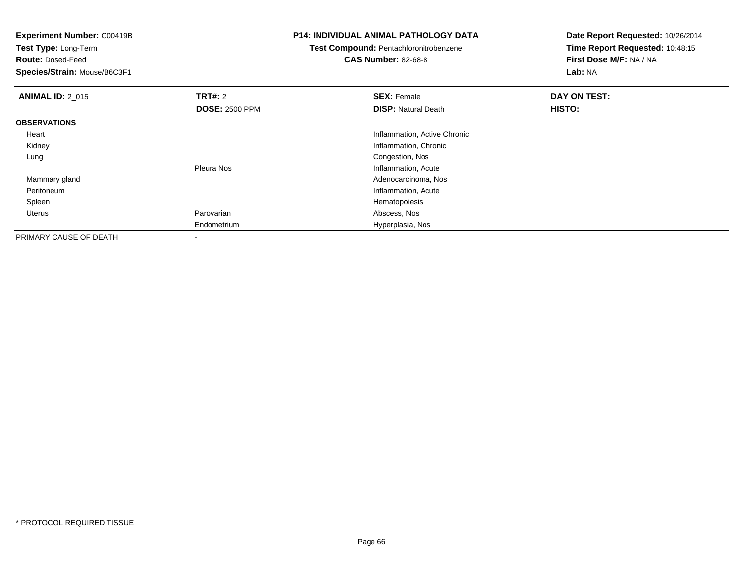**Experiment Number:** C00419B
**Test Type:** Long-Term
**Route:** Dosed-Feed
**Species/Strain:** Mouse/B6C3F1

**P14: INDIVIDUAL ANIMAL PATHOLOGY DATA**
**Test Compound:** Pentachloronitrobenzene
**CAS Number:** 82-68-8

**Date Report Requested:** 10/26/2014
**Time Report Requested:** 10:48:15
**First Dose M/F:** NA / NA
**Lab:** NA

| **ANIMAL ID:** 2_015 | **TRT#:** 2 | **SEX:** Female | **DAY ON TEST:** |
|---|---|---|---|
| | **DOSE:** 2500 PPM | **DISP:** Natural Death | **HISTO:** |
| **OBSERVATIONS** | | | |
| Heart | | Inflammation, Active Chronic | |
| Kidney | | Inflammation, Chronic | |
| Lung | | Congestion, Nos | |
| | Pleura Nos | Inflammation, Acute | |
| Mammary gland | | Adenocarcinoma, Nos | |
| Peritoneum | | Inflammation, Acute | |
| Spleen | | Hematopoiesis | |
| Uterus | Parovarian | Abscess, Nos | |
| | Endometrium | Hyperplasia, Nos | |
| PRIMARY CAUSE OF DEATH | - | | |

* PROTOCOL REQUIRED TISSUE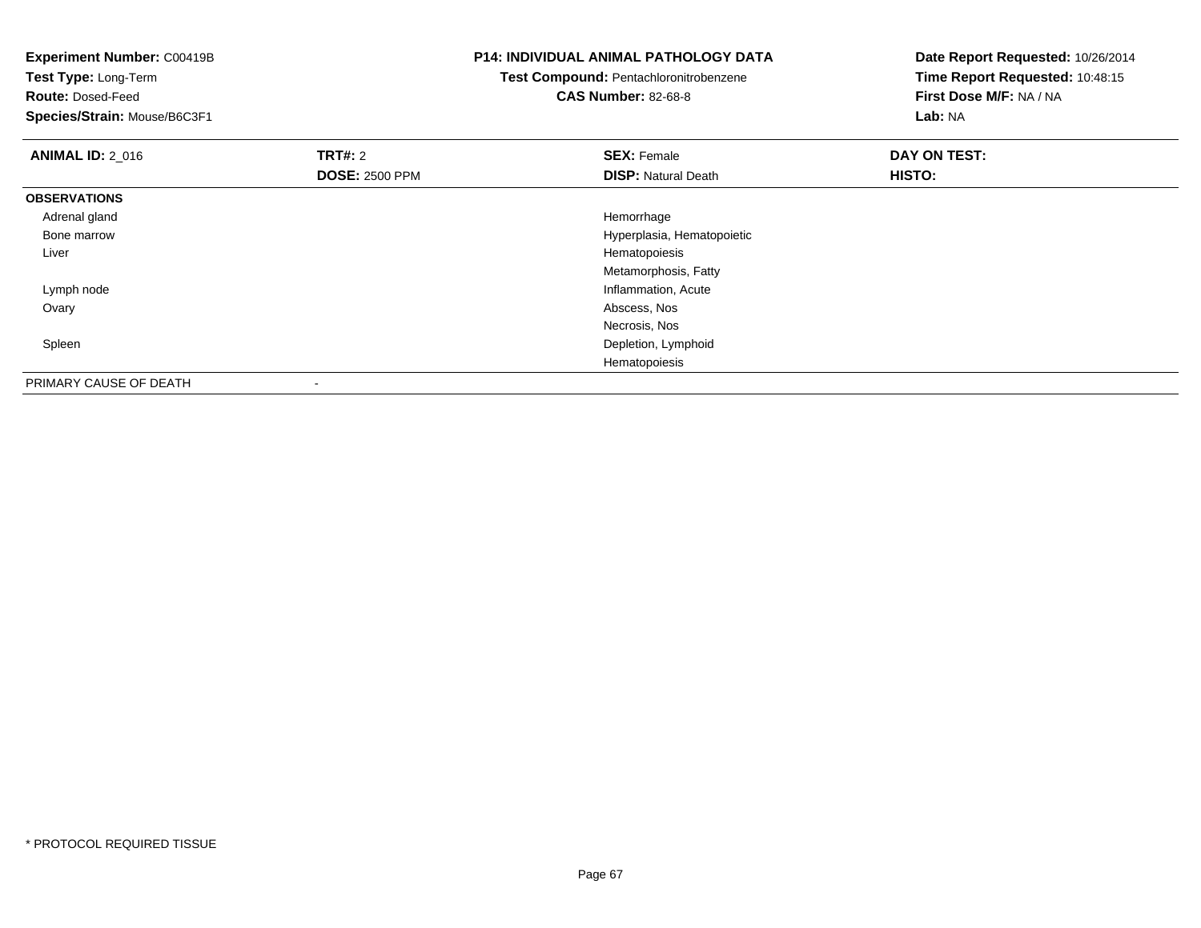**Experiment Number:** C00419B
**Test Type:** Long-Term
**Route:** Dosed-Feed
**Species/Strain:** Mouse/B6C3F1

**P14: INDIVIDUAL ANIMAL PATHOLOGY DATA**
**Test Compound:** Pentachloronitrobenzene
**CAS Number:** 82-68-8

**Date Report Requested:** 10/26/2014
**Time Report Requested:** 10:48:15
**First Dose M/F:** NA / NA
**Lab:** NA

| **ANIMAL ID:** 2_016 | **TRT#:** 2 | **SEX:** Female | **DAY ON TEST:** |
|---|---|---|---|
| | **DOSE:** 2500 PPM | **DISP:** Natural Death | **HISTO:** |
| **OBSERVATIONS** | | | |
| Adrenal gland | | Hemorrhage | |
| Bone marrow | | Hyperplasia, Hematopoietic | |
| Liver | | Hematopoiesis | |
| | | Metamorphosis, Fatty | |
| Lymph node | | Inflammation, Acute | |
| Ovary | | Abscess, Nos | |
| | | Necrosis, Nos | |
| Spleen | | Depletion, Lymphoid | |
| | | Hematopoiesis | |
| PRIMARY CAUSE OF DEATH | - | | |

* PROTOCOL REQUIRED TISSUE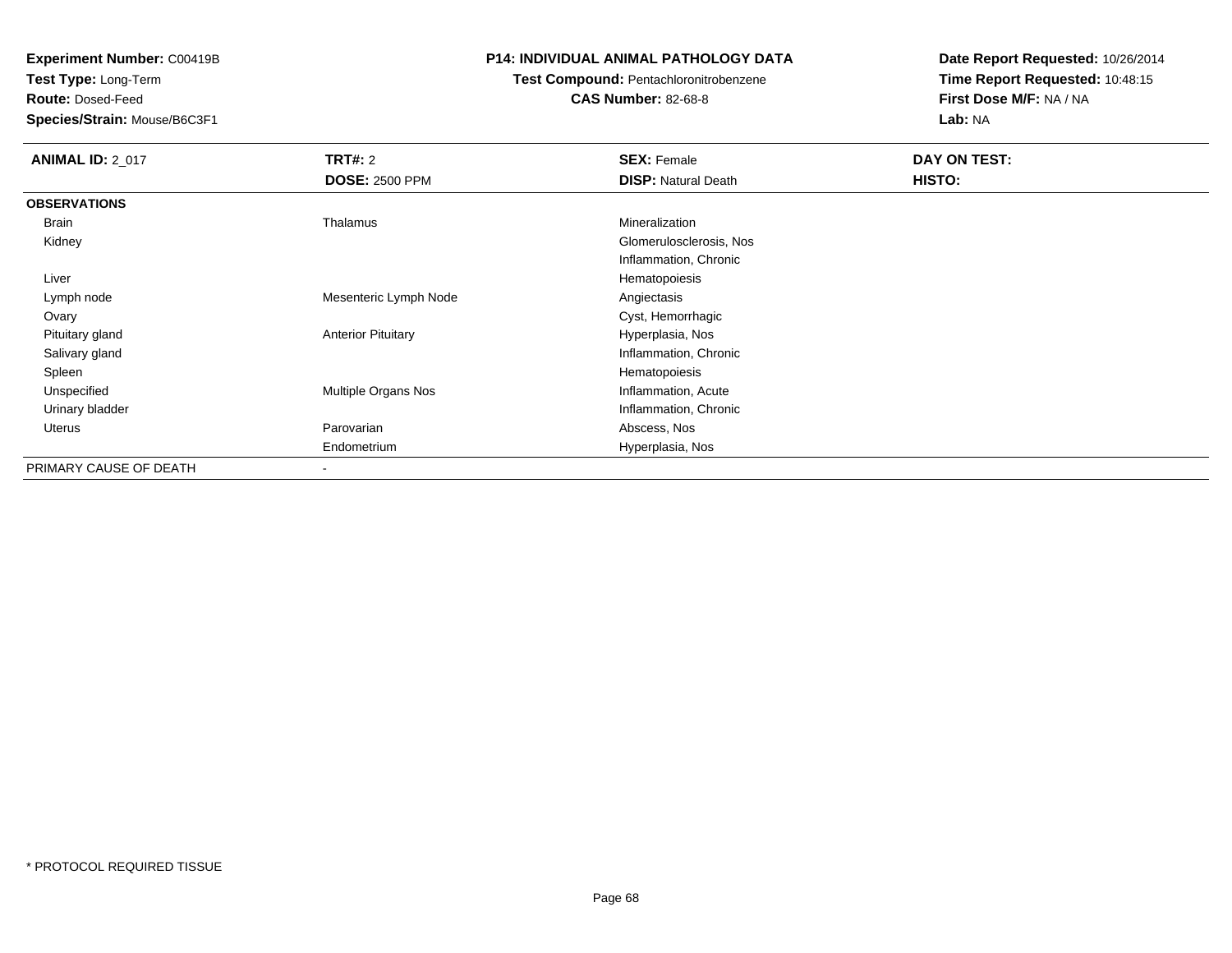**Experiment Number:** C00419B
**Test Type:** Long-Term
**Route:** Dosed-Feed
**Species/Strain:** Mouse/B6C3F1

**P14: INDIVIDUAL ANIMAL PATHOLOGY DATA**
**Test Compound:** Pentachloronitrobenzene
**CAS Number:** 82-68-8

**Date Report Requested:** 10/26/2014
**Time Report Requested:** 10:48:15
**First Dose M/F:** NA / NA
**Lab:** NA

| **ANIMAL ID:** 2_017 | **TRT#:** 2 | **SEX:** Female | **DAY ON TEST:** |
|---|---|---|---|
| | **DOSE:** 2500 PPM | **DISP:** Natural Death | **HISTO:** |
| **OBSERVATIONS** | | | |
| Brain | Thalamus | Mineralization | |
| Kidney | | Glomerulosclerosis, Nos | |
| | | Inflammation, Chronic | |
| Liver | | Hematopoiesis | |
| Lymph node | Mesenteric Lymph Node | Angiectasis | |
| Ovary | | Cyst, Hemorrhagic | |
| Pituitary gland | Anterior Pituitary | Hyperplasia, Nos | |
| Salivary gland | | Inflammation, Chronic | |
| Spleen | | Hematopoiesis | |
| Unspecified | Multiple Organs Nos | Inflammation, Acute | |
| Urinary bladder | | Inflammation, Chronic | |
| Uterus | Parovarian | Abscess, Nos | |
| | Endometrium | Hyperplasia, Nos | |
| PRIMARY CAUSE OF DEATH | - | | |

\* PROTOCOL REQUIRED TISSUE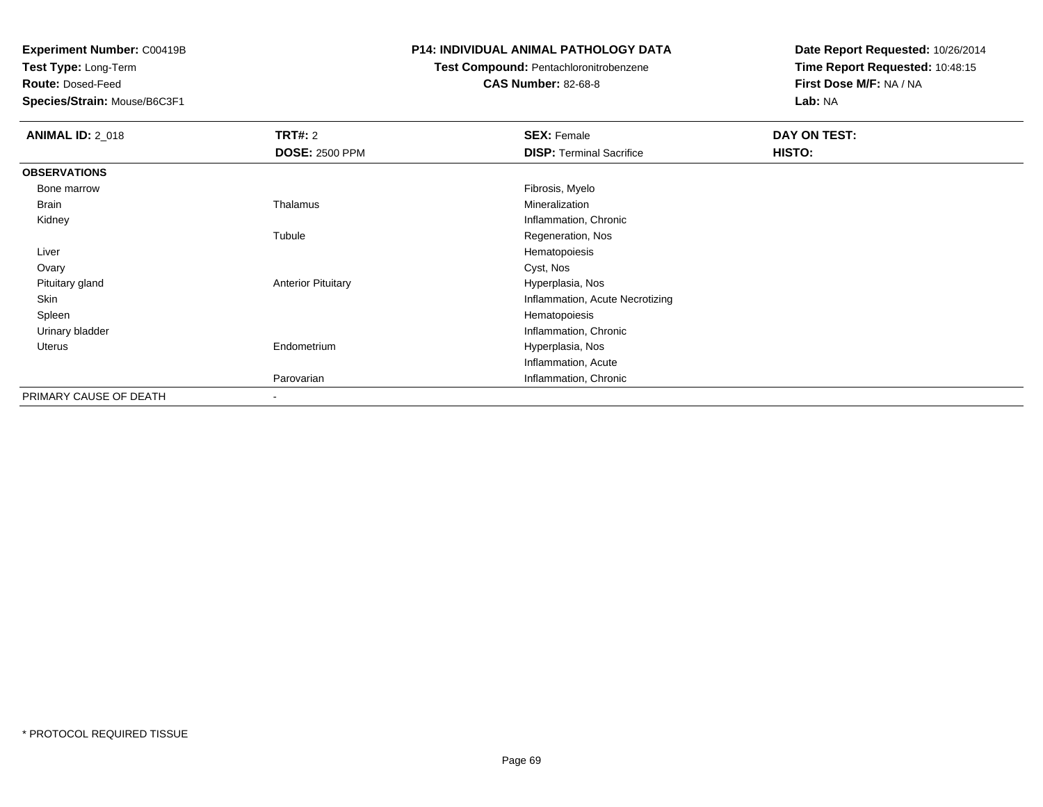**Experiment Number:** C00419B
**Test Type:** Long-Term
**Route:** Dosed-Feed
**Species/Strain:** Mouse/B6C3F1

**P14: INDIVIDUAL ANIMAL PATHOLOGY DATA**
**Test Compound:** Pentachloronitrobenzene
**CAS Number:** 82-68-8

**Date Report Requested:** 10/26/2014
**Time Report Requested:** 10:48:15
**First Dose M/F:** NA / NA
**Lab:** NA

| **ANIMAL ID:** 2_018 | **TRT#:** 2 | **SEX:** Female | **DAY ON TEST:** |
|---|---|---|---|
| | **DOSE:** 2500 PPM | **DISP:** Terminal Sacrifice | **HISTO:** |
| **OBSERVATIONS** | | | |
| Bone marrow | | Fibrosis, Myelo | |
| Brain | Thalamus | Mineralization | |
| Kidney | | Inflammation, Chronic | |
| | Tubule | Regeneration, Nos | |
| Liver | | Hematopoiesis | |
| Ovary | | Cyst, Nos | |
| Pituitary gland | Anterior Pituitary | Hyperplasia, Nos | |
| Skin | | Inflammation, Acute Necrotizing | |
| Spleen | | Hematopoiesis | |
| Urinary bladder | | Inflammation, Chronic | |
| Uterus | Endometrium | Hyperplasia, Nos | |
| | | Inflammation, Acute | |
| | Parovarian | Inflammation, Chronic | |
| PRIMARY CAUSE OF DEATH | - | | |

* PROTOCOL REQUIRED TISSUE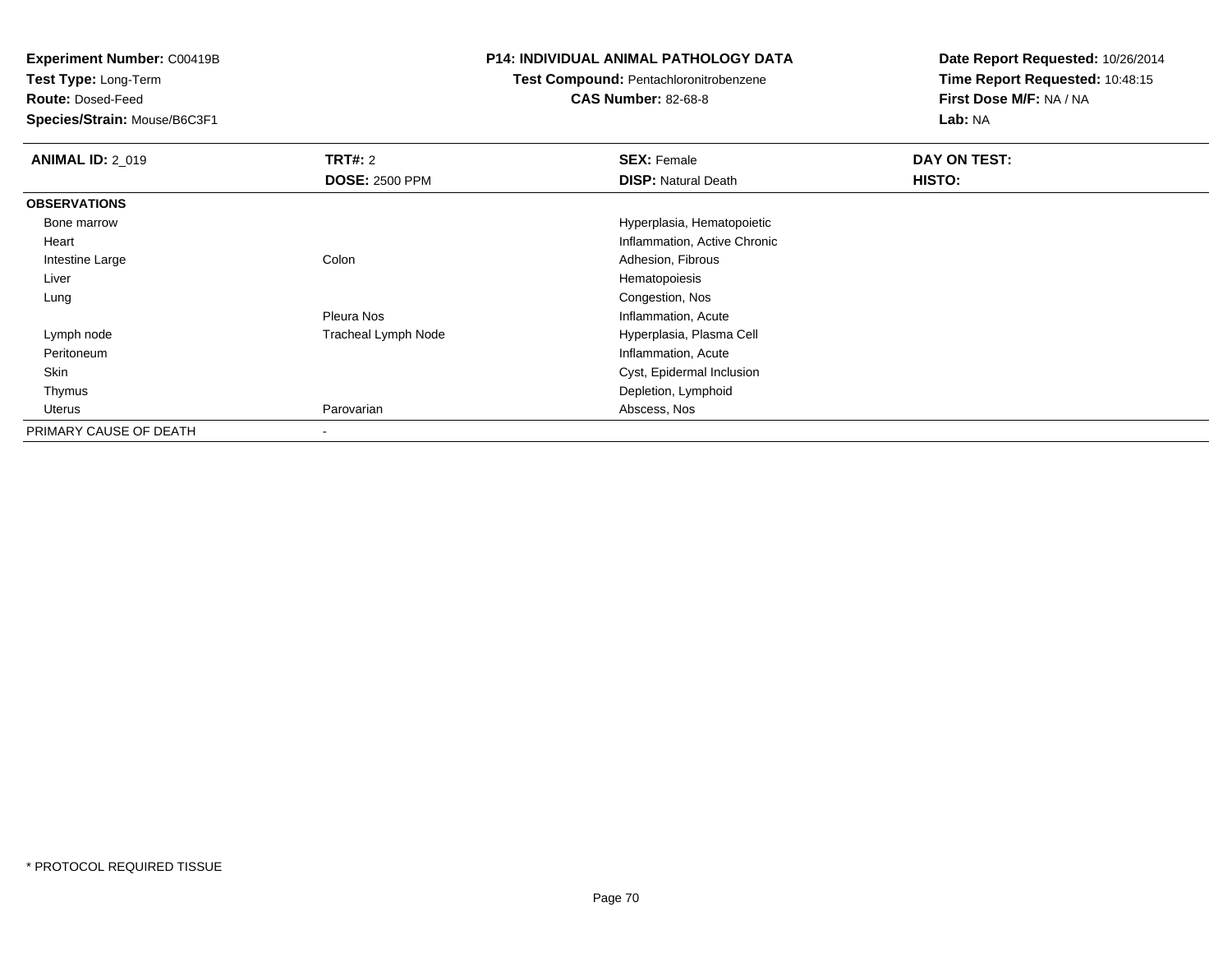**Experiment Number:** C00419B
**Test Type:** Long-Term
**Route:** Dosed-Feed
**Species/Strain:** Mouse/B6C3F1

**P14: INDIVIDUAL ANIMAL PATHOLOGY DATA**
**Test Compound:** Pentachloronitrobenzene
**CAS Number:** 82-68-8

**Date Report Requested:** 10/26/2014
**Time Report Requested:** 10:48:15
**First Dose M/F:** NA / NA
**Lab:** NA

| **ANIMAL ID:** 2_019 | **TRT#:** 2 | **SEX:** Female | **DAY ON TEST:** |
|---|---|---|---|
| | **DOSE:** 2500 PPM | **DISP:** Natural Death | **HISTO:** |
| **OBSERVATIONS** | | | |
| Bone marrow | | Hyperplasia, Hematopoietic | |
| Heart | | Inflammation, Active Chronic | |
| Intestine Large | Colon | Adhesion, Fibrous | |
| Liver | | Hematopoiesis | |
| Lung | | Congestion, Nos | |
| | Pleura Nos | Inflammation, Acute | |
| Lymph node | Tracheal Lymph Node | Hyperplasia, Plasma Cell | |
| Peritoneum | | Inflammation, Acute | |
| Skin | | Cyst, Epidermal Inclusion | |
| Thymus | | Depletion, Lymphoid | |
| Uterus | Parovarian | Abscess, Nos | |
| PRIMARY CAUSE OF DEATH | - | | |

* PROTOCOL REQUIRED TISSUE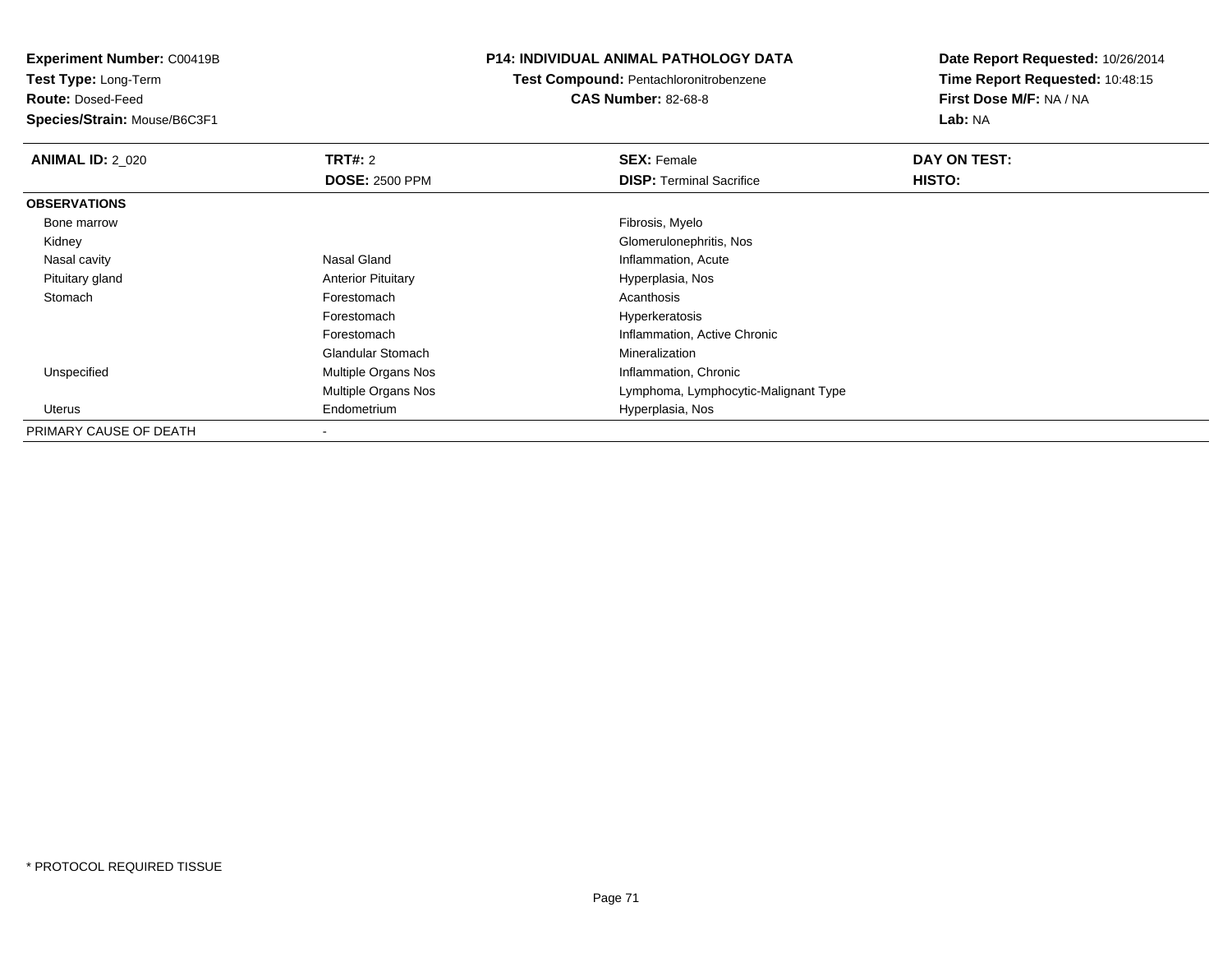**Experiment Number:** C00419B
**Test Type:** Long-Term
**Route:** Dosed-Feed
**Species/Strain:** Mouse/B6C3F1

**P14: INDIVIDUAL ANIMAL PATHOLOGY DATA**
**Test Compound:** Pentachloronitrobenzene
**CAS Number:** 82-68-8

**Date Report Requested:** 10/26/2014
**Time Report Requested:** 10:48:15
**First Dose M/F:** NA / NA
**Lab:** NA

| **ANIMAL ID:** 2_020 | **TRT#:** 2 | **SEX:** Female | **DAY ON TEST:** |
|---|---|---|---|
| | **DOSE:** 2500 PPM | **DISP:** Terminal Sacrifice | **HISTO:** |
| **OBSERVATIONS** | | | |
| Bone marrow | | Fibrosis, Myelo | |
| Kidney | | Glomerulonephritis, Nos | |
| Nasal cavity | Nasal Gland | Inflammation, Acute | |
| Pituitary gland | Anterior Pituitary | Hyperplasia, Nos | |
| Stomach | Forestomach | Acanthosis | |
| | Forestomach | Hyperkeratosis | |
| | Forestomach | Inflammation, Active Chronic | |
| | Glandular Stomach | Mineralization | |
| Unspecified | Multiple Organs Nos | Inflammation, Chronic | |
| | Multiple Organs Nos | Lymphoma, Lymphocytic-Malignant Type | |
| Uterus | Endometrium | Hyperplasia, Nos | |
| PRIMARY CAUSE OF DEATH | - | | |

* PROTOCOL REQUIRED TISSUE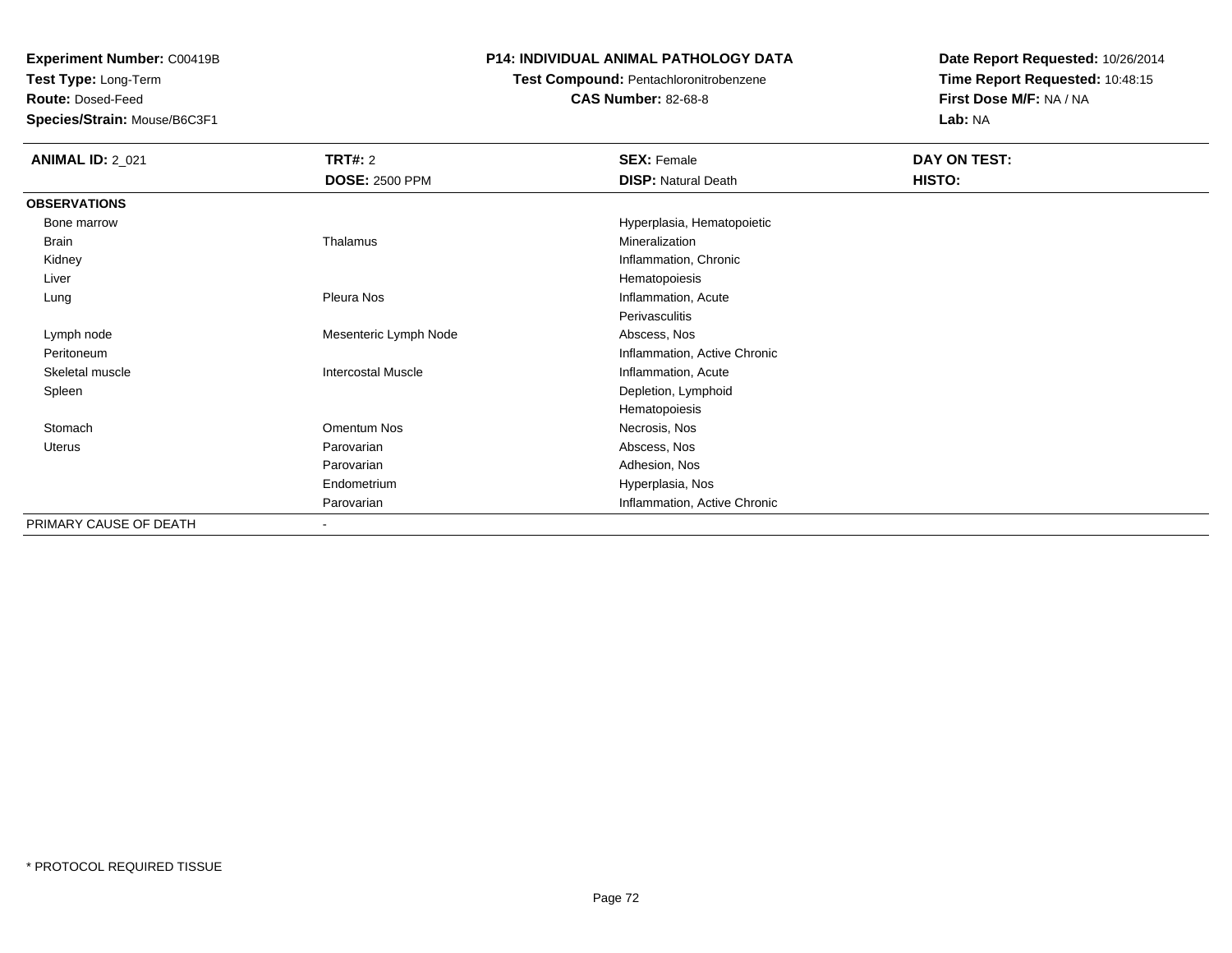**Experiment Number:** C00419B
**Test Type:** Long-Term
**Route:** Dosed-Feed
**Species/Strain:** Mouse/B6C3F1

**P14: INDIVIDUAL ANIMAL PATHOLOGY DATA**
**Test Compound:** Pentachloronitrobenzene
**CAS Number:** 82-68-8

**Date Report Requested:** 10/26/2014
**Time Report Requested:** 10:48:15
**First Dose M/F:** NA / NA
**Lab:** NA

| **ANIMAL ID:** 2_021 | **TRT#:** 2 | **SEX:** Female | **DAY ON TEST:** |
|---|---|---|---|
| | **DOSE:** 2500 PPM | **DISP:** Natural Death | **HISTO:** |
| **OBSERVATIONS** | | | |
| Bone marrow | | Hyperplasia, Hematopoietic | |
| Brain | Thalamus | Mineralization | |
| Kidney | | Inflammation, Chronic | |
| Liver | | Hematopoiesis | |
| Lung | Pleura Nos | Inflammation, Acute | |
| | | Perivasculitis | |
| Lymph node | Mesenteric Lymph Node | Abscess, Nos | |
| Peritoneum | | Inflammation, Active Chronic | |
| Skeletal muscle | Intercostal Muscle | Inflammation, Acute | |
| Spleen | | Depletion, Lymphoid | |
| | | Hematopoiesis | |
| Stomach | Omentum Nos | Necrosis, Nos | |
| Uterus | Parovarian | Abscess, Nos | |
| | Parovarian | Adhesion, Nos | |
| | Endometrium | Hyperplasia, Nos | |
| | Parovarian | Inflammation, Active Chronic | |
| PRIMARY CAUSE OF DEATH | - | | |

* PROTOCOL REQUIRED TISSUE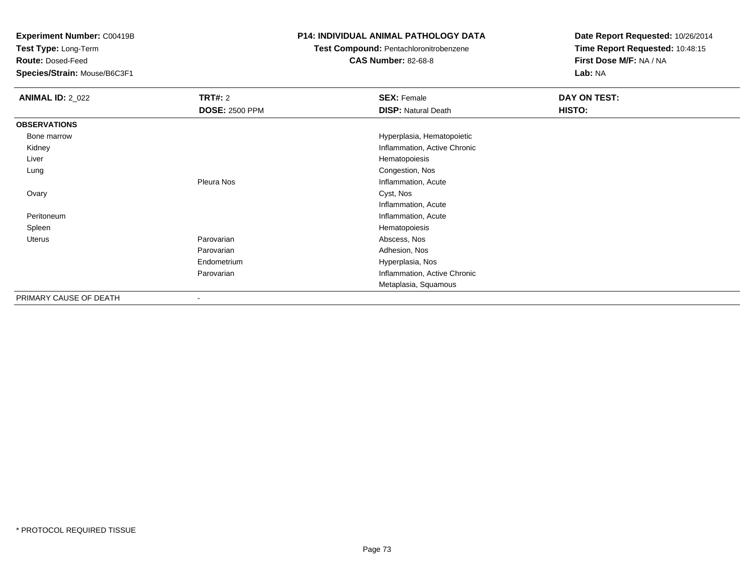**Experiment Number:** C00419B
**Test Type:** Long-Term
**Route:** Dosed-Feed
**Species/Strain:** Mouse/B6C3F1

**P14: INDIVIDUAL ANIMAL PATHOLOGY DATA**
**Test Compound:** Pentachloronitrobenzene
**CAS Number:** 82-68-8

**Date Report Requested:** 10/26/2014
**Time Report Requested:** 10:48:15
**First Dose M/F:** NA / NA
**Lab:** NA

| **ANIMAL ID:** 2_022 | **TRT#:** 2 | **SEX:** Female | **DAY ON TEST:** |
|---|---|---|---|
| | **DOSE:** 2500 PPM | **DISP:** Natural Death | **HISTO:** |
| **OBSERVATIONS** | | | |
| Bone marrow | | Hyperplasia, Hematopoietic | |
| Kidney | | Inflammation, Active Chronic | |
| Liver | | Hematopoiesis | |
| Lung | | Congestion, Nos | |
| | Pleura Nos | Inflammation, Acute | |
| Ovary | | Cyst, Nos | |
| | | Inflammation, Acute | |
| Peritoneum | | Inflammation, Acute | |
| Spleen | | Hematopoiesis | |
| Uterus | Parovarian | Abscess, Nos | |
| | Parovarian | Adhesion, Nos | |
| | Endometrium | Hyperplasia, Nos | |
| | Parovarian | Inflammation, Active Chronic | |
| | | Metaplasia, Squamous | |
| PRIMARY CAUSE OF DEATH | - | | |

* PROTOCOL REQUIRED TISSUE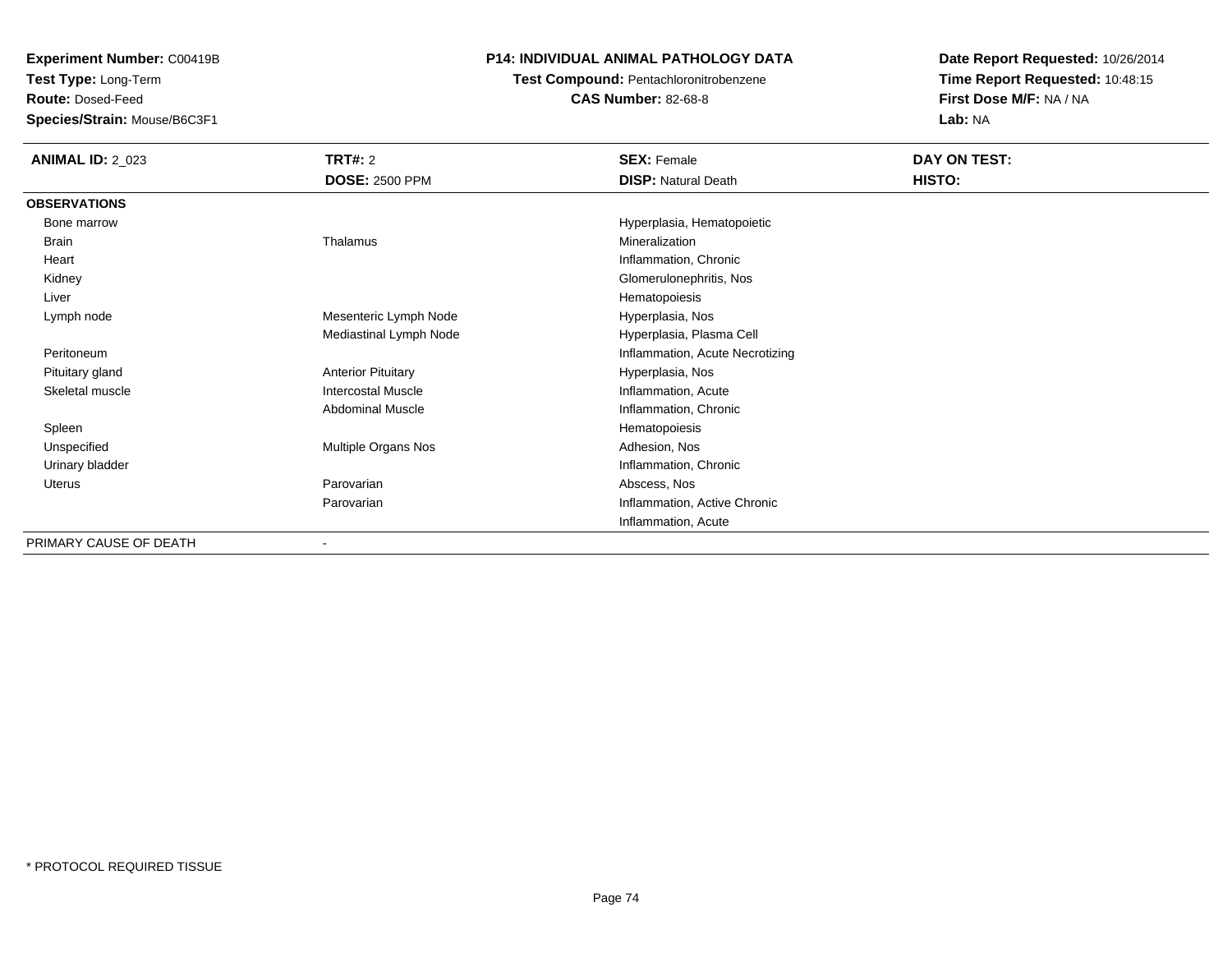**Experiment Number:** C00419B
**Test Type:** Long-Term
**Route:** Dosed-Feed
**Species/Strain:** Mouse/B6C3F1

**P14: INDIVIDUAL ANIMAL PATHOLOGY DATA**
**Test Compound:** Pentachloronitrobenzene
**CAS Number:** 82-68-8

**Date Report Requested:** 10/26/2014
**Time Report Requested:** 10:48:15
**First Dose M/F:** NA / NA
**Lab:** NA

| **ANIMAL ID:** 2_023 | **TRT#:** 2 | **SEX:** Female | **DAY ON TEST:** |
|---|---|---|---|
| | **DOSE:** 2500 PPM | **DISP:** Natural Death | **HISTO:** |
| **OBSERVATIONS** | | | |
| Bone marrow | | Hyperplasia, Hematopoietic | |
| Brain | Thalamus | Mineralization | |
| Heart | | Inflammation, Chronic | |
| Kidney | | Glomerulonephritis, Nos | |
| Liver | | Hematopoiesis | |
| Lymph node | Mesenteric Lymph Node | Hyperplasia, Nos | |
| | Mediastinal Lymph Node | Hyperplasia, Plasma Cell | |
| Peritoneum | | Inflammation, Acute Necrotizing | |
| Pituitary gland | Anterior Pituitary | Hyperplasia, Nos | |
| Skeletal muscle | Intercostal Muscle | Inflammation, Acute | |
| | Abdominal Muscle | Inflammation, Chronic | |
| Spleen | | Hematopoiesis | |
| Unspecified | Multiple Organs Nos | Adhesion, Nos | |
| Urinary bladder | | Inflammation, Chronic | |
| Uterus | Parovarian | Abscess, Nos | |
| | Parovarian | Inflammation, Active Chronic | |
| | | Inflammation, Acute | |
| PRIMARY CAUSE OF DEATH | - | | |

* PROTOCOL REQUIRED TISSUE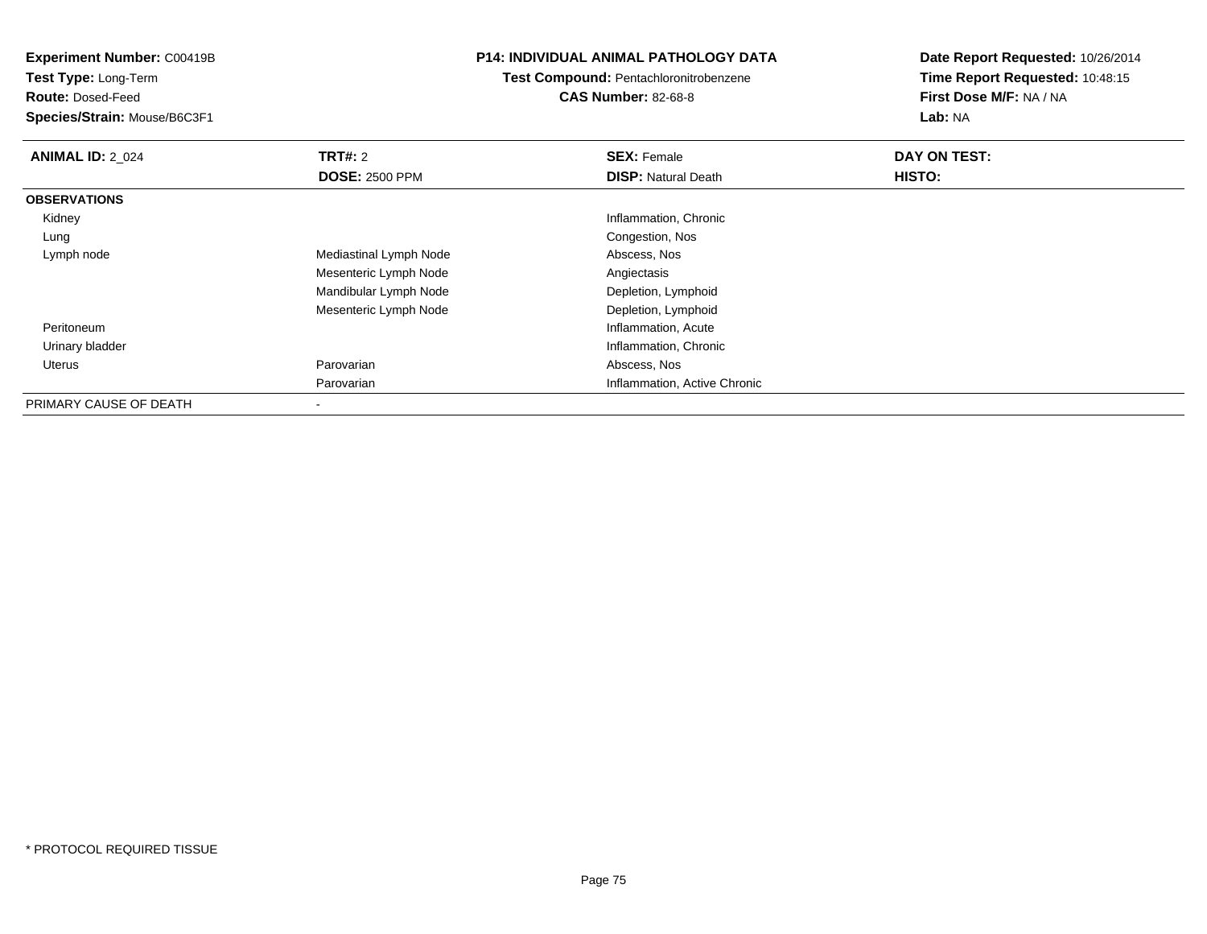**Experiment Number:** C00419B
**Test Type:** Long-Term
**Route:** Dosed-Feed
**Species/Strain:** Mouse/B6C3F1

**P14: INDIVIDUAL ANIMAL PATHOLOGY DATA**
**Test Compound:** Pentachloronitrobenzene
**CAS Number:** 82-68-8

**Date Report Requested:** 10/26/2014
**Time Report Requested:** 10:48:15
**First Dose M/F:** NA / NA
**Lab:** NA

| **ANIMAL ID:** 2_024 | **TRT#:** 2 | **SEX:** Female | **DAY ON TEST:** |
|---|---|---|---|
| | **DOSE:** 2500 PPM | **DISP:** Natural Death | **HISTO:** |
| **OBSERVATIONS** | | | |
| Kidney | | Inflammation, Chronic | |
| Lung | | Congestion, Nos | |
| Lymph node | Mediastinal Lymph Node | Abscess, Nos | |
| | Mesenteric Lymph Node | Angiectasis | |
| | Mandibular Lymph Node | Depletion, Lymphoid | |
| | Mesenteric Lymph Node | Depletion, Lymphoid | |
| Peritoneum | | Inflammation, Acute | |
| Urinary bladder | | Inflammation, Chronic | |
| Uterus | Parovarian | Abscess, Nos | |
| | Parovarian | Inflammation, Active Chronic | |
| PRIMARY CAUSE OF DEATH | - | | |

* PROTOCOL REQUIRED TISSUE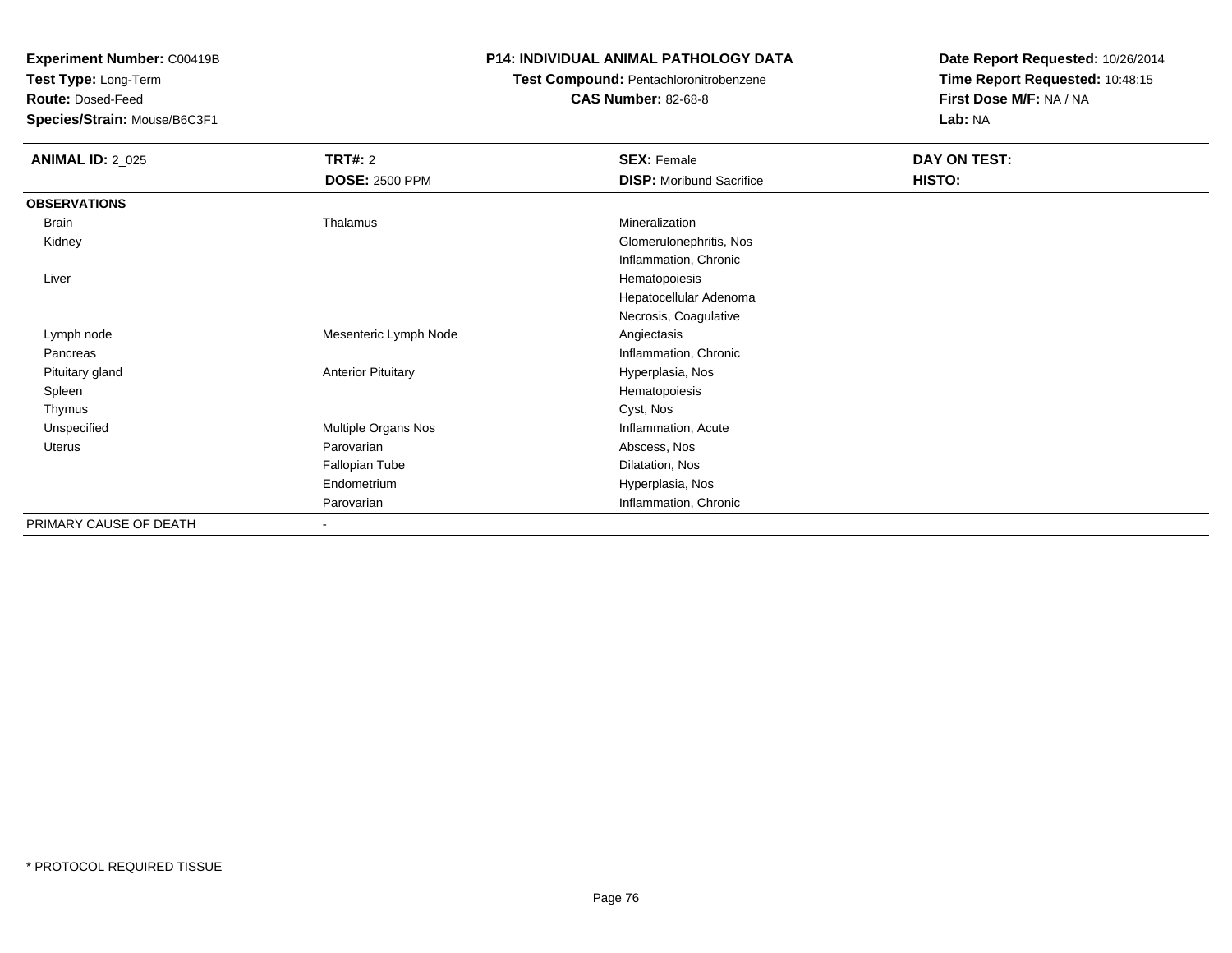**Experiment Number:** C00419B
**Test Type:** Long-Term
**Route:** Dosed-Feed
**Species/Strain:** Mouse/B6C3F1

**P14: INDIVIDUAL ANIMAL PATHOLOGY DATA**
**Test Compound:** Pentachloronitrobenzene
**CAS Number:** 82-68-8

**Date Report Requested:** 10/26/2014
**Time Report Requested:** 10:48:15
**First Dose M/F:** NA / NA
**Lab:** NA

| **ANIMAL ID:** 2_025 | **TRT#:** 2 | **SEX:** Female | **DAY ON TEST:** |
|---|---|---|---|
| | **DOSE:** 2500 PPM | **DISP:** Moribund Sacrifice | **HISTO:** |
| **OBSERVATIONS** | | | |
| Brain | Thalamus | Mineralization | |
| Kidney | | Glomerulonephritis, Nos | |
| | | Inflammation, Chronic | |
| Liver | | Hematopoiesis | |
| | | Hepatocellular Adenoma | |
| | | Necrosis, Coagulative | |
| Lymph node | Mesenteric Lymph Node | Angiectasis | |
| Pancreas | | Inflammation, Chronic | |
| Pituitary gland | Anterior Pituitary | Hyperplasia, Nos | |
| Spleen | | Hematopoiesis | |
| Thymus | | Cyst, Nos | |
| Unspecified | Multiple Organs Nos | Inflammation, Acute | |
| Uterus | Parovarian | Abscess, Nos | |
| | Fallopian Tube | Dilatation, Nos | |
| | Endometrium | Hyperplasia, Nos | |
| | Parovarian | Inflammation, Chronic | |
| PRIMARY CAUSE OF DEATH | - | | |

* PROTOCOL REQUIRED TISSUE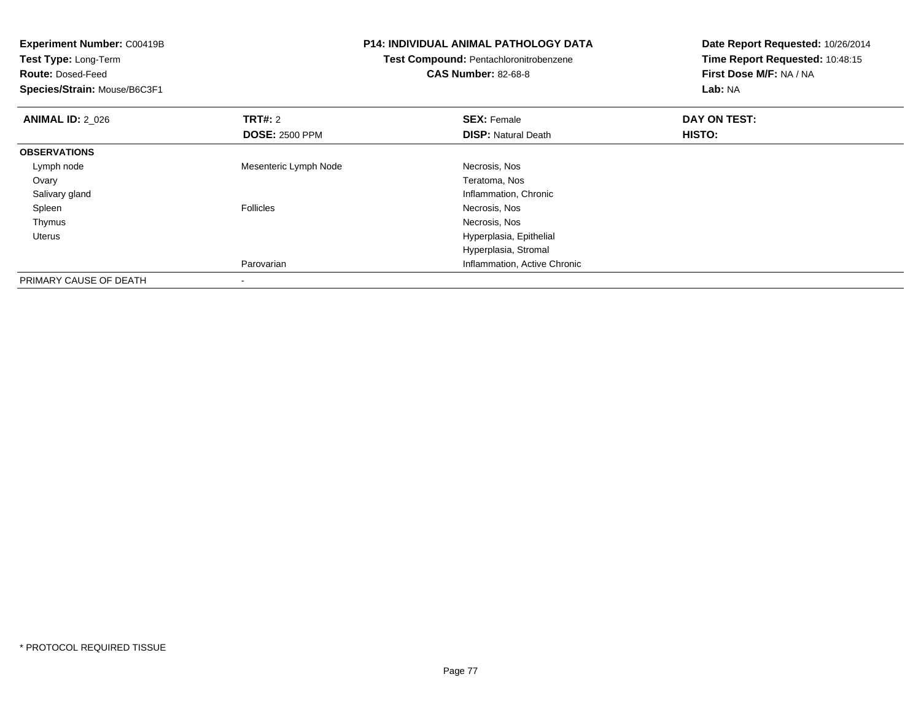**Experiment Number:** C00419B
**Test Type:** Long-Term
**Route:** Dosed-Feed
**Species/Strain:** Mouse/B6C3F1

**P14: INDIVIDUAL ANIMAL PATHOLOGY DATA**
**Test Compound:** Pentachloronitrobenzene
**CAS Number:** 82-68-8

**Date Report Requested:** 10/26/2014
**Time Report Requested:** 10:48:15
**First Dose M/F:** NA / NA
**Lab:** NA

| **ANIMAL ID:** 2_026 | **TRT#:** 2 | **SEX:** Female | **DAY ON TEST:** |
|---|---|---|---|
| | **DOSE:** 2500 PPM | **DISP:** Natural Death | **HISTO:** |
| **OBSERVATIONS** | | | |
| Lymph node | Mesenteric Lymph Node | Necrosis, Nos | |
| Ovary | | Teratoma, Nos | |
| Salivary gland | | Inflammation, Chronic | |
| Spleen | Follicles | Necrosis, Nos | |
| Thymus | | Necrosis, Nos | |
| Uterus | | Hyperplasia, Epithelial | |
| | | Hyperplasia, Stromal | |
| | Parovarian | Inflammation, Active Chronic | |
| PRIMARY CAUSE OF DEATH | - | | |

* PROTOCOL REQUIRED TISSUE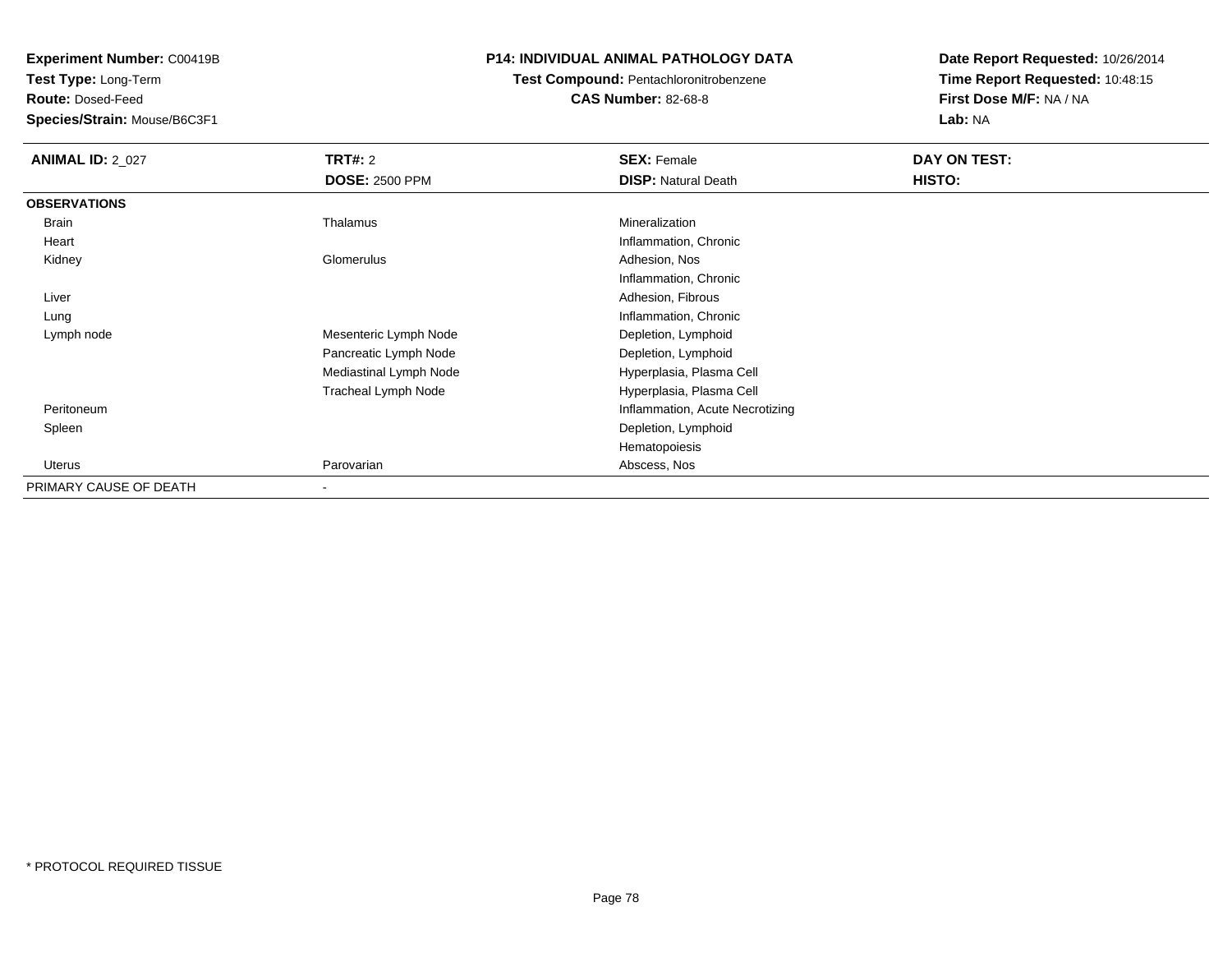**Experiment Number:** C00419B
**Test Type:** Long-Term
**Route:** Dosed-Feed
**Species/Strain:** Mouse/B6C3F1

**P14: INDIVIDUAL ANIMAL PATHOLOGY DATA**
**Test Compound:** Pentachloronitrobenzene
**CAS Number:** 82-68-8

**Date Report Requested:** 10/26/2014
**Time Report Requested:** 10:48:15
**First Dose M/F:** NA / NA
**Lab:** NA

| **ANIMAL ID:** 2_027 | **TRT#:** 2 | **SEX:** Female | **DAY ON TEST:** |
|---|---|---|---|
| | **DOSE:** 2500 PPM | **DISP:** Natural Death | **HISTO:** |
| **OBSERVATIONS** | | | |
| Brain | Thalamus | Mineralization | |
| Heart | | Inflammation, Chronic | |
| Kidney | Glomerulus | Adhesion, Nos | |
| | | Inflammation, Chronic | |
| Liver | | Adhesion, Fibrous | |
| Lung | | Inflammation, Chronic | |
| Lymph node | Mesenteric Lymph Node | Depletion, Lymphoid | |
| | Pancreatic Lymph Node | Depletion, Lymphoid | |
| | Mediastinal Lymph Node | Hyperplasia, Plasma Cell | |
| | Tracheal Lymph Node | Hyperplasia, Plasma Cell | |
| Peritoneum | | Inflammation, Acute Necrotizing | |
| Spleen | | Depletion, Lymphoid | |
| | | Hematopoiesis | |
| Uterus | Parovarian | Abscess, Nos | |
| PRIMARY CAUSE OF DEATH | - | | |

* PROTOCOL REQUIRED TISSUE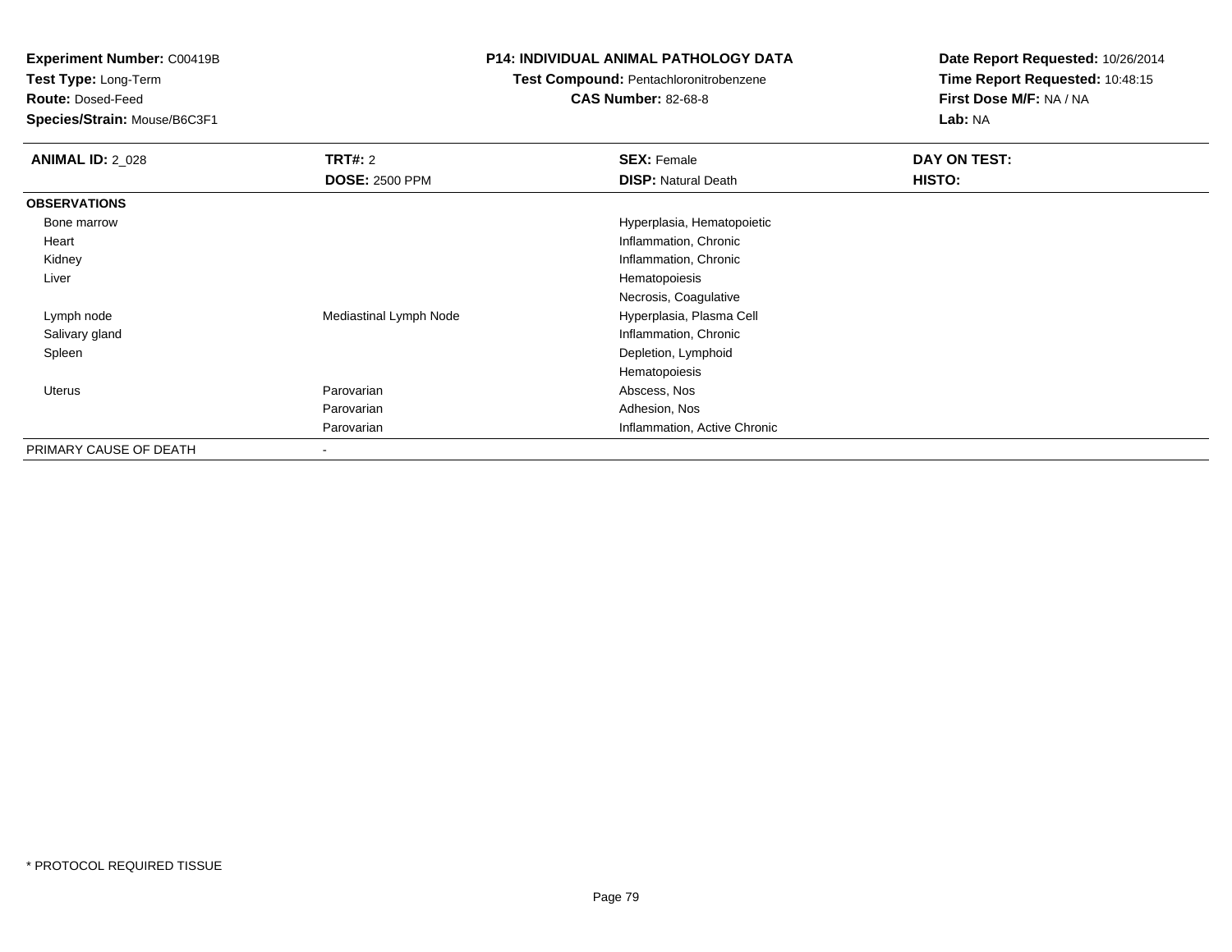**Experiment Number:** C00419B
**Test Type:** Long-Term
**Route:** Dosed-Feed
**Species/Strain:** Mouse/B6C3F1

**P14: INDIVIDUAL ANIMAL PATHOLOGY DATA**
**Test Compound:** Pentachloronitrobenzene
**CAS Number:** 82-68-8

**Date Report Requested:** 10/26/2014
**Time Report Requested:** 10:48:15
**First Dose M/F:** NA / NA
**Lab:** NA

| **ANIMAL ID:** 2_028 | **TRT#:** 2 | **SEX:** Female | **DAY ON TEST:** |
|---|---|---|---|
| | **DOSE:** 2500 PPM | **DISP:** Natural Death | **HISTO:** |
| **OBSERVATIONS** | | | |
| Bone marrow | | Hyperplasia, Hematopoietic | |
| Heart | | Inflammation, Chronic | |
| Kidney | | Inflammation, Chronic | |
| Liver | | Hematopoiesis | |
| | | Necrosis, Coagulative | |
| Lymph node | Mediastinal Lymph Node | Hyperplasia, Plasma Cell | |
| Salivary gland | | Inflammation, Chronic | |
| Spleen | | Depletion, Lymphoid | |
| | | Hematopoiesis | |
| Uterus | Parovarian | Abscess, Nos | |
| | Parovarian | Adhesion, Nos | |
| | Parovarian | Inflammation, Active Chronic | |
| PRIMARY CAUSE OF DEATH | - | | |

* PROTOCOL REQUIRED TISSUE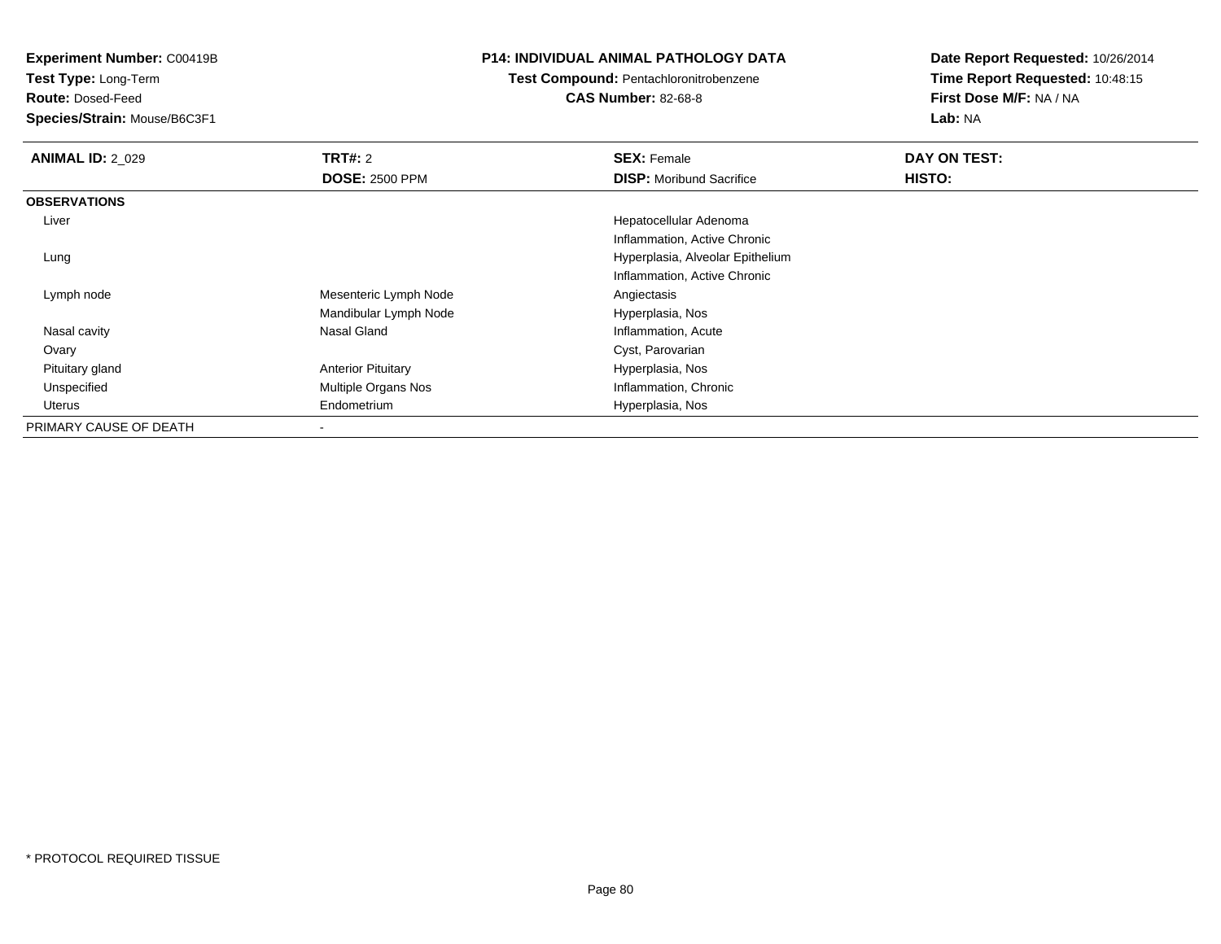**Experiment Number:** C00419B
**Test Type:** Long-Term
**Route:** Dosed-Feed
**Species/Strain:** Mouse/B6C3F1

**P14: INDIVIDUAL ANIMAL PATHOLOGY DATA**
**Test Compound:** Pentachloronitrobenzene
**CAS Number:** 82-68-8

**Date Report Requested:** 10/26/2014
**Time Report Requested:** 10:48:15
**First Dose M/F:** NA / NA
**Lab:** NA

| **ANIMAL ID:** 2_029 | **TRT#:** 2 | **SEX:** Female | **DAY ON TEST:** |
|---|---|---|---|
| | **DOSE:** 2500 PPM | **DISP:** Moribund Sacrifice | **HISTO:** |
| **OBSERVATIONS** | | | |
| Liver | | Hepatocellular Adenoma | |
| | | Inflammation, Active Chronic | |
| Lung | | Hyperplasia, Alveolar Epithelium | |
| | | Inflammation, Active Chronic | |
| Lymph node | Mesenteric Lymph Node | Angiectasis | |
| | Mandibular Lymph Node | Hyperplasia, Nos | |
| Nasal cavity | Nasal Gland | Inflammation, Acute | |
| Ovary | | Cyst, Parovarian | |
| Pituitary gland | Anterior Pituitary | Hyperplasia, Nos | |
| Unspecified | Multiple Organs Nos | Inflammation, Chronic | |
| Uterus | Endometrium | Hyperplasia, Nos | |
| PRIMARY CAUSE OF DEATH | - | | |

* PROTOCOL REQUIRED TISSUE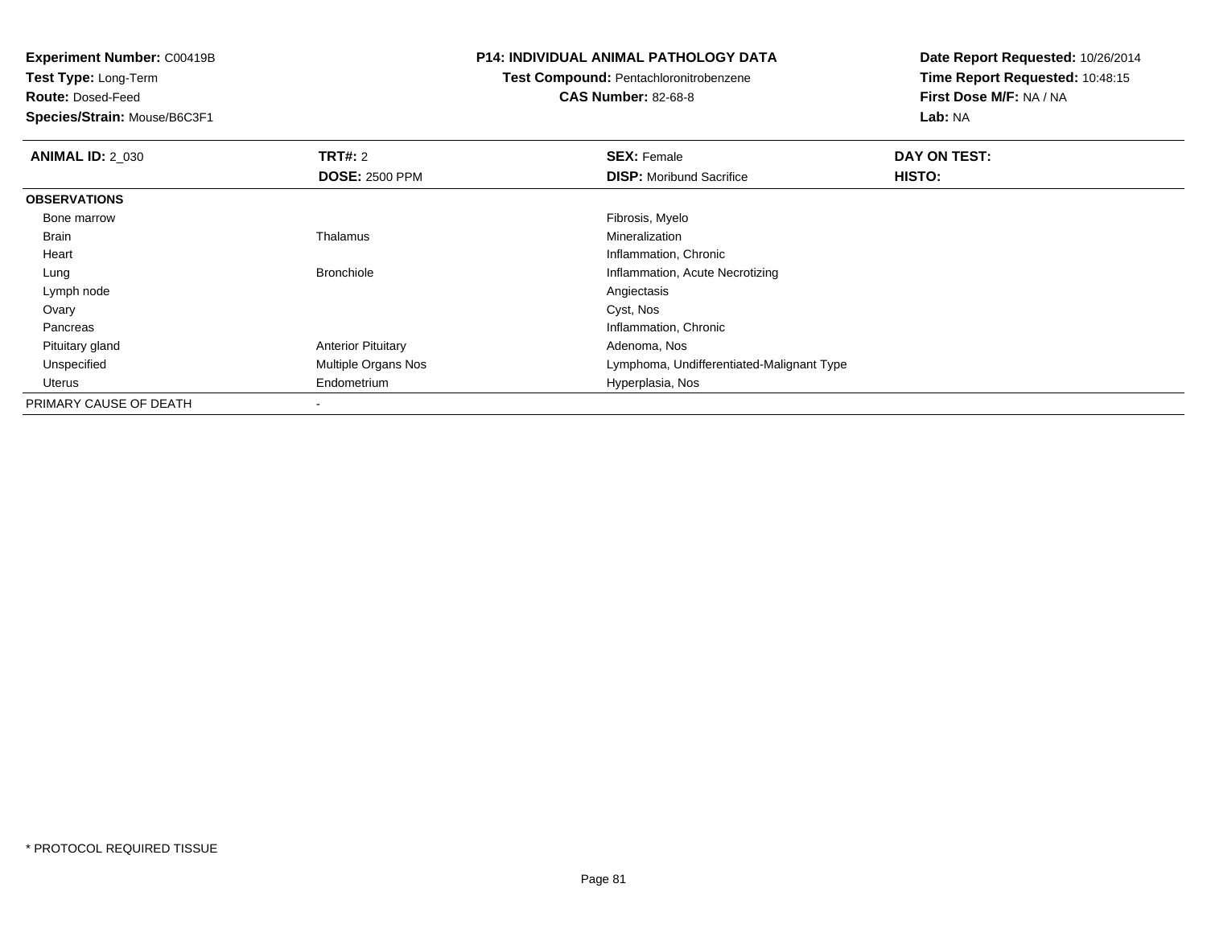**Experiment Number:** C00419B
**Test Type:** Long-Term
**Route:** Dosed-Feed
**Species/Strain:** Mouse/B6C3F1

**P14: INDIVIDUAL ANIMAL PATHOLOGY DATA**
**Test Compound:** Pentachloronitrobenzene
**CAS Number:** 82-68-8

**Date Report Requested:** 10/26/2014
**Time Report Requested:** 10:48:15
**First Dose M/F:** NA / NA
**Lab:** NA

| **ANIMAL ID:** 2_030 | **TRT#:** 2 | **SEX:** Female | **DAY ON TEST:** |
|---|---|---|---|
| | **DOSE:** 2500 PPM | **DISP:** Moribund Sacrifice | **HISTO:** |
| **OBSERVATIONS** | | | |
| Bone marrow | | Fibrosis, Myelo | |
| Brain | Thalamus | Mineralization | |
| Heart | | Inflammation, Chronic | |
| Lung | Bronchiole | Inflammation, Acute Necrotizing | |
| Lymph node | | Angiectasis | |
| Ovary | | Cyst, Nos | |
| Pancreas | | Inflammation, Chronic | |
| Pituitary gland | Anterior Pituitary | Adenoma, Nos | |
| Unspecified | Multiple Organs Nos | Lymphoma, Undifferentiated-Malignant Type | |
| Uterus | Endometrium | Hyperplasia, Nos | |
| PRIMARY CAUSE OF DEATH | - | | |

* PROTOCOL REQUIRED TISSUE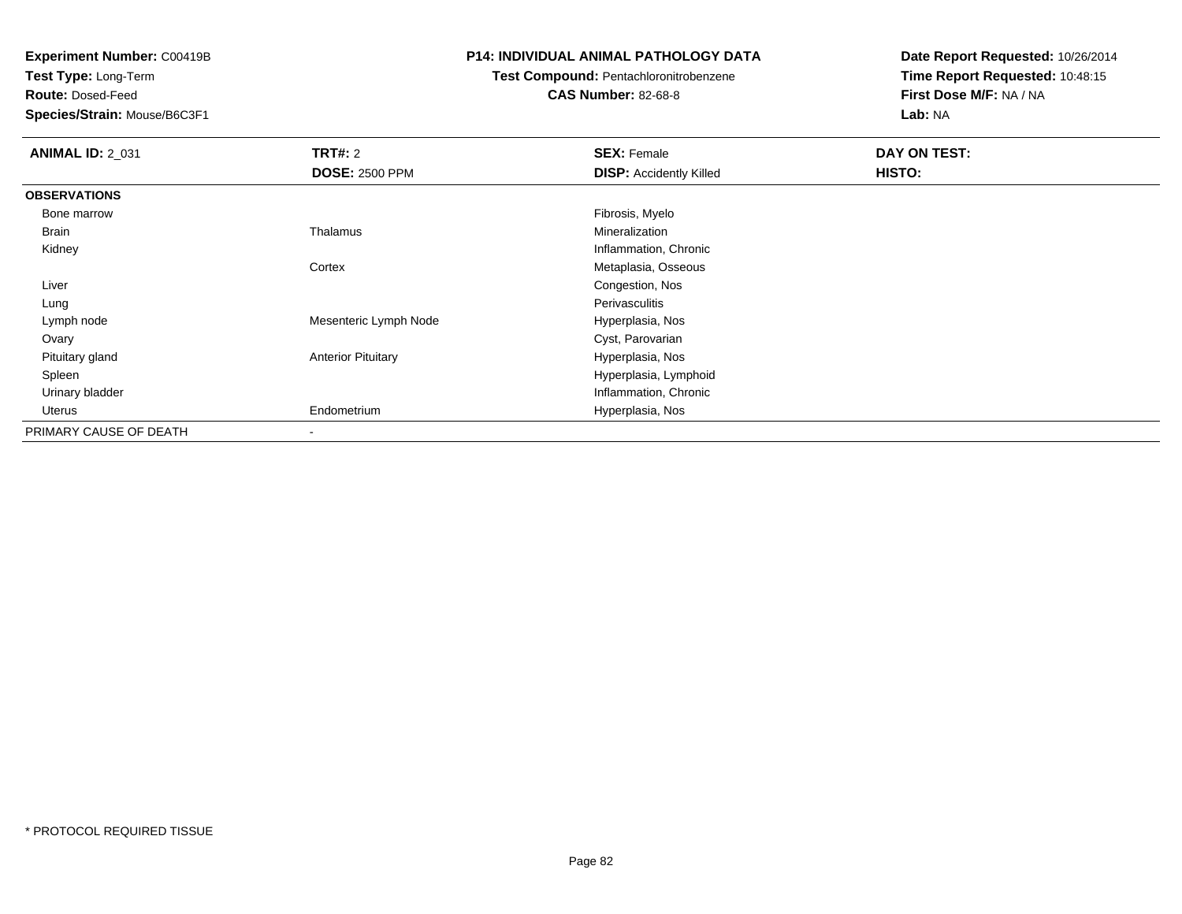**Experiment Number:** C00419B
**Test Type:** Long-Term
**Route:** Dosed-Feed
**Species/Strain:** Mouse/B6C3F1

**P14: INDIVIDUAL ANIMAL PATHOLOGY DATA**
**Test Compound:** Pentachloronitrobenzene
**CAS Number:** 82-68-8

**Date Report Requested:** 10/26/2014
**Time Report Requested:** 10:48:15
**First Dose M/F:** NA / NA
**Lab:** NA

| **ANIMAL ID:** 2_031 | **TRT#:** 2 | **SEX:** Female | **DAY ON TEST:** |
|---|---|---|---|
| | **DOSE:** 2500 PPM | **DISP:** Accidently Killed | **HISTO:** |
| **OBSERVATIONS** | | | |
| Bone marrow | | Fibrosis, Myelo | |
| Brain | Thalamus | Mineralization | |
| Kidney | | Inflammation, Chronic | |
| | Cortex | Metaplasia, Osseous | |
| Liver | | Congestion, Nos | |
| Lung | | Perivasculitis | |
| Lymph node | Mesenteric Lymph Node | Hyperplasia, Nos | |
| Ovary | | Cyst, Parovarian | |
| Pituitary gland | Anterior Pituitary | Hyperplasia, Nos | |
| Spleen | | Hyperplasia, Lymphoid | |
| Urinary bladder | | Inflammation, Chronic | |
| Uterus | Endometrium | Hyperplasia, Nos | |
| PRIMARY CAUSE OF DEATH | - | | |

* PROTOCOL REQUIRED TISSUE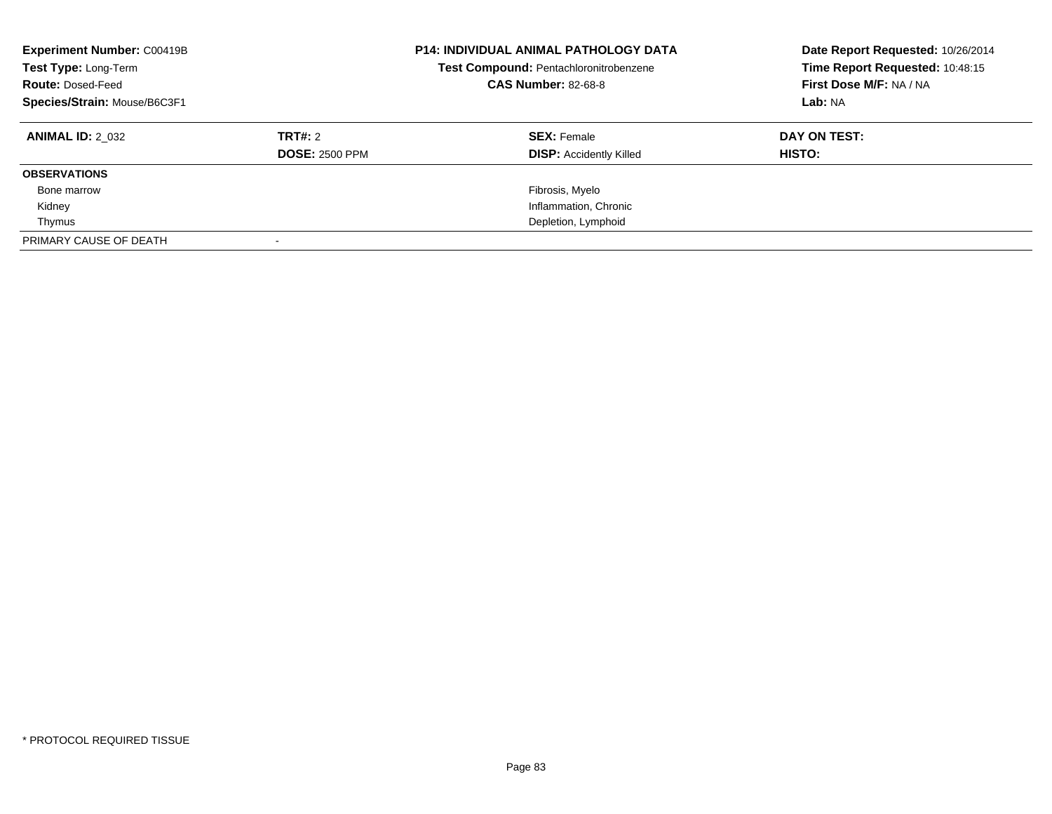**Experiment Number:** C00419B
**Test Type:** Long-Term
**Route:** Dosed-Feed
**Species/Strain:** Mouse/B6C3F1

**P14: INDIVIDUAL ANIMAL PATHOLOGY DATA**
**Test Compound:** Pentachloronitrobenzene
**CAS Number:** 82-68-8

**Date Report Requested:** 10/26/2014
**Time Report Requested:** 10:48:15
**First Dose M/F:** NA / NA
**Lab:** NA

| **ANIMAL ID:** 2_032 | **TRT#:** 2 | **SEX:** Female | **DAY ON TEST:** |
|---|---|---|---|
| | **DOSE:** 2500 PPM | **DISP:** Accidently Killed | **HISTO:** |
| **OBSERVATIONS** | | | |
| Bone marrow | | Fibrosis, Myelo | |
| Kidney | | Inflammation, Chronic | |
| Thymus | | Depletion, Lymphoid | |
| PRIMARY CAUSE OF DEATH | - | | |

* PROTOCOL REQUIRED TISSUE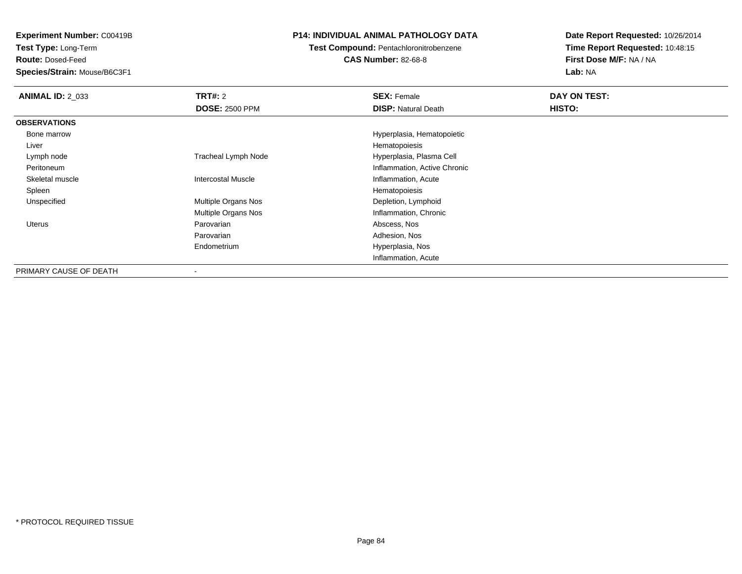**Experiment Number:** C00419B
**Test Type:** Long-Term
**Route:** Dosed-Feed
**Species/Strain:** Mouse/B6C3F1

**P14: INDIVIDUAL ANIMAL PATHOLOGY DATA**
**Test Compound:** Pentachloronitrobenzene
**CAS Number:** 82-68-8

**Date Report Requested:** 10/26/2014
**Time Report Requested:** 10:48:15
**First Dose M/F:** NA / NA
**Lab:** NA

| **ANIMAL ID:** 2_033 | **TRT#:** 2 | **SEX:** Female | **DAY ON TEST:** |
|---|---|---|---|
| | **DOSE:** 2500 PPM | **DISP:** Natural Death | **HISTO:** |
| **OBSERVATIONS** | | | |
| Bone marrow | | Hyperplasia, Hematopoietic | |
| Liver | | Hematopoiesis | |
| Lymph node | Tracheal Lymph Node | Hyperplasia, Plasma Cell | |
| Peritoneum | | Inflammation, Active Chronic | |
| Skeletal muscle | Intercostal Muscle | Inflammation, Acute | |
| Spleen | | Hematopoiesis | |
| Unspecified | Multiple Organs Nos | Depletion, Lymphoid | |
| | Multiple Organs Nos | Inflammation, Chronic | |
| Uterus | Parovarian | Abscess, Nos | |
| | Parovarian | Adhesion, Nos | |
| | Endometrium | Hyperplasia, Nos | |
| | | Inflammation, Acute | |
| PRIMARY CAUSE OF DEATH | - | | |

* PROTOCOL REQUIRED TISSUE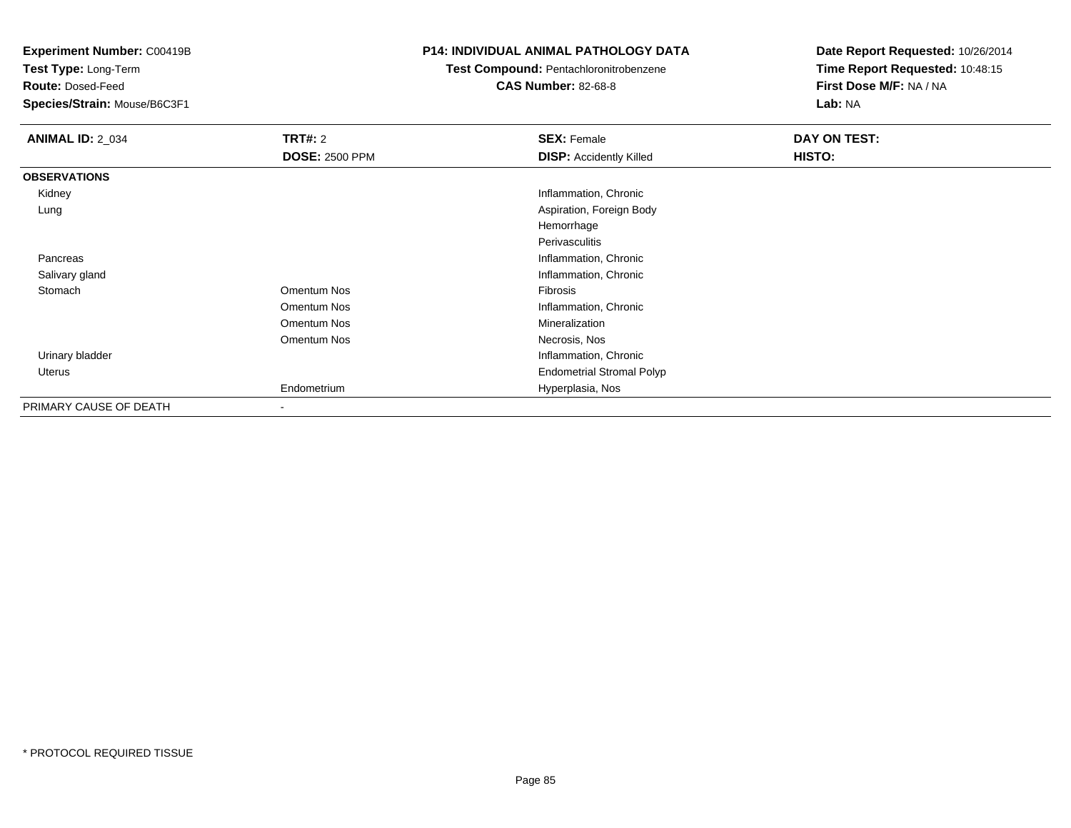**Experiment Number:** C00419B
**Test Type:** Long-Term
**Route:** Dosed-Feed
**Species/Strain:** Mouse/B6C3F1

**P14: INDIVIDUAL ANIMAL PATHOLOGY DATA**
**Test Compound:** Pentachloronitrobenzene
**CAS Number:** 82-68-8

**Date Report Requested:** 10/26/2014
**Time Report Requested:** 10:48:15
**First Dose M/F:** NA / NA
**Lab:** NA

| **ANIMAL ID:** 2_034 | **TRT#:** 2<br>**DOSE:** 2500 PPM | **SEX:** Female<br>**DISP:** Accidently Killed | **DAY ON TEST:**<br>**HISTO:** |
|---|---|---|---|
| **OBSERVATIONS** | | | |
| Kidney | | Inflammation, Chronic | |
| Lung | | Aspiration, Foreign Body | |
| | | Hemorrhage | |
| | | Perivasculitis | |
| Pancreas | | Inflammation, Chronic | |
| Salivary gland | | Inflammation, Chronic | |
| Stomach | Omentum Nos | Fibrosis | |
| | Omentum Nos | Inflammation, Chronic | |
| | Omentum Nos | Mineralization | |
| | Omentum Nos | Necrosis, Nos | |
| Urinary bladder | | Inflammation, Chronic | |
| Uterus | | Endometrial Stromal Polyp | |
| | Endometrium | Hyperplasia, Nos | |
| PRIMARY CAUSE OF DEATH | - | | |

* PROTOCOL REQUIRED TISSUE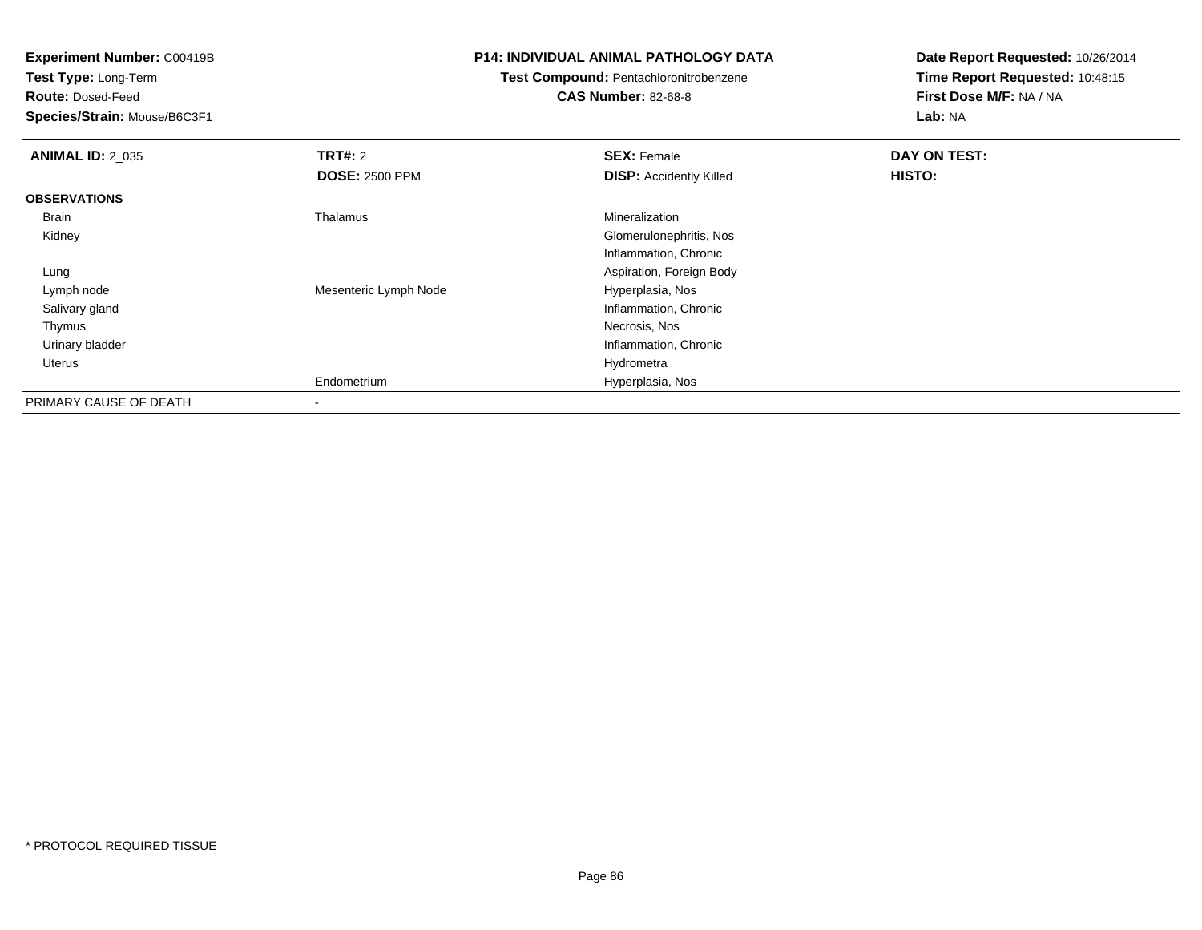**Experiment Number:** C00419B
**Test Type:** Long-Term
**Route:** Dosed-Feed
**Species/Strain:** Mouse/B6C3F1

**P14: INDIVIDUAL ANIMAL PATHOLOGY DATA**
**Test Compound:** Pentachloronitrobenzene
**CAS Number:** 82-68-8

**Date Report Requested:** 10/26/2014
**Time Report Requested:** 10:48:15
**First Dose M/F:** NA / NA
**Lab:** NA

| **ANIMAL ID:** 2_035 | **TRT#:** 2 | **SEX:** Female | **DAY ON TEST:** |
|---|---|---|---|
| | **DOSE:** 2500 PPM | **DISP:** Accidently Killed | **HISTO:** |
| **OBSERVATIONS** | | | |
| Brain | Thalamus | Mineralization | |
| Kidney | | Glomerulonephritis, Nos | |
| | | Inflammation, Chronic | |
| Lung | | Aspiration, Foreign Body | |
| Lymph node | Mesenteric Lymph Node | Hyperplasia, Nos | |
| Salivary gland | | Inflammation, Chronic | |
| Thymus | | Necrosis, Nos | |
| Urinary bladder | | Inflammation, Chronic | |
| Uterus | | Hydrometra | |
| | Endometrium | Hyperplasia, Nos | |
| PRIMARY CAUSE OF DEATH | - | | |

* PROTOCOL REQUIRED TISSUE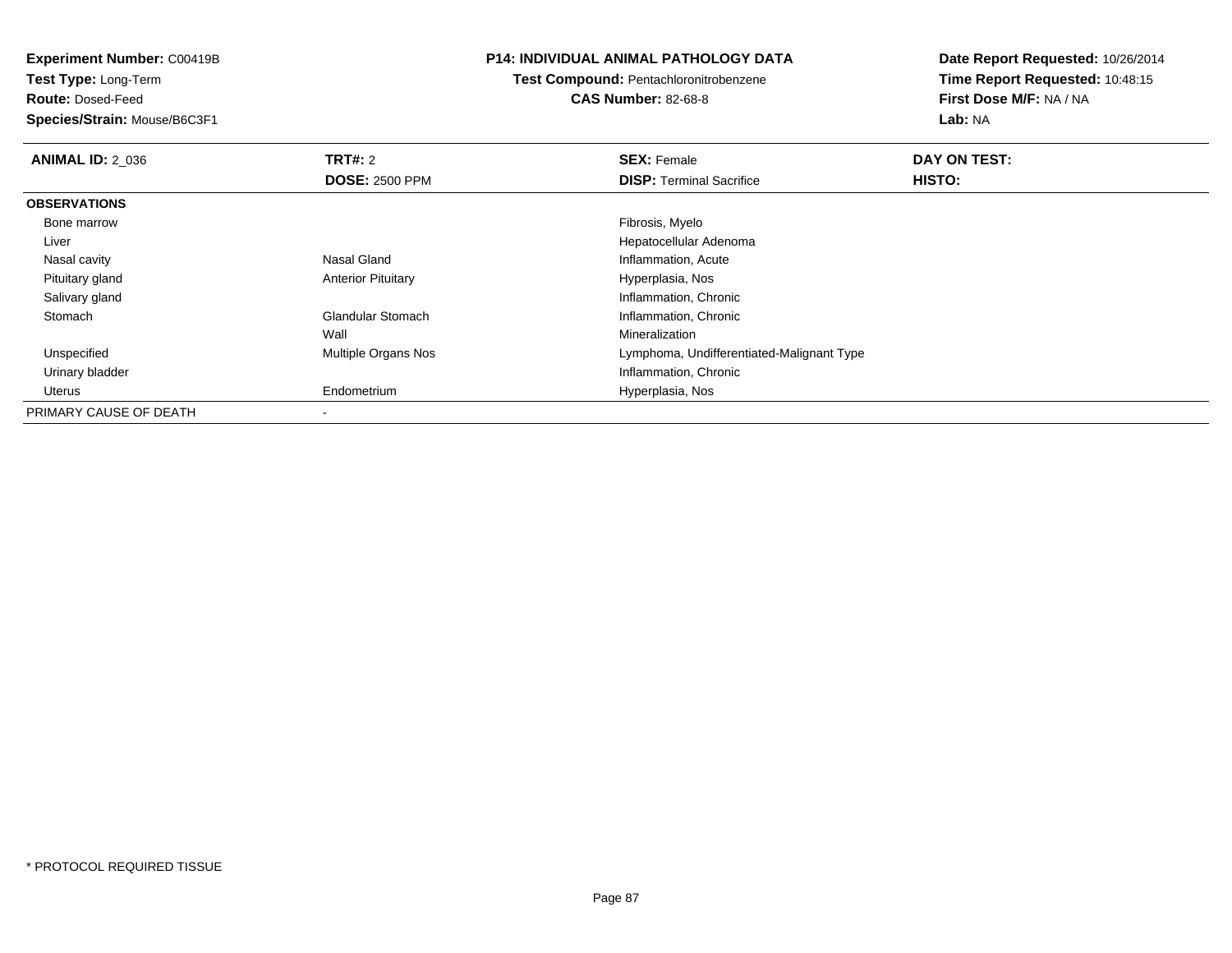**Experiment Number:** C00419B
**Test Type:** Long-Term
**Route:** Dosed-Feed
**Species/Strain:** Mouse/B6C3F1

# P14: INDIVIDUAL ANIMAL PATHOLOGY DATA

**Test Compound:** Pentachloronitrobenzene
**CAS Number:** 82-68-8

**Date Report Requested:** 10/26/2014
**Time Report Requested:** 10:48:15
**First Dose M/F:** NA / NA
**Lab:** NA

| **ANIMAL ID:** 2_036 | **TRT#:** 2 | **SEX:** Female | **DAY ON TEST:** |
|---|---|---|---|
| | **DOSE:** 2500 PPM | **DISP:** Terminal Sacrifice | **HISTO:** |
| **OBSERVATIONS** | | | |
| Bone marrow | | Fibrosis, Myelo | |
| Liver | | Hepatocellular Adenoma | |
| Nasal cavity | Nasal Gland | Inflammation, Acute | |
| Pituitary gland | Anterior Pituitary | Hyperplasia, Nos | |
| Salivary gland | | Inflammation, Chronic | |
| Stomach | Glandular Stomach | Inflammation, Chronic | |
| | Wall | Mineralization | |
| Unspecified | Multiple Organs Nos | Lymphoma, Undifferentiated-Malignant Type | |
| Urinary bladder | | Inflammation, Chronic | |
| Uterus | Endometrium | Hyperplasia, Nos | |
| PRIMARY CAUSE OF DEATH | - | | |

* PROTOCOL REQUIRED TISSUE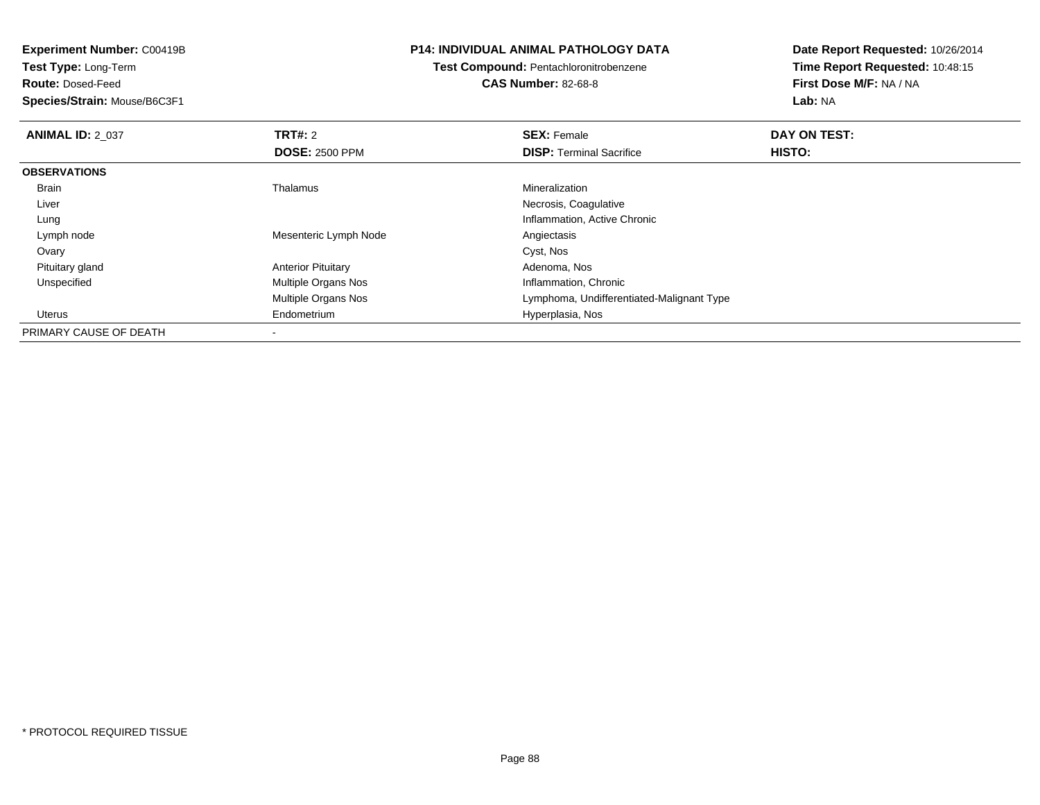**Experiment Number:** C00419B
**Test Type:** Long-Term
**Route:** Dosed-Feed
**Species/Strain:** Mouse/B6C3F1

**P14: INDIVIDUAL ANIMAL PATHOLOGY DATA**
**Test Compound:** Pentachloronitrobenzene
**CAS Number:** 82-68-8

**Date Report Requested:** 10/26/2014
**Time Report Requested:** 10:48:15
**First Dose M/F:** NA / NA
**Lab:** NA

| **ANIMAL ID:** 2_037 | **TRT#:** 2 | **SEX:** Female | **DAY ON TEST:** |
|---|---|---|---|
| | **DOSE:** 2500 PPM | **DISP:** Terminal Sacrifice | **HISTO:** |
| **OBSERVATIONS** | | | |
| Brain | Thalamus | Mineralization | |
| Liver | | Necrosis, Coagulative | |
| Lung | | Inflammation, Active Chronic | |
| Lymph node | Mesenteric Lymph Node | Angiectasis | |
| Ovary | | Cyst, Nos | |
| Pituitary gland | Anterior Pituitary | Adenoma, Nos | |
| Unspecified | Multiple Organs Nos | Inflammation, Chronic | |
| | Multiple Organs Nos | Lymphoma, Undifferentiated-Malignant Type | |
| Uterus | Endometrium | Hyperplasia, Nos | |
| PRIMARY CAUSE OF DEATH | - | | |

* PROTOCOL REQUIRED TISSUE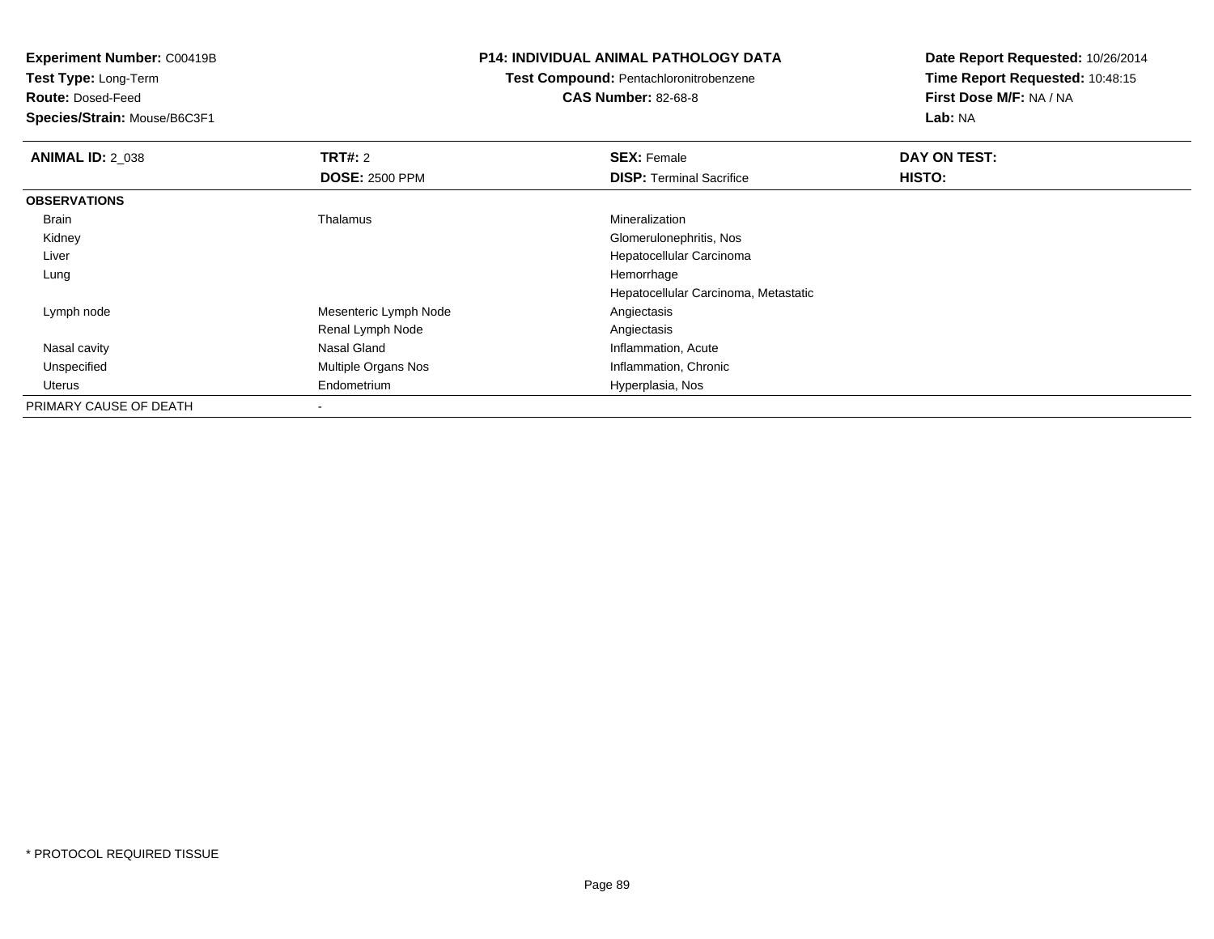**Experiment Number:** C00419B
**Test Type:** Long-Term
**Route:** Dosed-Feed
**Species/Strain:** Mouse/B6C3F1

**P14: INDIVIDUAL ANIMAL PATHOLOGY DATA**
**Test Compound:** Pentachloronitrobenzene
**CAS Number:** 82-68-8

**Date Report Requested:** 10/26/2014
**Time Report Requested:** 10:48:15
**First Dose M/F:** NA / NA
**Lab:** NA

| **ANIMAL ID:** 2_038 | **TRT#:** 2 | **SEX:** Female | **DAY ON TEST:** |
|---|---|---|---|
| | **DOSE:** 2500 PPM | **DISP:** Terminal Sacrifice | **HISTO:** |
| **OBSERVATIONS** | | | |
| Brain | Thalamus | Mineralization | |
| Kidney | | Glomerulonephritis, Nos | |
| Liver | | Hepatocellular Carcinoma | |
| Lung | | Hemorrhage | |
| | | Hepatocellular Carcinoma, Metastatic | |
| Lymph node | Mesenteric Lymph Node | Angiectasis | |
| | Renal Lymph Node | Angiectasis | |
| Nasal cavity | Nasal Gland | Inflammation, Acute | |
| Unspecified | Multiple Organs Nos | Inflammation, Chronic | |
| Uterus | Endometrium | Hyperplasia, Nos | |
| PRIMARY CAUSE OF DEATH | - | | |

* PROTOCOL REQUIRED TISSUE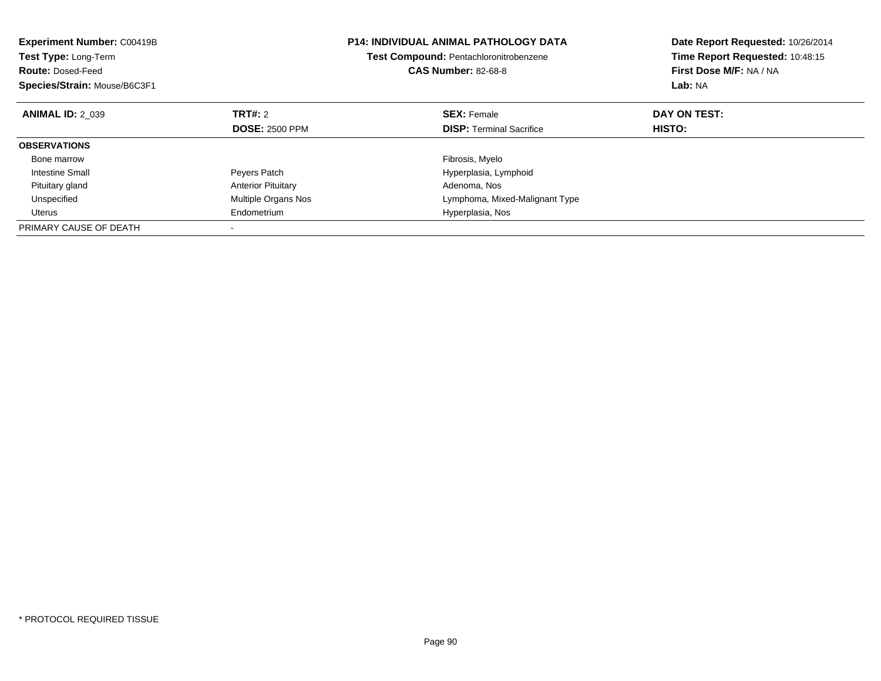**Experiment Number:** C00419B
**Test Type:** Long-Term
**Route:** Dosed-Feed
**Species/Strain:** Mouse/B6C3F1

**P14: INDIVIDUAL ANIMAL PATHOLOGY DATA**
**Test Compound:** Pentachloronitrobenzene
**CAS Number:** 82-68-8

**Date Report Requested:** 10/26/2014
**Time Report Requested:** 10:48:15
**First Dose M/F:** NA / NA
**Lab:** NA

| **ANIMAL ID:** 2_039 | **TRT#:** 2 | **SEX:** Female | **DAY ON TEST:** |
|---|---|---|---|
| | **DOSE:** 2500 PPM | **DISP:** Terminal Sacrifice | **HISTO:** |
| **OBSERVATIONS** | | | |
| Bone marrow | | Fibrosis, Myelo | |
| Intestine Small | Peyers Patch | Hyperplasia, Lymphoid | |
| Pituitary gland | Anterior Pituitary | Adenoma, Nos | |
| Unspecified | Multiple Organs Nos | Lymphoma, Mixed-Malignant Type | |
| Uterus | Endometrium | Hyperplasia, Nos | |
| PRIMARY CAUSE OF DEATH | - | | |

* PROTOCOL REQUIRED TISSUE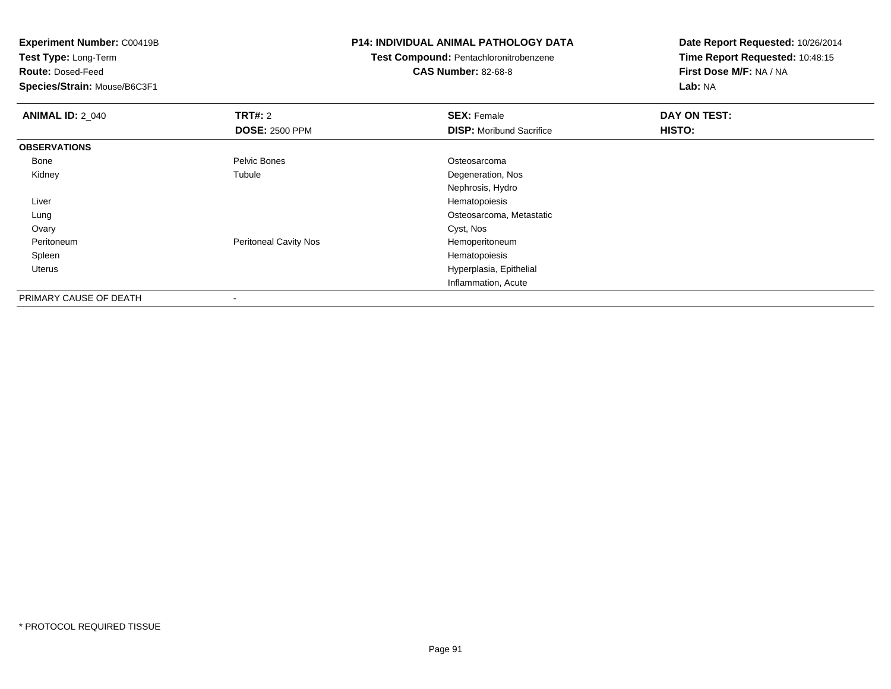**Experiment Number:** C00419B
**Test Type:** Long-Term
**Route:** Dosed-Feed
**Species/Strain:** Mouse/B6C3F1

**P14: INDIVIDUAL ANIMAL PATHOLOGY DATA**
**Test Compound:** Pentachloronitrobenzene
**CAS Number:** 82-68-8

**Date Report Requested:** 10/26/2014
**Time Report Requested:** 10:48:15
**First Dose M/F:** NA / NA
**Lab:** NA

| **ANIMAL ID:** 2_040 | **TRT#:** 2 | **SEX:** Female | **DAY ON TEST:** |
|---|---|---|---|
| | **DOSE:** 2500 PPM | **DISP:** Moribund Sacrifice | **HISTO:** |
| **OBSERVATIONS** | | | |
| Bone | Pelvic Bones | Osteosarcoma | |
| Kidney | Tubule | Degeneration, Nos | |
| | | Nephrosis, Hydro | |
| Liver | | Hematopoiesis | |
| Lung | | Osteosarcoma, Metastatic | |
| Ovary | | Cyst, Nos | |
| Peritoneum | Peritoneal Cavity Nos | Hemoperitoneum | |
| Spleen | | Hematopoiesis | |
| Uterus | | Hyperplasia, Epithelial | |
| | | Inflammation, Acute | |
| PRIMARY CAUSE OF DEATH | - | | |

* PROTOCOL REQUIRED TISSUE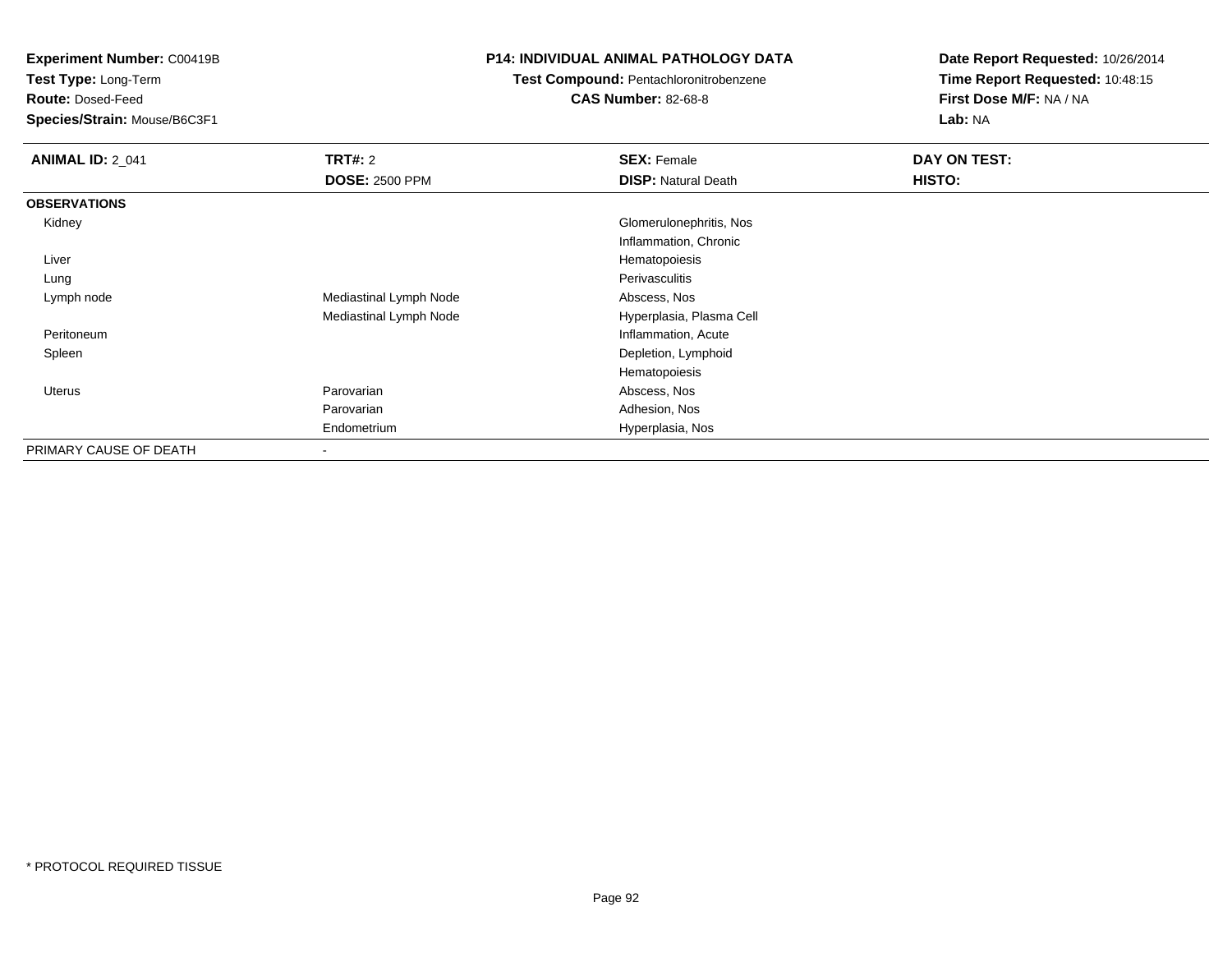**Experiment Number:** C00419B
**Test Type:** Long-Term
**Route:** Dosed-Feed
**Species/Strain:** Mouse/B6C3F1

**P14: INDIVIDUAL ANIMAL PATHOLOGY DATA**
**Test Compound:** Pentachloronitrobenzene
**CAS Number:** 82-68-8

**Date Report Requested:** 10/26/2014
**Time Report Requested:** 10:48:15
**First Dose M/F:** NA / NA
**Lab:** NA

| **ANIMAL ID:** 2_041 | **TRT#:** 2 | **SEX:** Female | **DAY ON TEST:** |
|---|---|---|---|
| | **DOSE:** 2500 PPM | **DISP:** Natural Death | **HISTO:** |
| **OBSERVATIONS** | | | |
| Kidney | | Glomerulonephritis, Nos | |
| | | Inflammation, Chronic | |
| Liver | | Hematopoiesis | |
| Lung | | Perivasculitis | |
| Lymph node | Mediastinal Lymph Node | Abscess, Nos | |
| | Mediastinal Lymph Node | Hyperplasia, Plasma Cell | |
| Peritoneum | | Inflammation, Acute | |
| Spleen | | Depletion, Lymphoid | |
| | | Hematopoiesis | |
| Uterus | Parovarian | Abscess, Nos | |
| | Parovarian | Adhesion, Nos | |
| | Endometrium | Hyperplasia, Nos | |
| PRIMARY CAUSE OF DEATH | - | | |

* PROTOCOL REQUIRED TISSUE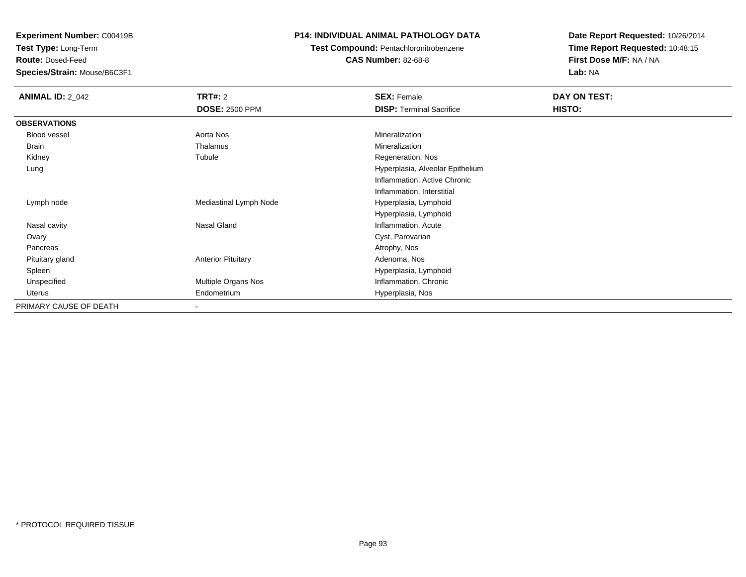**Experiment Number:** C00419B
**Test Type:** Long-Term
**Route:** Dosed-Feed
**Species/Strain:** Mouse/B6C3F1

**P14: INDIVIDUAL ANIMAL PATHOLOGY DATA**
**Test Compound:** Pentachloronitrobenzene
**CAS Number:** 82-68-8

**Date Report Requested:** 10/26/2014
**Time Report Requested:** 10:48:15
**First Dose M/F:** NA / NA
**Lab:** NA

| **ANIMAL ID:** 2_042 | **TRT#:** 2 | **SEX:** Female | **DAY ON TEST:** |
|---|---|---|---|
| | **DOSE:** 2500 PPM | **DISP:** Terminal Sacrifice | **HISTO:** |
| **OBSERVATIONS** | | | |
| Blood vessel | Aorta Nos | Mineralization | |
| Brain | Thalamus | Mineralization | |
| Kidney | Tubule | Regeneration, Nos | |
| Lung | | Hyperplasia, Alveolar Epithelium | |
| | | Inflammation, Active Chronic | |
| | | Inflammation, Interstitial | |
| Lymph node | Mediastinal Lymph Node | Hyperplasia, Lymphoid | |
| | | Hyperplasia, Lymphoid | |
| Nasal cavity | Nasal Gland | Inflammation, Acute | |
| Ovary | | Cyst, Parovarian | |
| Pancreas | | Atrophy, Nos | |
| Pituitary gland | Anterior Pituitary | Adenoma, Nos | |
| Spleen | | Hyperplasia, Lymphoid | |
| Unspecified | Multiple Organs Nos | Inflammation, Chronic | |
| Uterus | Endometrium | Hyperplasia, Nos | |
| PRIMARY CAUSE OF DEATH | - | | |

* PROTOCOL REQUIRED TISSUE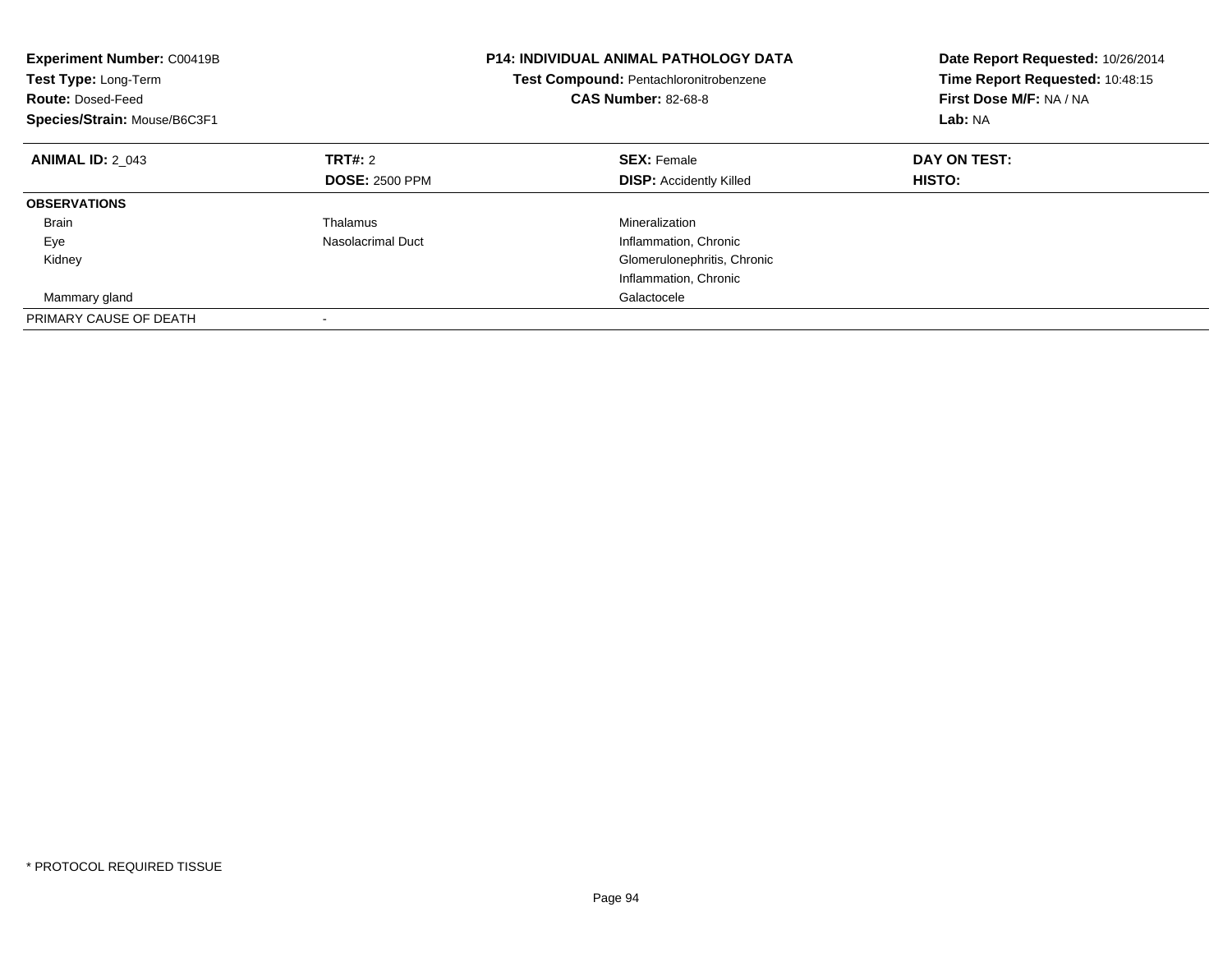**Experiment Number:** C00419B
**Test Type:** Long-Term
**Route:** Dosed-Feed
**Species/Strain:** Mouse/B6C3F1

**P14: INDIVIDUAL ANIMAL PATHOLOGY DATA**
**Test Compound:** Pentachloronitrobenzene
**CAS Number:** 82-68-8

**Date Report Requested:** 10/26/2014
**Time Report Requested:** 10:48:15
**First Dose M/F:** NA / NA
**Lab:** NA

| **ANIMAL ID:** 2_043 | **TRT#:** 2 | **SEX:** Female | **DAY ON TEST:** |
|---|---|---|---|
| | **DOSE:** 2500 PPM | **DISP:** Accidently Killed | **HISTO:** |
| **OBSERVATIONS** | | | |
| Brain | Thalamus | Mineralization | |
| Eye | Nasolacrimal Duct | Inflammation, Chronic | |
| Kidney | | Glomerulonephritis, Chronic | |
| | | Inflammation, Chronic | |
| Mammary gland | | Galactocele | |
| PRIMARY CAUSE OF DEATH | - | | |

* PROTOCOL REQUIRED TISSUE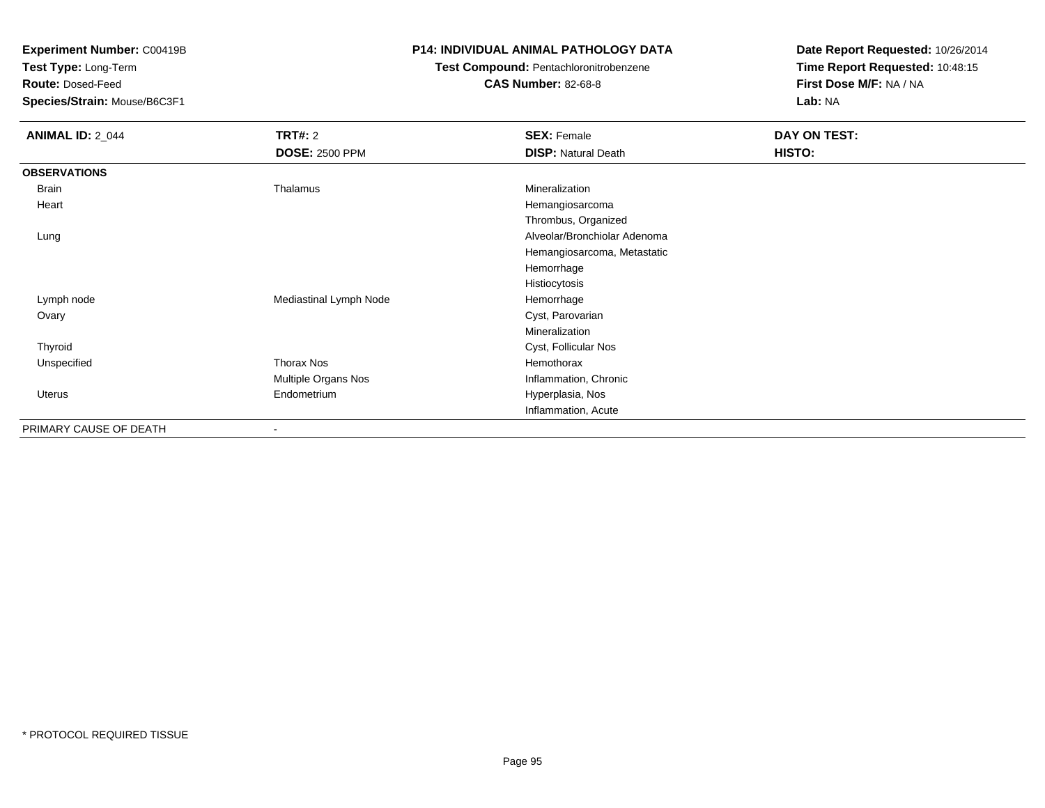**Experiment Number:** C00419B
**Test Type:** Long-Term
**Route:** Dosed-Feed
**Species/Strain:** Mouse/B6C3F1

**P14: INDIVIDUAL ANIMAL PATHOLOGY DATA**
**Test Compound:** Pentachloronitrobenzene
**CAS Number:** 82-68-8

**Date Report Requested:** 10/26/2014
**Time Report Requested:** 10:48:15
**First Dose M/F:** NA / NA
**Lab:** NA

| **ANIMAL ID:** 2_044 | **TRT#:** 2 | **SEX:** Female | **DAY ON TEST:** |
|---|---|---|---|
| | **DOSE:** 2500 PPM | **DISP:** Natural Death | **HISTO:** |
| **OBSERVATIONS** | | | |
| Brain | Thalamus | Mineralization | |
| Heart | | Hemangiosarcoma | |
| | | Thrombus, Organized | |
| Lung | | Alveolar/Bronchiolar Adenoma | |
| | | Hemangiosarcoma, Metastatic | |
| | | Hemorrhage | |
| | | Histiocytosis | |
| Lymph node | Mediastinal Lymph Node | Hemorrhage | |
| Ovary | | Cyst, Parovarian | |
| | | Mineralization | |
| Thyroid | | Cyst, Follicular Nos | |
| Unspecified | Thorax Nos | Hemothorax | |
| | Multiple Organs Nos | Inflammation, Chronic | |
| Uterus | Endometrium | Hyperplasia, Nos | |
| | | Inflammation, Acute | |
| PRIMARY CAUSE OF DEATH | - | | |

* PROTOCOL REQUIRED TISSUE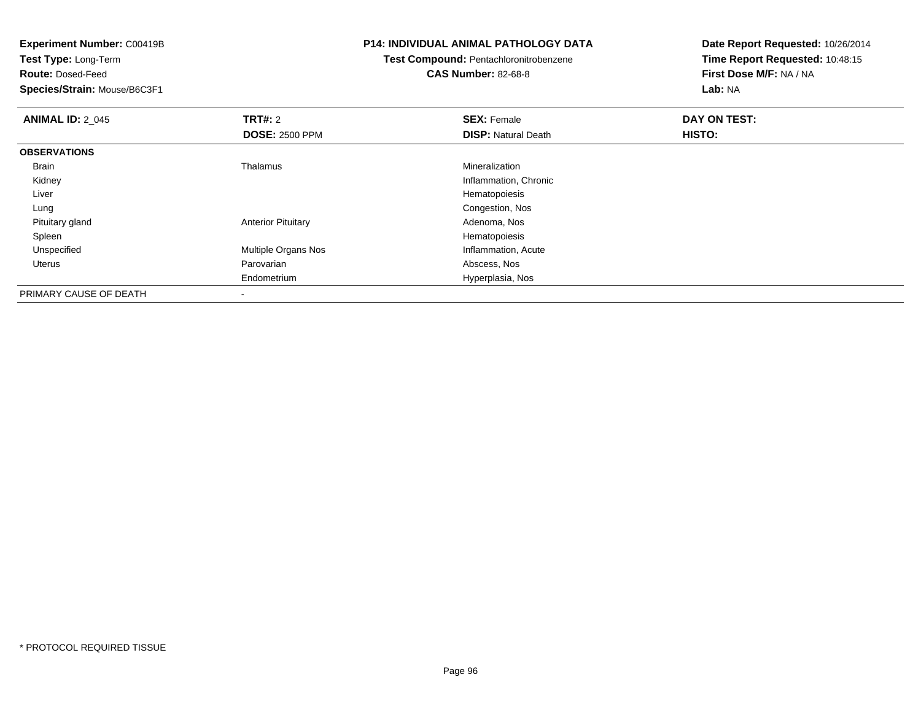**Experiment Number:** C00419B
**Test Type:** Long-Term
**Route:** Dosed-Feed
**Species/Strain:** Mouse/B6C3F1

**P14: INDIVIDUAL ANIMAL PATHOLOGY DATA**
**Test Compound:** Pentachloronitrobenzene
**CAS Number:** 82-68-8

**Date Report Requested:** 10/26/2014
**Time Report Requested:** 10:48:15
**First Dose M/F:** NA / NA
**Lab:** NA

| **ANIMAL ID:** 2_045 | **TRT#:** 2 | **SEX:** Female | **DAY ON TEST:** |
|---|---|---|---|
| | **DOSE:** 2500 PPM | **DISP:** Natural Death | **HISTO:** |
| **OBSERVATIONS** | | | |
| Brain | Thalamus | Mineralization | |
| Kidney | | Inflammation, Chronic | |
| Liver | | Hematopoiesis | |
| Lung | | Congestion, Nos | |
| Pituitary gland | Anterior Pituitary | Adenoma, Nos | |
| Spleen | | Hematopoiesis | |
| Unspecified | Multiple Organs Nos | Inflammation, Acute | |
| Uterus | Parovarian | Abscess, Nos | |
| | Endometrium | Hyperplasia, Nos | |
| PRIMARY CAUSE OF DEATH | - | | |

\* PROTOCOL REQUIRED TISSUE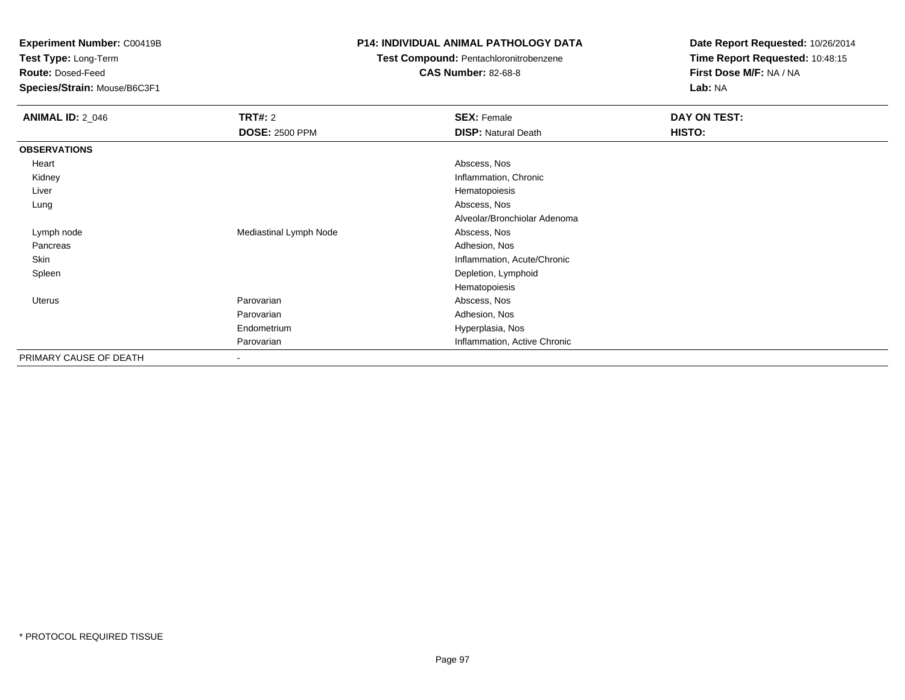**Experiment Number:** C00419B
**Test Type:** Long-Term
**Route:** Dosed-Feed
**Species/Strain:** Mouse/B6C3F1

**P14: INDIVIDUAL ANIMAL PATHOLOGY DATA**
**Test Compound:** Pentachloronitrobenzene
**CAS Number:** 82-68-8

**Date Report Requested:** 10/26/2014
**Time Report Requested:** 10:48:15
**First Dose M/F:** NA / NA
**Lab:** NA

| **ANIMAL ID:** 2_046 | **TRT#:** 2 | **SEX:** Female | **DAY ON TEST:** |
|---|---|---|---|
| | **DOSE:** 2500 PPM | **DISP:** Natural Death | **HISTO:** |
| **OBSERVATIONS** | | | |
| Heart | | Abscess, Nos | |
| Kidney | | Inflammation, Chronic | |
| Liver | | Hematopoiesis | |
| Lung | | Abscess, Nos | |
| | | Alveolar/Bronchiolar Adenoma | |
| Lymph node | Mediastinal Lymph Node | Abscess, Nos | |
| Pancreas | | Adhesion, Nos | |
| Skin | | Inflammation, Acute/Chronic | |
| Spleen | | Depletion, Lymphoid | |
| | | Hematopoiesis | |
| Uterus | Parovarian | Abscess, Nos | |
| | Parovarian | Adhesion, Nos | |
| | Endometrium | Hyperplasia, Nos | |
| | Parovarian | Inflammation, Active Chronic | |
| PRIMARY CAUSE OF DEATH | - | | |

* PROTOCOL REQUIRED TISSUE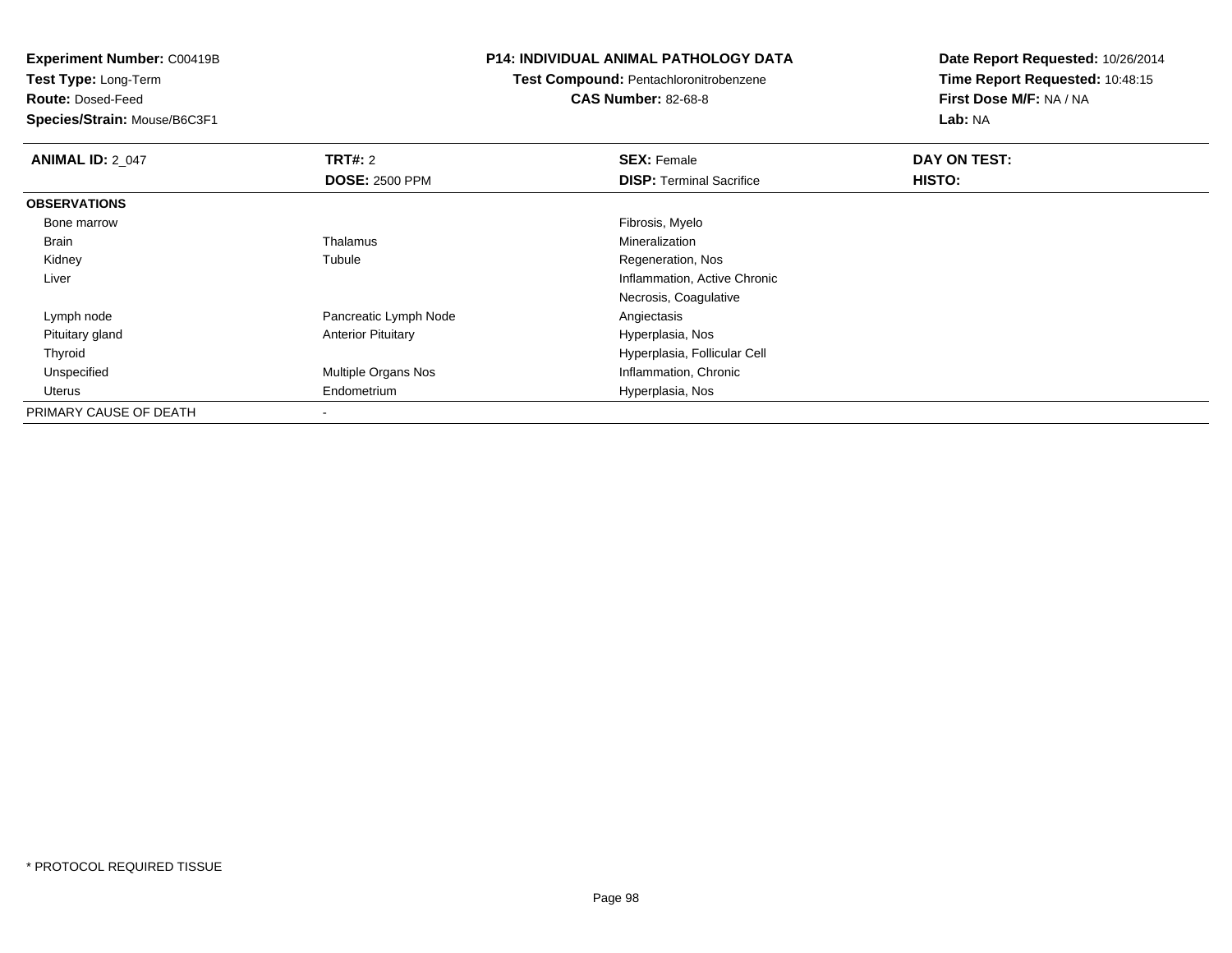**Experiment Number:** C00419B
**Test Type:** Long-Term
**Route:** Dosed-Feed
**Species/Strain:** Mouse/B6C3F1

**P14: INDIVIDUAL ANIMAL PATHOLOGY DATA**
**Test Compound:** Pentachloronitrobenzene
**CAS Number:** 82-68-8

**Date Report Requested:** 10/26/2014
**Time Report Requested:** 10:48:15
**First Dose M/F:** NA / NA
**Lab:** NA

| **ANIMAL ID:** 2_047 | **TRT#:** 2 | **SEX:** Female | **DAY ON TEST:** |
|---|---|---|---|
| | **DOSE:** 2500 PPM | **DISP:** Terminal Sacrifice | **HISTO:** |
| **OBSERVATIONS** | | | |
| Bone marrow | | Fibrosis, Myelo | |
| Brain | Thalamus | Mineralization | |
| Kidney | Tubule | Regeneration, Nos | |
| Liver | | Inflammation, Active Chronic | |
| | | Necrosis, Coagulative | |
| Lymph node | Pancreatic Lymph Node | Angiectasis | |
| Pituitary gland | Anterior Pituitary | Hyperplasia, Nos | |
| Thyroid | | Hyperplasia, Follicular Cell | |
| Unspecified | Multiple Organs Nos | Inflammation, Chronic | |
| Uterus | Endometrium | Hyperplasia, Nos | |
| PRIMARY CAUSE OF DEATH | - | | |

* PROTOCOL REQUIRED TISSUE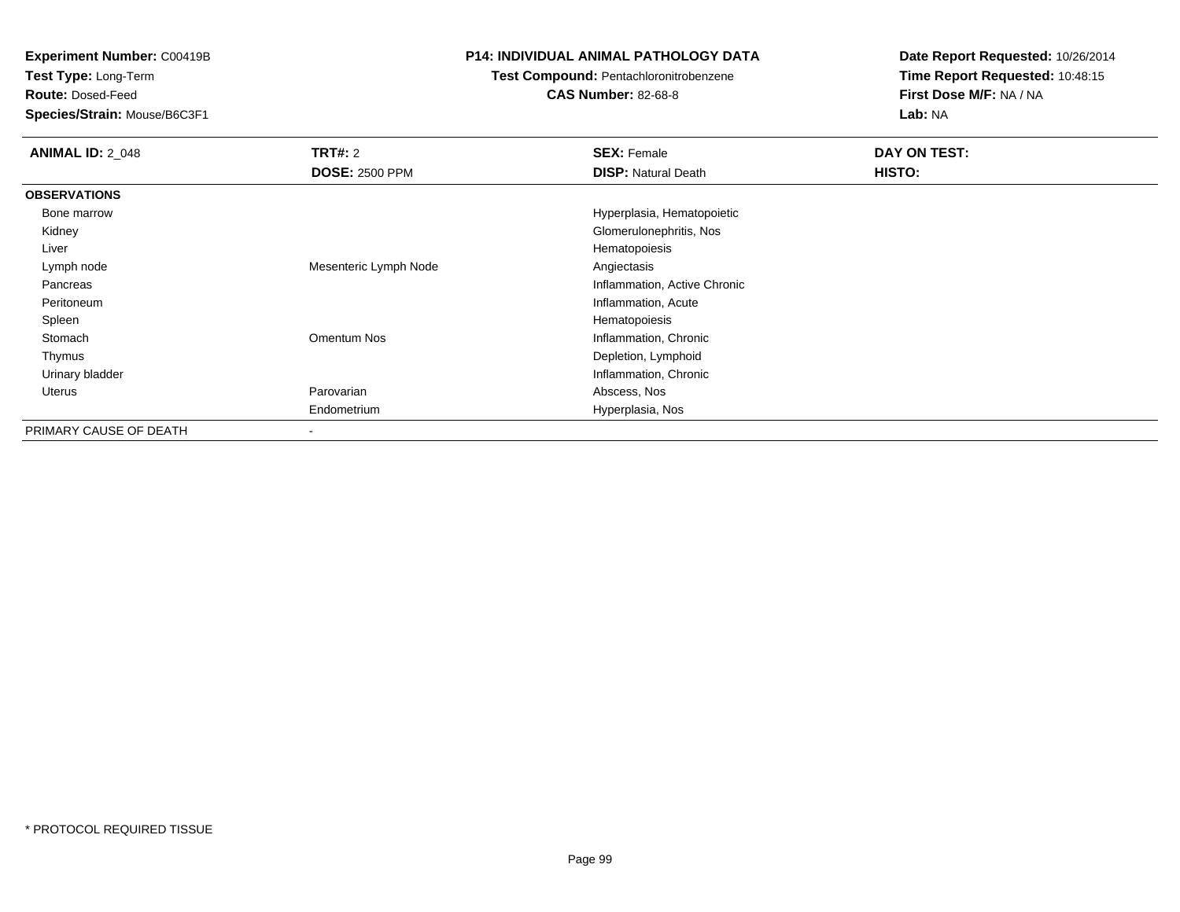**Experiment Number:** C00419B
**Test Type:** Long-Term
**Route:** Dosed-Feed
**Species/Strain:** Mouse/B6C3F1

**P14: INDIVIDUAL ANIMAL PATHOLOGY DATA**
**Test Compound:** Pentachloronitrobenzene
**CAS Number:** 82-68-8

**Date Report Requested:** 10/26/2014
**Time Report Requested:** 10:48:15
**First Dose M/F:** NA / NA
**Lab:** NA

| **ANIMAL ID:** 2_048 | **TRT#:** 2 | **SEX:** Female | **DAY ON TEST:** |
|---|---|---|---|
| | **DOSE:** 2500 PPM | **DISP:** Natural Death | **HISTO:** |
| **OBSERVATIONS** | | | |
| Bone marrow | | Hyperplasia, Hematopoietic | |
| Kidney | | Glomerulonephritis, Nos | |
| Liver | | Hematopoiesis | |
| Lymph node | Mesenteric Lymph Node | Angiectasis | |
| Pancreas | | Inflammation, Active Chronic | |
| Peritoneum | | Inflammation, Acute | |
| Spleen | | Hematopoiesis | |
| Stomach | Omentum Nos | Inflammation, Chronic | |
| Thymus | | Depletion, Lymphoid | |
| Urinary bladder | | Inflammation, Chronic | |
| Uterus | Parovarian | Abscess, Nos | |
| | Endometrium | Hyperplasia, Nos | |
| PRIMARY CAUSE OF DEATH | - | | |

\* PROTOCOL REQUIRED TISSUE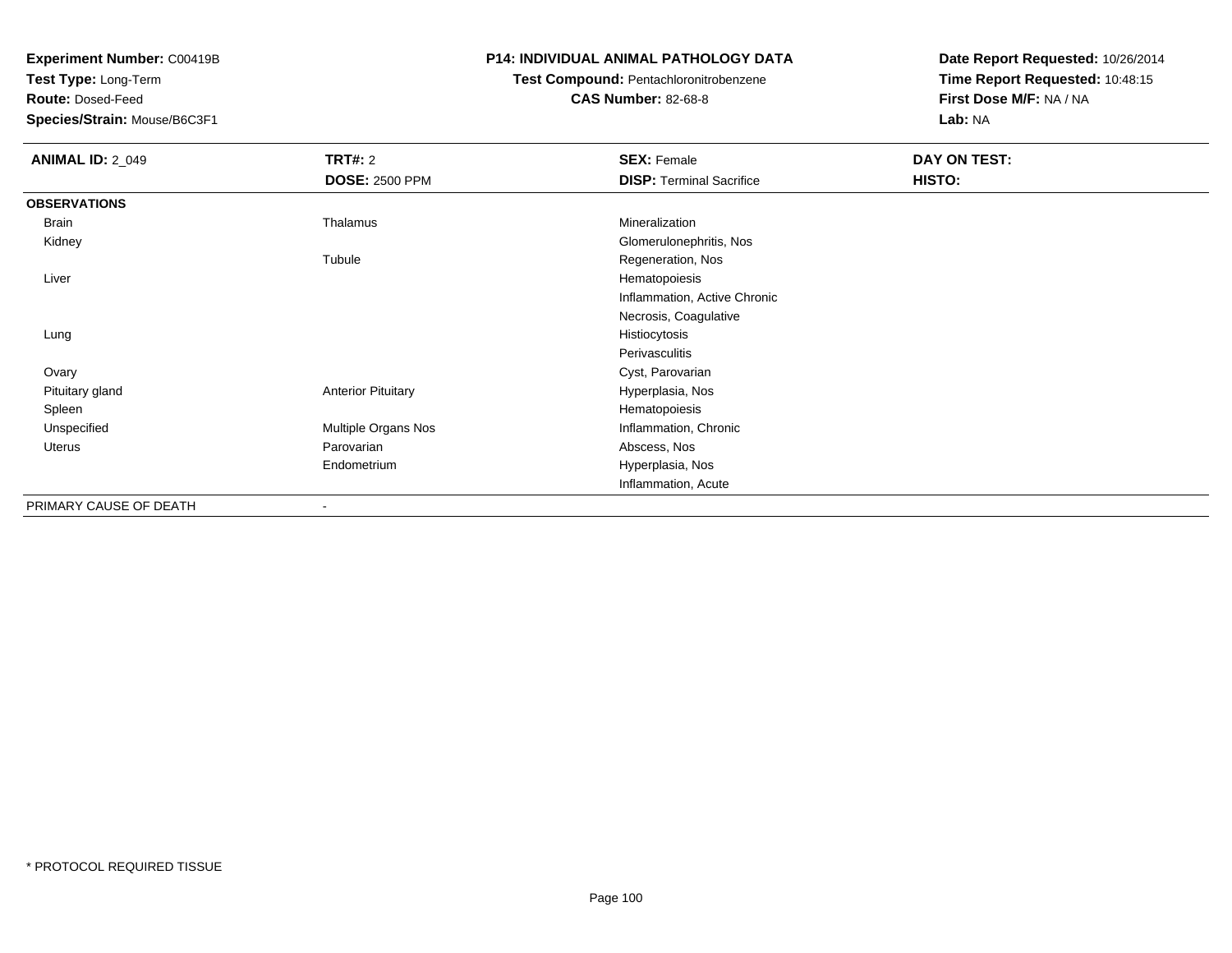**Experiment Number:** C00419B
**Test Type:** Long-Term
**Route:** Dosed-Feed
**Species/Strain:** Mouse/B6C3F1

**P14: INDIVIDUAL ANIMAL PATHOLOGY DATA**
**Test Compound:** Pentachloronitrobenzene
**CAS Number:** 82-68-8

**Date Report Requested:** 10/26/2014
**Time Report Requested:** 10:48:15
**First Dose M/F:** NA / NA
**Lab:** NA

| **ANIMAL ID:** 2_049 | **TRT#:** 2 | **SEX:** Female | **DAY ON TEST:** |
|---|---|---|---|
| | **DOSE:** 2500 PPM | **DISP:** Terminal Sacrifice | **HISTO:** |
| **OBSERVATIONS** | | | |
| Brain | Thalamus | Mineralization | |
| Kidney | | Glomerulonephritis, Nos | |
| | Tubule | Regeneration, Nos | |
| Liver | | Hematopoiesis | |
| | | Inflammation, Active Chronic | |
| | | Necrosis, Coagulative | |
| Lung | | Histiocytosis | |
| | | Perivasculitis | |
| Ovary | | Cyst, Parovarian | |
| Pituitary gland | Anterior Pituitary | Hyperplasia, Nos | |
| Spleen | | Hematopoiesis | |
| Unspecified | Multiple Organs Nos | Inflammation, Chronic | |
| Uterus | Parovarian | Abscess, Nos | |
| | Endometrium | Hyperplasia, Nos | |
| | | Inflammation, Acute | |
| PRIMARY CAUSE OF DEATH | - | | |

* PROTOCOL REQUIRED TISSUE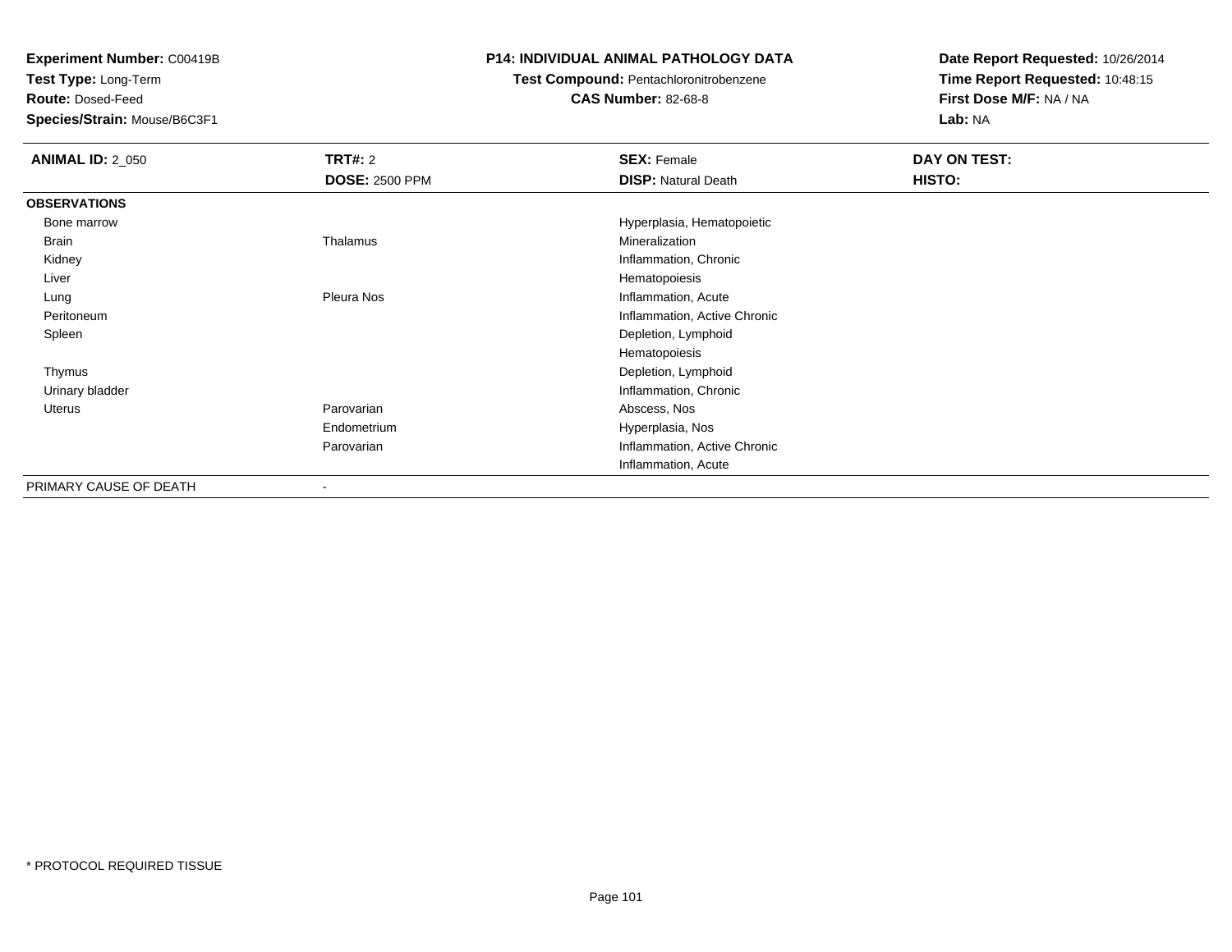**Experiment Number:** C00419B
**Test Type:** Long-Term
**Route:** Dosed-Feed
**Species/Strain:** Mouse/B6C3F1

**P14: INDIVIDUAL ANIMAL PATHOLOGY DATA**
**Test Compound:** Pentachloronitrobenzene
**CAS Number:** 82-68-8

**Date Report Requested:** 10/26/2014
**Time Report Requested:** 10:48:15
**First Dose M/F:** NA / NA
**Lab:** NA

| **ANIMAL ID:** 2_050 | **TRT#:** 2 | **SEX:** Female | **DAY ON TEST:** |
|---|---|---|---|
| | **DOSE:** 2500 PPM | **DISP:** Natural Death | **HISTO:** |
| **OBSERVATIONS** | | | |
| Bone marrow | | Hyperplasia, Hematopoietic | |
| Brain | Thalamus | Mineralization | |
| Kidney | | Inflammation, Chronic | |
| Liver | | Hematopoiesis | |
| Lung | Pleura Nos | Inflammation, Acute | |
| Peritoneum | | Inflammation, Active Chronic | |
| Spleen | | Depletion, Lymphoid | |
| | | Hematopoiesis | |
| Thymus | | Depletion, Lymphoid | |
| Urinary bladder | | Inflammation, Chronic | |
| Uterus | Parovarian | Abscess, Nos | |
| | Endometrium | Hyperplasia, Nos | |
| | Parovarian | Inflammation, Active Chronic | |
| | | Inflammation, Acute | |
| PRIMARY CAUSE OF DEATH | - | | |

* PROTOCOL REQUIRED TISSUE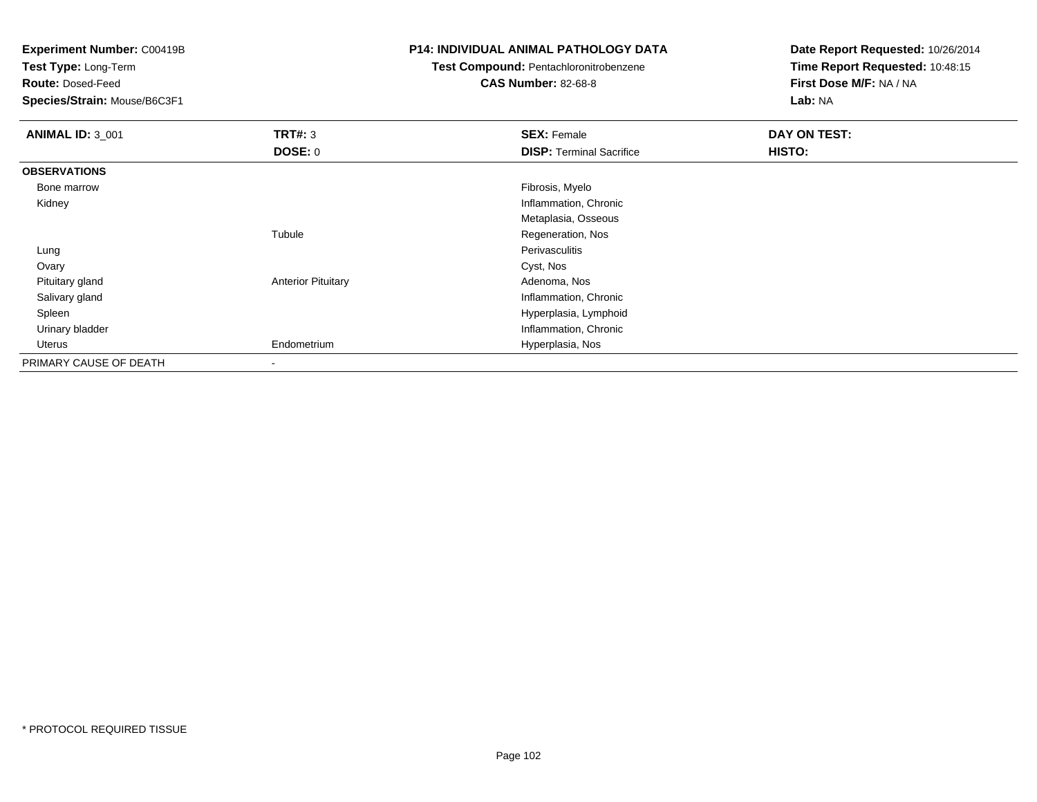**Experiment Number:** C00419B
**Test Type:** Long-Term
**Route:** Dosed-Feed
**Species/Strain:** Mouse/B6C3F1

**P14: INDIVIDUAL ANIMAL PATHOLOGY DATA**
**Test Compound:** Pentachloronitrobenzene
**CAS Number:** 82-68-8

**Date Report Requested:** 10/26/2014
**Time Report Requested:** 10:48:15
**First Dose M/F:** NA / NA
**Lab:** NA

| **ANIMAL ID:** 3_001 | **TRT#:** 3 | **SEX:** Female | **DAY ON TEST:** |
|---|---|---|---|
| | **DOSE:** 0 | **DISP:** Terminal Sacrifice | **HISTO:** |
| **OBSERVATIONS** | | | |
| Bone marrow | | Fibrosis, Myelo | |
| Kidney | | Inflammation, Chronic | |
| | | Metaplasia, Osseous | |
| | Tubule | Regeneration, Nos | |
| Lung | | Perivasculitis | |
| Ovary | | Cyst, Nos | |
| Pituitary gland | Anterior Pituitary | Adenoma, Nos | |
| Salivary gland | | Inflammation, Chronic | |
| Spleen | | Hyperplasia, Lymphoid | |
| Urinary bladder | | Inflammation, Chronic | |
| Uterus | Endometrium | Hyperplasia, Nos | |
| PRIMARY CAUSE OF DEATH | - | | |

* PROTOCOL REQUIRED TISSUE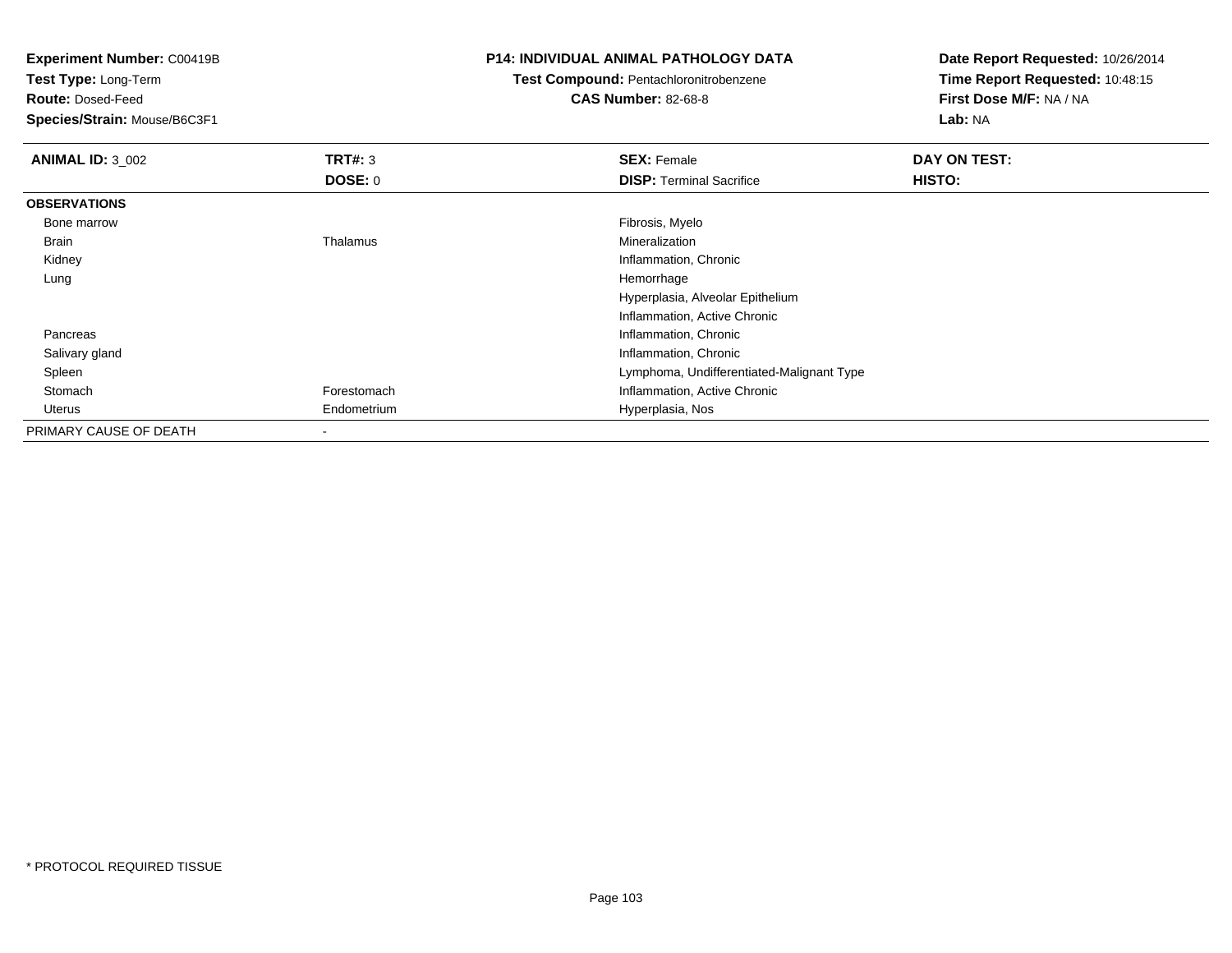**Experiment Number:** C00419B
**Test Type:** Long-Term
**Route:** Dosed-Feed
**Species/Strain:** Mouse/B6C3F1

**P14: INDIVIDUAL ANIMAL PATHOLOGY DATA**
**Test Compound:** Pentachloronitrobenzene
**CAS Number:** 82-68-8

**Date Report Requested:** 10/26/2014
**Time Report Requested:** 10:48:15
**First Dose M/F:** NA / NA
**Lab:** NA

| **ANIMAL ID:** 3_002 | **TRT#:** 3 | **SEX:** Female | **DAY ON TEST:** |
|---|---|---|---|
| | **DOSE:** 0 | **DISP:** Terminal Sacrifice | **HISTO:** |
| **OBSERVATIONS** | | | |
| Bone marrow | | Fibrosis, Myelo | |
| Brain | Thalamus | Mineralization | |
| Kidney | | Inflammation, Chronic | |
| Lung | | Hemorrhage | |
| | | Hyperplasia, Alveolar Epithelium | |
| | | Inflammation, Active Chronic | |
| Pancreas | | Inflammation, Chronic | |
| Salivary gland | | Inflammation, Chronic | |
| Spleen | | Lymphoma, Undifferentiated-Malignant Type | |
| Stomach | Forestomach | Inflammation, Active Chronic | |
| Uterus | Endometrium | Hyperplasia, Nos | |
| PRIMARY CAUSE OF DEATH | - | | |

\* PROTOCOL REQUIRED TISSUE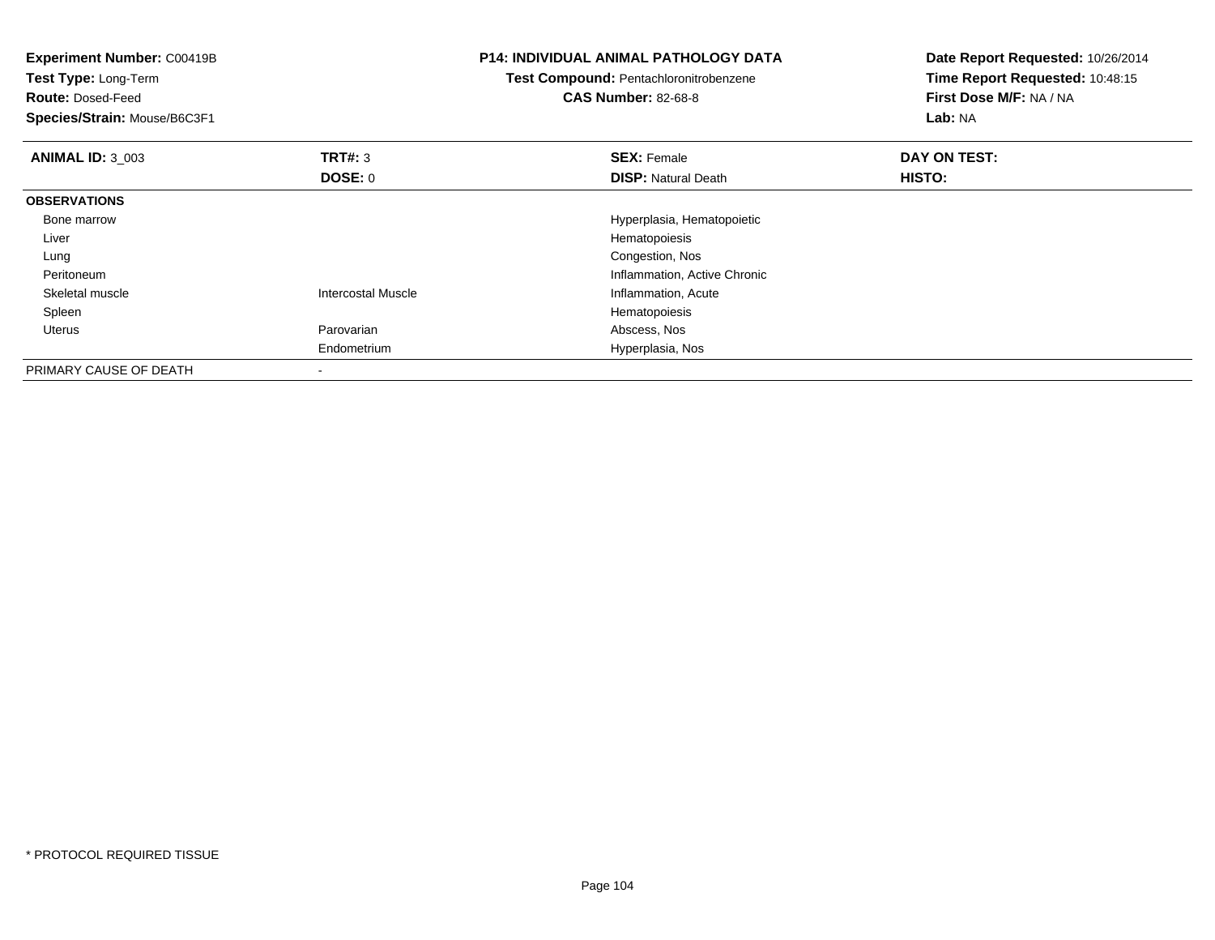**Experiment Number:** C00419B
**Test Type:** Long-Term
**Route:** Dosed-Feed
**Species/Strain:** Mouse/B6C3F1

**P14: INDIVIDUAL ANIMAL PATHOLOGY DATA**
**Test Compound:** Pentachloronitrobenzene
**CAS Number:** 82-68-8

**Date Report Requested:** 10/26/2014
**Time Report Requested:** 10:48:15
**First Dose M/F:** NA / NA
**Lab:** NA

| **ANIMAL ID:** 3_003 | **TRT#:** 3 | **SEX:** Female | **DAY ON TEST:** |
|---|---|---|---|
| | **DOSE:** 0 | **DISP:** Natural Death | **HISTO:** |
| **OBSERVATIONS** | | | |
| Bone marrow | | Hyperplasia, Hematopoietic | |
| Liver | | Hematopoiesis | |
| Lung | | Congestion, Nos | |
| Peritoneum | | Inflammation, Active Chronic | |
| Skeletal muscle | Intercostal Muscle | Inflammation, Acute | |
| Spleen | | Hematopoiesis | |
| Uterus | Parovarian | Abscess, Nos | |
| | Endometrium | Hyperplasia, Nos | |
| PRIMARY CAUSE OF DEATH | - | | |

* PROTOCOL REQUIRED TISSUE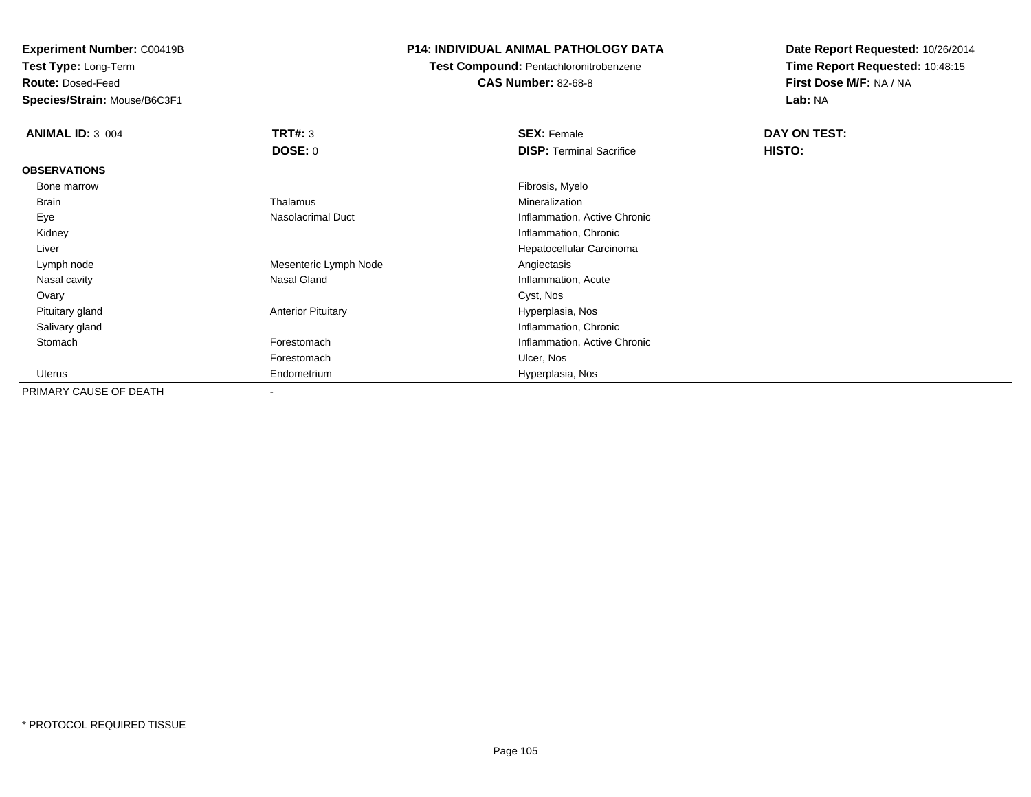**Experiment Number:** C00419B
**Test Type:** Long-Term
**Route:** Dosed-Feed
**Species/Strain:** Mouse/B6C3F1

**P14: INDIVIDUAL ANIMAL PATHOLOGY DATA**
**Test Compound:** Pentachloronitrobenzene
**CAS Number:** 82-68-8

**Date Report Requested:** 10/26/2014
**Time Report Requested:** 10:48:15
**First Dose M/F:** NA / NA
**Lab:** NA

| **ANIMAL ID:** 3_004 | **TRT#:** 3 | **SEX:** Female | **DAY ON TEST:** |
|---|---|---|---|
| | **DOSE:** 0 | **DISP:** Terminal Sacrifice | **HISTO:** |
| **OBSERVATIONS** | | | |
| Bone marrow | | Fibrosis, Myelo | |
| Brain | Thalamus | Mineralization | |
| Eye | Nasolacrimal Duct | Inflammation, Active Chronic | |
| Kidney | | Inflammation, Chronic | |
| Liver | | Hepatocellular Carcinoma | |
| Lymph node | Mesenteric Lymph Node | Angiectasis | |
| Nasal cavity | Nasal Gland | Inflammation, Acute | |
| Ovary | | Cyst, Nos | |
| Pituitary gland | Anterior Pituitary | Hyperplasia, Nos | |
| Salivary gland | | Inflammation, Chronic | |
| Stomach | Forestomach | Inflammation, Active Chronic | |
| | Forestomach | Ulcer, Nos | |
| Uterus | Endometrium | Hyperplasia, Nos | |
| PRIMARY CAUSE OF DEATH | - | | |

\* PROTOCOL REQUIRED TISSUE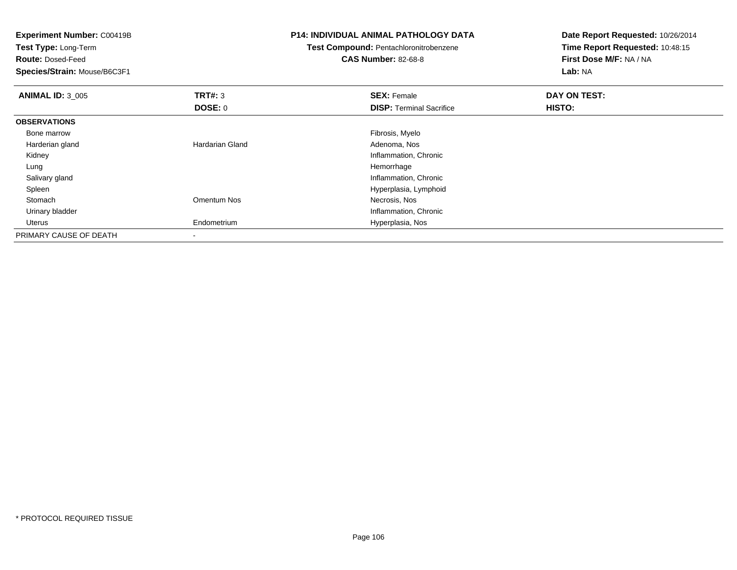**Experiment Number:** C00419B
**Test Type:** Long-Term
**Route:** Dosed-Feed
**Species/Strain:** Mouse/B6C3F1

**P14: INDIVIDUAL ANIMAL PATHOLOGY DATA**
**Test Compound:** Pentachloronitrobenzene
**CAS Number:** 82-68-8

**Date Report Requested:** 10/26/2014
**Time Report Requested:** 10:48:15
**First Dose M/F:** NA / NA
**Lab:** NA

| **ANIMAL ID:** 3_005 | **TRT#:** 3 | **SEX:** Female | **DAY ON TEST:** |
|---|---|---|---|
| | **DOSE:** 0 | **DISP:** Terminal Sacrifice | **HISTO:** |
| **OBSERVATIONS** | | | |
| Bone marrow | | Fibrosis, Myelo | |
| Harderian gland | Hardarian Gland | Adenoma, Nos | |
| Kidney | | Inflammation, Chronic | |
| Lung | | Hemorrhage | |
| Salivary gland | | Inflammation, Chronic | |
| Spleen | | Hyperplasia, Lymphoid | |
| Stomach | Omentum Nos | Necrosis, Nos | |
| Urinary bladder | | Inflammation, Chronic | |
| Uterus | Endometrium | Hyperplasia, Nos | |
| PRIMARY CAUSE OF DEATH | - | | |

* PROTOCOL REQUIRED TISSUE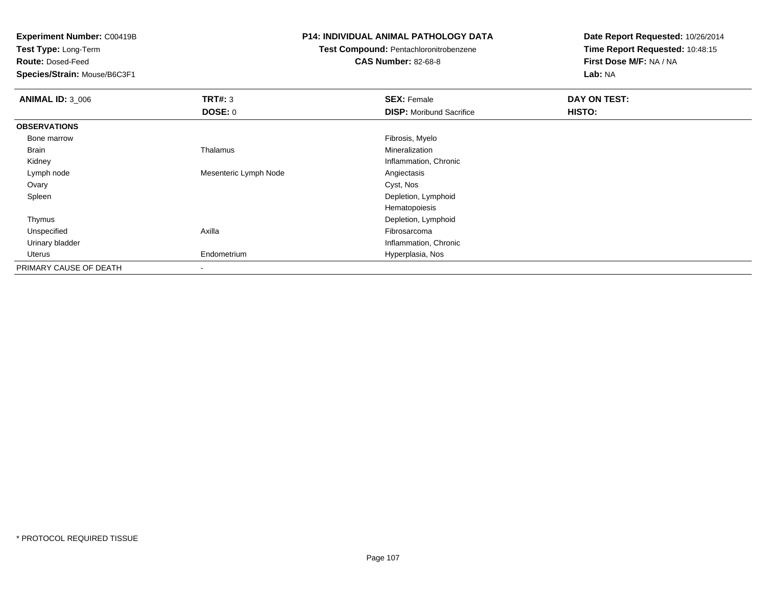**Experiment Number:** C00419B
**Test Type:** Long-Term
**Route:** Dosed-Feed
**Species/Strain:** Mouse/B6C3F1

**P14: INDIVIDUAL ANIMAL PATHOLOGY DATA**
**Test Compound:** Pentachloronitrobenzene
**CAS Number:** 82-68-8

**Date Report Requested:** 10/26/2014
**Time Report Requested:** 10:48:15
**First Dose M/F:** NA / NA
**Lab:** NA

| **ANIMAL ID:** 3_006 | **TRT#:** 3 | **SEX:** Female | **DAY ON TEST:** |
|---|---|---|---|
| | **DOSE:** 0 | **DISP:** Moribund Sacrifice | **HISTO:** |
| **OBSERVATIONS** | | | |
| Bone marrow | | Fibrosis, Myelo | |
| Brain | Thalamus | Mineralization | |
| Kidney | | Inflammation, Chronic | |
| Lymph node | Mesenteric Lymph Node | Angiectasis | |
| Ovary | | Cyst, Nos | |
| Spleen | | Depletion, Lymphoid | |
| | | Hematopoiesis | |
| Thymus | | Depletion, Lymphoid | |
| Unspecified | Axilla | Fibrosarcoma | |
| Urinary bladder | | Inflammation, Chronic | |
| Uterus | Endometrium | Hyperplasia, Nos | |
| PRIMARY CAUSE OF DEATH | - | | |

* PROTOCOL REQUIRED TISSUE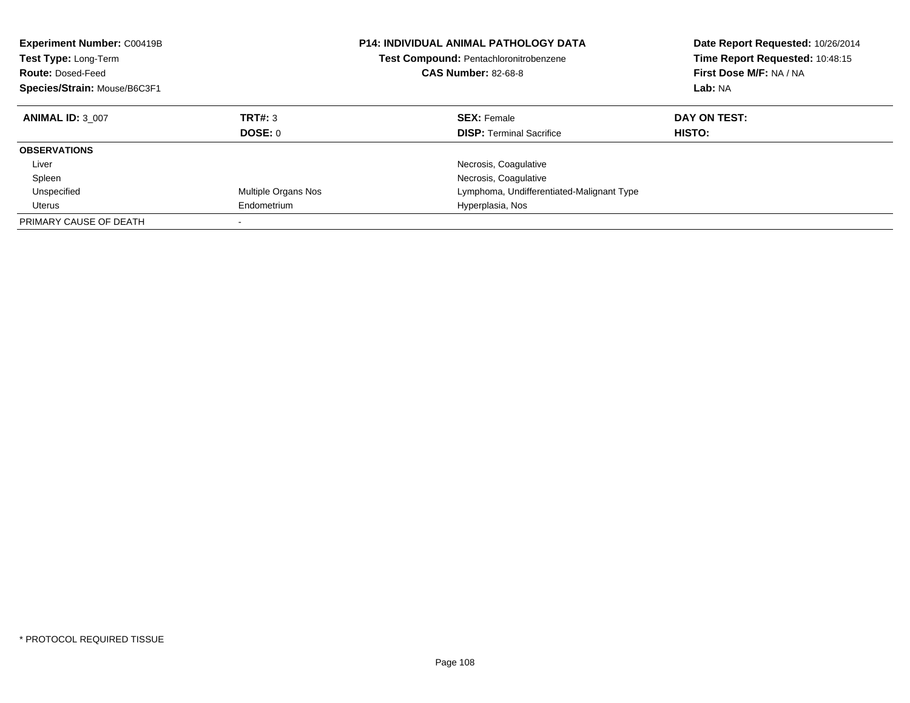**Experiment Number:** C00419B
**Test Type:** Long-Term
**Route:** Dosed-Feed
**Species/Strain:** Mouse/B6C3F1

**P14: INDIVIDUAL ANIMAL PATHOLOGY DATA**
**Test Compound:** Pentachloronitrobenzene
**CAS Number:** 82-68-8

**Date Report Requested:** 10/26/2014
**Time Report Requested:** 10:48:15
**First Dose M/F:** NA / NA
**Lab:** NA

| **ANIMAL ID:** 3_007 | **TRT#:** 3 | **SEX:** Female | **DAY ON TEST:** |
|---|---|---|---|
| | **DOSE:** 0 | **DISP:** Terminal Sacrifice | **HISTO:** |
| **OBSERVATIONS** | | | |
| Liver | | Necrosis, Coagulative | |
| Spleen | | Necrosis, Coagulative | |
| Unspecified | Multiple Organs Nos | Lymphoma, Undifferentiated-Malignant Type | |
| Uterus | Endometrium | Hyperplasia, Nos | |
| PRIMARY CAUSE OF DEATH | - | | |

* PROTOCOL REQUIRED TISSUE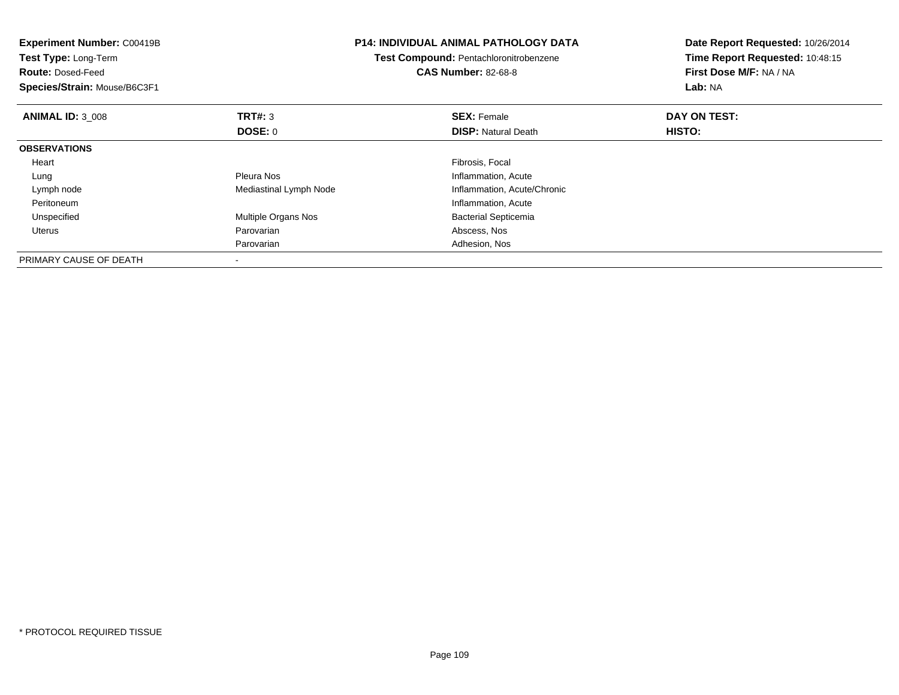**Experiment Number:** C00419B
**Test Type:** Long-Term
**Route:** Dosed-Feed
**Species/Strain:** Mouse/B6C3F1

**P14: INDIVIDUAL ANIMAL PATHOLOGY DATA**
**Test Compound:** Pentachloronitrobenzene
**CAS Number:** 82-68-8

**Date Report Requested:** 10/26/2014
**Time Report Requested:** 10:48:15
**First Dose M/F:** NA / NA
**Lab:** NA

| **ANIMAL ID:** 3_008 | **TRT#:** 3 | **SEX:** Female | **DAY ON TEST:** |
|---|---|---|---|
| | **DOSE:** 0 | **DISP:** Natural Death | **HISTO:** |
| **OBSERVATIONS** | | | |
| Heart | | Fibrosis, Focal | |
| Lung | Pleura Nos | Inflammation, Acute | |
| Lymph node | Mediastinal Lymph Node | Inflammation, Acute/Chronic | |
| Peritoneum | | Inflammation, Acute | |
| Unspecified | Multiple Organs Nos | Bacterial Septicemia | |
| Uterus | Parovarian | Abscess, Nos | |
| | Parovarian | Adhesion, Nos | |
| PRIMARY CAUSE OF DEATH | - | | |

* PROTOCOL REQUIRED TISSUE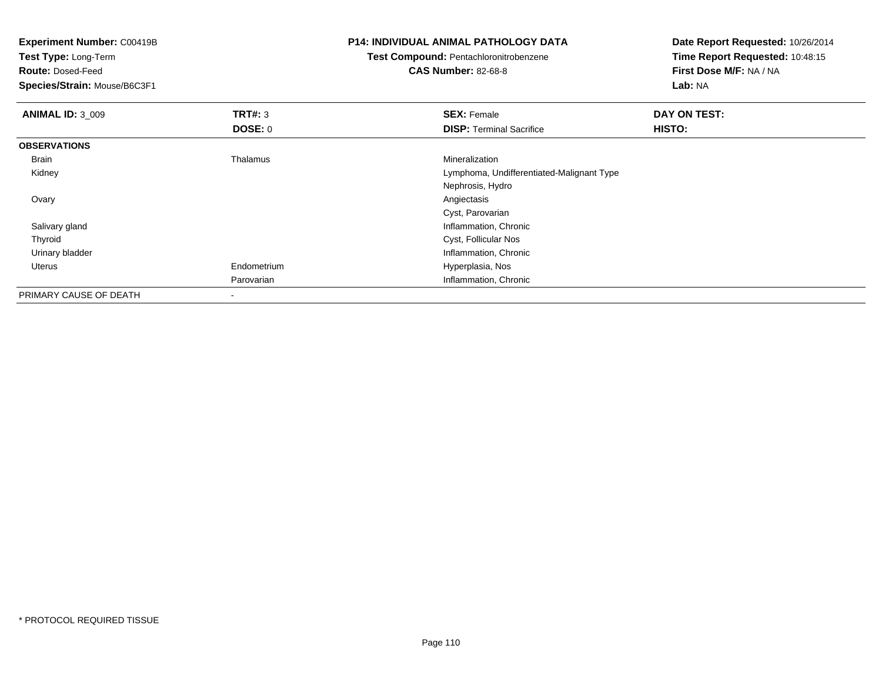**Experiment Number:** C00419B
**Test Type:** Long-Term
**Route:** Dosed-Feed
**Species/Strain:** Mouse/B6C3F1

**P14: INDIVIDUAL ANIMAL PATHOLOGY DATA**
**Test Compound:** Pentachloronitrobenzene
**CAS Number:** 82-68-8

**Date Report Requested:** 10/26/2014
**Time Report Requested:** 10:48:15
**First Dose M/F:** NA / NA
**Lab:** NA

| **ANIMAL ID:** 3_009 | **TRT#:** 3 | **SEX:** Female | **DAY ON TEST:** |
|---|---|---|---|
| | **DOSE:** 0 | **DISP:** Terminal Sacrifice | **HISTO:** |
| **OBSERVATIONS** | | | |
| Brain | Thalamus | Mineralization | |
| Kidney | | Lymphoma, Undifferentiated-Malignant Type | |
| | | Nephrosis, Hydro | |
| Ovary | | Angiectasis | |
| | | Cyst, Parovarian | |
| Salivary gland | | Inflammation, Chronic | |
| Thyroid | | Cyst, Follicular Nos | |
| Urinary bladder | | Inflammation, Chronic | |
| Uterus | Endometrium | Hyperplasia, Nos | |
| | Parovarian | Inflammation, Chronic | |
| PRIMARY CAUSE OF DEATH | - | | |

\* PROTOCOL REQUIRED TISSUE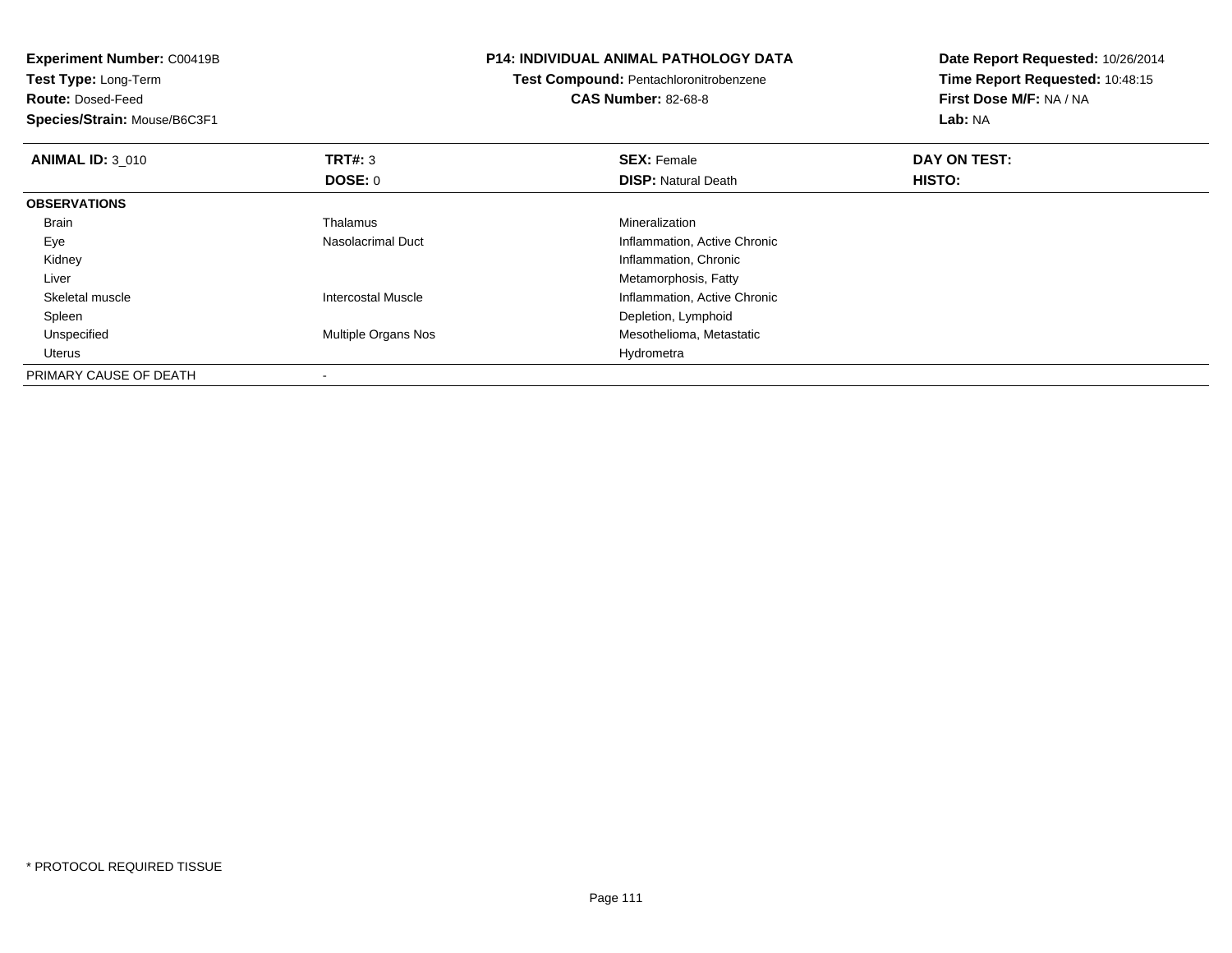**Experiment Number:** C00419B
**Test Type:** Long-Term
**Route:** Dosed-Feed
**Species/Strain:** Mouse/B6C3F1

**P14: INDIVIDUAL ANIMAL PATHOLOGY DATA**
**Test Compound:** Pentachloronitrobenzene
**CAS Number:** 82-68-8

**Date Report Requested:** 10/26/2014
**Time Report Requested:** 10:48:15
**First Dose M/F:** NA / NA
**Lab:** NA

| **ANIMAL ID:** 3_010 | **TRT#:** 3 | **SEX:** Female | **DAY ON TEST:** |
|---|---|---|---|
| | **DOSE:** 0 | **DISP:** Natural Death | **HISTO:** |
| **OBSERVATIONS** | | | |
| Brain | Thalamus | Mineralization | |
| Eye | Nasolacrimal Duct | Inflammation, Active Chronic | |
| Kidney | | Inflammation, Chronic | |
| Liver | | Metamorphosis, Fatty | |
| Skeletal muscle | Intercostal Muscle | Inflammation, Active Chronic | |
| Spleen | | Depletion, Lymphoid | |
| Unspecified | Multiple Organs Nos | Mesothelioma, Metastatic | |
| Uterus | | Hydrometra | |
| PRIMARY CAUSE OF DEATH | - | | |

* PROTOCOL REQUIRED TISSUE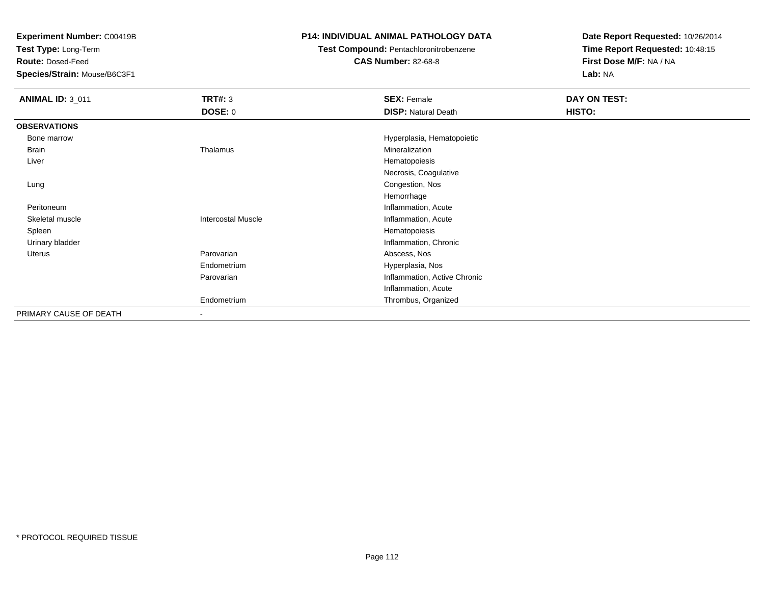**Experiment Number:** C00419B
**Test Type:** Long-Term
**Route:** Dosed-Feed
**Species/Strain:** Mouse/B6C3F1

**P14: INDIVIDUAL ANIMAL PATHOLOGY DATA**
**Test Compound:** Pentachloronitrobenzene
**CAS Number:** 82-68-8

**Date Report Requested:** 10/26/2014
**Time Report Requested:** 10:48:15
**First Dose M/F:** NA / NA
**Lab:** NA

| **ANIMAL ID:** 3_011 | **TRT#:** 3 | **SEX:** Female | **DAY ON TEST:** |
|---|---|---|---|
| | **DOSE:** 0 | **DISP:** Natural Death | **HISTO:** |
| **OBSERVATIONS** | | | |
| Bone marrow | | Hyperplasia, Hematopoietic | |
| Brain | Thalamus | Mineralization | |
| Liver | | Hematopoiesis | |
| | | Necrosis, Coagulative | |
| Lung | | Congestion, Nos | |
| | | Hemorrhage | |
| Peritoneum | | Inflammation, Acute | |
| Skeletal muscle | Intercostal Muscle | Inflammation, Acute | |
| Spleen | | Hematopoiesis | |
| Urinary bladder | | Inflammation, Chronic | |
| Uterus | Parovarian | Abscess, Nos | |
| | Endometrium | Hyperplasia, Nos | |
| | Parovarian | Inflammation, Active Chronic | |
| | | Inflammation, Acute | |
| | Endometrium | Thrombus, Organized | |
| PRIMARY CAUSE OF DEATH | - | | |

* PROTOCOL REQUIRED TISSUE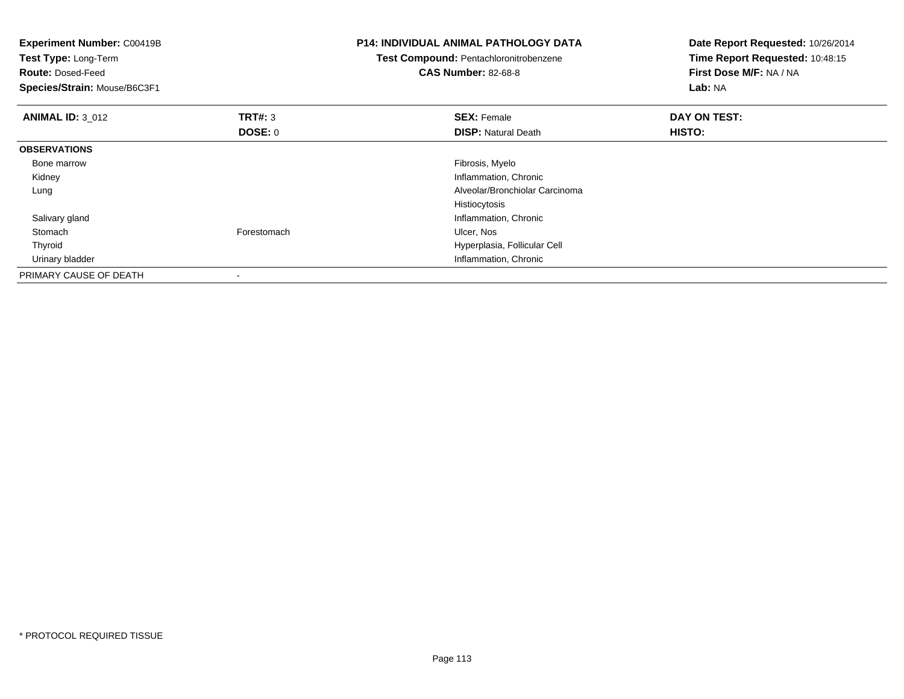**Experiment Number:** C00419B
**Test Type:** Long-Term
**Route:** Dosed-Feed
**Species/Strain:** Mouse/B6C3F1

**P14: INDIVIDUAL ANIMAL PATHOLOGY DATA**
**Test Compound:** Pentachloronitrobenzene
**CAS Number:** 82-68-8

**Date Report Requested:** 10/26/2014
**Time Report Requested:** 10:48:15
**First Dose M/F:** NA / NA
**Lab:** NA

| **ANIMAL ID:** 3_012 | **TRT#:** 3 | **SEX:** Female | **DAY ON TEST:** |
|---|---|---|---|
| | **DOSE:** 0 | **DISP:** Natural Death | **HISTO:** |
| **OBSERVATIONS** | | | |
| Bone marrow | | Fibrosis, Myelo | |
| Kidney | | Inflammation, Chronic | |
| Lung | | Alveolar/Bronchiolar Carcinoma | |
| | | Histiocytosis | |
| Salivary gland | | Inflammation, Chronic | |
| Stomach | Forestomach | Ulcer, Nos | |
| Thyroid | | Hyperplasia, Follicular Cell | |
| Urinary bladder | | Inflammation, Chronic | |
| PRIMARY CAUSE OF DEATH | - | | |

* PROTOCOL REQUIRED TISSUE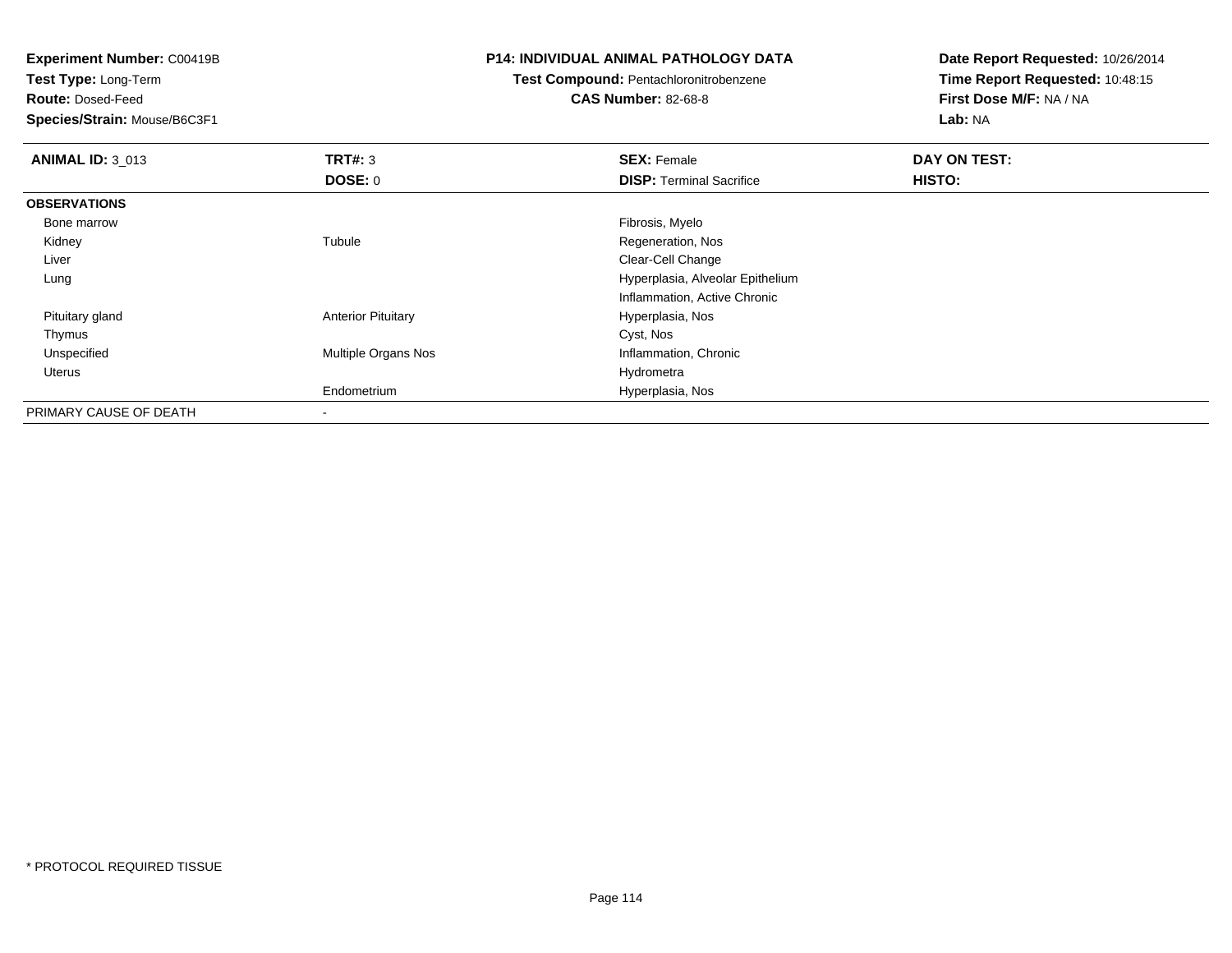**Experiment Number:** C00419B
**Test Type:** Long-Term
**Route:** Dosed-Feed
**Species/Strain:** Mouse/B6C3F1

**P14: INDIVIDUAL ANIMAL PATHOLOGY DATA**
**Test Compound:** Pentachloronitrobenzene
**CAS Number:** 82-68-8

**Date Report Requested:** 10/26/2014
**Time Report Requested:** 10:48:15
**First Dose M/F:** NA / NA
**Lab:** NA

| **ANIMAL ID:** 3_013 | **TRT#:** 3 | **SEX:** Female | **DAY ON TEST:** |
|---|---|---|---|
| | **DOSE:** 0 | **DISP:** Terminal Sacrifice | **HISTO:** |
| **OBSERVATIONS** | | | |
| Bone marrow | | Fibrosis, Myelo | |
| Kidney | Tubule | Regeneration, Nos | |
| Liver | | Clear-Cell Change | |
| Lung | | Hyperplasia, Alveolar Epithelium | |
| | | Inflammation, Active Chronic | |
| Pituitary gland | Anterior Pituitary | Hyperplasia, Nos | |
| Thymus | | Cyst, Nos | |
| Unspecified | Multiple Organs Nos | Inflammation, Chronic | |
| Uterus | | Hydrometra | |
| | Endometrium | Hyperplasia, Nos | |
| PRIMARY CAUSE OF DEATH | - | | |

* PROTOCOL REQUIRED TISSUE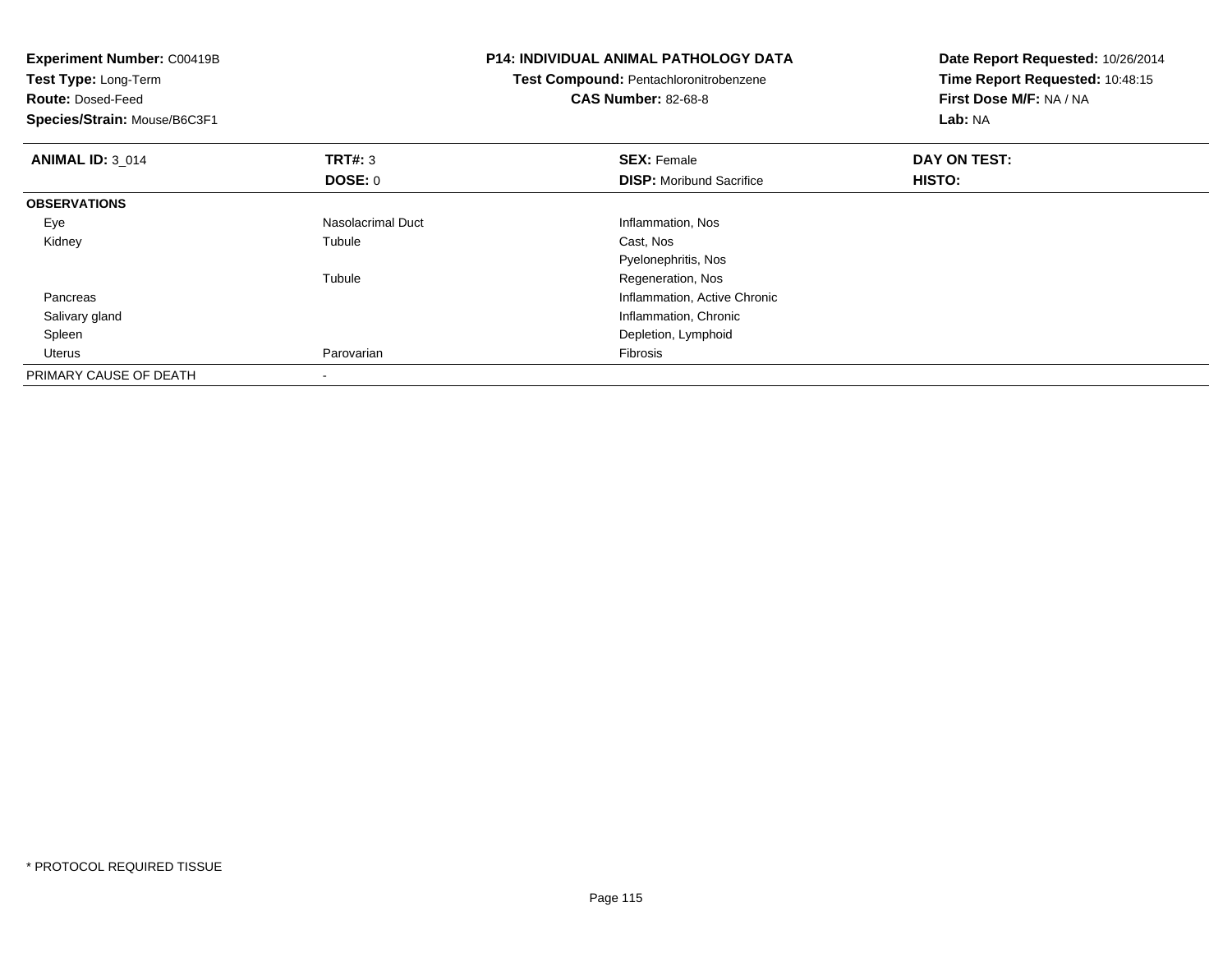**Experiment Number:** C00419B
**Test Type:** Long-Term
**Route:** Dosed-Feed
**Species/Strain:** Mouse/B6C3F1

**P14: INDIVIDUAL ANIMAL PATHOLOGY DATA**
**Test Compound:** Pentachloronitrobenzene
**CAS Number:** 82-68-8

**Date Report Requested:** 10/26/2014
**Time Report Requested:** 10:48:15
**First Dose M/F:** NA / NA
**Lab:** NA

| **ANIMAL ID:** 3_014 | **TRT#:** 3 | **SEX:** Female | **DAY ON TEST:** |
|---|---|---|---|
| | **DOSE:** 0 | **DISP:** Moribund Sacrifice | **HISTO:** |
| **OBSERVATIONS** | | | |
| Eye | Nasolacrimal Duct | Inflammation, Nos | |
| Kidney | Tubule | Cast, Nos | |
| | | Pyelonephritis, Nos | |
| | Tubule | Regeneration, Nos | |
| Pancreas | | Inflammation, Active Chronic | |
| Salivary gland | | Inflammation, Chronic | |
| Spleen | | Depletion, Lymphoid | |
| Uterus | Parovarian | Fibrosis | |
| PRIMARY CAUSE OF DEATH | - | | |

* PROTOCOL REQUIRED TISSUE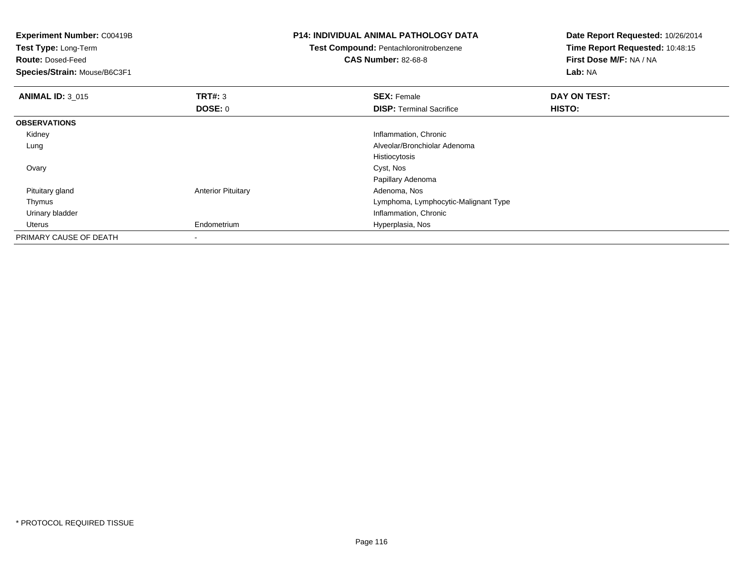**Experiment Number:** C00419B
**Test Type:** Long-Term
**Route:** Dosed-Feed
**Species/Strain:** Mouse/B6C3F1

**P14: INDIVIDUAL ANIMAL PATHOLOGY DATA**
**Test Compound:** Pentachloronitrobenzene
**CAS Number:** 82-68-8

**Date Report Requested:** 10/26/2014
**Time Report Requested:** 10:48:15
**First Dose M/F:** NA / NA
**Lab:** NA

| **ANIMAL ID:** 3_015 | **TRT#:** 3 | **SEX:** Female | **DAY ON TEST:** |
|---|---|---|---|
| | **DOSE:** 0 | **DISP:** Terminal Sacrifice | **HISTO:** |
| **OBSERVATIONS** | | | |
| Kidney | | Inflammation, Chronic | |
| Lung | | Alveolar/Bronchiolar Adenoma | |
| | | Histiocytosis | |
| Ovary | | Cyst, Nos | |
| | | Papillary Adenoma | |
| Pituitary gland | Anterior Pituitary | Adenoma, Nos | |
| Thymus | | Lymphoma, Lymphocytic-Malignant Type | |
| Urinary bladder | | Inflammation, Chronic | |
| Uterus | Endometrium | Hyperplasia, Nos | |
| PRIMARY CAUSE OF DEATH | - | | |

* PROTOCOL REQUIRED TISSUE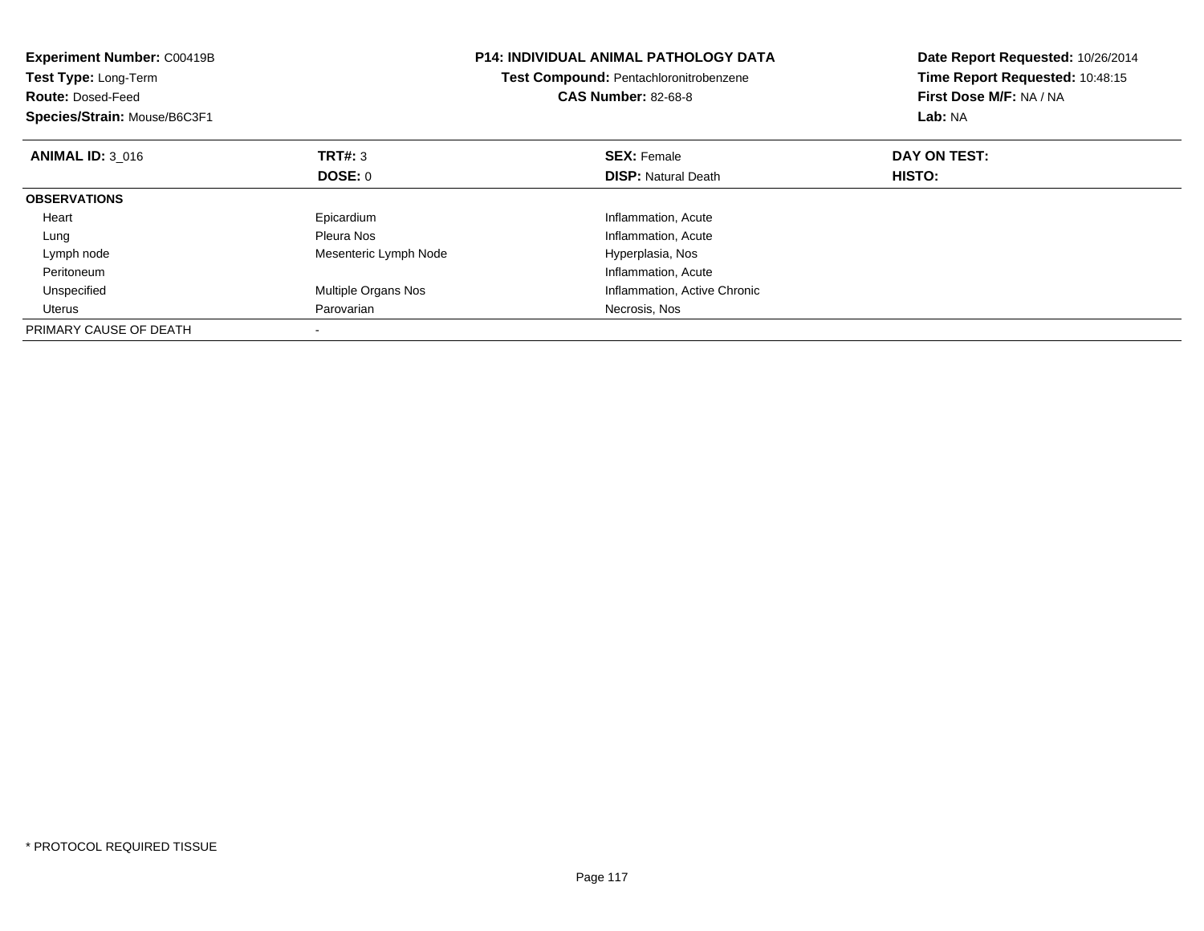**Experiment Number:** C00419B
**Test Type:** Long-Term
**Route:** Dosed-Feed
**Species/Strain:** Mouse/B6C3F1

**P14: INDIVIDUAL ANIMAL PATHOLOGY DATA**
**Test Compound:** Pentachloronitrobenzene
**CAS Number:** 82-68-8

**Date Report Requested:** 10/26/2014
**Time Report Requested:** 10:48:15
**First Dose M/F:** NA / NA
**Lab:** NA

| **ANIMAL ID:** 3_016 | **TRT#:** 3 | **SEX:** Female | **DAY ON TEST:** |
|---|---|---|---|
| | **DOSE:** 0 | **DISP:** Natural Death | **HISTO:** |
| **OBSERVATIONS** | | | |
| Heart | Epicardium | Inflammation, Acute | |
| Lung | Pleura Nos | Inflammation, Acute | |
| Lymph node | Mesenteric Lymph Node | Hyperplasia, Nos | |
| Peritoneum | | Inflammation, Acute | |
| Unspecified | Multiple Organs Nos | Inflammation, Active Chronic | |
| Uterus | Parovarian | Necrosis, Nos | |
| PRIMARY CAUSE OF DEATH | - | | |

* PROTOCOL REQUIRED TISSUE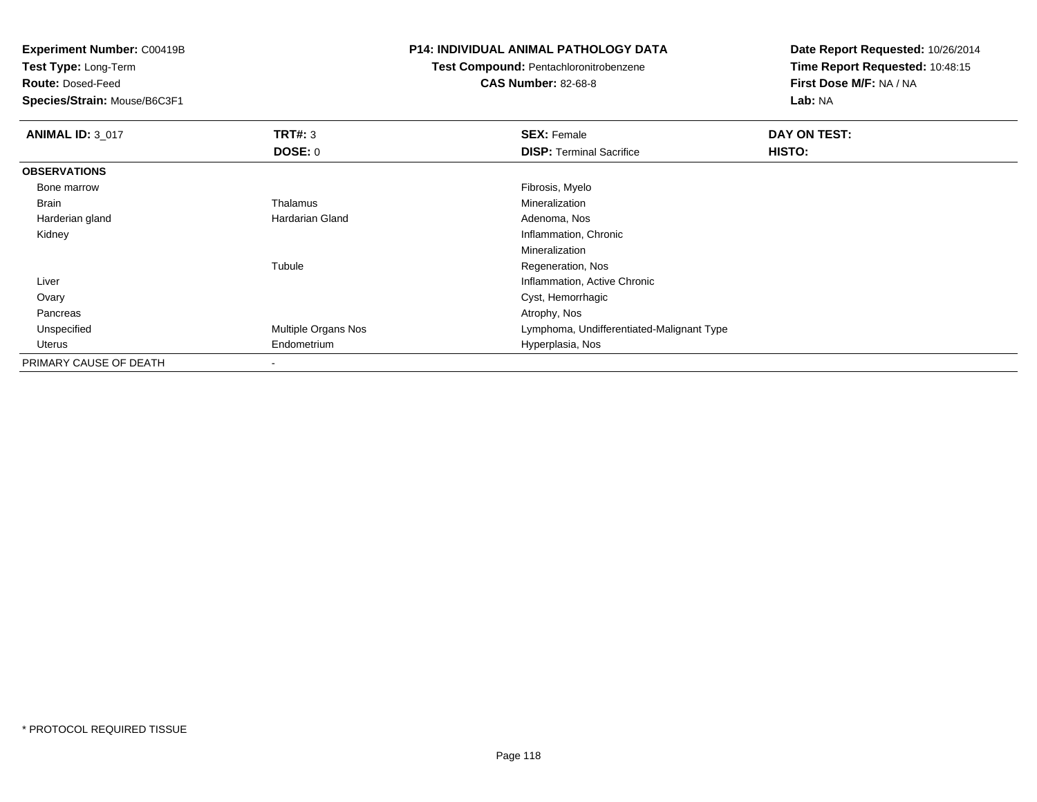**Experiment Number:** C00419B
**Test Type:** Long-Term
**Route:** Dosed-Feed
**Species/Strain:** Mouse/B6C3F1

**P14: INDIVIDUAL ANIMAL PATHOLOGY DATA**
**Test Compound:** Pentachloronitrobenzene
**CAS Number:** 82-68-8

**Date Report Requested:** 10/26/2014
**Time Report Requested:** 10:48:15
**First Dose M/F:** NA / NA
**Lab:** NA

| **ANIMAL ID:** 3_017 | **TRT#:** 3 | **SEX:** Female | **DAY ON TEST:** |
|---|---|---|---|
| | **DOSE:** 0 | **DISP:** Terminal Sacrifice | **HISTO:** |
| **OBSERVATIONS** | | | |
| Bone marrow | | Fibrosis, Myelo | |
| Brain | Thalamus | Mineralization | |
| Harderian gland | Hardarian Gland | Adenoma, Nos | |
| Kidney | | Inflammation, Chronic | |
| | | Mineralization | |
| | Tubule | Regeneration, Nos | |
| Liver | | Inflammation, Active Chronic | |
| Ovary | | Cyst, Hemorrhagic | |
| Pancreas | | Atrophy, Nos | |
| Unspecified | Multiple Organs Nos | Lymphoma, Undifferentiated-Malignant Type | |
| Uterus | Endometrium | Hyperplasia, Nos | |
| PRIMARY CAUSE OF DEATH | - | | |

* PROTOCOL REQUIRED TISSUE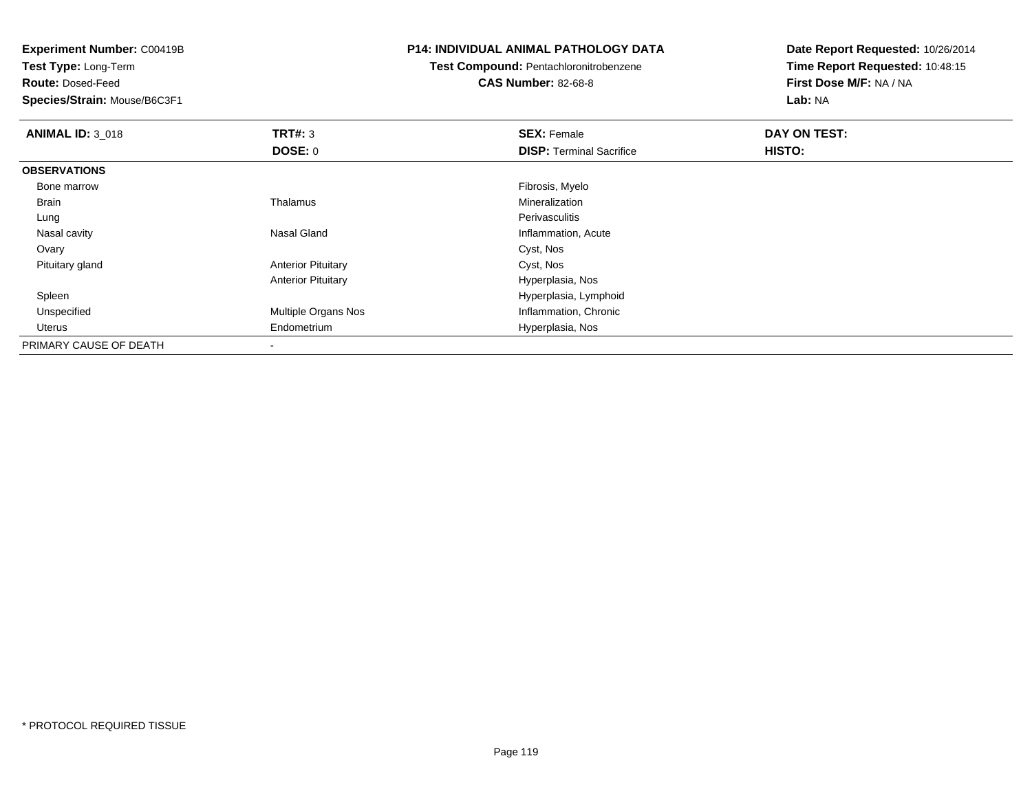**Experiment Number:** C00419B
**Test Type:** Long-Term
**Route:** Dosed-Feed
**Species/Strain:** Mouse/B6C3F1

**P14: INDIVIDUAL ANIMAL PATHOLOGY DATA**
**Test Compound:** Pentachloronitrobenzene
**CAS Number:** 82-68-8

**Date Report Requested:** 10/26/2014
**Time Report Requested:** 10:48:15
**First Dose M/F:** NA / NA
**Lab:** NA

| **ANIMAL ID:** 3_018 | **TRT#:** 3 | **SEX:** Female | **DAY ON TEST:** |
|---|---|---|---|
| | **DOSE:** 0 | **DISP:** Terminal Sacrifice | **HISTO:** |
| **OBSERVATIONS** | | | |
| Bone marrow | | Fibrosis, Myelo | |
| Brain | Thalamus | Mineralization | |
| Lung | | Perivasculitis | |
| Nasal cavity | Nasal Gland | Inflammation, Acute | |
| Ovary | | Cyst, Nos | |
| Pituitary gland | Anterior Pituitary | Cyst, Nos | |
| | Anterior Pituitary | Hyperplasia, Nos | |
| Spleen | | Hyperplasia, Lymphoid | |
| Unspecified | Multiple Organs Nos | Inflammation, Chronic | |
| Uterus | Endometrium | Hyperplasia, Nos | |
| PRIMARY CAUSE OF DEATH | - | | |

* PROTOCOL REQUIRED TISSUE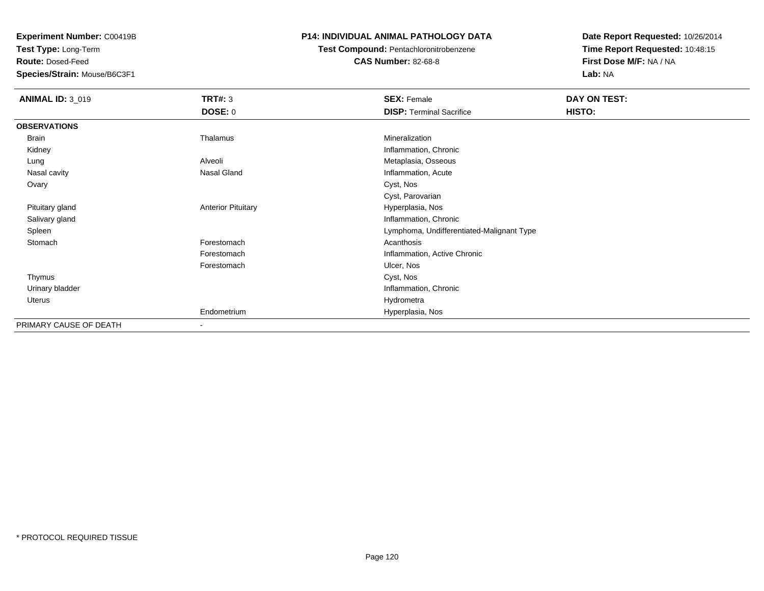**Experiment Number:** C00419B
**Test Type:** Long-Term
**Route:** Dosed-Feed
**Species/Strain:** Mouse/B6C3F1

**P14: INDIVIDUAL ANIMAL PATHOLOGY DATA**
**Test Compound:** Pentachloronitrobenzene
**CAS Number:** 82-68-8

**Date Report Requested:** 10/26/2014
**Time Report Requested:** 10:48:15
**First Dose M/F:** NA / NA
**Lab:** NA

| **ANIMAL ID:** 3_019 | **TRT#:** 3 | **SEX:** Female | **DAY ON TEST:** |
|---|---|---|---|
| | **DOSE:** 0 | **DISP:** Terminal Sacrifice | **HISTO:** |
| **OBSERVATIONS** | | | |
| Brain | Thalamus | Mineralization | |
| Kidney | | Inflammation, Chronic | |
| Lung | Alveoli | Metaplasia, Osseous | |
| Nasal cavity | Nasal Gland | Inflammation, Acute | |
| Ovary | | Cyst, Nos | |
| | | Cyst, Parovarian | |
| Pituitary gland | Anterior Pituitary | Hyperplasia, Nos | |
| Salivary gland | | Inflammation, Chronic | |
| Spleen | | Lymphoma, Undifferentiated-Malignant Type | |
| Stomach | Forestomach | Acanthosis | |
| | Forestomach | Inflammation, Active Chronic | |
| | Forestomach | Ulcer, Nos | |
| Thymus | | Cyst, Nos | |
| Urinary bladder | | Inflammation, Chronic | |
| Uterus | | Hydrometra | |
| | Endometrium | Hyperplasia, Nos | |
| PRIMARY CAUSE OF DEATH | - | | |

* PROTOCOL REQUIRED TISSUE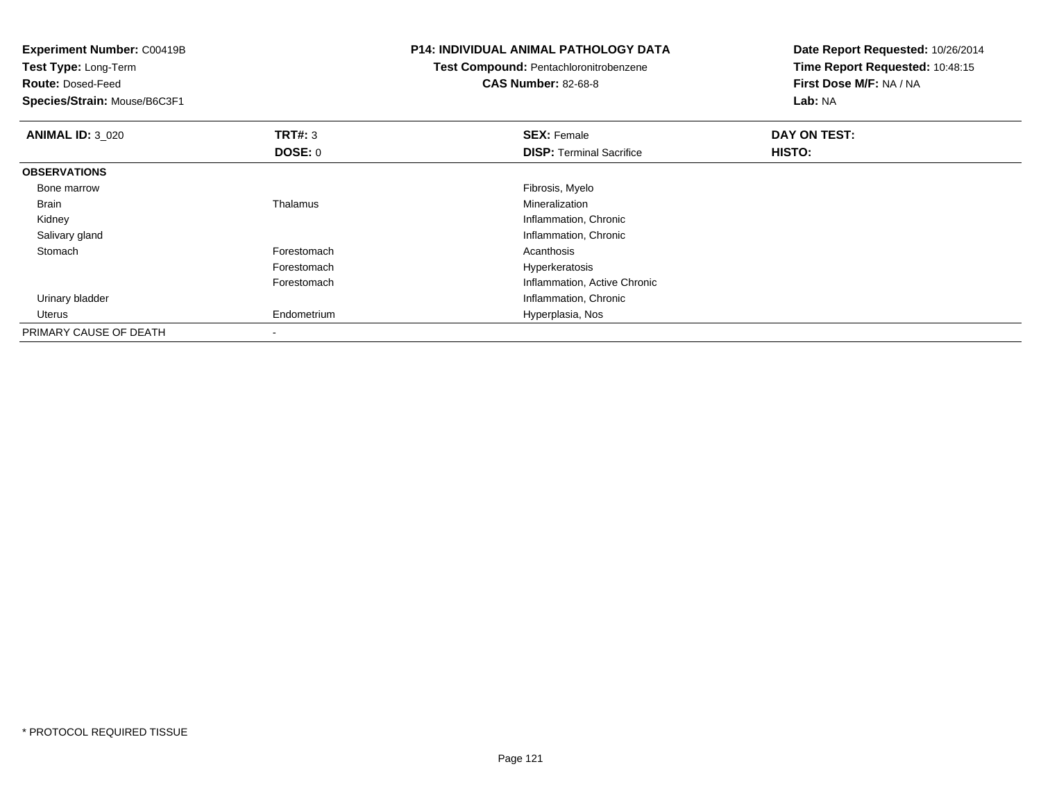**Experiment Number:** C00419B
**Test Type:** Long-Term
**Route:** Dosed-Feed
**Species/Strain:** Mouse/B6C3F1

**P14: INDIVIDUAL ANIMAL PATHOLOGY DATA**
**Test Compound:** Pentachloronitrobenzene
**CAS Number:** 82-68-8

**Date Report Requested:** 10/26/2014
**Time Report Requested:** 10:48:15
**First Dose M/F:** NA / NA
**Lab:** NA

| **ANIMAL ID:** 3_020 | **TRT#:** 3 | **SEX:** Female | **DAY ON TEST:** |
|---|---|---|---|
| | **DOSE:** 0 | **DISP:** Terminal Sacrifice | **HISTO:** |
| **OBSERVATIONS** | | | |
| Bone marrow | | Fibrosis, Myelo | |
| Brain | Thalamus | Mineralization | |
| Kidney | | Inflammation, Chronic | |
| Salivary gland | | Inflammation, Chronic | |
| Stomach | Forestomach | Acanthosis | |
| | Forestomach | Hyperkeratosis | |
| | Forestomach | Inflammation, Active Chronic | |
| Urinary bladder | | Inflammation, Chronic | |
| Uterus | Endometrium | Hyperplasia, Nos | |
| PRIMARY CAUSE OF DEATH | - | | |

* PROTOCOL REQUIRED TISSUE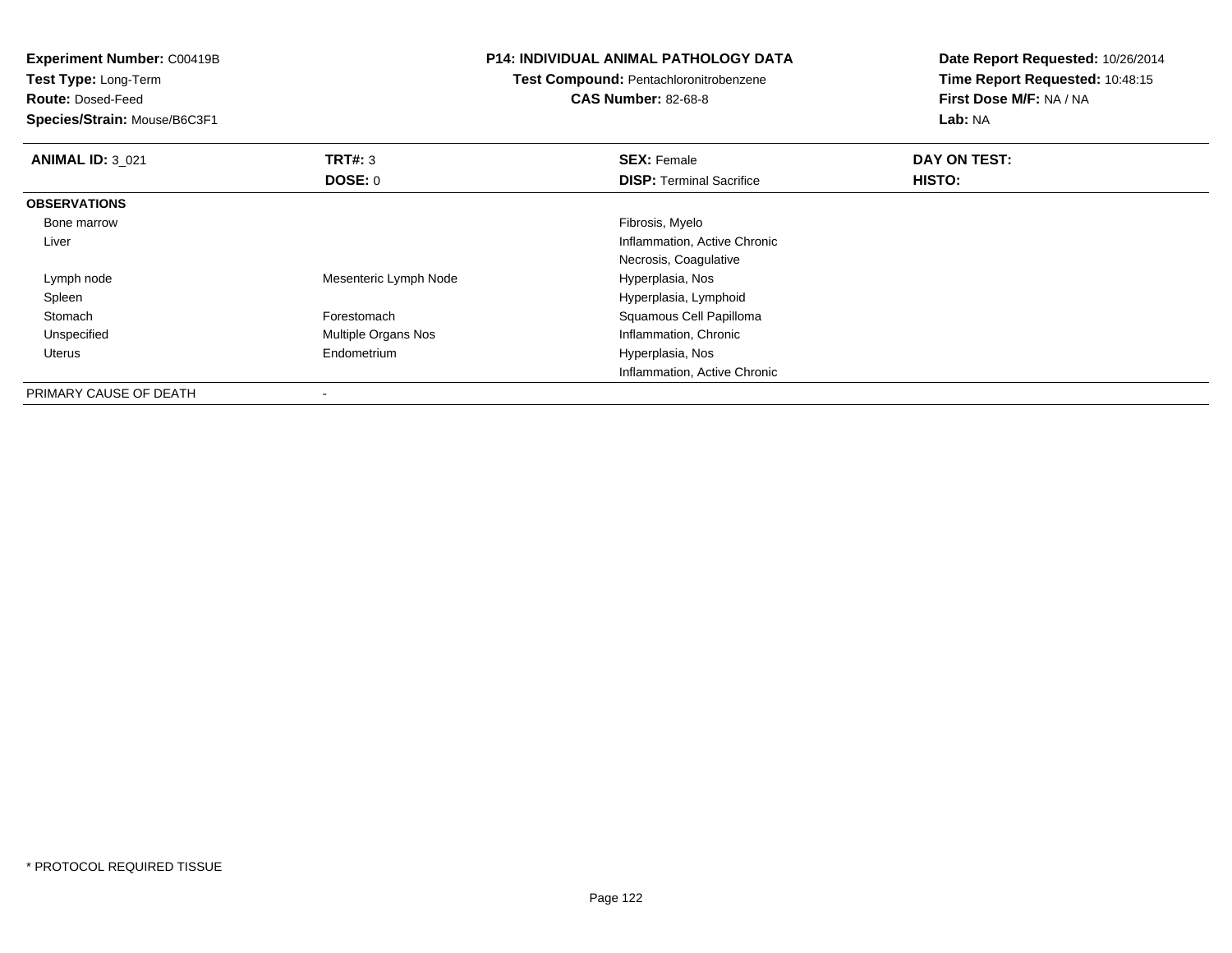**Experiment Number:** C00419B
**Test Type:** Long-Term
**Route:** Dosed-Feed
**Species/Strain:** Mouse/B6C3F1

**P14: INDIVIDUAL ANIMAL PATHOLOGY DATA**
**Test Compound:** Pentachloronitrobenzene
**CAS Number:** 82-68-8

**Date Report Requested:** 10/26/2014
**Time Report Requested:** 10:48:15
**First Dose M/F:** NA / NA
**Lab:** NA

| **ANIMAL ID:** 3_021 | **TRT#:** 3 | **SEX:** Female | **DAY ON TEST:** |
|---|---|---|---|
| | **DOSE:** 0 | **DISP:** Terminal Sacrifice | **HISTO:** |
| **OBSERVATIONS** | | | |
| Bone marrow | | Fibrosis, Myelo | |
| Liver | | Inflammation, Active Chronic | |
| | | Necrosis, Coagulative | |
| Lymph node | Mesenteric Lymph Node | Hyperplasia, Nos | |
| Spleen | | Hyperplasia, Lymphoid | |
| Stomach | Forestomach | Squamous Cell Papilloma | |
| Unspecified | Multiple Organs Nos | Inflammation, Chronic | |
| Uterus | Endometrium | Hyperplasia, Nos | |
| | | Inflammation, Active Chronic | |
| PRIMARY CAUSE OF DEATH | - | | |

* PROTOCOL REQUIRED TISSUE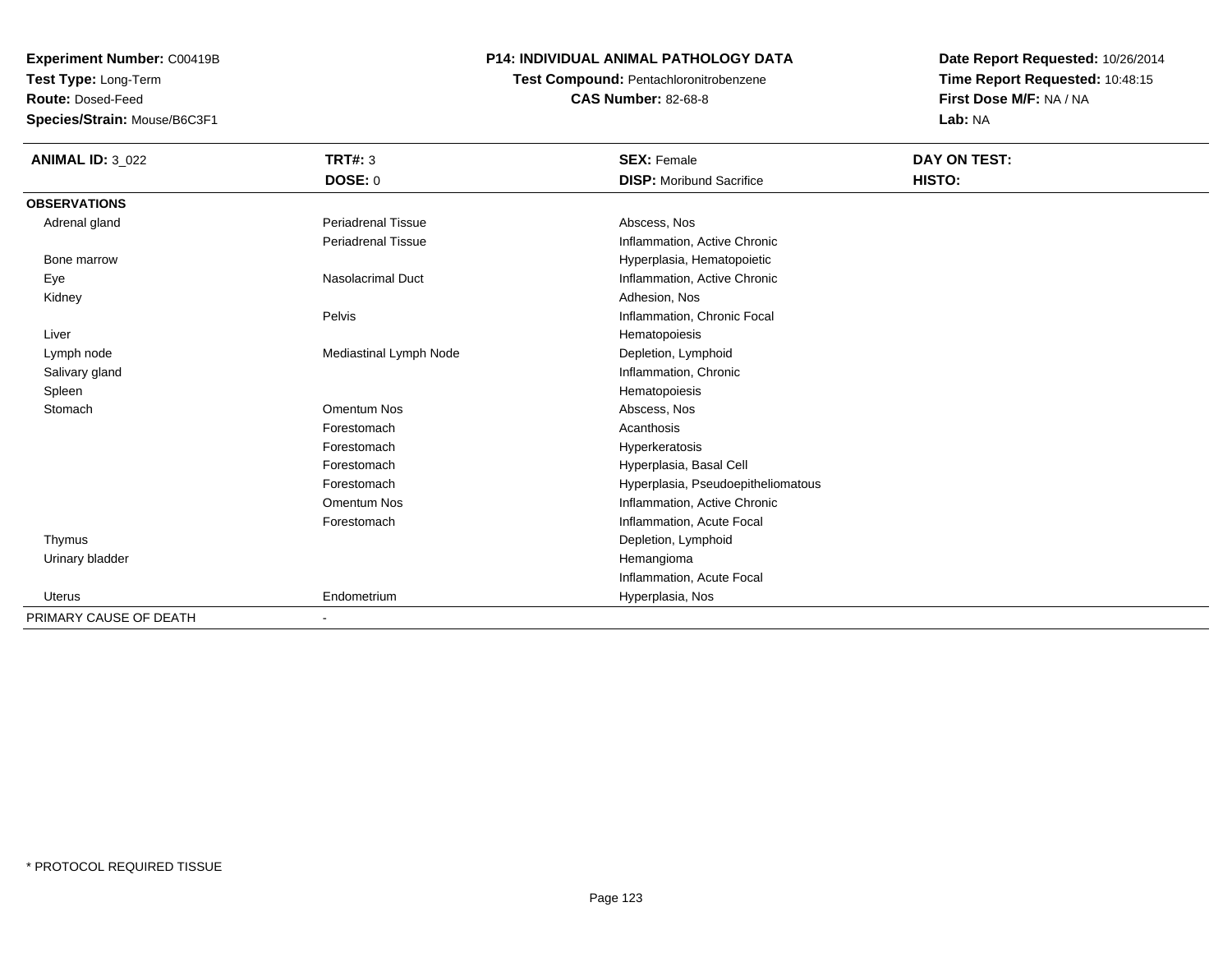**Experiment Number:** C00419B
**Test Type:** Long-Term
**Route:** Dosed-Feed
**Species/Strain:** Mouse/B6C3F1

**P14: INDIVIDUAL ANIMAL PATHOLOGY DATA**
**Test Compound:** Pentachloronitrobenzene
**CAS Number:** 82-68-8

**Date Report Requested:** 10/26/2014
**Time Report Requested:** 10:48:15
**First Dose M/F:** NA / NA
**Lab:** NA

| **ANIMAL ID:** 3_022 | **TRT#:** 3 | **SEX:** Female | **DAY ON TEST:** |
|---|---|---|---|
| | **DOSE:** 0 | **DISP:** Moribund Sacrifice | **HISTO:** |
| **OBSERVATIONS** | | | |
| Adrenal gland | Periadrenal Tissue | Abscess, Nos | |
| | Periadrenal Tissue | Inflammation, Active Chronic | |
| Bone marrow | | Hyperplasia, Hematopoietic | |
| Eye | Nasolacrimal Duct | Inflammation, Active Chronic | |
| Kidney | | Adhesion, Nos | |
| | Pelvis | Inflammation, Chronic Focal | |
| Liver | | Hematopoiesis | |
| Lymph node | Mediastinal Lymph Node | Depletion, Lymphoid | |
| Salivary gland | | Inflammation, Chronic | |
| Spleen | | Hematopoiesis | |
| Stomach | Omentum Nos | Abscess, Nos | |
| | Forestomach | Acanthosis | |
| | Forestomach | Hyperkeratosis | |
| | Forestomach | Hyperplasia, Basal Cell | |
| | Forestomach | Hyperplasia, Pseudoepitheliomatous | |
| | Omentum Nos | Inflammation, Active Chronic | |
| | Forestomach | Inflammation, Acute Focal | |
| Thymus | | Depletion, Lymphoid | |
| Urinary bladder | | Hemangioma | |
| | | Inflammation, Acute Focal | |
| Uterus | Endometrium | Hyperplasia, Nos | |
| PRIMARY CAUSE OF DEATH | - | | |

\* PROTOCOL REQUIRED TISSUE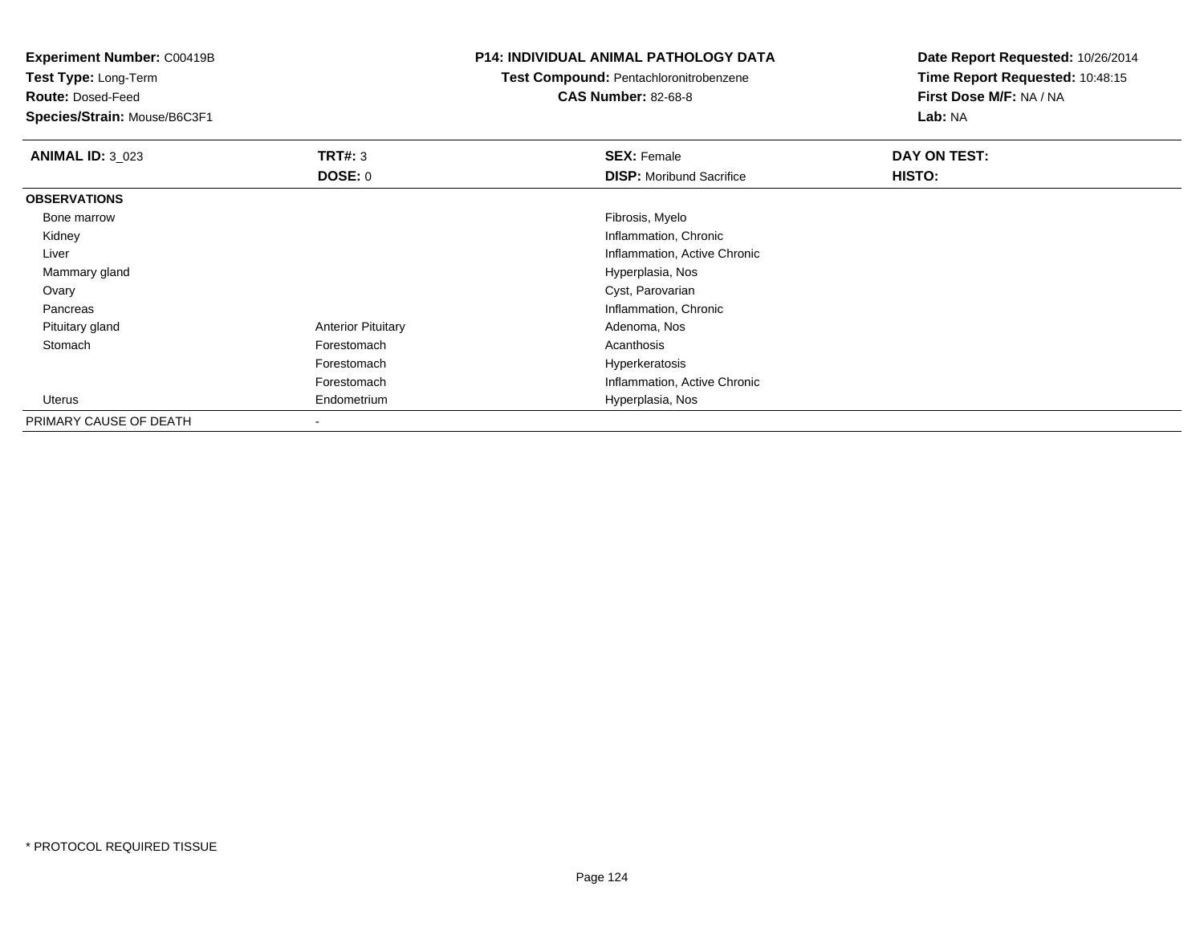**Experiment Number:** C00419B
**Test Type:** Long-Term
**Route:** Dosed-Feed
**Species/Strain:** Mouse/B6C3F1

# P14: INDIVIDUAL ANIMAL PATHOLOGY DATA

**Test Compound:** Pentachloronitrobenzene
**CAS Number:** 82-68-8

**Date Report Requested:** 10/26/2014
**Time Report Requested:** 10:48:15
**First Dose M/F:** NA / NA
**Lab:** NA

| **ANIMAL ID:** 3_023 | **TRT#:** 3 | **SEX:** Female | **DAY ON TEST:** |
|---|---|---|---|
| | **DOSE:** 0 | **DISP:** Moribund Sacrifice | **HISTO:** |
| **OBSERVATIONS** | | | |
| Bone marrow | | Fibrosis, Myelo | |
| Kidney | | Inflammation, Chronic | |
| Liver | | Inflammation, Active Chronic | |
| Mammary gland | | Hyperplasia, Nos | |
| Ovary | | Cyst, Parovarian | |
| Pancreas | | Inflammation, Chronic | |
| Pituitary gland | Anterior Pituitary | Adenoma, Nos | |
| Stomach | Forestomach | Acanthosis | |
| | Forestomach | Hyperkeratosis | |
| | Forestomach | Inflammation, Active Chronic | |
| Uterus | Endometrium | Hyperplasia, Nos | |
| PRIMARY CAUSE OF DEATH | - | | |

* PROTOCOL REQUIRED TISSUE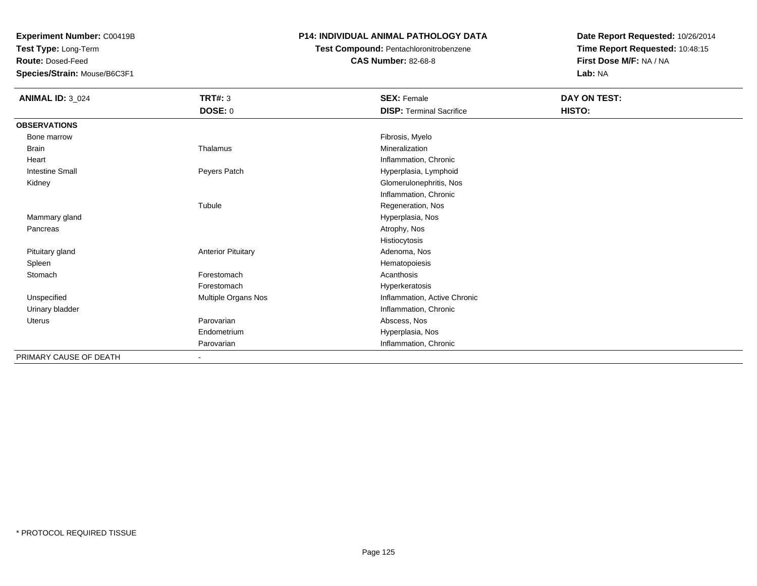**Experiment Number:** C00419B
**Test Type:** Long-Term
**Route:** Dosed-Feed
**Species/Strain:** Mouse/B6C3F1

**P14: INDIVIDUAL ANIMAL PATHOLOGY DATA**
**Test Compound:** Pentachloronitrobenzene
**CAS Number:** 82-68-8

**Date Report Requested:** 10/26/2014
**Time Report Requested:** 10:48:15
**First Dose M/F:** NA / NA
**Lab:** NA

| **ANIMAL ID:** 3_024 | **TRT#:** 3 | **SEX:** Female | **DAY ON TEST:** |
|---|---|---|---|
| | **DOSE:** 0 | **DISP:** Terminal Sacrifice | **HISTO:** |
| **OBSERVATIONS** | | | |
| Bone marrow | | Fibrosis, Myelo | |
| Brain | Thalamus | Mineralization | |
| Heart | | Inflammation, Chronic | |
| Intestine Small | Peyers Patch | Hyperplasia, Lymphoid | |
| Kidney | | Glomerulonephritis, Nos | |
| | | Inflammation, Chronic | |
| | Tubule | Regeneration, Nos | |
| Mammary gland | | Hyperplasia, Nos | |
| Pancreas | | Atrophy, Nos | |
| | | Histiocytosis | |
| Pituitary gland | Anterior Pituitary | Adenoma, Nos | |
| Spleen | | Hematopoiesis | |
| Stomach | Forestomach | Acanthosis | |
| | Forestomach | Hyperkeratosis | |
| Unspecified | Multiple Organs Nos | Inflammation, Active Chronic | |
| Urinary bladder | | Inflammation, Chronic | |
| Uterus | Parovarian | Abscess, Nos | |
| | Endometrium | Hyperplasia, Nos | |
| | Parovarian | Inflammation, Chronic | |
| PRIMARY CAUSE OF DEATH | - | | |

\* PROTOCOL REQUIRED TISSUE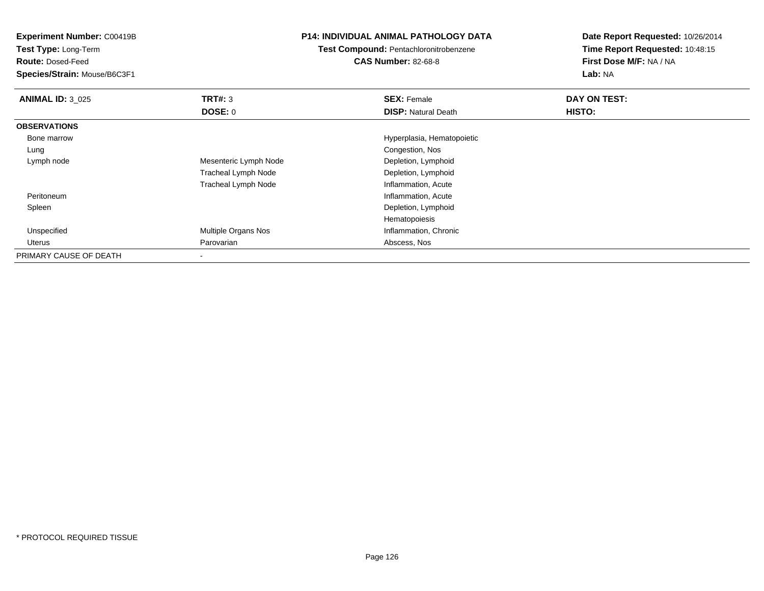**Experiment Number:** C00419B
**Test Type:** Long-Term
**Route:** Dosed-Feed
**Species/Strain:** Mouse/B6C3F1

**P14: INDIVIDUAL ANIMAL PATHOLOGY DATA**
**Test Compound:** Pentachloronitrobenzene
**CAS Number:** 82-68-8

**Date Report Requested:** 10/26/2014
**Time Report Requested:** 10:48:15
**First Dose M/F:** NA / NA
**Lab:** NA

| **ANIMAL ID:** 3_025 | **TRT#:** 3 | **SEX:** Female | **DAY ON TEST:** |
|---|---|---|---|
| | **DOSE:** 0 | **DISP:** Natural Death | **HISTO:** |
| **OBSERVATIONS** | | | |
| Bone marrow | | Hyperplasia, Hematopoietic | |
| Lung | | Congestion, Nos | |
| Lymph node | Mesenteric Lymph Node | Depletion, Lymphoid | |
| | Tracheal Lymph Node | Depletion, Lymphoid | |
| | Tracheal Lymph Node | Inflammation, Acute | |
| Peritoneum | | Inflammation, Acute | |
| Spleen | | Depletion, Lymphoid | |
| | | Hematopoiesis | |
| Unspecified | Multiple Organs Nos | Inflammation, Chronic | |
| Uterus | Parovarian | Abscess, Nos | |
| PRIMARY CAUSE OF DEATH | - | | |

* PROTOCOL REQUIRED TISSUE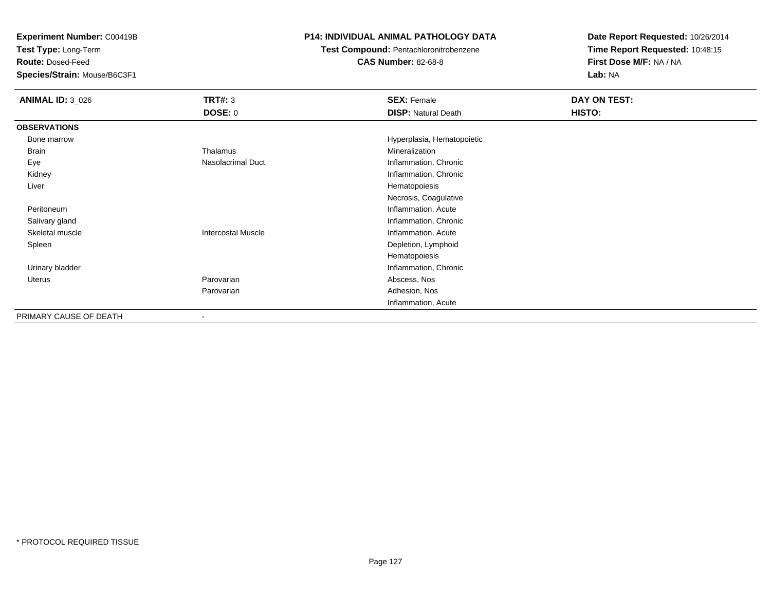**Experiment Number:** C00419B
**Test Type:** Long-Term
**Route:** Dosed-Feed
**Species/Strain:** Mouse/B6C3F1

**P14: INDIVIDUAL ANIMAL PATHOLOGY DATA**
**Test Compound:** Pentachloronitrobenzene
**CAS Number:** 82-68-8

**Date Report Requested:** 10/26/2014
**Time Report Requested:** 10:48:15
**First Dose M/F:** NA / NA
**Lab:** NA

| **ANIMAL ID:** 3_026 | **TRT#:** 3 | **SEX:** Female | **DAY ON TEST:** |
|---|---|---|---|
| | **DOSE:** 0 | **DISP:** Natural Death | **HISTO:** |
| **OBSERVATIONS** | | | |
| Bone marrow | | Hyperplasia, Hematopoietic | |
| Brain | Thalamus | Mineralization | |
| Eye | Nasolacrimal Duct | Inflammation, Chronic | |
| Kidney | | Inflammation, Chronic | |
| Liver | | Hematopoiesis | |
| | | Necrosis, Coagulative | |
| Peritoneum | | Inflammation, Acute | |
| Salivary gland | | Inflammation, Chronic | |
| Skeletal muscle | Intercostal Muscle | Inflammation, Acute | |
| Spleen | | Depletion, Lymphoid | |
| | | Hematopoiesis | |
| Urinary bladder | | Inflammation, Chronic | |
| Uterus | Parovarian | Abscess, Nos | |
| | Parovarian | Adhesion, Nos | |
| | | Inflammation, Acute | |
| PRIMARY CAUSE OF DEATH | - | | |

* PROTOCOL REQUIRED TISSUE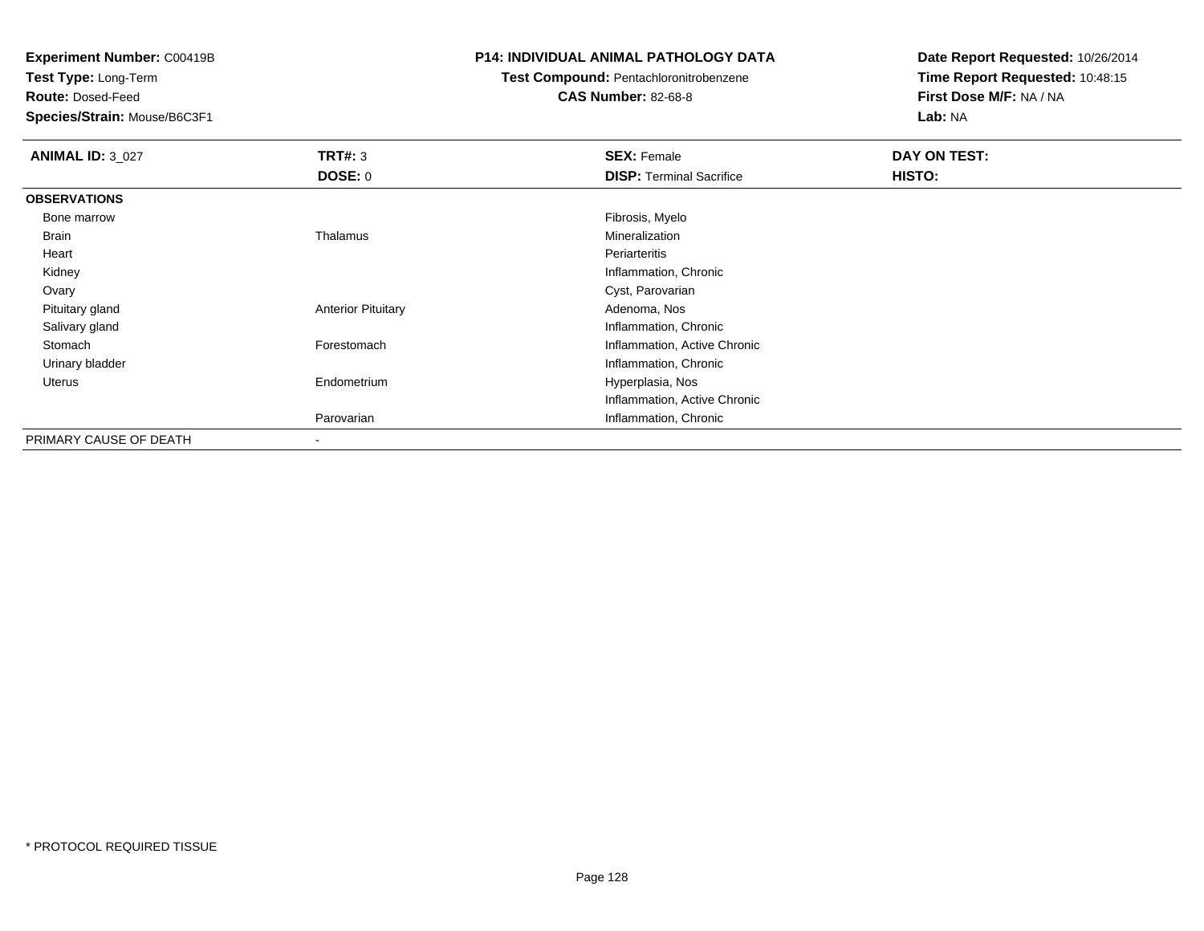**Experiment Number:** C00419B
**Test Type:** Long-Term
**Route:** Dosed-Feed
**Species/Strain:** Mouse/B6C3F1

**P14: INDIVIDUAL ANIMAL PATHOLOGY DATA**
**Test Compound:** Pentachloronitrobenzene
**CAS Number:** 82-68-8

**Date Report Requested:** 10/26/2014
**Time Report Requested:** 10:48:15
**First Dose M/F:** NA / NA
**Lab:** NA

| **ANIMAL ID:** 3_027 | **TRT#:** 3 | **SEX:** Female | **DAY ON TEST:** |
|---|---|---|---|
| | **DOSE:** 0 | **DISP:** Terminal Sacrifice | **HISTO:** |
| **OBSERVATIONS** | | | |
| Bone marrow | | Fibrosis, Myelo | |
| Brain | Thalamus | Mineralization | |
| Heart | | Periarteritis | |
| Kidney | | Inflammation, Chronic | |
| Ovary | | Cyst, Parovarian | |
| Pituitary gland | Anterior Pituitary | Adenoma, Nos | |
| Salivary gland | | Inflammation, Chronic | |
| Stomach | Forestomach | Inflammation, Active Chronic | |
| Urinary bladder | | Inflammation, Chronic | |
| Uterus | Endometrium | Hyperplasia, Nos | |
| | | Inflammation, Active Chronic | |
| | Parovarian | Inflammation, Chronic | |
| PRIMARY CAUSE OF DEATH | - | | |

* PROTOCOL REQUIRED TISSUE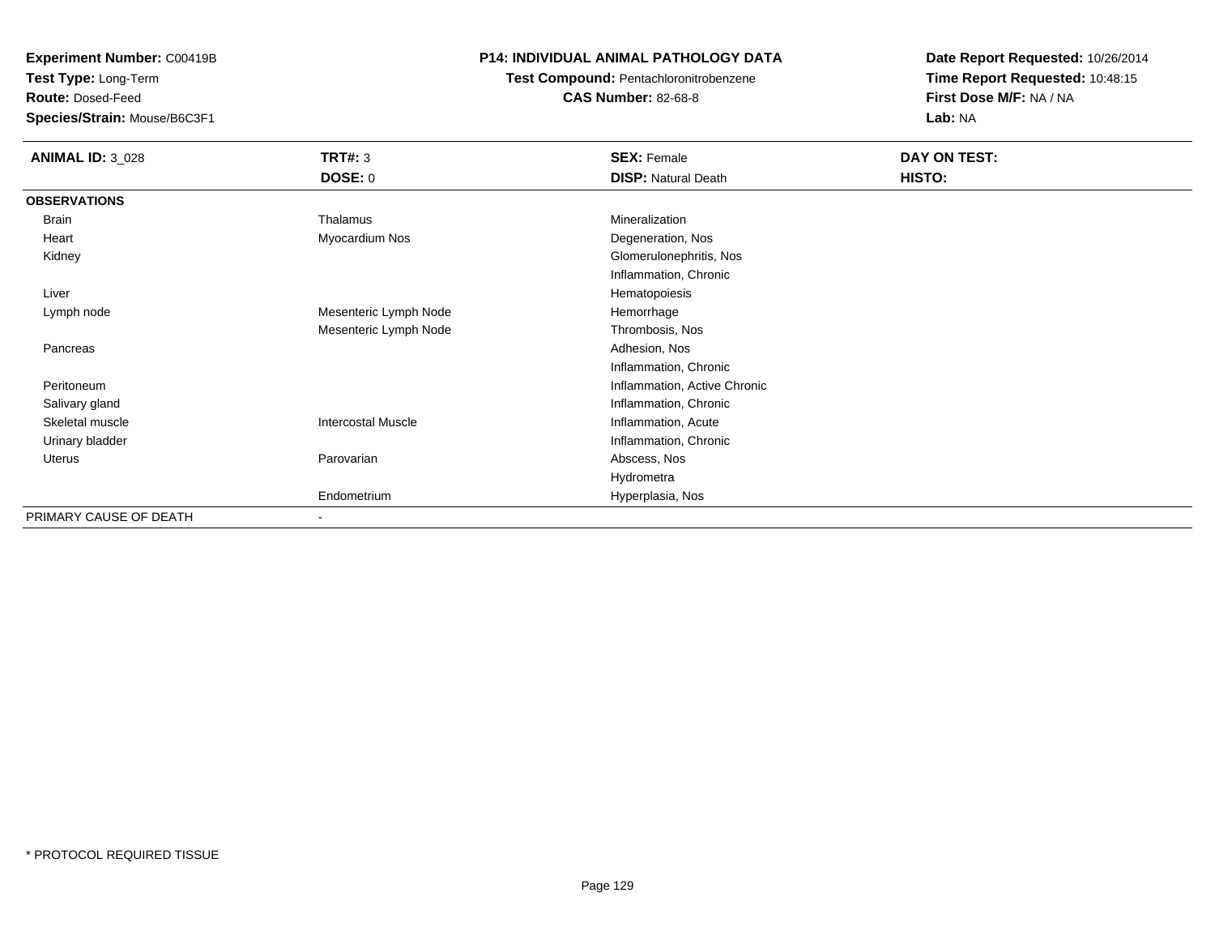**Experiment Number:** C00419B
**Test Type:** Long-Term
**Route:** Dosed-Feed
**Species/Strain:** Mouse/B6C3F1

**P14: INDIVIDUAL ANIMAL PATHOLOGY DATA**
**Test Compound:** Pentachloronitrobenzene
**CAS Number:** 82-68-8

**Date Report Requested:** 10/26/2014
**Time Report Requested:** 10:48:15
**First Dose M/F:** NA / NA
**Lab:** NA

| **ANIMAL ID:** 3_028 | **TRT#:** 3 | **SEX:** Female | **DAY ON TEST:** |
|---|---|---|---|
| | **DOSE:** 0 | **DISP:** Natural Death | **HISTO:** |
| **OBSERVATIONS** | | | |
| Brain | Thalamus | Mineralization | |
| Heart | Myocardium Nos | Degeneration, Nos | |
| Kidney | | Glomerulonephritis, Nos | |
| | | Inflammation, Chronic | |
| Liver | | Hematopoiesis | |
| Lymph node | Mesenteric Lymph Node | Hemorrhage | |
| | Mesenteric Lymph Node | Thrombosis, Nos | |
| Pancreas | | Adhesion, Nos | |
| | | Inflammation, Chronic | |
| Peritoneum | | Inflammation, Active Chronic | |
| Salivary gland | | Inflammation, Chronic | |
| Skeletal muscle | Intercostal Muscle | Inflammation, Acute | |
| Urinary bladder | | Inflammation, Chronic | |
| Uterus | Parovarian | Abscess, Nos | |
| | | Hydrometra | |
| | Endometrium | Hyperplasia, Nos | |
| PRIMARY CAUSE OF DEATH | - | | |

* PROTOCOL REQUIRED TISSUE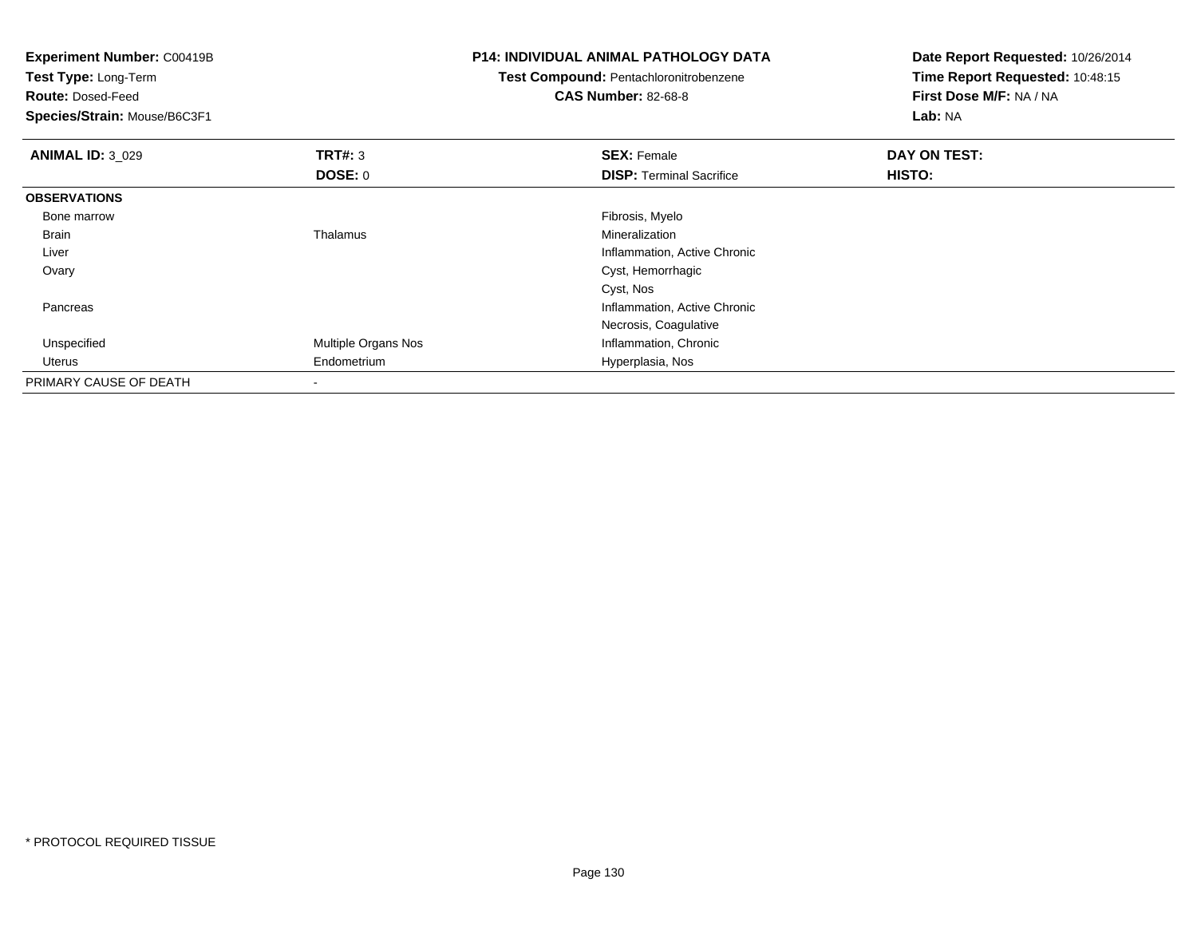**Experiment Number:** C00419B
**Test Type:** Long-Term
**Route:** Dosed-Feed
**Species/Strain:** Mouse/B6C3F1

**P14: INDIVIDUAL ANIMAL PATHOLOGY DATA**
**Test Compound:** Pentachloronitrobenzene
**CAS Number:** 82-68-8

**Date Report Requested:** 10/26/2014
**Time Report Requested:** 10:48:15
**First Dose M/F:** NA / NA
**Lab:** NA

| **ANIMAL ID:** 3_029 | **TRT#:** 3 | **SEX:** Female | **DAY ON TEST:** |
|---|---|---|---|
| | **DOSE:** 0 | **DISP:** Terminal Sacrifice | **HISTO:** |
| **OBSERVATIONS** | | | |
| Bone marrow | | Fibrosis, Myelo | |
| Brain | Thalamus | Mineralization | |
| Liver | | Inflammation, Active Chronic | |
| Ovary | | Cyst, Hemorrhagic | |
| | | Cyst, Nos | |
| Pancreas | | Inflammation, Active Chronic | |
| | | Necrosis, Coagulative | |
| Unspecified | Multiple Organs Nos | Inflammation, Chronic | |
| Uterus | Endometrium | Hyperplasia, Nos | |
| PRIMARY CAUSE OF DEATH | - | | |

* PROTOCOL REQUIRED TISSUE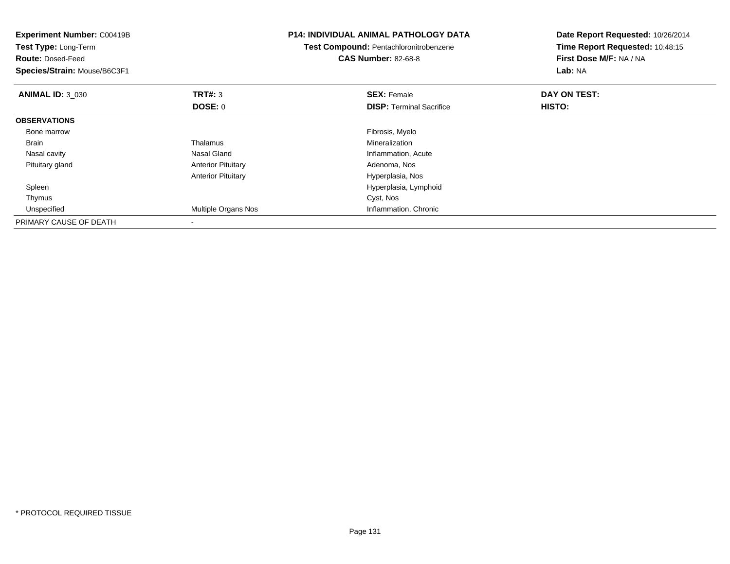**Experiment Number:** C00419B
**Test Type:** Long-Term
**Route:** Dosed-Feed
**Species/Strain:** Mouse/B6C3F1

**P14: INDIVIDUAL ANIMAL PATHOLOGY DATA**
**Test Compound:** Pentachloronitrobenzene
**CAS Number:** 82-68-8

**Date Report Requested:** 10/26/2014
**Time Report Requested:** 10:48:15
**First Dose M/F:** NA / NA
**Lab:** NA

| **ANIMAL ID:** 3_030 | **TRT#:** 3 | **SEX:** Female | **DAY ON TEST:** |
|---|---|---|---|
| | **DOSE:** 0 | **DISP:** Terminal Sacrifice | **HISTO:** |
| **OBSERVATIONS** | | | |
| Bone marrow | | Fibrosis, Myelo | |
| Brain | Thalamus | Mineralization | |
| Nasal cavity | Nasal Gland | Inflammation, Acute | |
| Pituitary gland | Anterior Pituitary | Adenoma, Nos | |
| | Anterior Pituitary | Hyperplasia, Nos | |
| Spleen | | Hyperplasia, Lymphoid | |
| Thymus | | Cyst, Nos | |
| Unspecified | Multiple Organs Nos | Inflammation, Chronic | |
| PRIMARY CAUSE OF DEATH | - | | |

* PROTOCOL REQUIRED TISSUE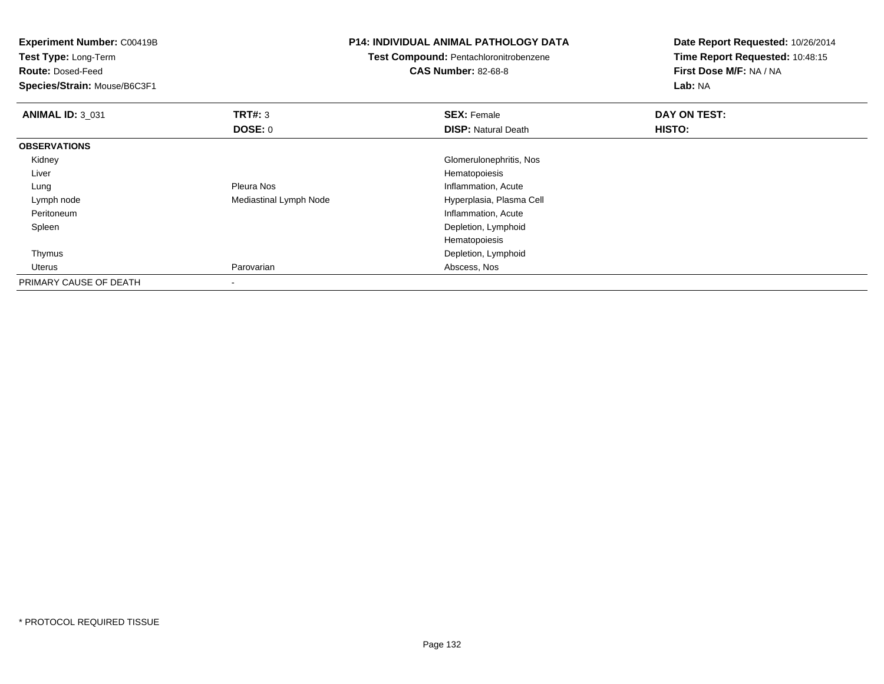**Experiment Number:** C00419B
**Test Type:** Long-Term
**Route:** Dosed-Feed
**Species/Strain:** Mouse/B6C3F1

**P14: INDIVIDUAL ANIMAL PATHOLOGY DATA**
**Test Compound:** Pentachloronitrobenzene
**CAS Number:** 82-68-8

**Date Report Requested:** 10/26/2014
**Time Report Requested:** 10:48:15
**First Dose M/F:** NA / NA
**Lab:** NA

| **ANIMAL ID:** 3_031 | **TRT#:** 3 | **SEX:** Female | **DAY ON TEST:** |
|---|---|---|---|
| | **DOSE:** 0 | **DISP:** Natural Death | **HISTO:** |
| **OBSERVATIONS** | | | |
| Kidney | | Glomerulonephritis, Nos | |
| Liver | | Hematopoiesis | |
| Lung | Pleura Nos | Inflammation, Acute | |
| Lymph node | Mediastinal Lymph Node | Hyperplasia, Plasma Cell | |
| Peritoneum | | Inflammation, Acute | |
| Spleen | | Depletion, Lymphoid | |
| | | Hematopoiesis | |
| Thymus | | Depletion, Lymphoid | |
| Uterus | Parovarian | Abscess, Nos | |
| PRIMARY CAUSE OF DEATH | - | | |

* PROTOCOL REQUIRED TISSUE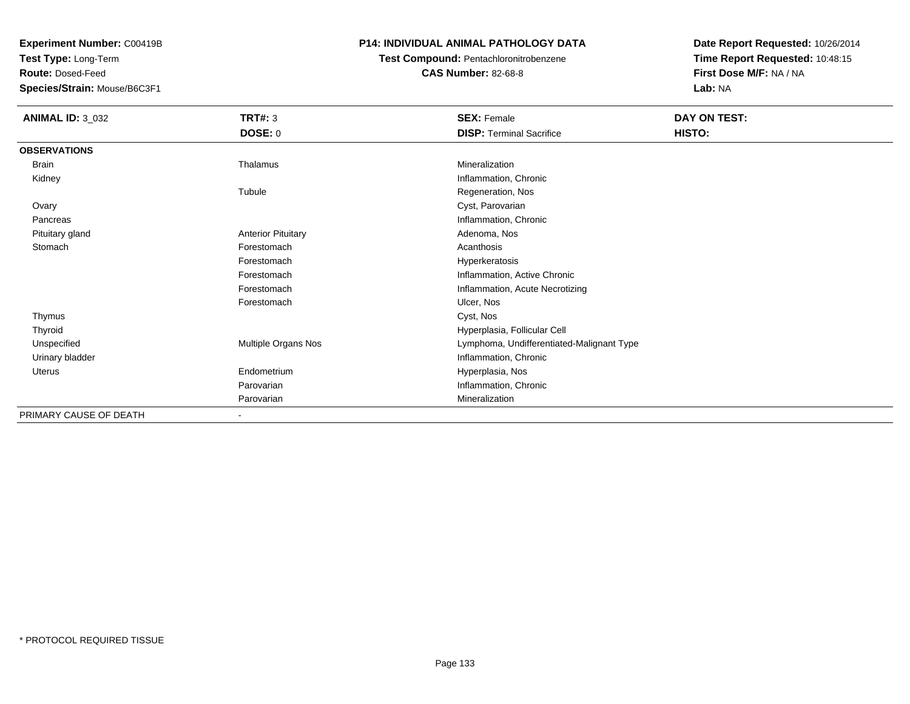**Experiment Number:** C00419B
**Test Type:** Long-Term
**Route:** Dosed-Feed
**Species/Strain:** Mouse/B6C3F1

**P14: INDIVIDUAL ANIMAL PATHOLOGY DATA**
**Test Compound:** Pentachloronitrobenzene
**CAS Number:** 82-68-8

**Date Report Requested:** 10/26/2014
**Time Report Requested:** 10:48:15
**First Dose M/F:** NA / NA
**Lab:** NA

| **ANIMAL ID:** 3_032 | **TRT#:** 3 | **SEX:** Female | **DAY ON TEST:** |
|---|---|---|---|
| | **DOSE:** 0 | **DISP:** Terminal Sacrifice | **HISTO:** |
| **OBSERVATIONS** | | | |
| Brain | Thalamus | Mineralization | |
| Kidney | | Inflammation, Chronic | |
| | Tubule | Regeneration, Nos | |
| Ovary | | Cyst, Parovarian | |
| Pancreas | | Inflammation, Chronic | |
| Pituitary gland | Anterior Pituitary | Adenoma, Nos | |
| Stomach | Forestomach | Acanthosis | |
| | Forestomach | Hyperkeratosis | |
| | Forestomach | Inflammation, Active Chronic | |
| | Forestomach | Inflammation, Acute Necrotizing | |
| | Forestomach | Ulcer, Nos | |
| Thymus | | Cyst, Nos | |
| Thyroid | | Hyperplasia, Follicular Cell | |
| Unspecified | Multiple Organs Nos | Lymphoma, Undifferentiated-Malignant Type | |
| Urinary bladder | | Inflammation, Chronic | |
| Uterus | Endometrium | Hyperplasia, Nos | |
| | Parovarian | Inflammation, Chronic | |
| | Parovarian | Mineralization | |
| PRIMARY CAUSE OF DEATH | - | | |

* PROTOCOL REQUIRED TISSUE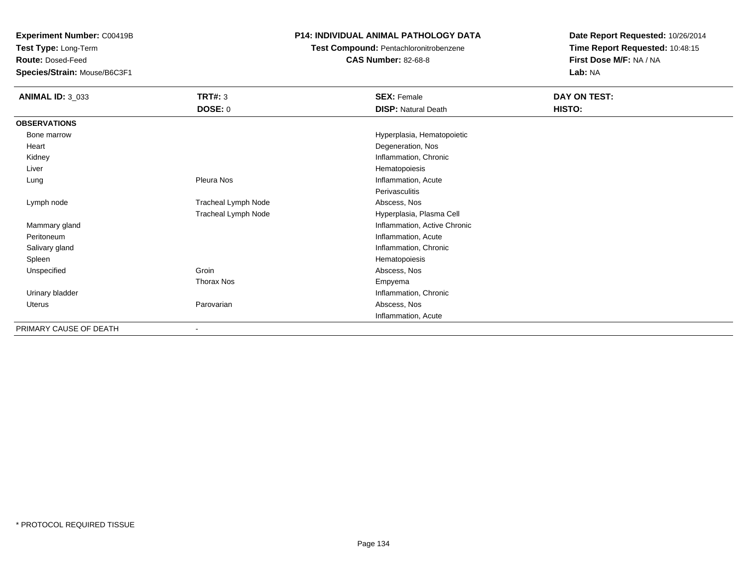**Experiment Number:** C00419B
**Test Type:** Long-Term
**Route:** Dosed-Feed
**Species/Strain:** Mouse/B6C3F1

**P14: INDIVIDUAL ANIMAL PATHOLOGY DATA**
**Test Compound:** Pentachloronitrobenzene
**CAS Number:** 82-68-8

**Date Report Requested:** 10/26/2014
**Time Report Requested:** 10:48:15
**First Dose M/F:** NA / NA
**Lab:** NA

| **ANIMAL ID:** 3_033 | **TRT#:** 3 | **SEX:** Female | **DAY ON TEST:** |
|---|---|---|---|
| | **DOSE:** 0 | **DISP:** Natural Death | **HISTO:** |
| **OBSERVATIONS** | | | |
| Bone marrow | | Hyperplasia, Hematopoietic | |
| Heart | | Degeneration, Nos | |
| Kidney | | Inflammation, Chronic | |
| Liver | | Hematopoiesis | |
| Lung | Pleura Nos | Inflammation, Acute | |
| | | Perivasculitis | |
| Lymph node | Tracheal Lymph Node | Abscess, Nos | |
| | Tracheal Lymph Node | Hyperplasia, Plasma Cell | |
| Mammary gland | | Inflammation, Active Chronic | |
| Peritoneum | | Inflammation, Acute | |
| Salivary gland | | Inflammation, Chronic | |
| Spleen | | Hematopoiesis | |
| Unspecified | Groin | Abscess, Nos | |
| | Thorax Nos | Empyema | |
| Urinary bladder | | Inflammation, Chronic | |
| Uterus | Parovarian | Abscess, Nos | |
| | | Inflammation, Acute | |
| PRIMARY CAUSE OF DEATH | - | | |

* PROTOCOL REQUIRED TISSUE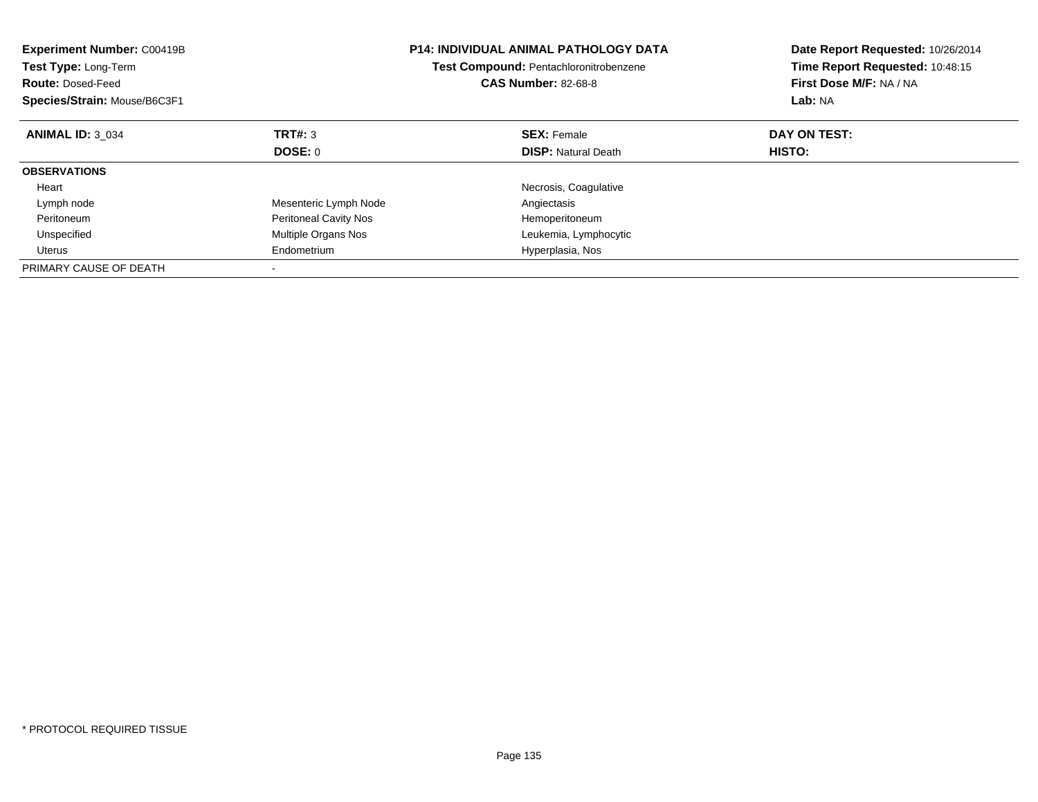**Experiment Number:** C00419B
**Test Type:** Long-Term
**Route:** Dosed-Feed
**Species/Strain:** Mouse/B6C3F1

**P14: INDIVIDUAL ANIMAL PATHOLOGY DATA**
**Test Compound:** Pentachloronitrobenzene
**CAS Number:** 82-68-8

**Date Report Requested:** 10/26/2014
**Time Report Requested:** 10:48:15
**First Dose M/F:** NA / NA
**Lab:** NA

| **ANIMAL ID:** 3_034 | **TRT#:** 3 | **SEX:** Female | **DAY ON TEST:** |
|---|---|---|---|
| | **DOSE:** 0 | **DISP:** Natural Death | **HISTO:** |
| **OBSERVATIONS** | | | |
| Heart | | Necrosis, Coagulative | |
| Lymph node | Mesenteric Lymph Node | Angiectasis | |
| Peritoneum | Peritoneal Cavity Nos | Hemoperitoneum | |
| Unspecified | Multiple Organs Nos | Leukemia, Lymphocytic | |
| Uterus | Endometrium | Hyperplasia, Nos | |
| PRIMARY CAUSE OF DEATH | - | | |

* PROTOCOL REQUIRED TISSUE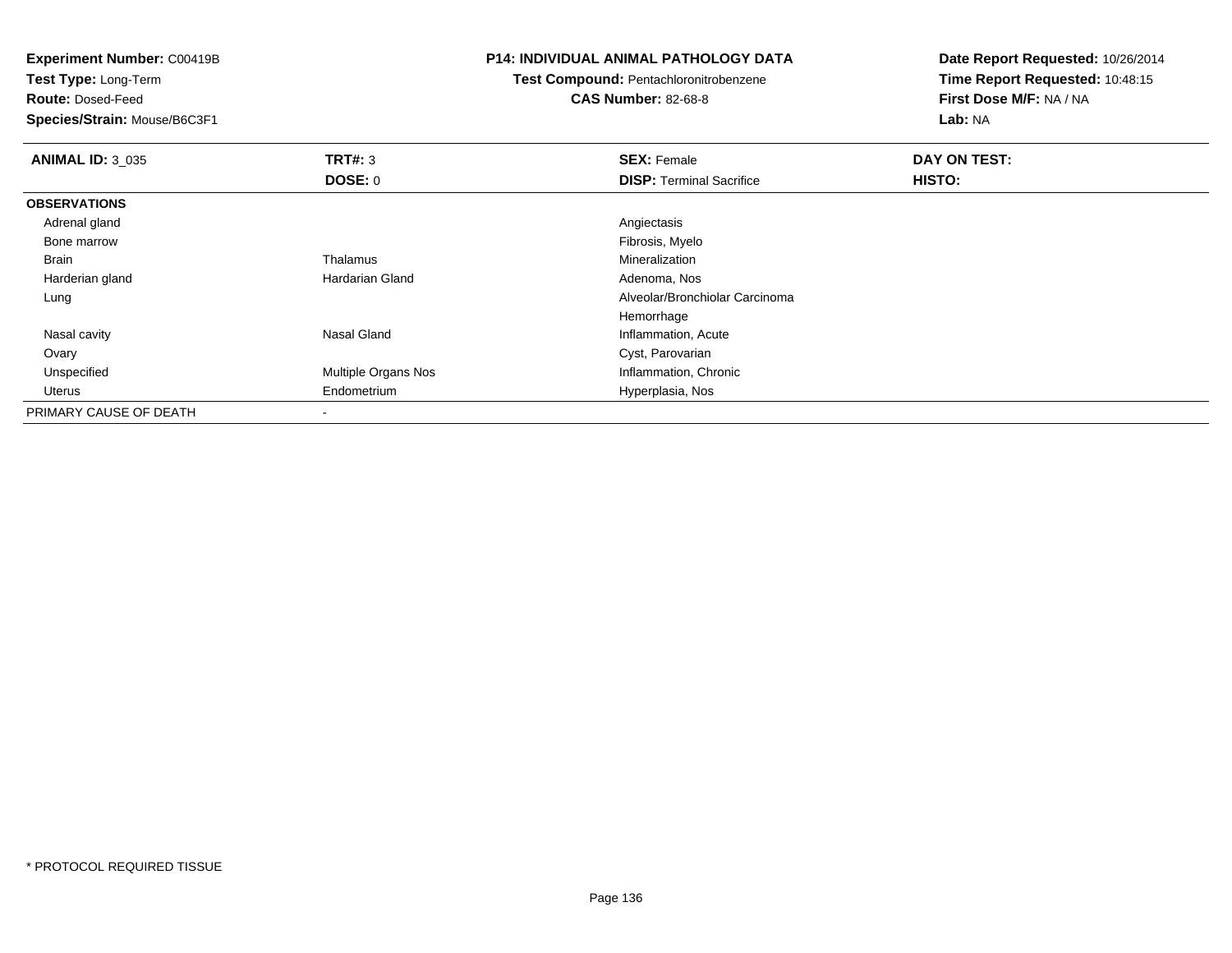**Experiment Number:** C00419B
**Test Type:** Long-Term
**Route:** Dosed-Feed
**Species/Strain:** Mouse/B6C3F1

**P14: INDIVIDUAL ANIMAL PATHOLOGY DATA**
**Test Compound:** Pentachloronitrobenzene
**CAS Number:** 82-68-8

**Date Report Requested:** 10/26/2014
**Time Report Requested:** 10:48:15
**First Dose M/F:** NA / NA
**Lab:** NA

| **ANIMAL ID:** 3_035 | **TRT#:** 3 | **SEX:** Female | **DAY ON TEST:** |
|---|---|---|---|
| | **DOSE:** 0 | **DISP:** Terminal Sacrifice | **HISTO:** |
| **OBSERVATIONS** | | | |
| Adrenal gland | | Angiectasis | |
| Bone marrow | | Fibrosis, Myelo | |
| Brain | Thalamus | Mineralization | |
| Harderian gland | Hardarian Gland | Adenoma, Nos | |
| Lung | | Alveolar/Bronchiolar Carcinoma | |
| | | Hemorrhage | |
| Nasal cavity | Nasal Gland | Inflammation, Acute | |
| Ovary | | Cyst, Parovarian | |
| Unspecified | Multiple Organs Nos | Inflammation, Chronic | |
| Uterus | Endometrium | Hyperplasia, Nos | |
| PRIMARY CAUSE OF DEATH | - | | |

* PROTOCOL REQUIRED TISSUE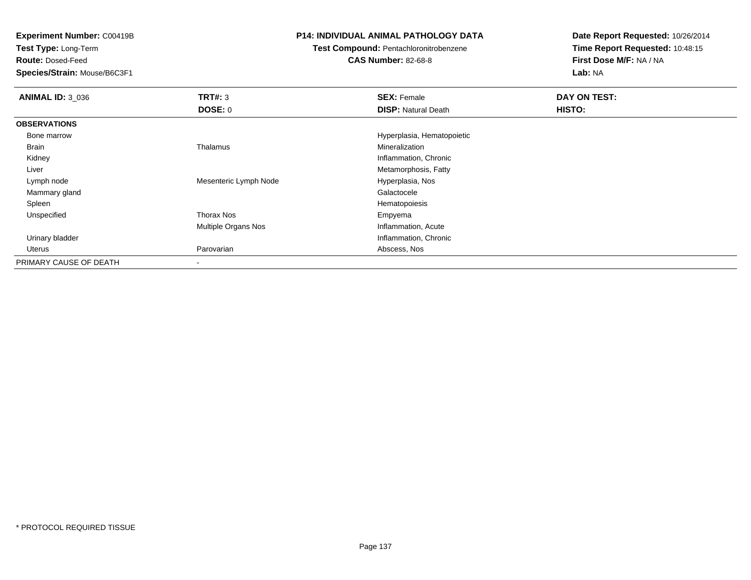**Experiment Number:** C00419B
**Test Type:** Long-Term
**Route:** Dosed-Feed
**Species/Strain:** Mouse/B6C3F1

**P14: INDIVIDUAL ANIMAL PATHOLOGY DATA**
**Test Compound:** Pentachloronitrobenzene
**CAS Number:** 82-68-8

**Date Report Requested:** 10/26/2014
**Time Report Requested:** 10:48:15
**First Dose M/F:** NA / NA
**Lab:** NA

| **ANIMAL ID:** 3_036 | **TRT#:** 3 | **SEX:** Female | **DAY ON TEST:** |
|---|---|---|---|
| | **DOSE:** 0 | **DISP:** Natural Death | **HISTO:** |
| **OBSERVATIONS** | | | |
| Bone marrow | | Hyperplasia, Hematopoietic | |
| Brain | Thalamus | Mineralization | |
| Kidney | | Inflammation, Chronic | |
| Liver | | Metamorphosis, Fatty | |
| Lymph node | Mesenteric Lymph Node | Hyperplasia, Nos | |
| Mammary gland | | Galactocele | |
| Spleen | | Hematopoiesis | |
| Unspecified | Thorax Nos | Empyema | |
| | Multiple Organs Nos | Inflammation, Acute | |
| Urinary bladder | | Inflammation, Chronic | |
| Uterus | Parovarian | Abscess, Nos | |
| PRIMARY CAUSE OF DEATH | - | | |

* PROTOCOL REQUIRED TISSUE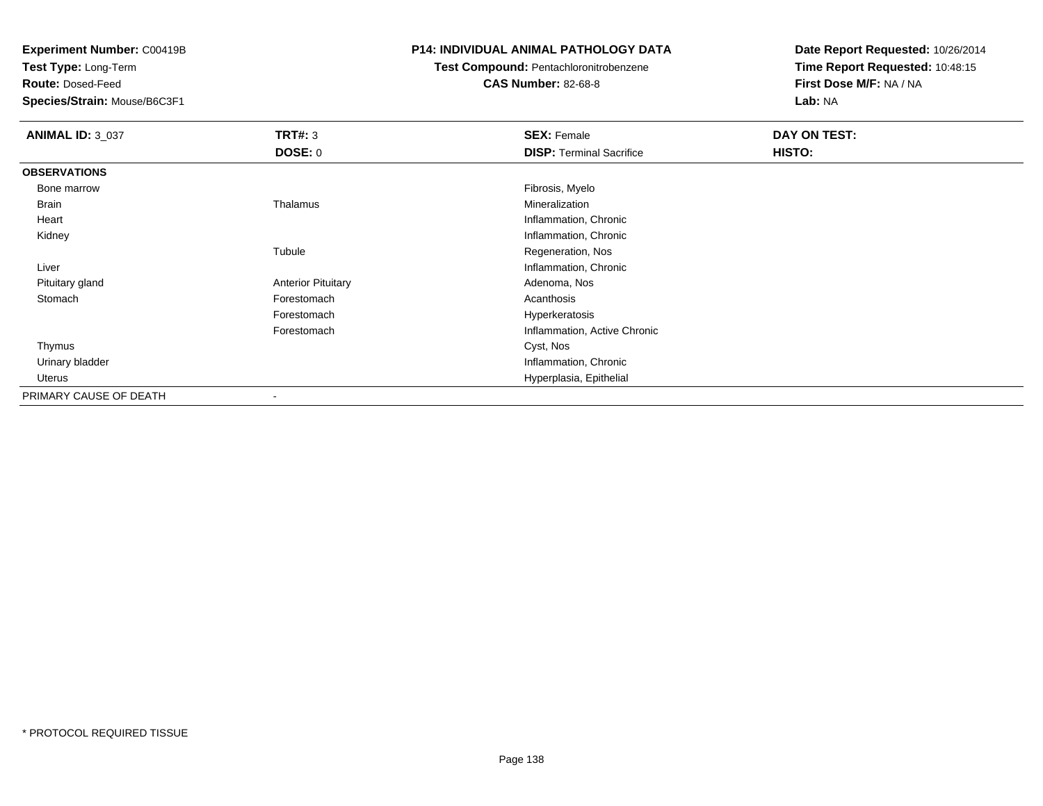**Experiment Number:** C00419B
**Test Type:** Long-Term
**Route:** Dosed-Feed
**Species/Strain:** Mouse/B6C3F1

**P14: INDIVIDUAL ANIMAL PATHOLOGY DATA**
**Test Compound:** Pentachloronitrobenzene
**CAS Number:** 82-68-8

**Date Report Requested:** 10/26/2014
**Time Report Requested:** 10:48:15
**First Dose M/F:** NA / NA
**Lab:** NA

| **ANIMAL ID:** 3_037 | **TRT#:** 3 | **SEX:** Female | **DAY ON TEST:** |
|---|---|---|---|
| | **DOSE:** 0 | **DISP:** Terminal Sacrifice | **HISTO:** |
| **OBSERVATIONS** | | | |
| Bone marrow | | Fibrosis, Myelo | |
| Brain | Thalamus | Mineralization | |
| Heart | | Inflammation, Chronic | |
| Kidney | | Inflammation, Chronic | |
| | Tubule | Regeneration, Nos | |
| Liver | | Inflammation, Chronic | |
| Pituitary gland | Anterior Pituitary | Adenoma, Nos | |
| Stomach | Forestomach | Acanthosis | |
| | Forestomach | Hyperkeratosis | |
| | Forestomach | Inflammation, Active Chronic | |
| Thymus | | Cyst, Nos | |
| Urinary bladder | | Inflammation, Chronic | |
| Uterus | | Hyperplasia, Epithelial | |
| PRIMARY CAUSE OF DEATH | - | | |

* PROTOCOL REQUIRED TISSUE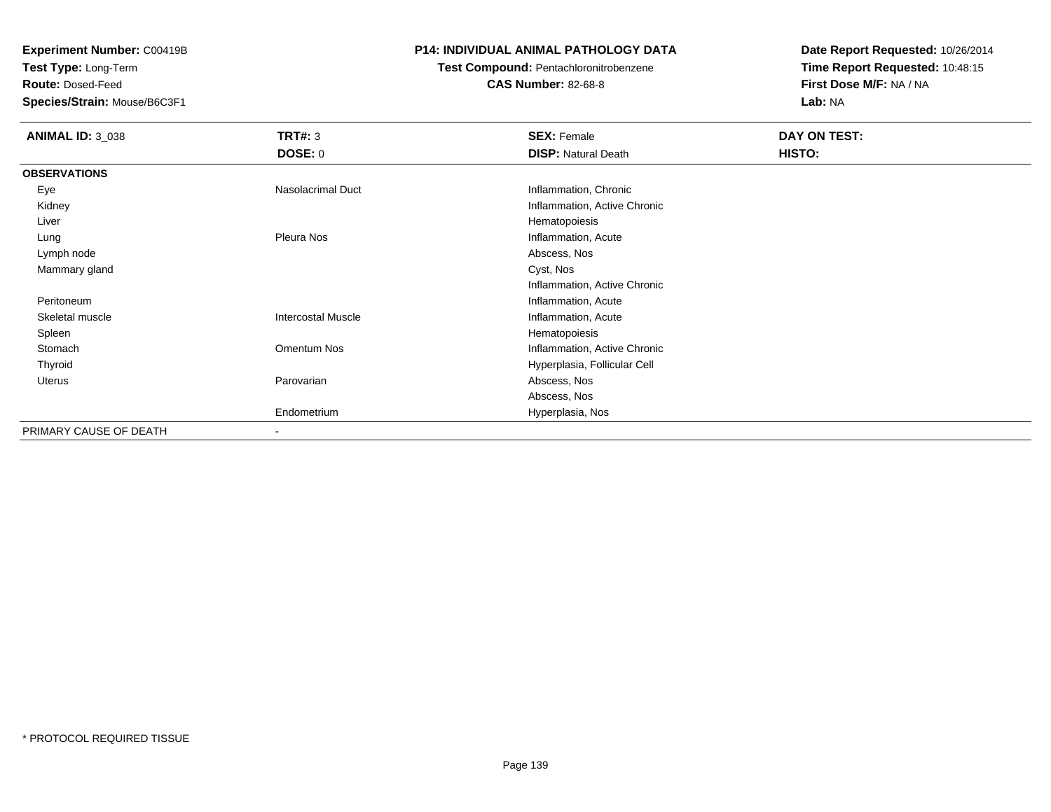**Experiment Number:** C00419B
**Test Type:** Long-Term
**Route:** Dosed-Feed
**Species/Strain:** Mouse/B6C3F1

# P14: INDIVIDUAL ANIMAL PATHOLOGY DATA

**Test Compound:** Pentachloronitrobenzene
**CAS Number:** 82-68-8

**Date Report Requested:** 10/26/2014
**Time Report Requested:** 10:48:15
**First Dose M/F:** NA / NA
**Lab:** NA

| **ANIMAL ID:** 3_038 | **TRT#:** 3 | **SEX:** Female | **DAY ON TEST:** |
|---|---|---|---|
| | **DOSE:** 0 | **DISP:** Natural Death | **HISTO:** |
| **OBSERVATIONS** | | | |
| Eye | Nasolacrimal Duct | Inflammation, Chronic | |
| Kidney | | Inflammation, Active Chronic | |
| Liver | | Hematopoiesis | |
| Lung | Pleura Nos | Inflammation, Acute | |
| Lymph node | | Abscess, Nos | |
| Mammary gland | | Cyst, Nos | |
| | | Inflammation, Active Chronic | |
| Peritoneum | | Inflammation, Acute | |
| Skeletal muscle | Intercostal Muscle | Inflammation, Acute | |
| Spleen | | Hematopoiesis | |
| Stomach | Omentum Nos | Inflammation, Active Chronic | |
| Thyroid | | Hyperplasia, Follicular Cell | |
| Uterus | Parovarian | Abscess, Nos | |
| | | Abscess, Nos | |
| | Endometrium | Hyperplasia, Nos | |
| PRIMARY CAUSE OF DEATH | - | | |

* PROTOCOL REQUIRED TISSUE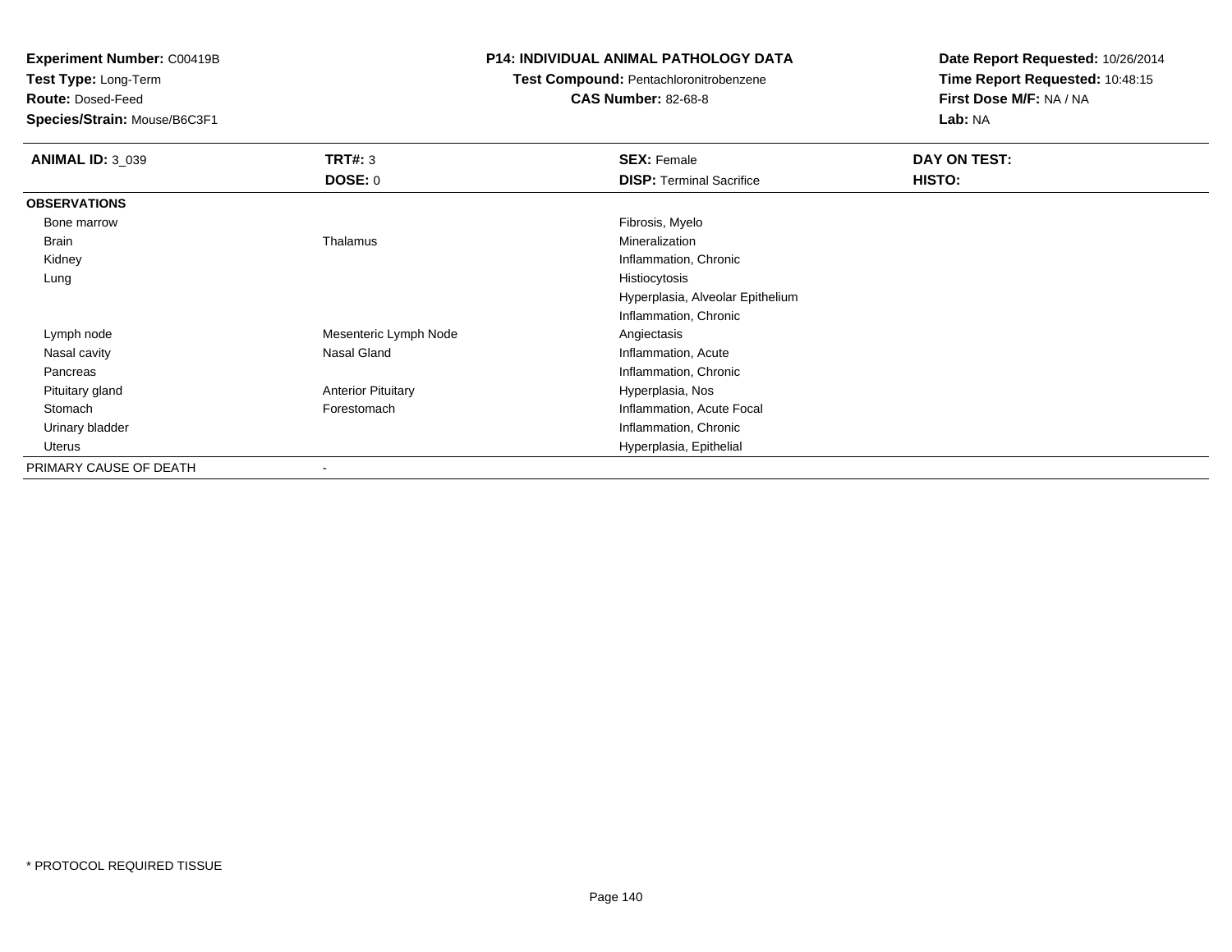**Experiment Number:** C00419B
**Test Type:** Long-Term
**Route:** Dosed-Feed
**Species/Strain:** Mouse/B6C3F1

**P14: INDIVIDUAL ANIMAL PATHOLOGY DATA**
**Test Compound:** Pentachloronitrobenzene
**CAS Number:** 82-68-8

**Date Report Requested:** 10/26/2014
**Time Report Requested:** 10:48:15
**First Dose M/F:** NA / NA
**Lab:** NA

| **ANIMAL ID:** 3_039 | **TRT#:** 3 | **SEX:** Female | **DAY ON TEST:** |
|---|---|---|---|
| | **DOSE:** 0 | **DISP:** Terminal Sacrifice | **HISTO:** |
| **OBSERVATIONS** | | | |
| Bone marrow | | Fibrosis, Myelo | |
| Brain | Thalamus | Mineralization | |
| Kidney | | Inflammation, Chronic | |
| Lung | | Histiocytosis | |
| | | Hyperplasia, Alveolar Epithelium | |
| | | Inflammation, Chronic | |
| Lymph node | Mesenteric Lymph Node | Angiectasis | |
| Nasal cavity | Nasal Gland | Inflammation, Acute | |
| Pancreas | | Inflammation, Chronic | |
| Pituitary gland | Anterior Pituitary | Hyperplasia, Nos | |
| Stomach | Forestomach | Inflammation, Acute Focal | |
| Urinary bladder | | Inflammation, Chronic | |
| Uterus | | Hyperplasia, Epithelial | |
| PRIMARY CAUSE OF DEATH | - | | |

\* PROTOCOL REQUIRED TISSUE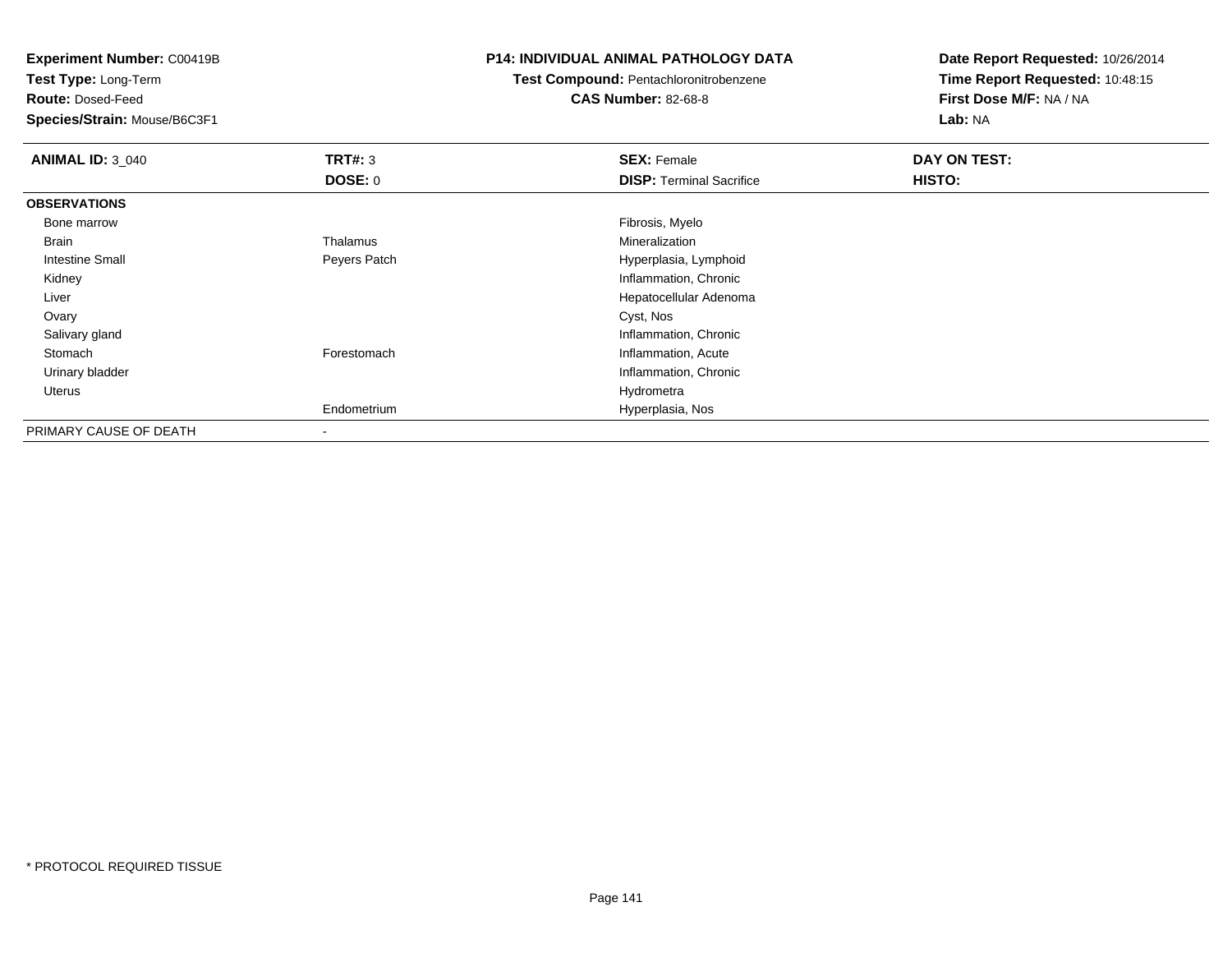**Experiment Number:** C00419B
**Test Type:** Long-Term
**Route:** Dosed-Feed
**Species/Strain:** Mouse/B6C3F1

**P14: INDIVIDUAL ANIMAL PATHOLOGY DATA**
**Test Compound:** Pentachloronitrobenzene
**CAS Number:** 82-68-8

**Date Report Requested:** 10/26/2014
**Time Report Requested:** 10:48:15
**First Dose M/F:** NA / NA
**Lab:** NA

| **ANIMAL ID:** 3_040 | **TRT#:** 3 | **SEX:** Female | **DAY ON TEST:** |
|---|---|---|---|
| | **DOSE:** 0 | **DISP:** Terminal Sacrifice | **HISTO:** |
| **OBSERVATIONS** | | | |
| Bone marrow | | Fibrosis, Myelo | |
| Brain | Thalamus | Mineralization | |
| Intestine Small | Peyers Patch | Hyperplasia, Lymphoid | |
| Kidney | | Inflammation, Chronic | |
| Liver | | Hepatocellular Adenoma | |
| Ovary | | Cyst, Nos | |
| Salivary gland | | Inflammation, Chronic | |
| Stomach | Forestomach | Inflammation, Acute | |
| Urinary bladder | | Inflammation, Chronic | |
| Uterus | | Hydrometra | |
| | Endometrium | Hyperplasia, Nos | |
| PRIMARY CAUSE OF DEATH | - | | |

* PROTOCOL REQUIRED TISSUE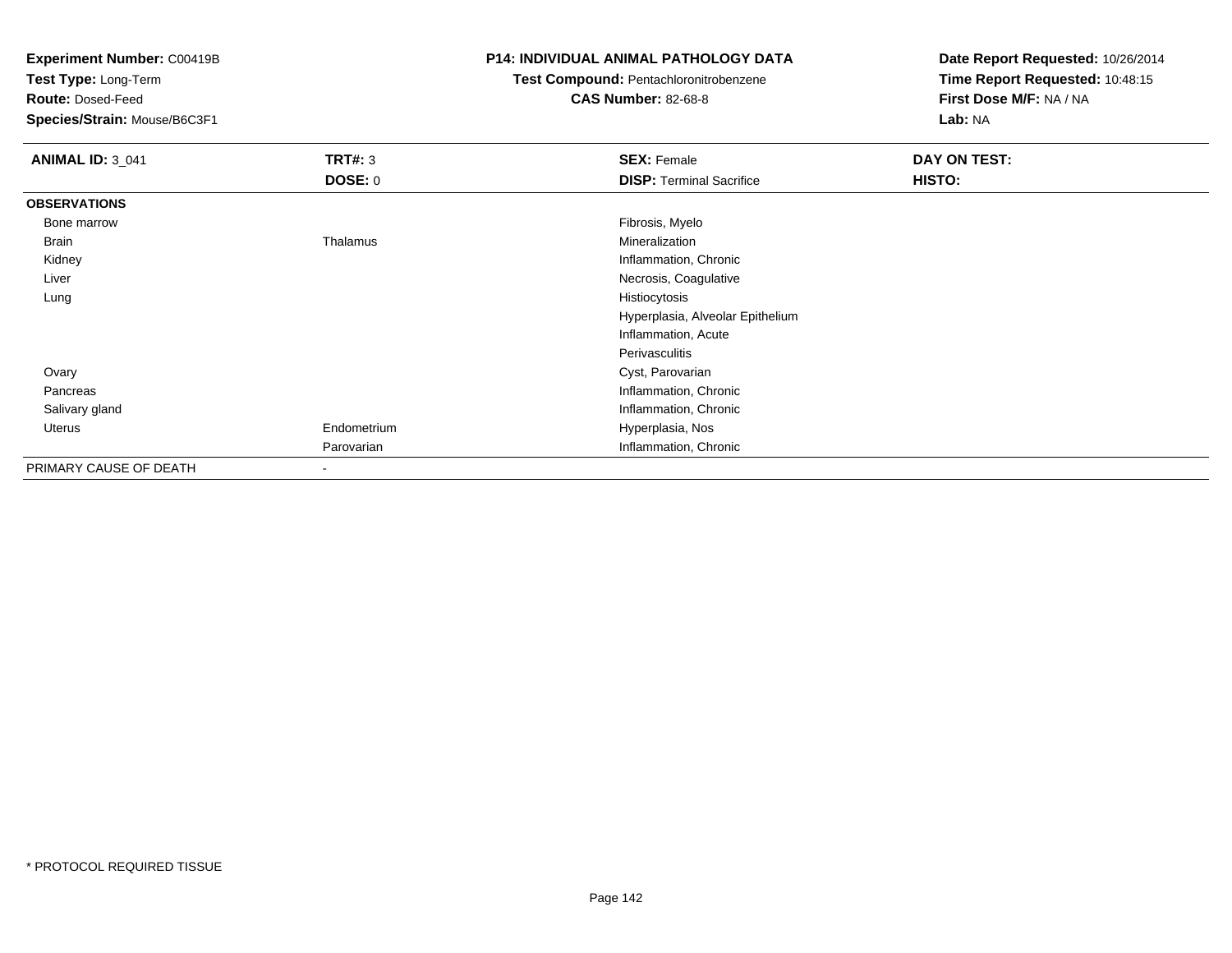**Experiment Number:** C00419B
**Test Type:** Long-Term
**Route:** Dosed-Feed
**Species/Strain:** Mouse/B6C3F1

**P14: INDIVIDUAL ANIMAL PATHOLOGY DATA**
**Test Compound:** Pentachloronitrobenzene
**CAS Number:** 82-68-8

**Date Report Requested:** 10/26/2014
**Time Report Requested:** 10:48:15
**First Dose M/F:** NA / NA
**Lab:** NA

| **ANIMAL ID:** 3_041 | **TRT#:** 3 | **SEX:** Female | **DAY ON TEST:** |
|---|---|---|---|
| | **DOSE:** 0 | **DISP:** Terminal Sacrifice | **HISTO:** |
| **OBSERVATIONS** | | | |
| Bone marrow | | Fibrosis, Myelo | |
| Brain | Thalamus | Mineralization | |
| Kidney | | Inflammation, Chronic | |
| Liver | | Necrosis, Coagulative | |
| Lung | | Histiocytosis | |
| | | Hyperplasia, Alveolar Epithelium | |
| | | Inflammation, Acute | |
| | | Perivasculitis | |
| Ovary | | Cyst, Parovarian | |
| Pancreas | | Inflammation, Chronic | |
| Salivary gland | | Inflammation, Chronic | |
| Uterus | Endometrium | Hyperplasia, Nos | |
| | Parovarian | Inflammation, Chronic | |
| PRIMARY CAUSE OF DEATH | - | | |

* PROTOCOL REQUIRED TISSUE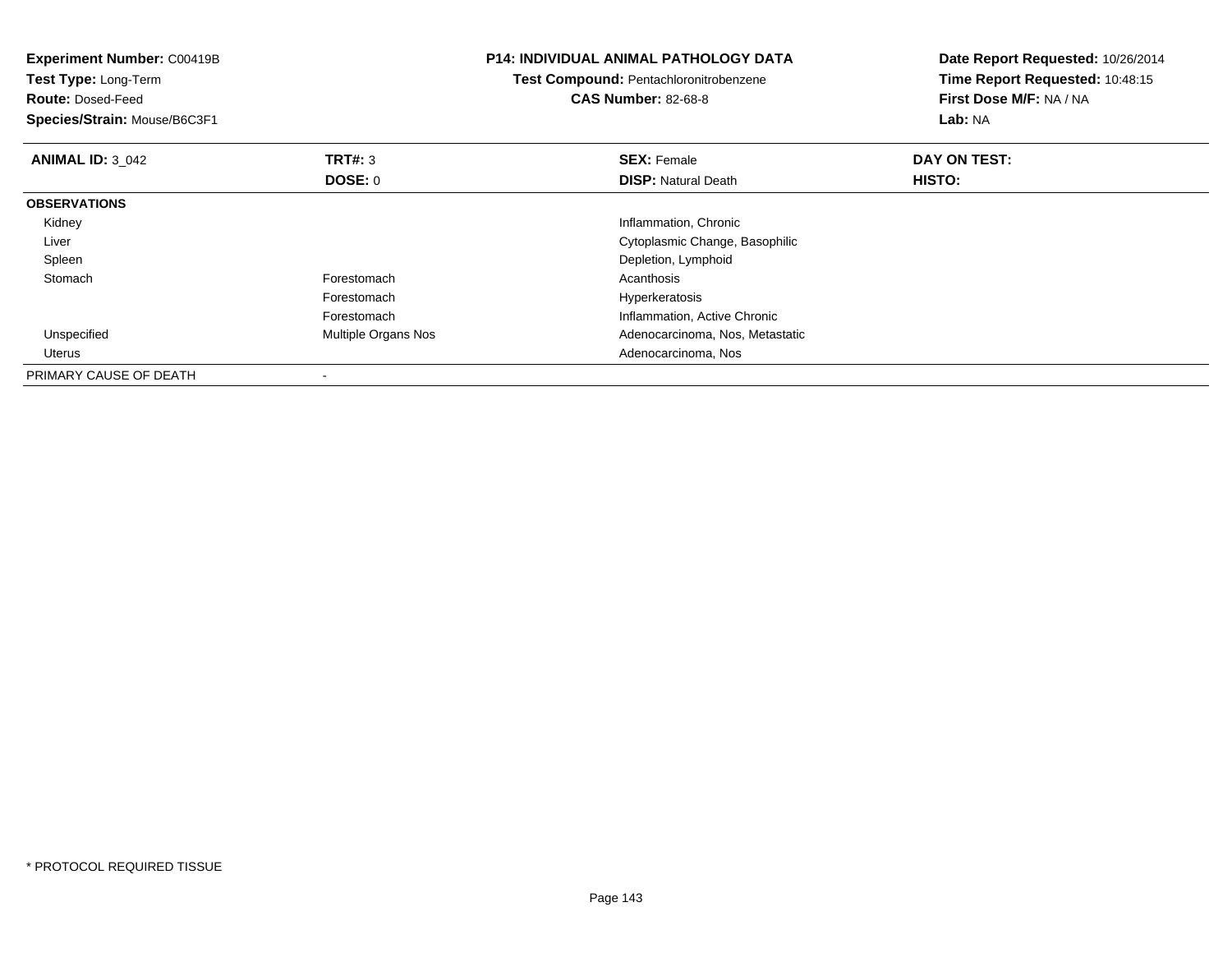**Experiment Number:** C00419B
**Test Type:** Long-Term
**Route:** Dosed-Feed
**Species/Strain:** Mouse/B6C3F1

**P14: INDIVIDUAL ANIMAL PATHOLOGY DATA**
**Test Compound:** Pentachloronitrobenzene
**CAS Number:** 82-68-8

**Date Report Requested:** 10/26/2014
**Time Report Requested:** 10:48:15
**First Dose M/F:** NA / NA
**Lab:** NA

| **ANIMAL ID:** 3_042 | **TRT#:** 3 | **SEX:** Female | **DAY ON TEST:** |
|---|---|---|---|
| | **DOSE:** 0 | **DISP:** Natural Death | **HISTO:** |
| **OBSERVATIONS** | | | |
| Kidney | | Inflammation, Chronic | |
| Liver | | Cytoplasmic Change, Basophilic | |
| Spleen | | Depletion, Lymphoid | |
| Stomach | Forestomach | Acanthosis | |
| | Forestomach | Hyperkeratosis | |
| | Forestomach | Inflammation, Active Chronic | |
| Unspecified | Multiple Organs Nos | Adenocarcinoma, Nos, Metastatic | |
| Uterus | | Adenocarcinoma, Nos | |
| PRIMARY CAUSE OF DEATH | - | | |

\* PROTOCOL REQUIRED TISSUE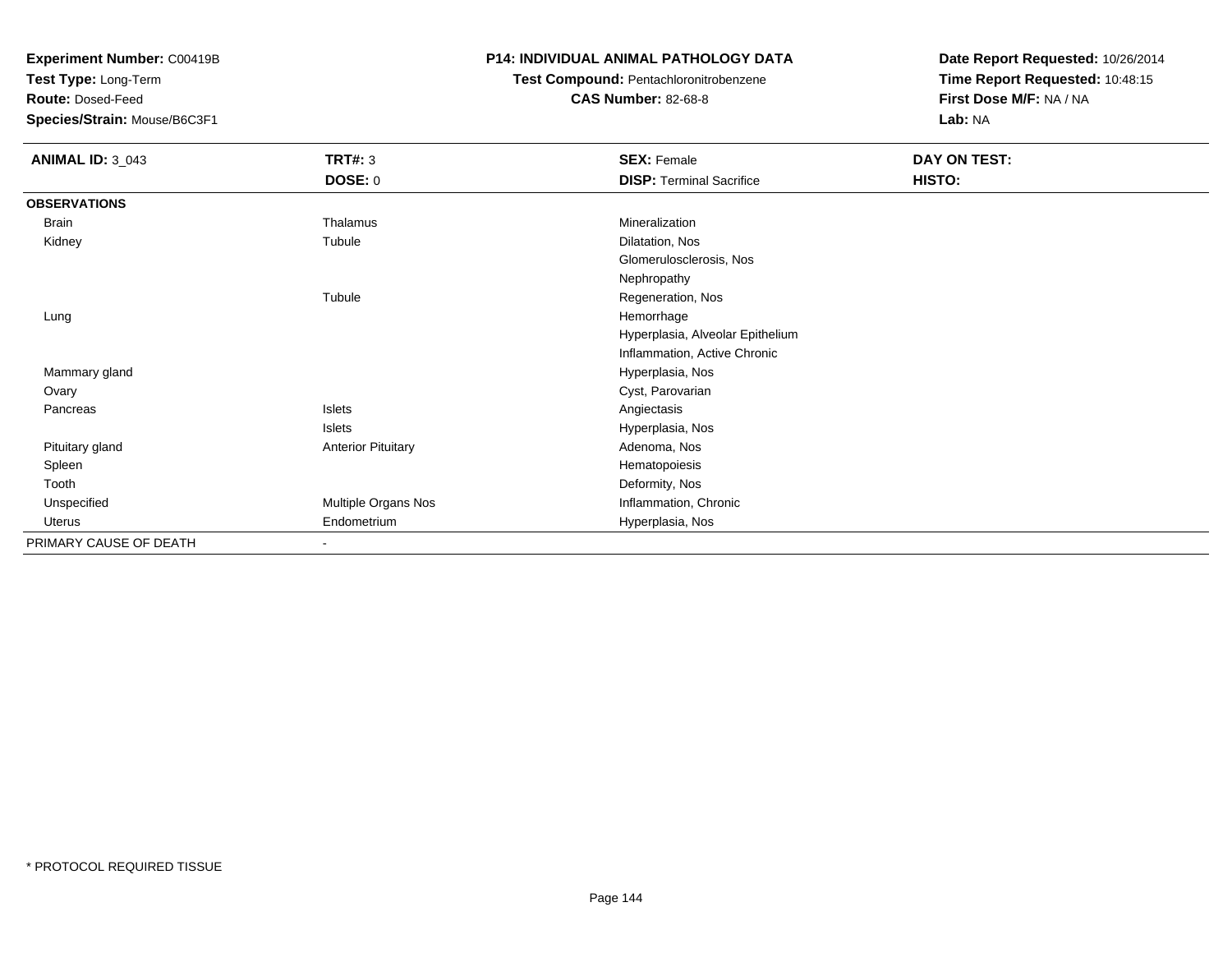**Experiment Number:** C00419B
**Test Type:** Long-Term
**Route:** Dosed-Feed
**Species/Strain:** Mouse/B6C3F1

**P14: INDIVIDUAL ANIMAL PATHOLOGY DATA**
**Test Compound:** Pentachloronitrobenzene
**CAS Number:** 82-68-8

**Date Report Requested:** 10/26/2014
**Time Report Requested:** 10:48:15
**First Dose M/F:** NA / NA
**Lab:** NA

| **ANIMAL ID:** 3_043 | **TRT#:** 3 | **SEX:** Female | **DAY ON TEST:** |
|---|---|---|---|
| | **DOSE:** 0 | **DISP:** Terminal Sacrifice | **HISTO:** |
| **OBSERVATIONS** | | | |
| Brain | Thalamus | Mineralization | |
| Kidney | Tubule | Dilatation, Nos | |
| | | Glomerulosclerosis, Nos | |
| | | Nephropathy | |
| | Tubule | Regeneration, Nos | |
| Lung | | Hemorrhage | |
| | | Hyperplasia, Alveolar Epithelium | |
| | | Inflammation, Active Chronic | |
| Mammary gland | | Hyperplasia, Nos | |
| Ovary | | Cyst, Parovarian | |
| Pancreas | Islets | Angiectasis | |
| | Islets | Hyperplasia, Nos | |
| Pituitary gland | Anterior Pituitary | Adenoma, Nos | |
| Spleen | | Hematopoiesis | |
| Tooth | | Deformity, Nos | |
| Unspecified | Multiple Organs Nos | Inflammation, Chronic | |
| Uterus | Endometrium | Hyperplasia, Nos | |
| PRIMARY CAUSE OF DEATH | - | | |

* PROTOCOL REQUIRED TISSUE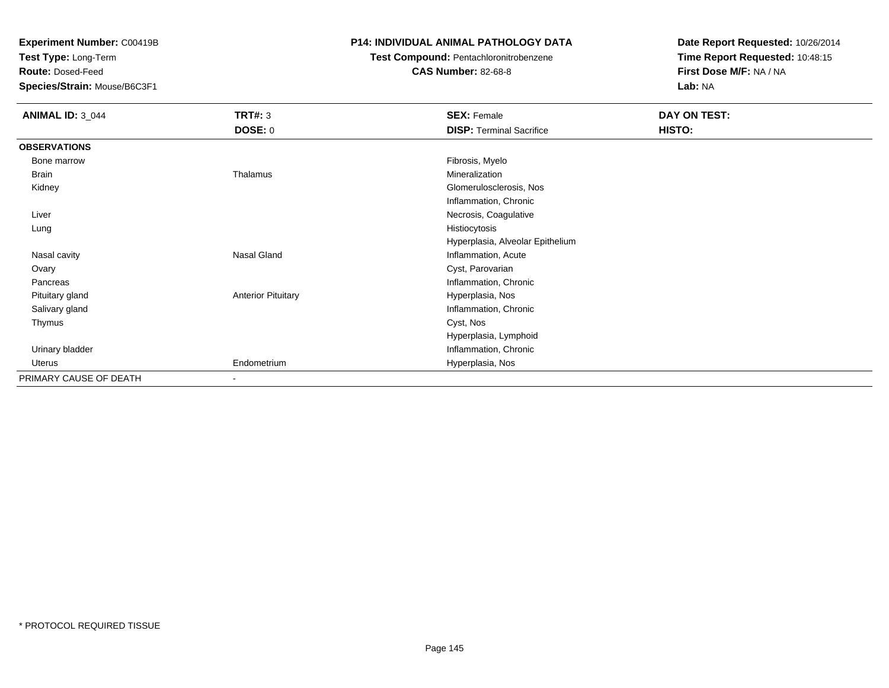**Experiment Number:** C00419B
**Test Type:** Long-Term
**Route:** Dosed-Feed
**Species/Strain:** Mouse/B6C3F1

**P14: INDIVIDUAL ANIMAL PATHOLOGY DATA**
**Test Compound:** Pentachloronitrobenzene
**CAS Number:** 82-68-8

**Date Report Requested:** 10/26/2014
**Time Report Requested:** 10:48:15
**First Dose M/F:** NA / NA
**Lab:** NA

| **ANIMAL ID:** 3_044 | **TRT#:** 3 | **SEX:** Female | **DAY ON TEST:** |
|---|---|---|---|
| | **DOSE:** 0 | **DISP:** Terminal Sacrifice | **HISTO:** |
| **OBSERVATIONS** | | | |
| Bone marrow | | Fibrosis, Myelo | |
| Brain | Thalamus | Mineralization | |
| Kidney | | Glomerulosclerosis, Nos | |
| | | Inflammation, Chronic | |
| Liver | | Necrosis, Coagulative | |
| Lung | | Histiocytosis | |
| | | Hyperplasia, Alveolar Epithelium | |
| Nasal cavity | Nasal Gland | Inflammation, Acute | |
| Ovary | | Cyst, Parovarian | |
| Pancreas | | Inflammation, Chronic | |
| Pituitary gland | Anterior Pituitary | Hyperplasia, Nos | |
| Salivary gland | | Inflammation, Chronic | |
| Thymus | | Cyst, Nos | |
| | | Hyperplasia, Lymphoid | |
| Urinary bladder | | Inflammation, Chronic | |
| Uterus | Endometrium | Hyperplasia, Nos | |
| PRIMARY CAUSE OF DEATH | - | | |

* PROTOCOL REQUIRED TISSUE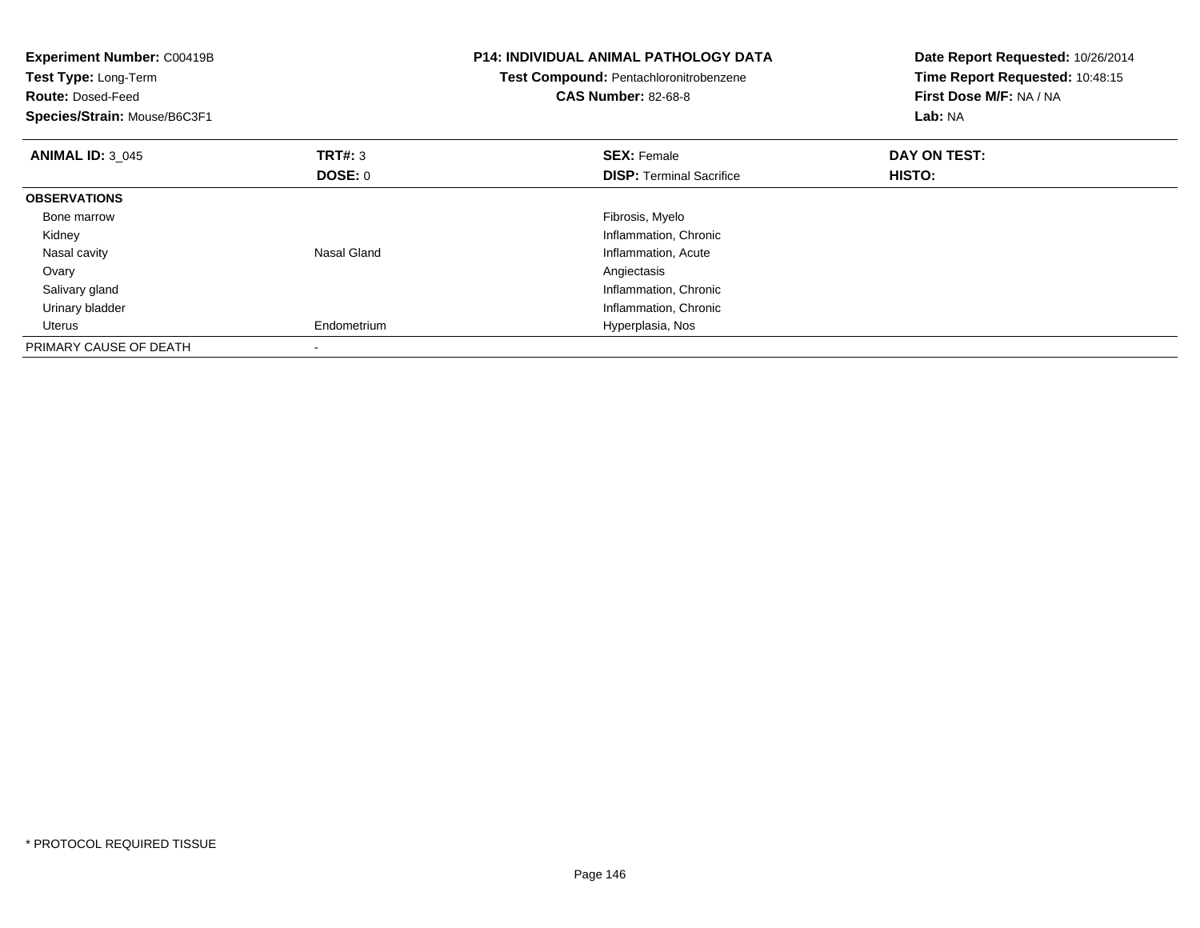**Experiment Number:** C00419B
**Test Type:** Long-Term
**Route:** Dosed-Feed
**Species/Strain:** Mouse/B6C3F1

**P14: INDIVIDUAL ANIMAL PATHOLOGY DATA**
**Test Compound:** Pentachloronitrobenzene
**CAS Number:** 82-68-8

**Date Report Requested:** 10/26/2014
**Time Report Requested:** 10:48:15
**First Dose M/F:** NA / NA
**Lab:** NA

| **ANIMAL ID:** 3_045 | **TRT#:** 3 | **SEX:** Female | **DAY ON TEST:** |
|---|---|---|---|
| | **DOSE:** 0 | **DISP:** Terminal Sacrifice | **HISTO:** |
| **OBSERVATIONS** | | | |
| Bone marrow | | Fibrosis, Myelo | |
| Kidney | | Inflammation, Chronic | |
| Nasal cavity | Nasal Gland | Inflammation, Acute | |
| Ovary | | Angiectasis | |
| Salivary gland | | Inflammation, Chronic | |
| Urinary bladder | | Inflammation, Chronic | |
| Uterus | Endometrium | Hyperplasia, Nos | |
| PRIMARY CAUSE OF DEATH | - | | |

* PROTOCOL REQUIRED TISSUE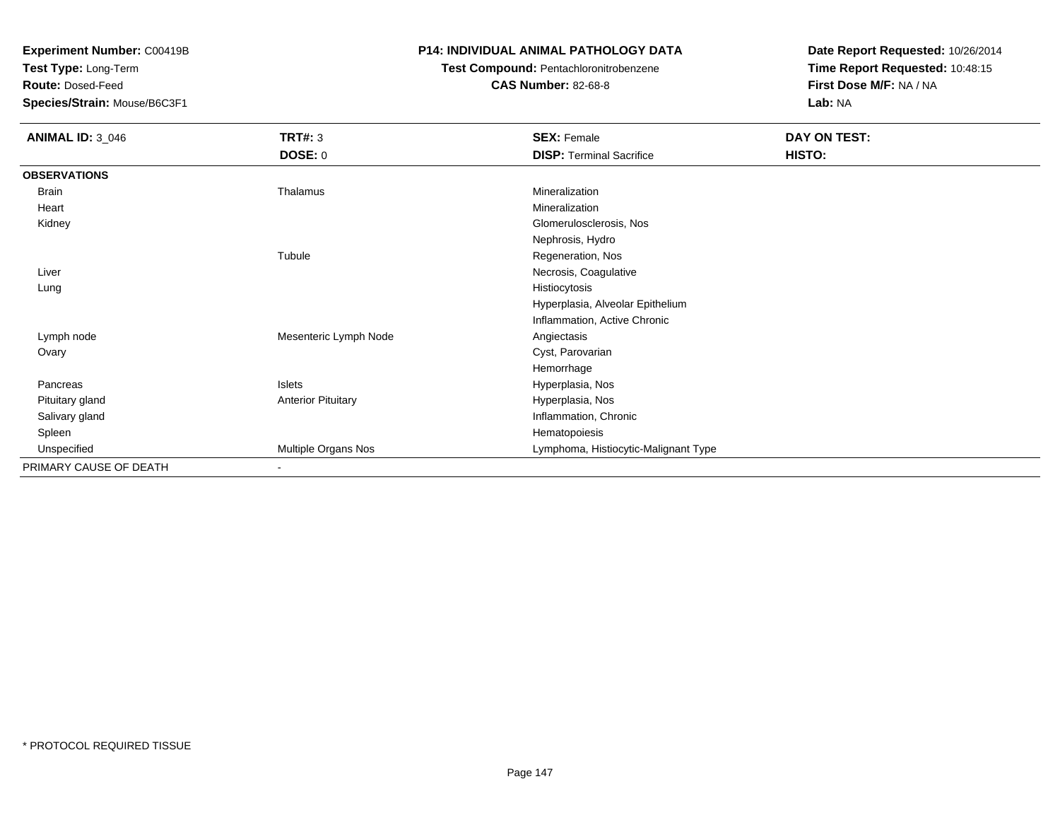**Experiment Number:** C00419B
**Test Type:** Long-Term
**Route:** Dosed-Feed
**Species/Strain:** Mouse/B6C3F1

**P14: INDIVIDUAL ANIMAL PATHOLOGY DATA**
**Test Compound:** Pentachloronitrobenzene
**CAS Number:** 82-68-8

**Date Report Requested:** 10/26/2014
**Time Report Requested:** 10:48:15
**First Dose M/F:** NA / NA
**Lab:** NA

| **ANIMAL ID:** 3_046 | **TRT#:** 3 | **SEX:** Female | **DAY ON TEST:** |
|---|---|---|---|
| | **DOSE:** 0 | **DISP:** Terminal Sacrifice | **HISTO:** |
| **OBSERVATIONS** | | | |
| Brain | Thalamus | Mineralization | |
| Heart | | Mineralization | |
| Kidney | | Glomerulosclerosis, Nos | |
| | | Nephrosis, Hydro | |
| | Tubule | Regeneration, Nos | |
| Liver | | Necrosis, Coagulative | |
| Lung | | Histiocytosis | |
| | | Hyperplasia, Alveolar Epithelium | |
| | | Inflammation, Active Chronic | |
| Lymph node | Mesenteric Lymph Node | Angiectasis | |
| Ovary | | Cyst, Parovarian | |
| | | Hemorrhage | |
| Pancreas | Islets | Hyperplasia, Nos | |
| Pituitary gland | Anterior Pituitary | Hyperplasia, Nos | |
| Salivary gland | | Inflammation, Chronic | |
| Spleen | | Hematopoiesis | |
| Unspecified | Multiple Organs Nos | Lymphoma, Histiocytic-Malignant Type | |
| PRIMARY CAUSE OF DEATH | - | | |

* PROTOCOL REQUIRED TISSUE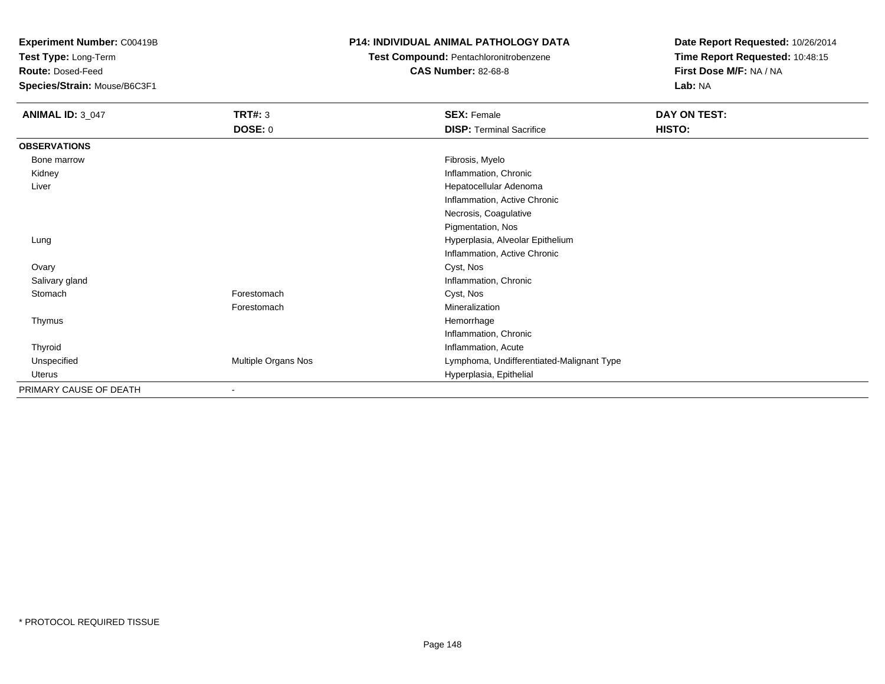**Experiment Number:** C00419B
**Test Type:** Long-Term
**Route:** Dosed-Feed
**Species/Strain:** Mouse/B6C3F1

**P14: INDIVIDUAL ANIMAL PATHOLOGY DATA**
**Test Compound:** Pentachloronitrobenzene
**CAS Number:** 82-68-8

**Date Report Requested:** 10/26/2014
**Time Report Requested:** 10:48:15
**First Dose M/F:** NA / NA
**Lab:** NA

| **ANIMAL ID:** 3_047 | **TRT#:** 3 | **SEX:** Female | **DAY ON TEST:** |
|---|---|---|---|
| | **DOSE:** 0 | **DISP:** Terminal Sacrifice | **HISTO:** |
| **OBSERVATIONS** | | | |
| Bone marrow | | Fibrosis, Myelo | |
| Kidney | | Inflammation, Chronic | |
| Liver | | Hepatocellular Adenoma | |
| | | Inflammation, Active Chronic | |
| | | Necrosis, Coagulative | |
| | | Pigmentation, Nos | |
| Lung | | Hyperplasia, Alveolar Epithelium | |
| | | Inflammation, Active Chronic | |
| Ovary | | Cyst, Nos | |
| Salivary gland | | Inflammation, Chronic | |
| Stomach | Forestomach | Cyst, Nos | |
| | Forestomach | Mineralization | |
| Thymus | | Hemorrhage | |
| | | Inflammation, Chronic | |
| Thyroid | | Inflammation, Acute | |
| Unspecified | Multiple Organs Nos | Lymphoma, Undifferentiated-Malignant Type | |
| Uterus | | Hyperplasia, Epithelial | |
| PRIMARY CAUSE OF DEATH | - | | |

* PROTOCOL REQUIRED TISSUE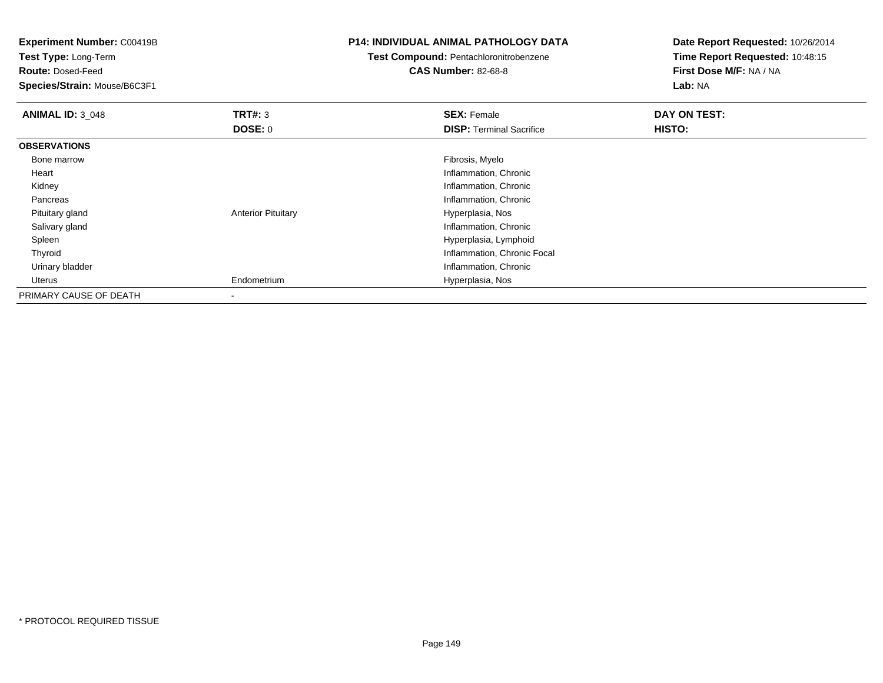**Experiment Number:** C00419B
**Test Type:** Long-Term
**Route:** Dosed-Feed
**Species/Strain:** Mouse/B6C3F1

**P14: INDIVIDUAL ANIMAL PATHOLOGY DATA**
**Test Compound:** Pentachloronitrobenzene
**CAS Number:** 82-68-8

**Date Report Requested:** 10/26/2014
**Time Report Requested:** 10:48:15
**First Dose M/F:** NA / NA
**Lab:** NA

| **ANIMAL ID:** 3_048 | **TRT#:** 3 | **SEX:** Female | **DAY ON TEST:** |
|---|---|---|---|
| | **DOSE:** 0 | **DISP:** Terminal Sacrifice | **HISTO:** |
| **OBSERVATIONS** | | | |
| Bone marrow | | Fibrosis, Myelo | |
| Heart | | Inflammation, Chronic | |
| Kidney | | Inflammation, Chronic | |
| Pancreas | | Inflammation, Chronic | |
| Pituitary gland | Anterior Pituitary | Hyperplasia, Nos | |
| Salivary gland | | Inflammation, Chronic | |
| Spleen | | Hyperplasia, Lymphoid | |
| Thyroid | | Inflammation, Chronic Focal | |
| Urinary bladder | | Inflammation, Chronic | |
| Uterus | Endometrium | Hyperplasia, Nos | |
| PRIMARY CAUSE OF DEATH | - | | |

* PROTOCOL REQUIRED TISSUE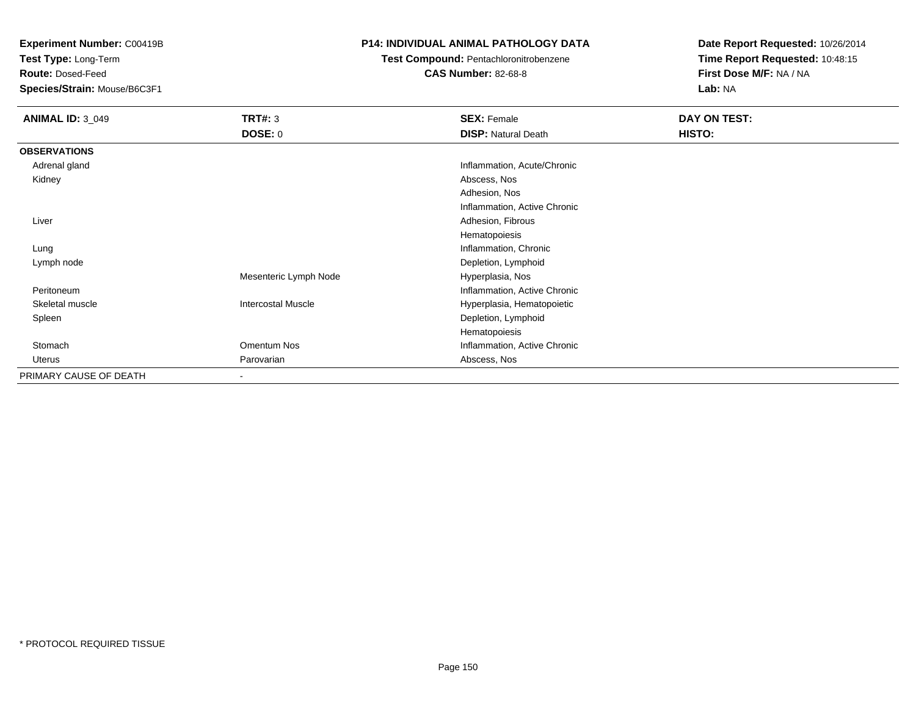**Experiment Number:** C00419B
**Test Type:** Long-Term
**Route:** Dosed-Feed
**Species/Strain:** Mouse/B6C3F1

**P14: INDIVIDUAL ANIMAL PATHOLOGY DATA**
**Test Compound:** Pentachloronitrobenzene
**CAS Number:** 82-68-8

**Date Report Requested:** 10/26/2014
**Time Report Requested:** 10:48:15
**First Dose M/F:** NA / NA
**Lab:** NA

| **ANIMAL ID:** 3_049 | **TRT#:** 3 | **SEX:** Female | **DAY ON TEST:** |
|---|---|---|---|
| | **DOSE:** 0 | **DISP:** Natural Death | **HISTO:** |
| **OBSERVATIONS** | | | |
| Adrenal gland | | Inflammation, Acute/Chronic | |
| Kidney | | Abscess, Nos | |
| | | Adhesion, Nos | |
| | | Inflammation, Active Chronic | |
| Liver | | Adhesion, Fibrous | |
| | | Hematopoiesis | |
| Lung | | Inflammation, Chronic | |
| Lymph node | | Depletion, Lymphoid | |
| | Mesenteric Lymph Node | Hyperplasia, Nos | |
| Peritoneum | | Inflammation, Active Chronic | |
| Skeletal muscle | Intercostal Muscle | Hyperplasia, Hematopoietic | |
| Spleen | | Depletion, Lymphoid | |
| | | Hematopoiesis | |
| Stomach | Omentum Nos | Inflammation, Active Chronic | |
| Uterus | Parovarian | Abscess, Nos | |
| PRIMARY CAUSE OF DEATH | - | | |

* PROTOCOL REQUIRED TISSUE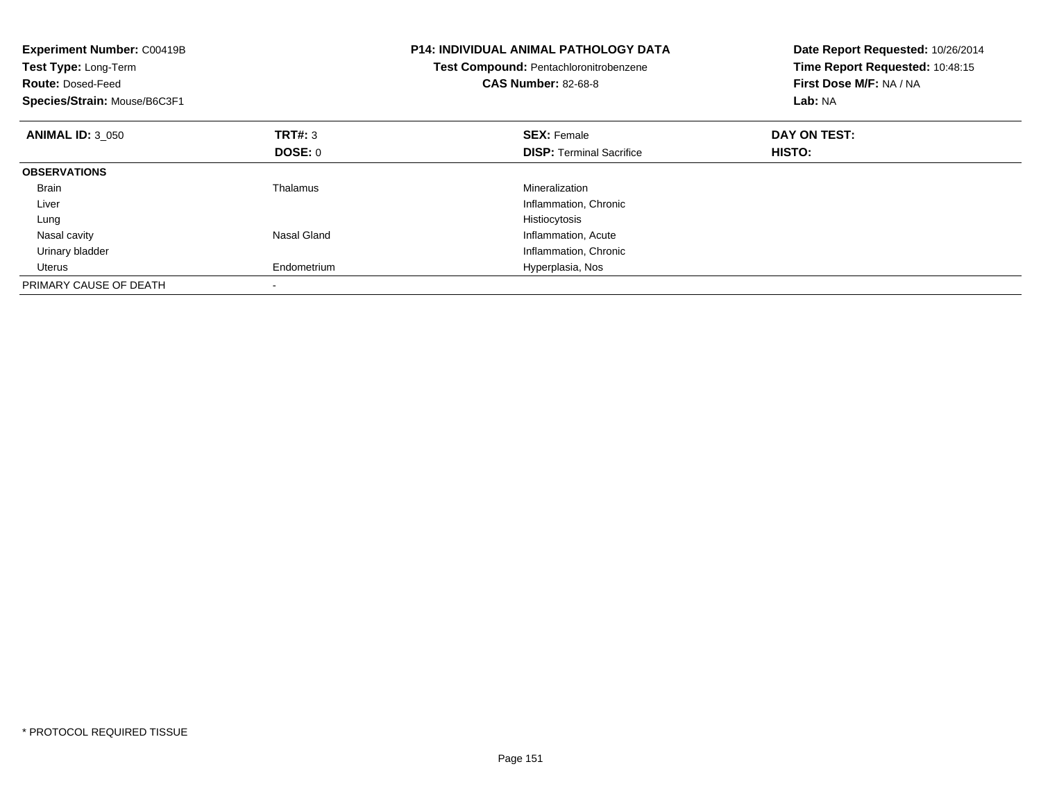**Experiment Number:** C00419B
**Test Type:** Long-Term
**Route:** Dosed-Feed
**Species/Strain:** Mouse/B6C3F1

**P14: INDIVIDUAL ANIMAL PATHOLOGY DATA**
**Test Compound:** Pentachloronitrobenzene
**CAS Number:** 82-68-8

**Date Report Requested:** 10/26/2014
**Time Report Requested:** 10:48:15
**First Dose M/F:** NA / NA
**Lab:** NA

| **ANIMAL ID:** 3_050 | **TRT#:** 3 | **SEX:** Female | **DAY ON TEST:** |
|---|---|---|---|
| | **DOSE:** 0 | **DISP:** Terminal Sacrifice | **HISTO:** |
| **OBSERVATIONS** | | | |
| Brain | Thalamus | Mineralization | |
| Liver | | Inflammation, Chronic | |
| Lung | | Histiocytosis | |
| Nasal cavity | Nasal Gland | Inflammation, Acute | |
| Urinary bladder | | Inflammation, Chronic | |
| Uterus | Endometrium | Hyperplasia, Nos | |
| PRIMARY CAUSE OF DEATH | - | | |

* PROTOCOL REQUIRED TISSUE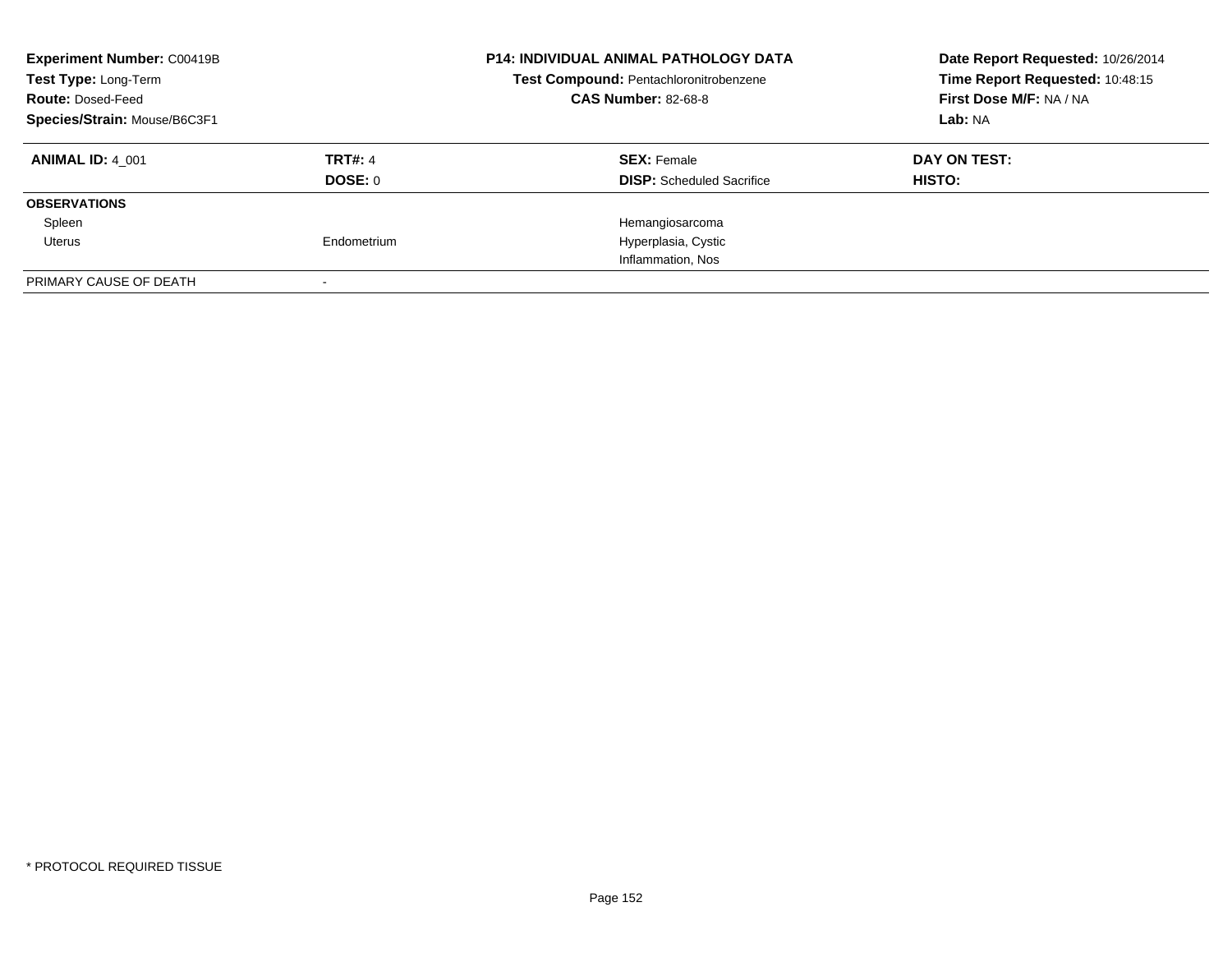**Experiment Number:** C00419B
**Test Type:** Long-Term
**Route:** Dosed-Feed
**Species/Strain:** Mouse/B6C3F1

**P14: INDIVIDUAL ANIMAL PATHOLOGY DATA**
**Test Compound:** Pentachloronitrobenzene
**CAS Number:** 82-68-8

**Date Report Requested:** 10/26/2014
**Time Report Requested:** 10:48:15
**First Dose M/F:** NA / NA
**Lab:** NA

| **ANIMAL ID:** 4_001 | **TRT#:** 4 | **SEX:** Female | **DAY ON TEST:** |
|---|---|---|---|
| | **DOSE:** 0 | **DISP:** Scheduled Sacrifice | **HISTO:** |
| **OBSERVATIONS** | | | |
| Spleen | | Hemangiosarcoma | |
| Uterus | Endometrium | Hyperplasia, Cystic | |
| | | Inflammation, Nos | |
| PRIMARY CAUSE OF DEATH | - | | |

* PROTOCOL REQUIRED TISSUE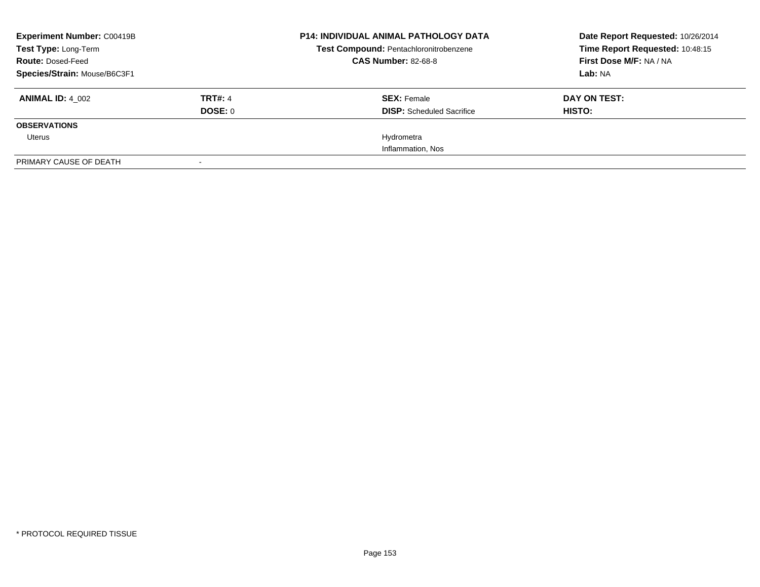**Experiment Number:** C00419B
**Test Type:** Long-Term
**Route:** Dosed-Feed
**Species/Strain:** Mouse/B6C3F1

**P14: INDIVIDUAL ANIMAL PATHOLOGY DATA**
**Test Compound:** Pentachloronitrobenzene
**CAS Number:** 82-68-8

**Date Report Requested:** 10/26/2014
**Time Report Requested:** 10:48:15
**First Dose M/F:** NA / NA
**Lab:** NA

| **ANIMAL ID:** 4_002 | **TRT#:** 4 | **SEX:** Female | **DAY ON TEST:** |
|---|---|---|---|
| | **DOSE:** 0 | **DISP:** Scheduled Sacrifice | **HISTO:** |
| **OBSERVATIONS** | | | |
| Uterus | | Hydrometra | |
| | | Inflammation, Nos | |
| PRIMARY CAUSE OF DEATH | - | | |

\* PROTOCOL REQUIRED TISSUE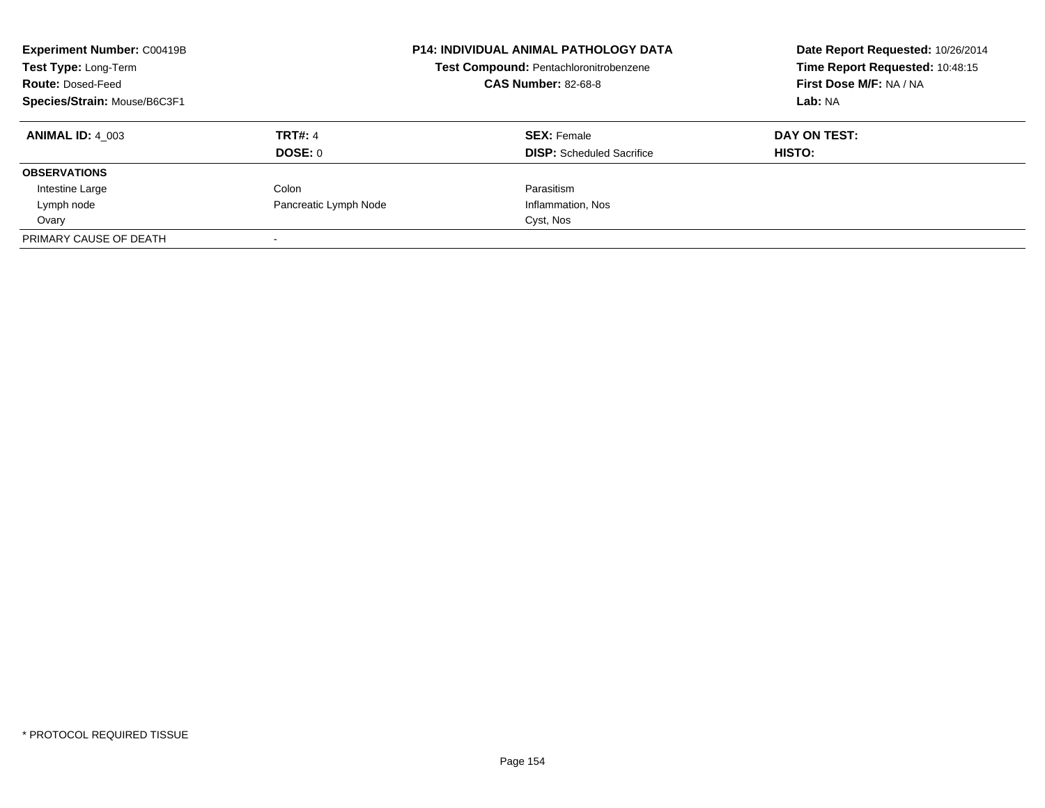**Experiment Number:** C00419B
**Test Type:** Long-Term
**Route:** Dosed-Feed
**Species/Strain:** Mouse/B6C3F1

**P14: INDIVIDUAL ANIMAL PATHOLOGY DATA**
**Test Compound:** Pentachloronitrobenzene
**CAS Number:** 82-68-8

**Date Report Requested:** 10/26/2014
**Time Report Requested:** 10:48:15
**First Dose M/F:** NA / NA
**Lab:** NA

| **ANIMAL ID:** 4_003 | **TRT#:** 4 | **SEX:** Female | **DAY ON TEST:** |
|---|---|---|---|
| | **DOSE:** 0 | **DISP:** Scheduled Sacrifice | **HISTO:** |
| **OBSERVATIONS** | | | |
| Intestine Large | Colon | Parasitism | |
| Lymph node | Pancreatic Lymph Node | Inflammation, Nos | |
| Ovary | | Cyst, Nos | |
| PRIMARY CAUSE OF DEATH | - | | |

* PROTOCOL REQUIRED TISSUE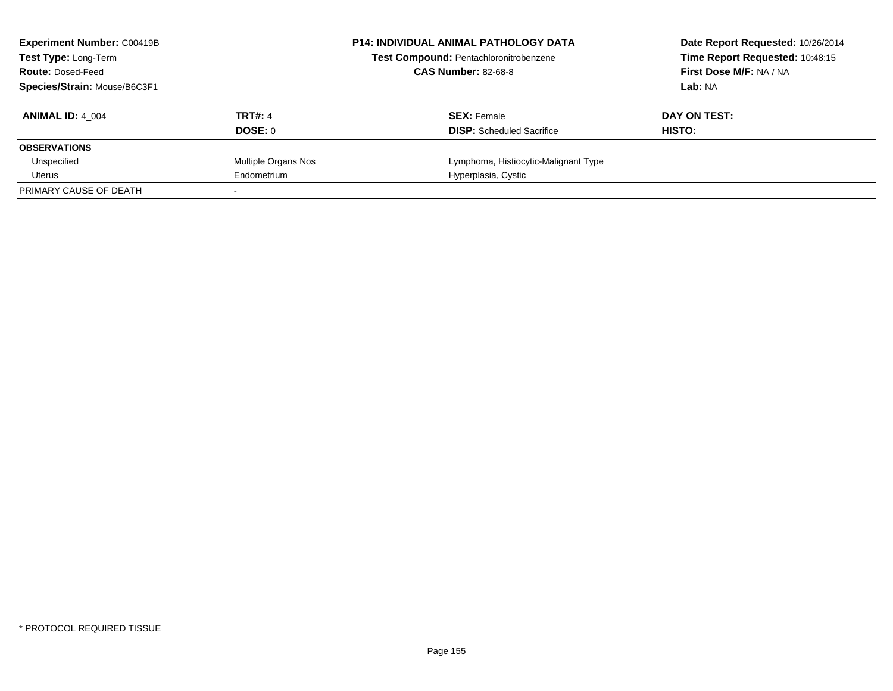**Experiment Number:** C00419B
**Test Type:** Long-Term
**Route:** Dosed-Feed
**Species/Strain:** Mouse/B6C3F1

**P14: INDIVIDUAL ANIMAL PATHOLOGY DATA**
**Test Compound:** Pentachloronitrobenzene
**CAS Number:** 82-68-8

**Date Report Requested:** 10/26/2014
**Time Report Requested:** 10:48:15
**First Dose M/F:** NA / NA
**Lab:** NA

| **ANIMAL ID:** 4_004 | **TRT#:** 4 | **SEX:** Female | **DAY ON TEST:** |
|---|---|---|---|
| | **DOSE:** 0 | **DISP:** Scheduled Sacrifice | **HISTO:** |
| **OBSERVATIONS** | | | |
| Unspecified | Multiple Organs Nos | Lymphoma, Histiocytic-Malignant Type | |
| Uterus | Endometrium | Hyperplasia, Cystic | |
| PRIMARY CAUSE OF DEATH | - | | |

* PROTOCOL REQUIRED TISSUE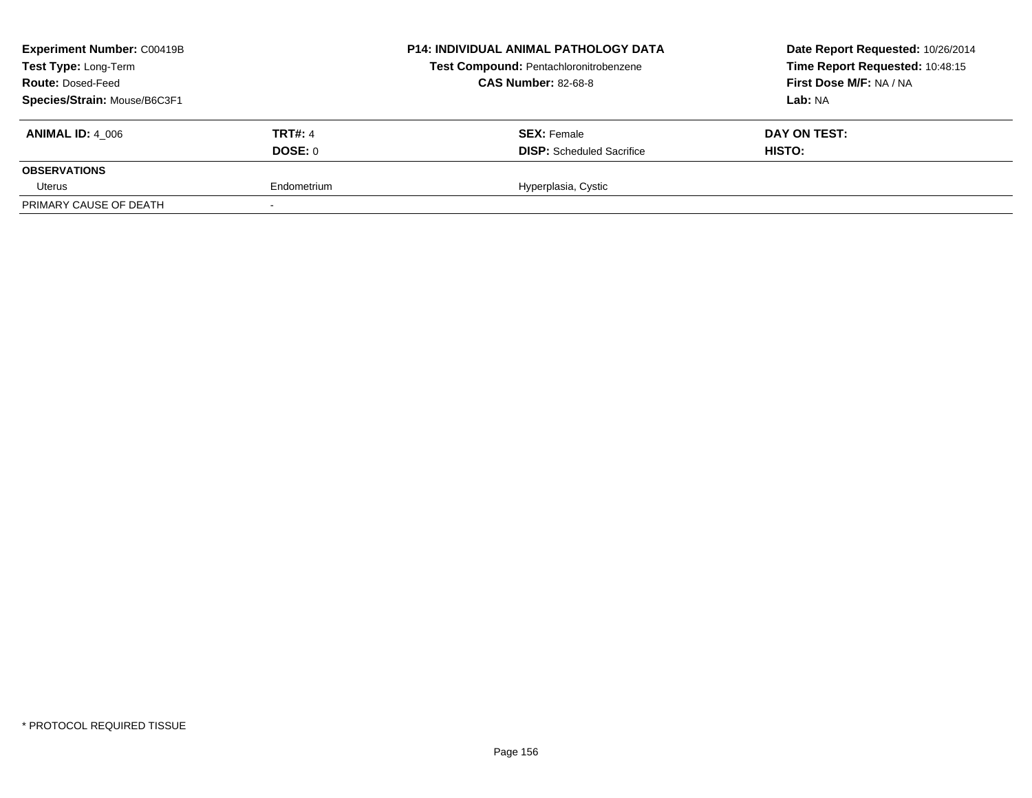**Experiment Number:** C00419B
**Test Type:** Long-Term
**Route:** Dosed-Feed
**Species/Strain:** Mouse/B6C3F1

**P14: INDIVIDUAL ANIMAL PATHOLOGY DATA**
**Test Compound:** Pentachloronitrobenzene
**CAS Number:** 82-68-8

**Date Report Requested:** 10/26/2014
**Time Report Requested:** 10:48:15
**First Dose M/F:** NA / NA
**Lab:** NA

| **ANIMAL ID:** 4_006 | **TRT#:** 4 | **SEX:** Female | **DAY ON TEST:** |
|---|---|---|---|
| | **DOSE:** 0 | **DISP:** Scheduled Sacrifice | **HISTO:** |
| **OBSERVATIONS** | | | |
| Uterus | Endometrium | Hyperplasia, Cystic | |
| PRIMARY CAUSE OF DEATH | - | | |

* PROTOCOL REQUIRED TISSUE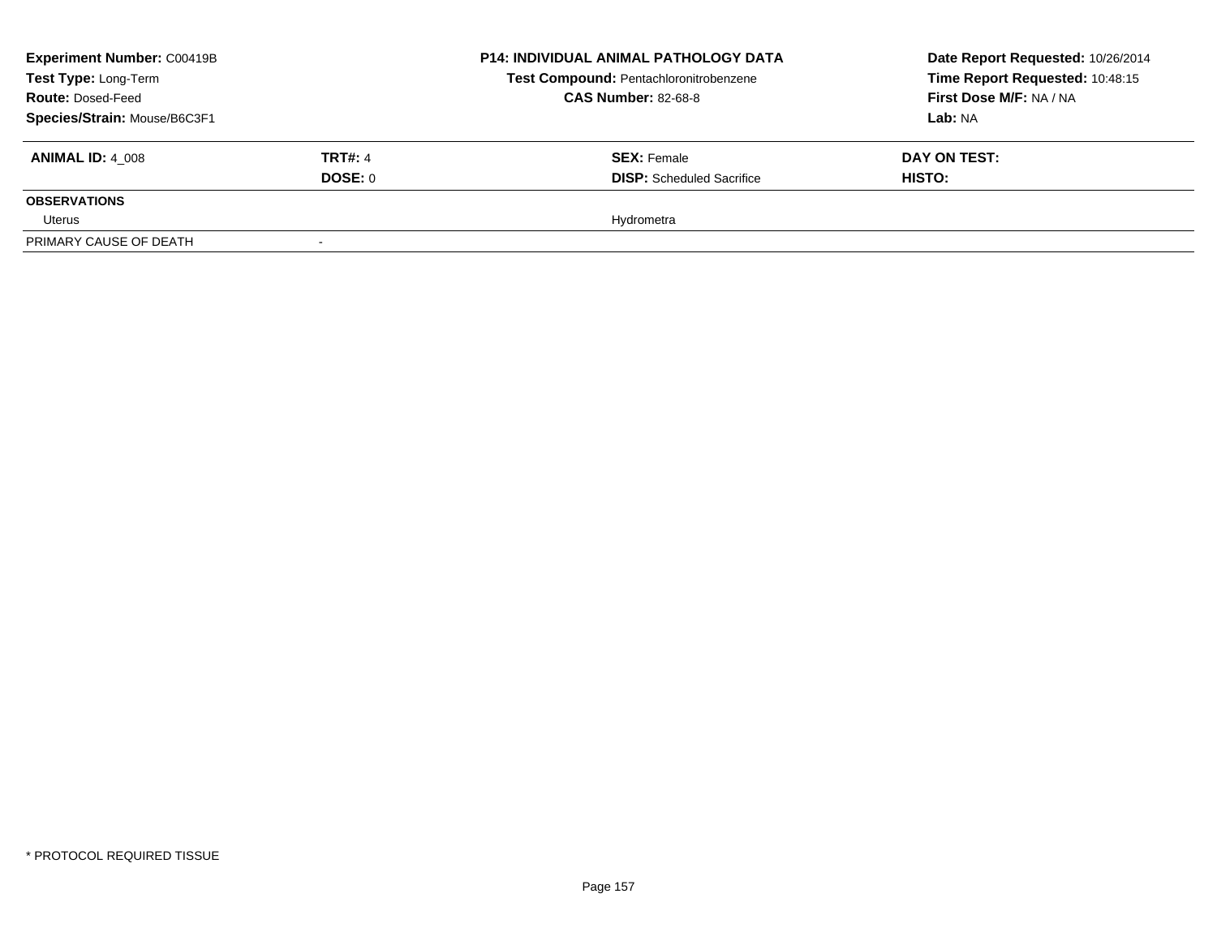**Experiment Number:** C00419B
**Test Type:** Long-Term
**Route:** Dosed-Feed
**Species/Strain:** Mouse/B6C3F1

**P14: INDIVIDUAL ANIMAL PATHOLOGY DATA**
**Test Compound:** Pentachloronitrobenzene
**CAS Number:** 82-68-8

**Date Report Requested:** 10/26/2014
**Time Report Requested:** 10:48:15
**First Dose M/F:** NA / NA
**Lab:** NA

| **ANIMAL ID:** 4_008 | **TRT#:** 4 | **SEX:** Female | **DAY ON TEST:** |
|---|---|---|---|
| | **DOSE:** 0 | **DISP:** Scheduled Sacrifice | **HISTO:** |
| **OBSERVATIONS** | | | |
| Uterus | | Hydrometra | |
| PRIMARY CAUSE OF DEATH | - | | |

* PROTOCOL REQUIRED TISSUE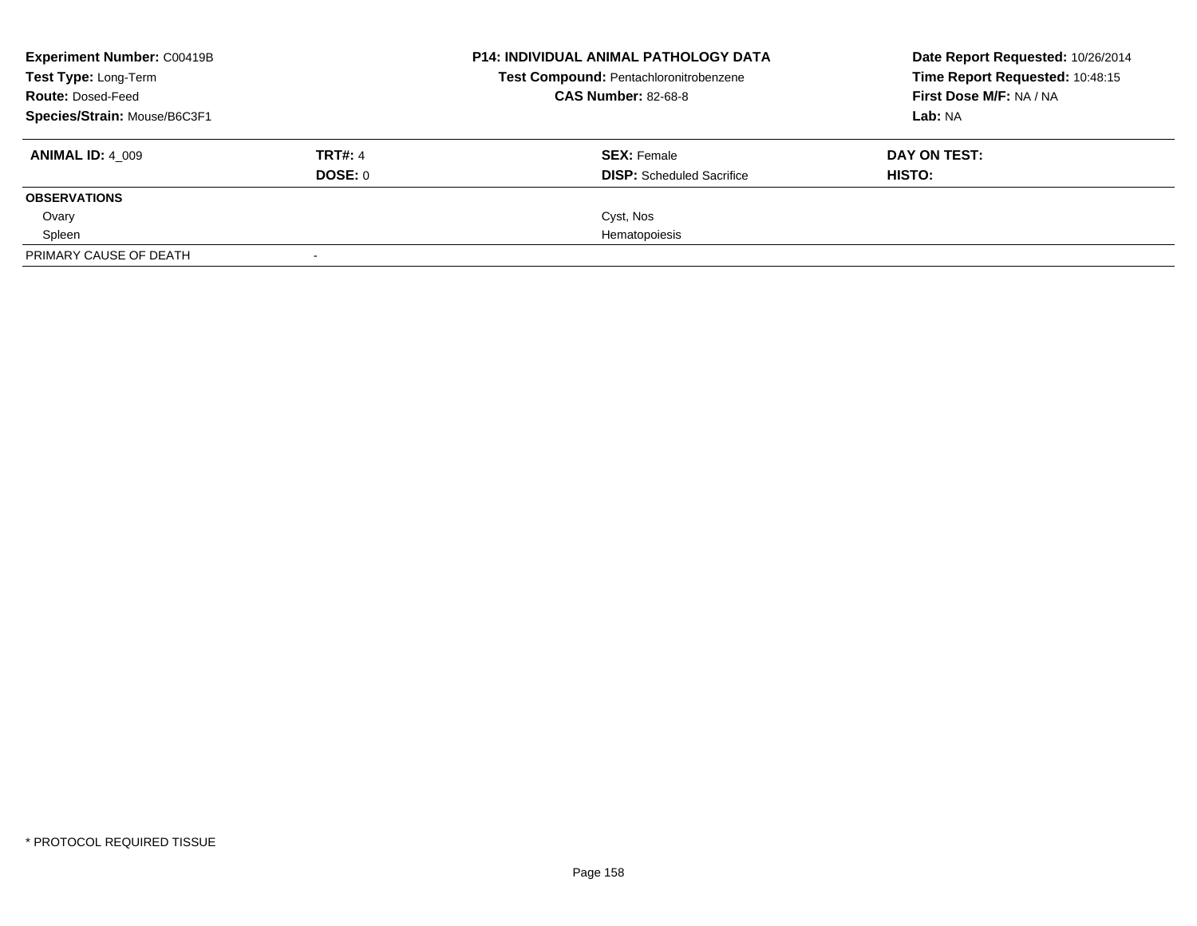**Experiment Number:** C00419B
**Test Type:** Long-Term
**Route:** Dosed-Feed
**Species/Strain:** Mouse/B6C3F1

**P14: INDIVIDUAL ANIMAL PATHOLOGY DATA**
**Test Compound:** Pentachloronitrobenzene
**CAS Number:** 82-68-8

**Date Report Requested:** 10/26/2014
**Time Report Requested:** 10:48:15
**First Dose M/F:** NA / NA
**Lab:** NA

| **ANIMAL ID:** 4_009 | **TRT#:** 4 | **SEX:** Female | **DAY ON TEST:** |
|---|---|---|---|
| | **DOSE:** 0 | **DISP:** Scheduled Sacrifice | **HISTO:** |
| **OBSERVATIONS** | | | |
| Ovary | | Cyst, Nos | |
| Spleen | | Hematopoiesis | |
| PRIMARY CAUSE OF DEATH | - | | |

* PROTOCOL REQUIRED TISSUE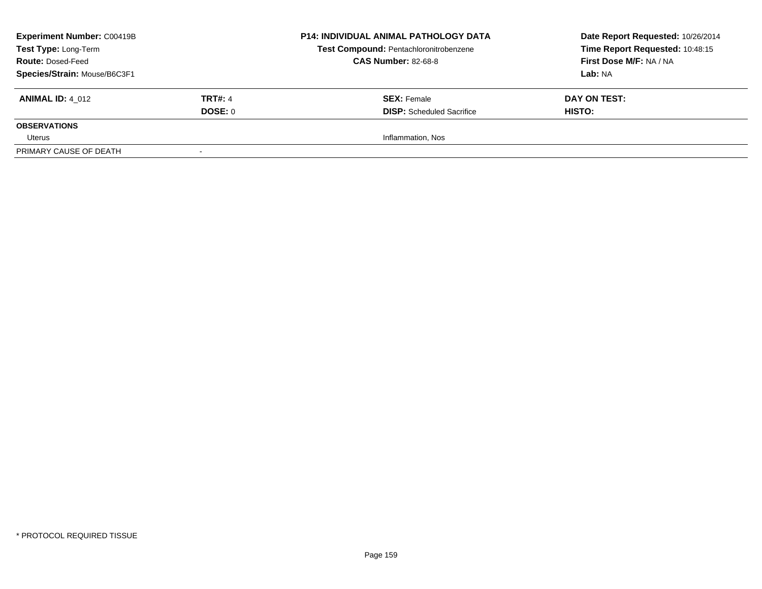**Experiment Number:** C00419B
**Test Type:** Long-Term
**Route:** Dosed-Feed
**Species/Strain:** Mouse/B6C3F1

**P14: INDIVIDUAL ANIMAL PATHOLOGY DATA**
**Test Compound:** Pentachloronitrobenzene
**CAS Number:** 82-68-8

**Date Report Requested:** 10/26/2014
**Time Report Requested:** 10:48:15
**First Dose M/F:** NA / NA
**Lab:** NA

| **ANIMAL ID:** 4_012 | **TRT#:** 4 | **SEX:** Female | **DAY ON TEST:** |
|---|---|---|---|
| | **DOSE:** 0 | **DISP:** Scheduled Sacrifice | **HISTO:** |
| **OBSERVATIONS** | | | |
| Uterus | | Inflammation, Nos | |
| PRIMARY CAUSE OF DEATH | - | | |

\* PROTOCOL REQUIRED TISSUE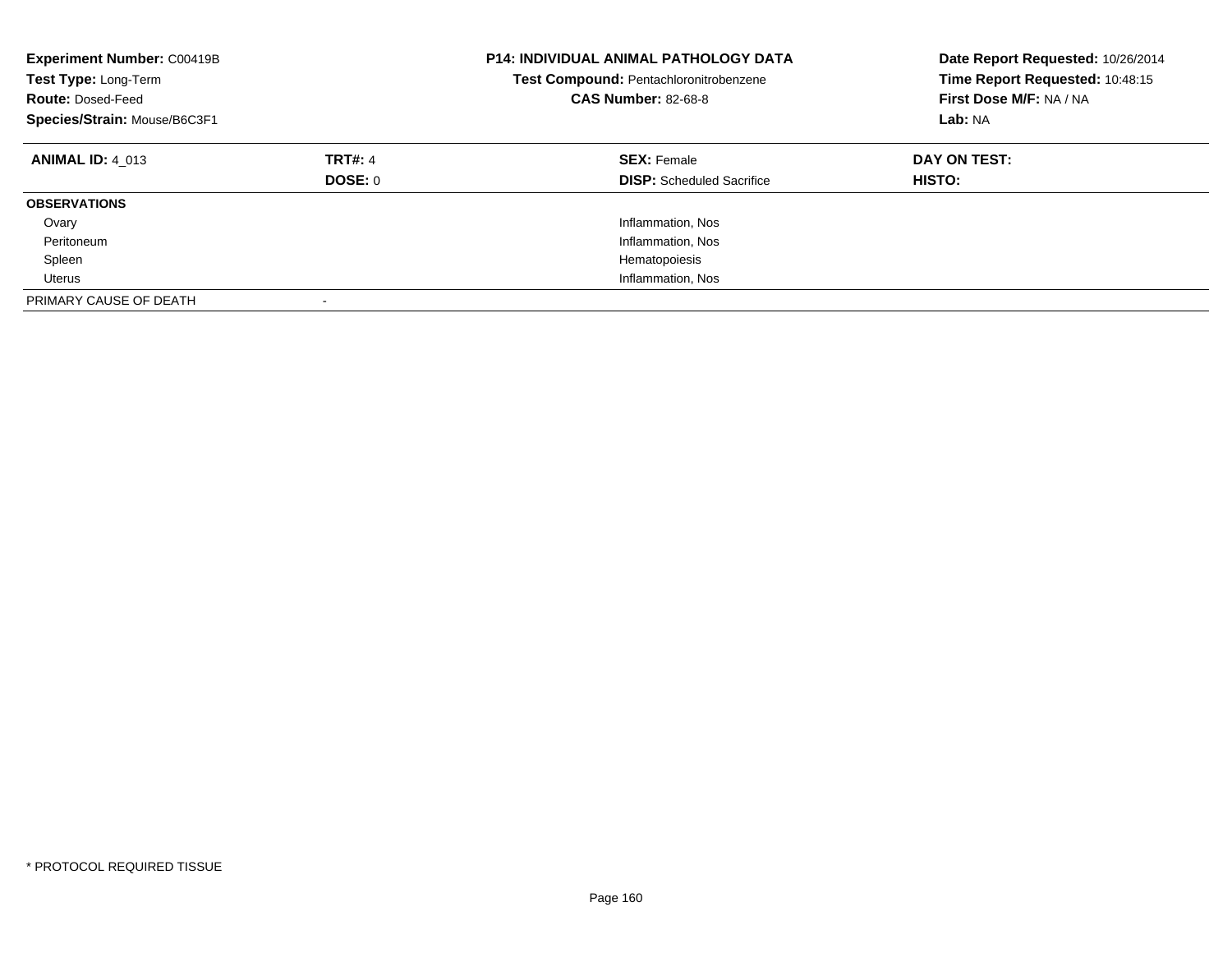**Experiment Number:** C00419B
**Test Type:** Long-Term
**Route:** Dosed-Feed
**Species/Strain:** Mouse/B6C3F1

**P14: INDIVIDUAL ANIMAL PATHOLOGY DATA**
**Test Compound:** Pentachloronitrobenzene
**CAS Number:** 82-68-8

**Date Report Requested:** 10/26/2014
**Time Report Requested:** 10:48:15
**First Dose M/F:** NA / NA
**Lab:** NA

| **ANIMAL ID:** 4_013 | **TRT#:** 4 | **SEX:** Female | **DAY ON TEST:** |
|---|---|---|---|
| | **DOSE:** 0 | **DISP:** Scheduled Sacrifice | **HISTO:** |
| **OBSERVATIONS** | | | |
| Ovary | | Inflammation, Nos | |
| Peritoneum | | Inflammation, Nos | |
| Spleen | | Hematopoiesis | |
| Uterus | | Inflammation, Nos | |
| PRIMARY CAUSE OF DEATH | - | | |

* PROTOCOL REQUIRED TISSUE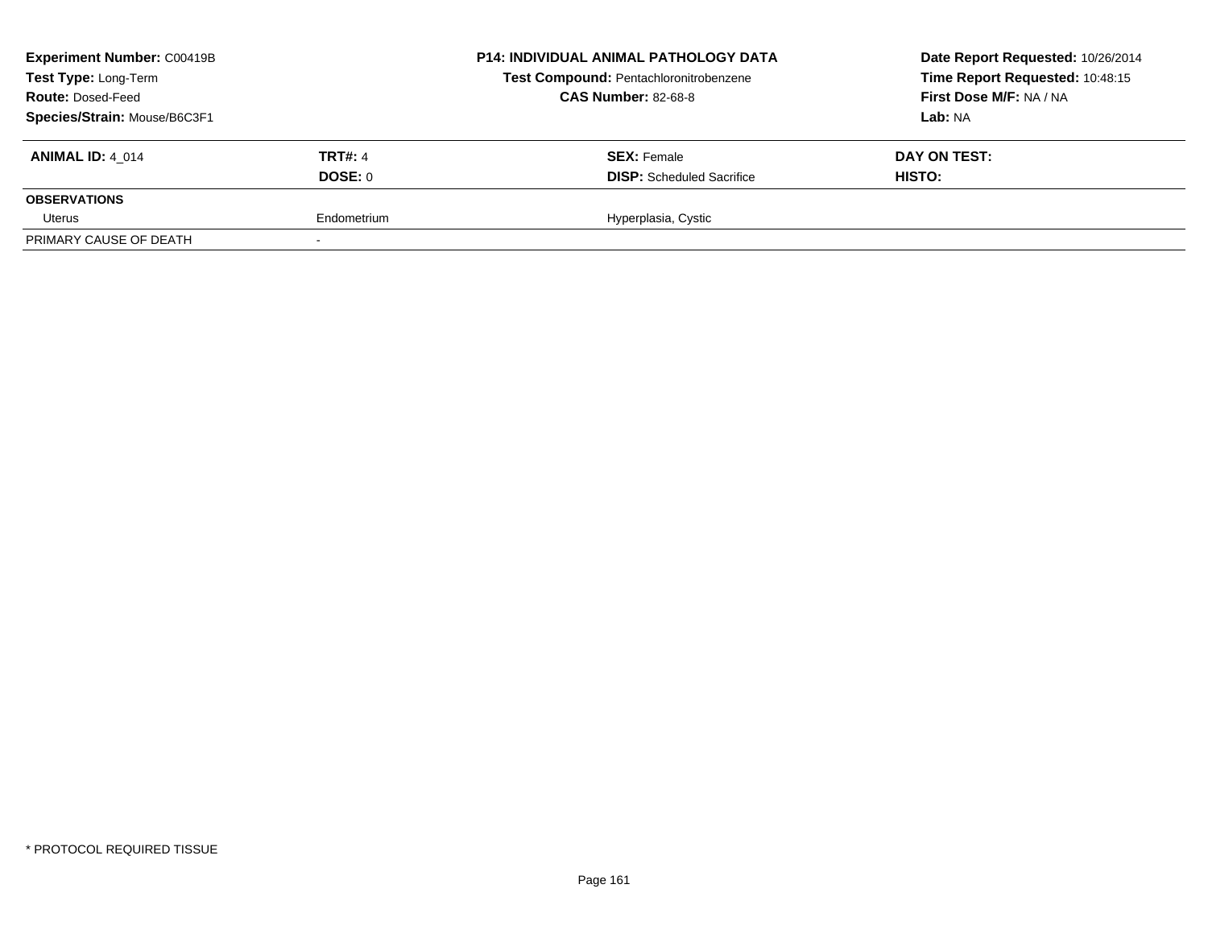**Experiment Number:** C00419B
**Test Type:** Long-Term
**Route:** Dosed-Feed
**Species/Strain:** Mouse/B6C3F1

**P14: INDIVIDUAL ANIMAL PATHOLOGY DATA**
**Test Compound:** Pentachloronitrobenzene
**CAS Number:** 82-68-8

**Date Report Requested:** 10/26/2014
**Time Report Requested:** 10:48:15
**First Dose M/F:** NA / NA
**Lab:** NA

| **ANIMAL ID:** 4_014 | **TRT#:** 4 | **SEX:** Female | **DAY ON TEST:** |
|---|---|---|---|
| | **DOSE:** 0 | **DISP:** Scheduled Sacrifice | **HISTO:** |
| **OBSERVATIONS** | | | |
| Uterus | Endometrium | Hyperplasia, Cystic | |
| PRIMARY CAUSE OF DEATH | - | | |

* PROTOCOL REQUIRED TISSUE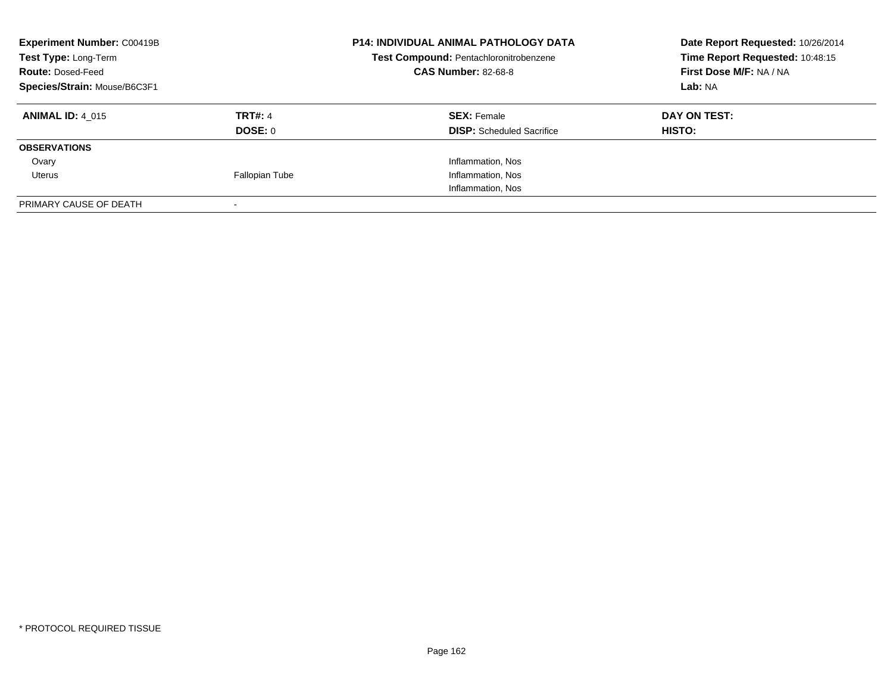**Experiment Number:** C00419B
**Test Type:** Long-Term
**Route:** Dosed-Feed
**Species/Strain:** Mouse/B6C3F1

**P14: INDIVIDUAL ANIMAL PATHOLOGY DATA**
**Test Compound:** Pentachloronitrobenzene
**CAS Number:** 82-68-8

**Date Report Requested:** 10/26/2014
**Time Report Requested:** 10:48:15
**First Dose M/F:** NA / NA
**Lab:** NA

| **ANIMAL ID:** 4_015 | **TRT#:** 4 | **SEX:** Female | **DAY ON TEST:** |
|---|---|---|---|
| | **DOSE:** 0 | **DISP:** Scheduled Sacrifice | **HISTO:** |
| **OBSERVATIONS** | | | |
| Ovary | | Inflammation, Nos | |
| Uterus | Fallopian Tube | Inflammation, Nos | |
| | | Inflammation, Nos | |
| PRIMARY CAUSE OF DEATH | - | | |

* PROTOCOL REQUIRED TISSUE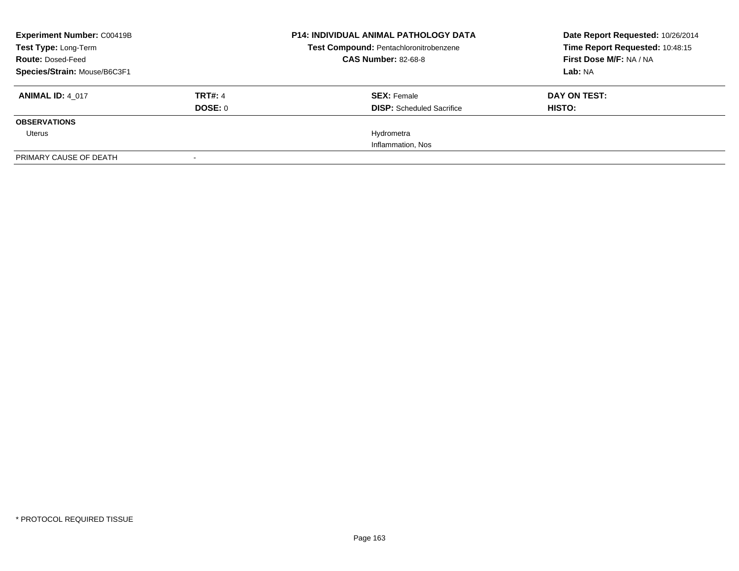**Experiment Number:** C00419B
**Test Type:** Long-Term
**Route:** Dosed-Feed
**Species/Strain:** Mouse/B6C3F1

**P14: INDIVIDUAL ANIMAL PATHOLOGY DATA**
**Test Compound:** Pentachloronitrobenzene
**CAS Number:** 82-68-8

**Date Report Requested:** 10/26/2014
**Time Report Requested:** 10:48:15
**First Dose M/F:** NA / NA
**Lab:** NA

| **ANIMAL ID:** 4_017 | **TRT#:** 4 | **SEX:** Female | **DAY ON TEST:** |
|---|---|---|---|
| | **DOSE:** 0 | **DISP:** Scheduled Sacrifice | **HISTO:** |
| **OBSERVATIONS** | | | |
| Uterus | | Hydrometra | |
| | | Inflammation, Nos | |
| PRIMARY CAUSE OF DEATH | - | | |

\* PROTOCOL REQUIRED TISSUE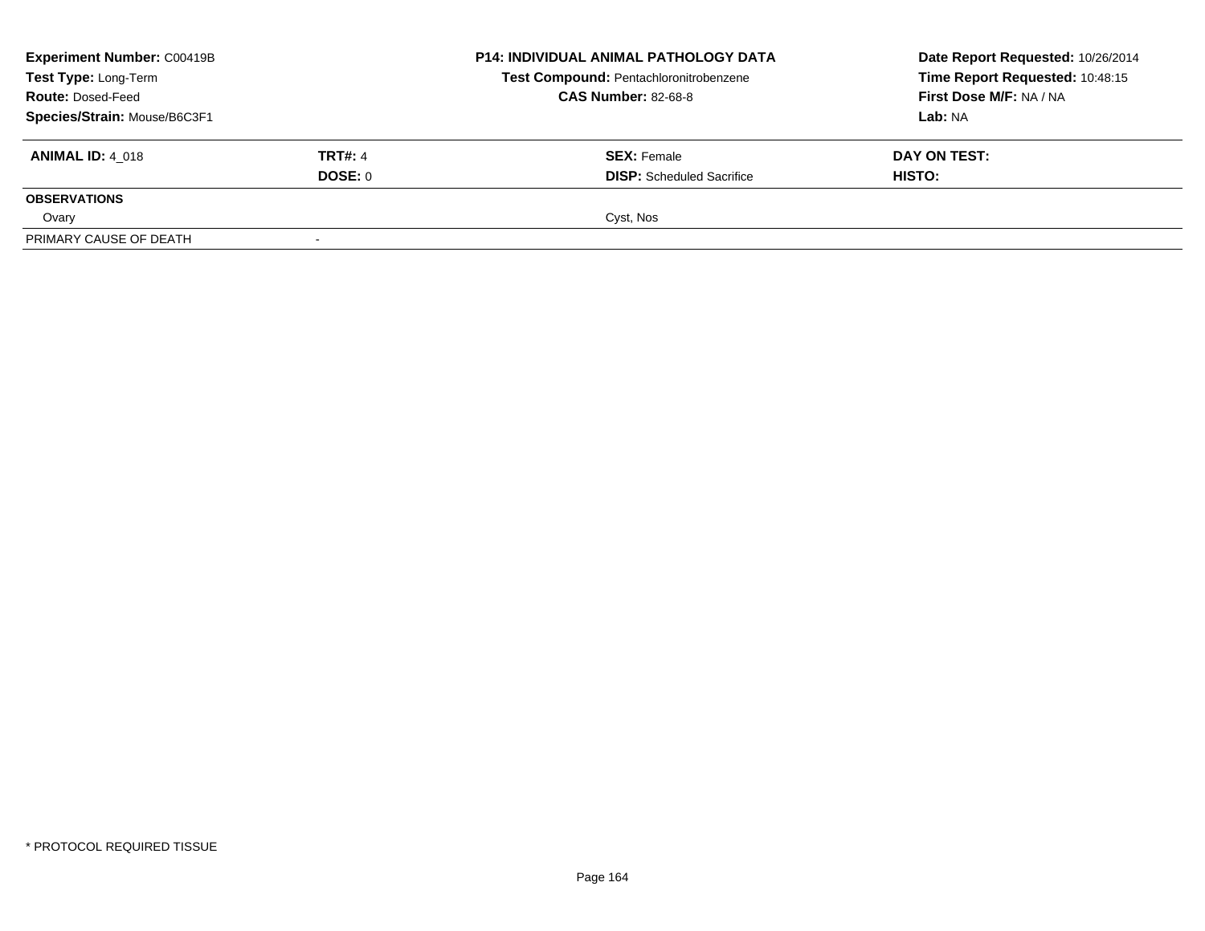| **Experiment Number:** C00419B | | **P14: INDIVIDUAL ANIMAL PATHOLOGY DATA** | **Date Report Requested:** 10/26/2014 |
|---|---|---|---|
| **Test Type:** Long-Term | | **Test Compound:** Pentachloronitrobenzene | **Time Report Requested:** 10:48:15 |
| **Route:** Dosed-Feed | | **CAS Number:** 82-68-8 | **First Dose M/F:** NA / NA |
| **Species/Strain:** Mouse/B6C3F1 | | | **Lab:** NA |

| **ANIMAL ID:** 4_018 | **TRT#:** 4 | **SEX:** Female | **DAY ON TEST:** |
|---|---|---|---|
| | **DOSE:** 0 | **DISP:** Scheduled Sacrifice | **HISTO:** |
| **OBSERVATIONS** | | | |
| Ovary | | Cyst, Nos | |
| PRIMARY CAUSE OF DEATH | - | | |

\* PROTOCOL REQUIRED TISSUE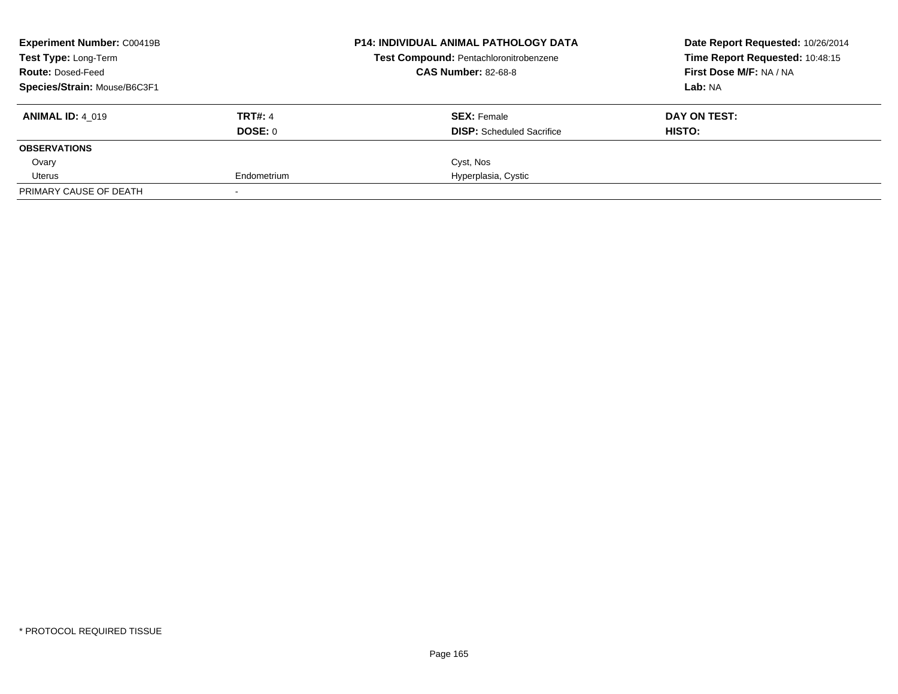| **Experiment Number:** C00419B | **P14: INDIVIDUAL ANIMAL PATHOLOGY DATA** | **Date Report Requested:** 10/26/2014 |
|---|---|---|
| **Test Type:** Long-Term | **Test Compound:** Pentachloronitrobenzene | **Time Report Requested:** 10:48:15 |
| **Route:** Dosed-Feed | **CAS Number:** 82-68-8 | **First Dose M/F:** NA / NA |
| **Species/Strain:** Mouse/B6C3F1 | | **Lab:** NA |

| **ANIMAL ID:** 4_019 | **TRT#:** 4 | **SEX:** Female | **DAY ON TEST:** |
|---|---|---|---|
| | **DOSE:** 0 | **DISP:** Scheduled Sacrifice | **HISTO:** |
| **OBSERVATIONS** | | | |
| Ovary | | Cyst, Nos | |
| Uterus | Endometrium | Hyperplasia, Cystic | |
| PRIMARY CAUSE OF DEATH | - | | |

* PROTOCOL REQUIRED TISSUE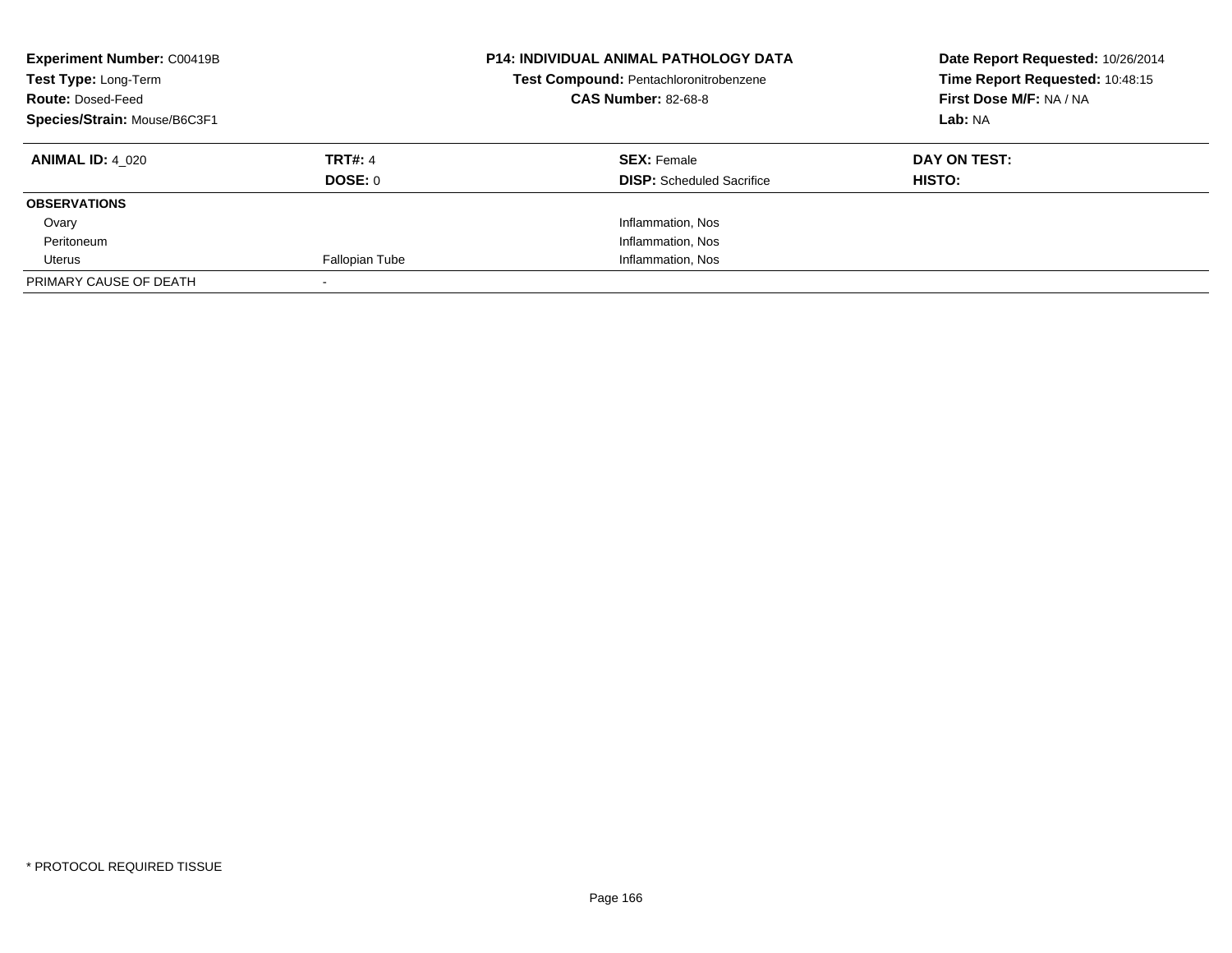**Experiment Number:** C00419B
**Test Type:** Long-Term
**Route:** Dosed-Feed
**Species/Strain:** Mouse/B6C3F1

**P14: INDIVIDUAL ANIMAL PATHOLOGY DATA**
**Test Compound:** Pentachloronitrobenzene
**CAS Number:** 82-68-8

**Date Report Requested:** 10/26/2014
**Time Report Requested:** 10:48:15
**First Dose M/F:** NA / NA
**Lab:** NA

| **ANIMAL ID:** 4_020 | **TRT#:** 4 | **SEX:** Female | **DAY ON TEST:** |
|---|---|---|---|
| | **DOSE:** 0 | **DISP:** Scheduled Sacrifice | **HISTO:** |
| **OBSERVATIONS** | | | |
| Ovary | | Inflammation, Nos | |
| Peritoneum | | Inflammation, Nos | |
| Uterus | Fallopian Tube | Inflammation, Nos | |
| PRIMARY CAUSE OF DEATH | - | | |

* PROTOCOL REQUIRED TISSUE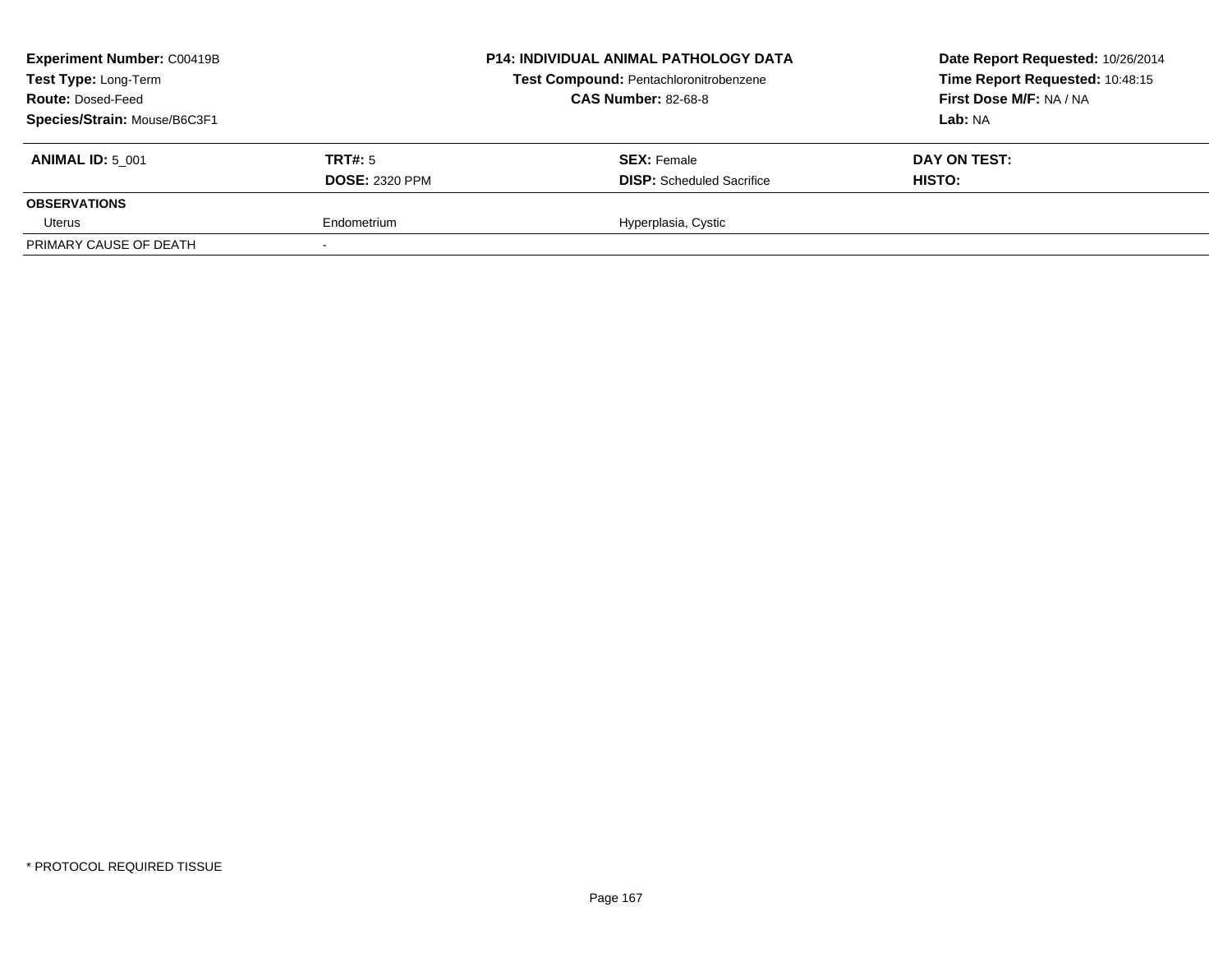| **Experiment Number:** C00419B | **P14: INDIVIDUAL ANIMAL PATHOLOGY DATA** | **Date Report Requested:** 10/26/2014 |
|---|---|---|
| **Test Type:** Long-Term | **Test Compound:** Pentachloronitrobenzene | **Time Report Requested:** 10:48:15 |
| **Route:** Dosed-Feed | **CAS Number:** 82-68-8 | **First Dose M/F:** NA / NA |
| **Species/Strain:** Mouse/B6C3F1 | | **Lab:** NA |

| **ANIMAL ID:** 5_001 | **TRT#:** 5 | **SEX:** Female | **DAY ON TEST:** |
|---|---|---|---|
| | **DOSE:** 2320 PPM | **DISP:** Scheduled Sacrifice | **HISTO:** |
| **OBSERVATIONS** | | | |
| Uterus | Endometrium | Hyperplasia, Cystic | |
| PRIMARY CAUSE OF DEATH | - | | |

* PROTOCOL REQUIRED TISSUE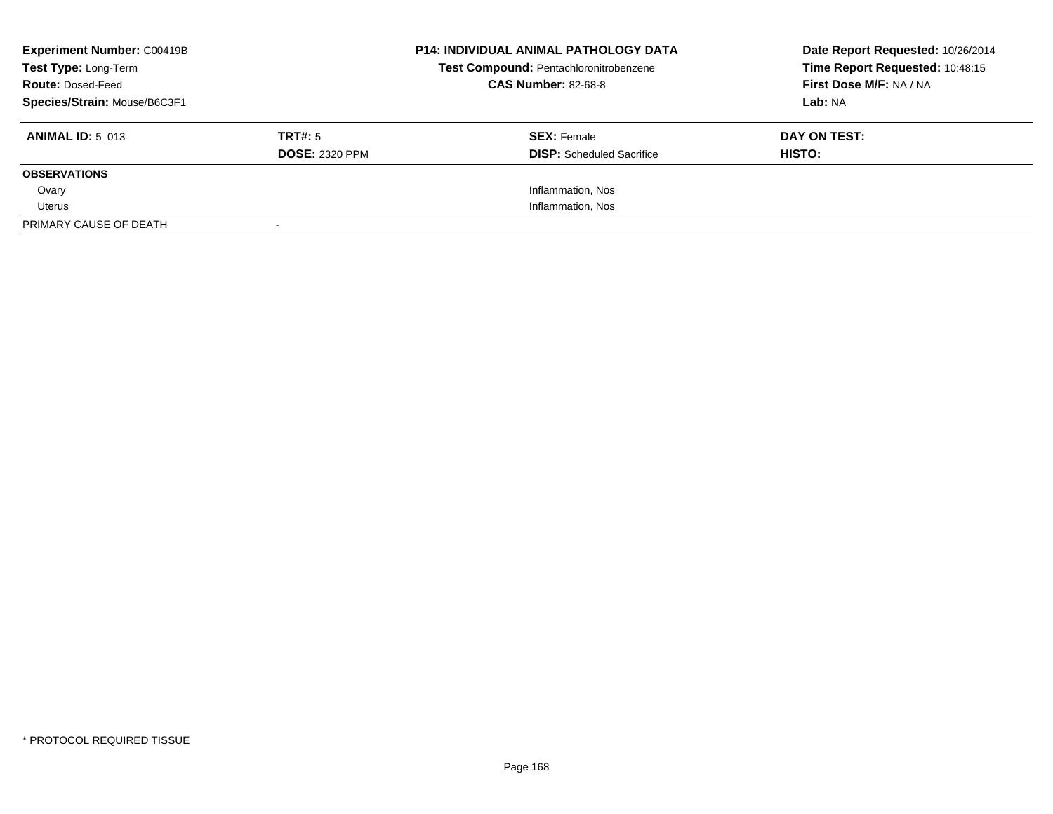**Experiment Number:** C00419B
**Test Type:** Long-Term
**Route:** Dosed-Feed
**Species/Strain:** Mouse/B6C3F1

**P14: INDIVIDUAL ANIMAL PATHOLOGY DATA**
**Test Compound:** Pentachloronitrobenzene
**CAS Number:** 82-68-8

**Date Report Requested:** 10/26/2014
**Time Report Requested:** 10:48:15
**First Dose M/F:** NA / NA
**Lab:** NA

| **ANIMAL ID:** 5_013 | **TRT#:** 5 | **SEX:** Female | **DAY ON TEST:** |
|---|---|---|---|
| | **DOSE:** 2320 PPM | **DISP:** Scheduled Sacrifice | **HISTO:** |
| **OBSERVATIONS** | | | |
| Ovary | | Inflammation, Nos | |
| Uterus | | Inflammation, Nos | |
| PRIMARY CAUSE OF DEATH | - | | |

* PROTOCOL REQUIRED TISSUE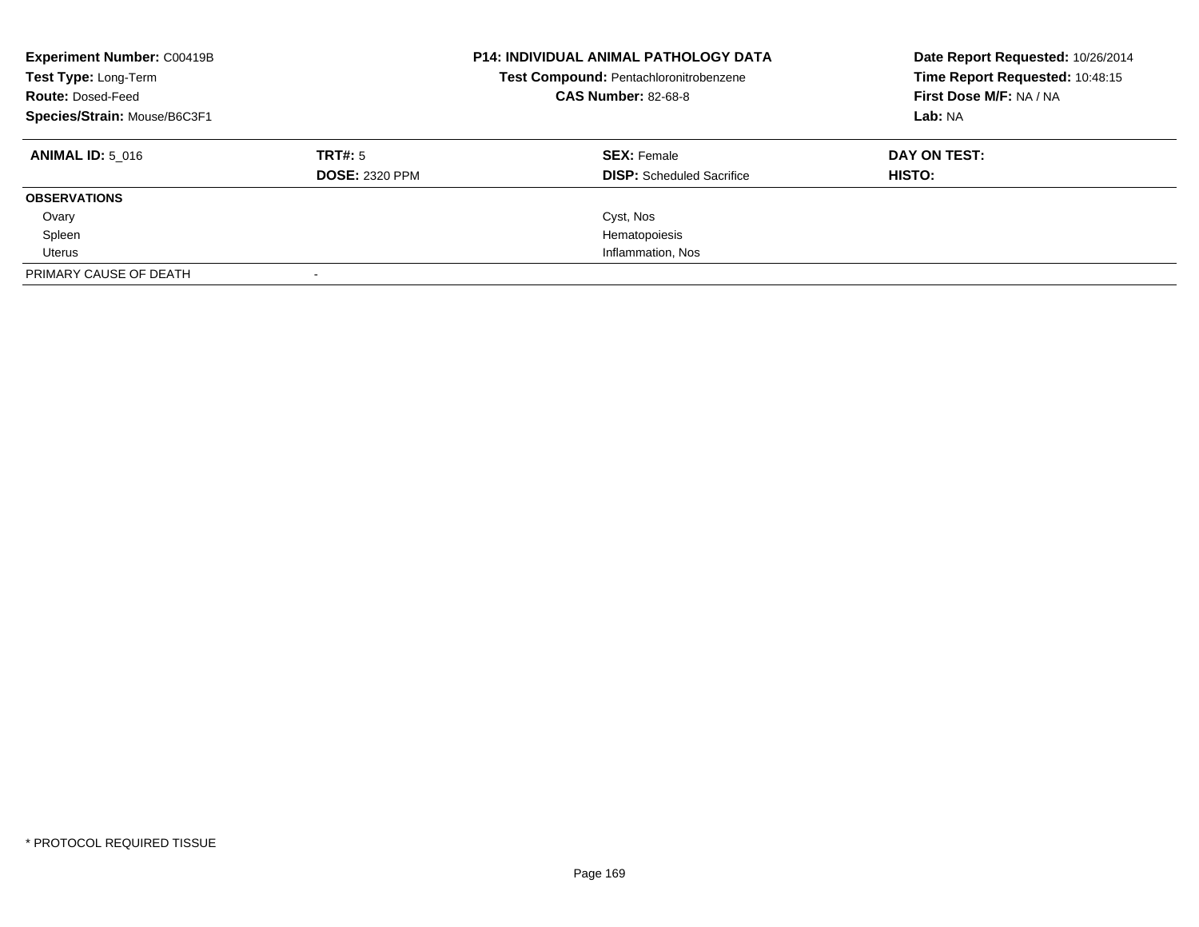| **Experiment Number:** C00419B | **P14: INDIVIDUAL ANIMAL PATHOLOGY DATA** | **Date Report Requested:** 10/26/2014 |
|---|---|---|
| **Test Type:** Long-Term | **Test Compound:** Pentachloronitrobenzene | **Time Report Requested:** 10:48:15 |
| **Route:** Dosed-Feed | **CAS Number:** 82-68-8 | **First Dose M/F:** NA / NA |
| **Species/Strain:** Mouse/B6C3F1 | | **Lab:** NA |

| **ANIMAL ID:** 5_016 | **TRT#:** 5 | **SEX:** Female | **DAY ON TEST:** |
|---|---|---|---|
| | **DOSE:** 2320 PPM | **DISP:** Scheduled Sacrifice | **HISTO:** |
| **OBSERVATIONS** | | | |
| Ovary | | Cyst, Nos | |
| Spleen | | Hematopoiesis | |
| Uterus | | Inflammation, Nos | |
| PRIMARY CAUSE OF DEATH | - | | |

* PROTOCOL REQUIRED TISSUE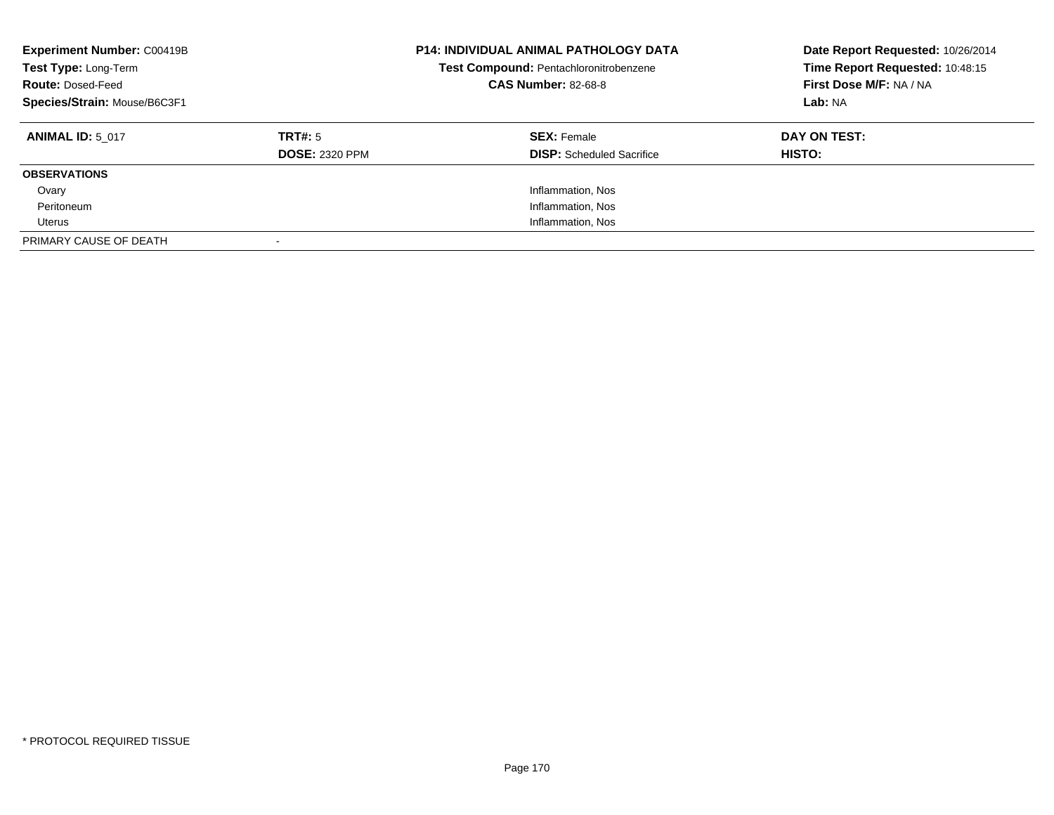**Experiment Number:** C00419B
**Test Type:** Long-Term
**Route:** Dosed-Feed
**Species/Strain:** Mouse/B6C3F1

**P14: INDIVIDUAL ANIMAL PATHOLOGY DATA**
**Test Compound:** Pentachloronitrobenzene
**CAS Number:** 82-68-8

**Date Report Requested:** 10/26/2014
**Time Report Requested:** 10:48:15
**First Dose M/F:** NA / NA
**Lab:** NA

| **ANIMAL ID:** 5_017 | **TRT#:** 5 | **SEX:** Female | **DAY ON TEST:** |
|---|---|---|---|
| | **DOSE:** 2320 PPM | **DISP:** Scheduled Sacrifice | **HISTO:** |
| **OBSERVATIONS** | | | |
| Ovary | | Inflammation, Nos | |
| Peritoneum | | Inflammation, Nos | |
| Uterus | | Inflammation, Nos | |
| PRIMARY CAUSE OF DEATH | - | | |

\* PROTOCOL REQUIRED TISSUE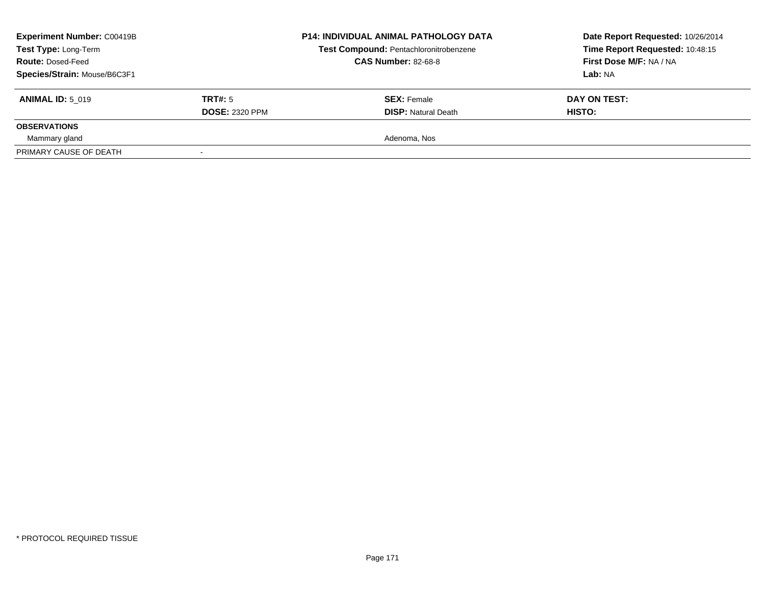| **Experiment Number:** C00419B | **P14: INDIVIDUAL ANIMAL PATHOLOGY DATA** | **Date Report Requested:** 10/26/2014 |
|---|---|---|
| **Test Type:** Long-Term | **Test Compound:** Pentachloronitrobenzene | **Time Report Requested:** 10:48:15 |
| **Route:** Dosed-Feed | **CAS Number:** 82-68-8 | **First Dose M/F:** NA / NA |
| **Species/Strain:** Mouse/B6C3F1 | | **Lab:** NA |

| **ANIMAL ID:** 5_019 | **TRT#:** 5 | **SEX:** Female | **DAY ON TEST:** |
|---|---|---|---|
| | **DOSE:** 2320 PPM | **DISP:** Natural Death | **HISTO:** |
| **OBSERVATIONS** | | | |
| Mammary gland | | Adenoma, Nos | |
| PRIMARY CAUSE OF DEATH | - | | |

* PROTOCOL REQUIRED TISSUE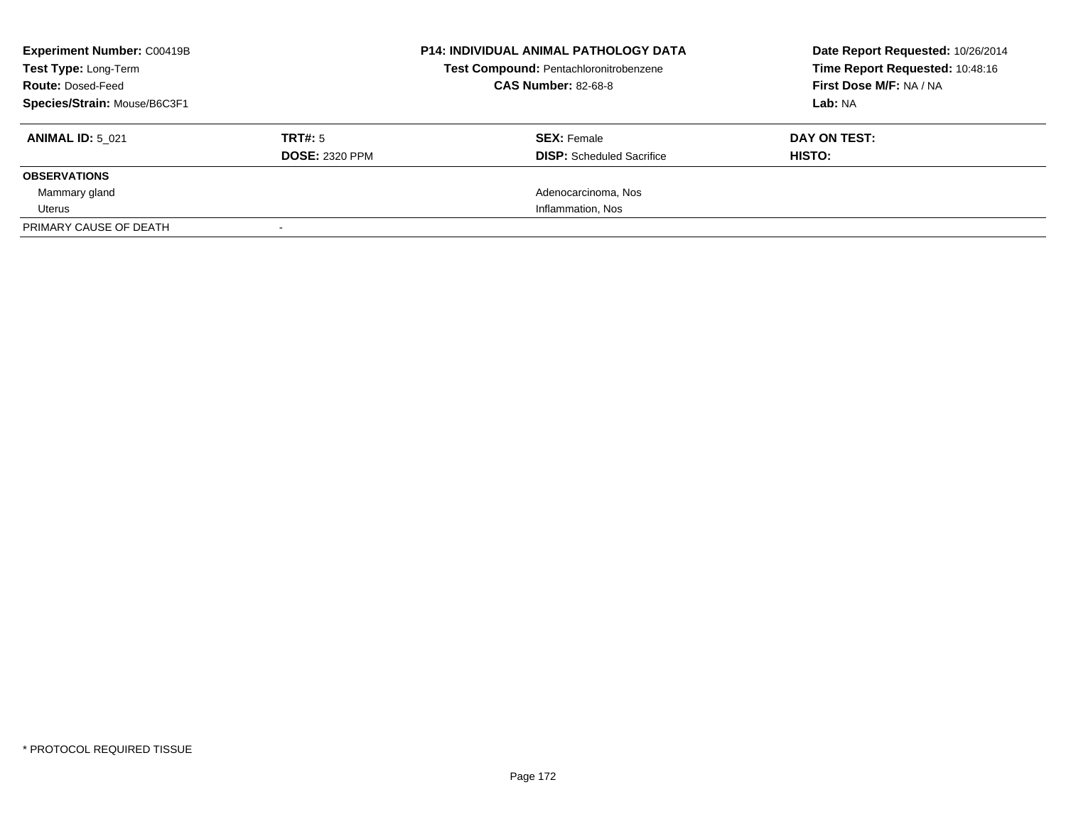**Experiment Number:** C00419B
**Test Type:** Long-Term
**Route:** Dosed-Feed
**Species/Strain:** Mouse/B6C3F1

**P14: INDIVIDUAL ANIMAL PATHOLOGY DATA**
**Test Compound:** Pentachloronitrobenzene
**CAS Number:** 82-68-8

**Date Report Requested:** 10/26/2014
**Time Report Requested:** 10:48:16
**First Dose M/F:** NA / NA
**Lab:** NA

| **ANIMAL ID:** 5_021 | **TRT#:** 5 | **SEX:** Female | **DAY ON TEST:** |
|---|---|---|---|
| | **DOSE:** 2320 PPM | **DISP:** Scheduled Sacrifice | **HISTO:** |
| **OBSERVATIONS** | | | |
| Mammary gland | | Adenocarcinoma, Nos | |
| Uterus | | Inflammation, Nos | |
| PRIMARY CAUSE OF DEATH | - | | |

* PROTOCOL REQUIRED TISSUE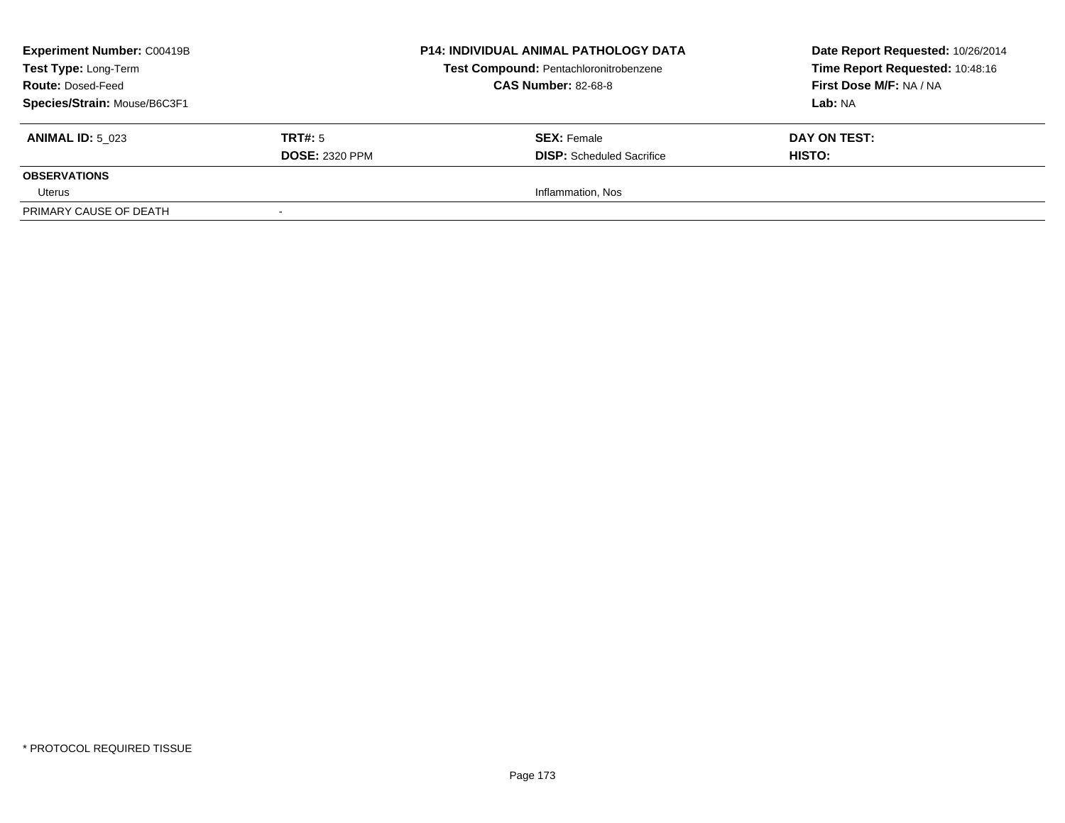| Experiment Number: C00419B | P14: INDIVIDUAL ANIMAL PATHOLOGY DATA | Date Report Requested: 10/26/2014 |
|---|---|---|
| Test Type: Long-Term | Test Compound: Pentachloronitrobenzene | Time Report Requested: 10:48:16 |
| Route: Dosed-Feed | CAS Number: 82-68-8 | First Dose M/F: NA / NA |
| Species/Strain: Mouse/B6C3F1 | | Lab: NA |

| ANIMAL ID: 5_023 | TRT#: 5 | SEX: Female | DAY ON TEST: |
|---|---|---|---|
| | DOSE: 2320 PPM | DISP: Scheduled Sacrifice | HISTO: |
| **OBSERVATIONS** | | | |
| Uterus | | Inflammation, Nos | |
| PRIMARY CAUSE OF DEATH | - | | |

* PROTOCOL REQUIRED TISSUE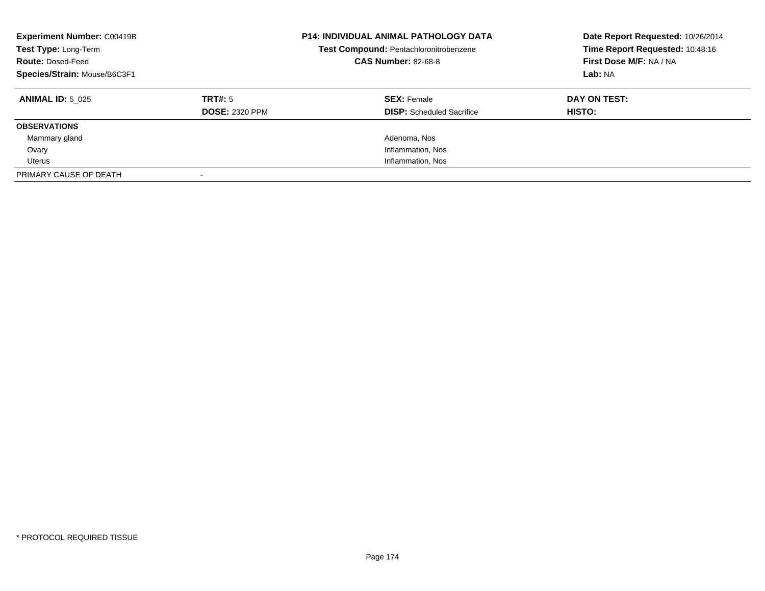**Experiment Number:** C00419B
**Test Type:** Long-Term
**Route:** Dosed-Feed
**Species/Strain:** Mouse/B6C3F1

**P14: INDIVIDUAL ANIMAL PATHOLOGY DATA**
**Test Compound:** Pentachloronitrobenzene
**CAS Number:** 82-68-8

**Date Report Requested:** 10/26/2014
**Time Report Requested:** 10:48:16
**First Dose M/F:** NA / NA
**Lab:** NA

| **ANIMAL ID:** 5_025 | **TRT#:** 5 | **SEX:** Female | **DAY ON TEST:** |
|---|---|---|---|
| | **DOSE:** 2320 PPM | **DISP:** Scheduled Sacrifice | **HISTO:** |
| **OBSERVATIONS** | | | |
| Mammary gland | | Adenoma, Nos | |
| Ovary | | Inflammation, Nos | |
| Uterus | | Inflammation, Nos | |
| PRIMARY CAUSE OF DEATH | - | | |

\* PROTOCOL REQUIRED TISSUE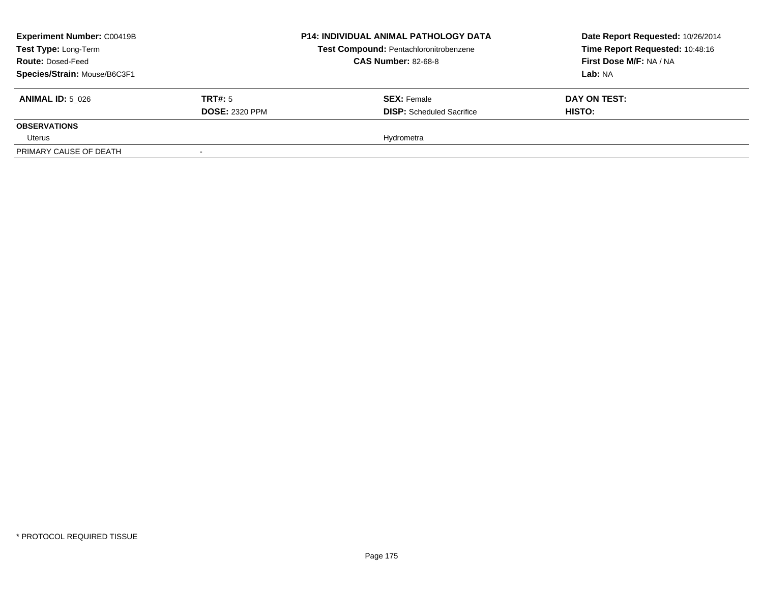**Experiment Number:** C00419B
**Test Type:** Long-Term
**Route:** Dosed-Feed
**Species/Strain:** Mouse/B6C3F1

**P14: INDIVIDUAL ANIMAL PATHOLOGY DATA**
**Test Compound:** Pentachloronitrobenzene
**CAS Number:** 82-68-8

**Date Report Requested:** 10/26/2014
**Time Report Requested:** 10:48:16
**First Dose M/F:** NA / NA
**Lab:** NA

| **ANIMAL ID:** 5_026 | **TRT#:** 5 | **SEX:** Female | **DAY ON TEST:** |
|---|---|---|---|
| | **DOSE:** 2320 PPM | **DISP:** Scheduled Sacrifice | **HISTO:** |
| **OBSERVATIONS** | | | |
| Uterus | | Hydrometra | |
| PRIMARY CAUSE OF DEATH | - | | |

* PROTOCOL REQUIRED TISSUE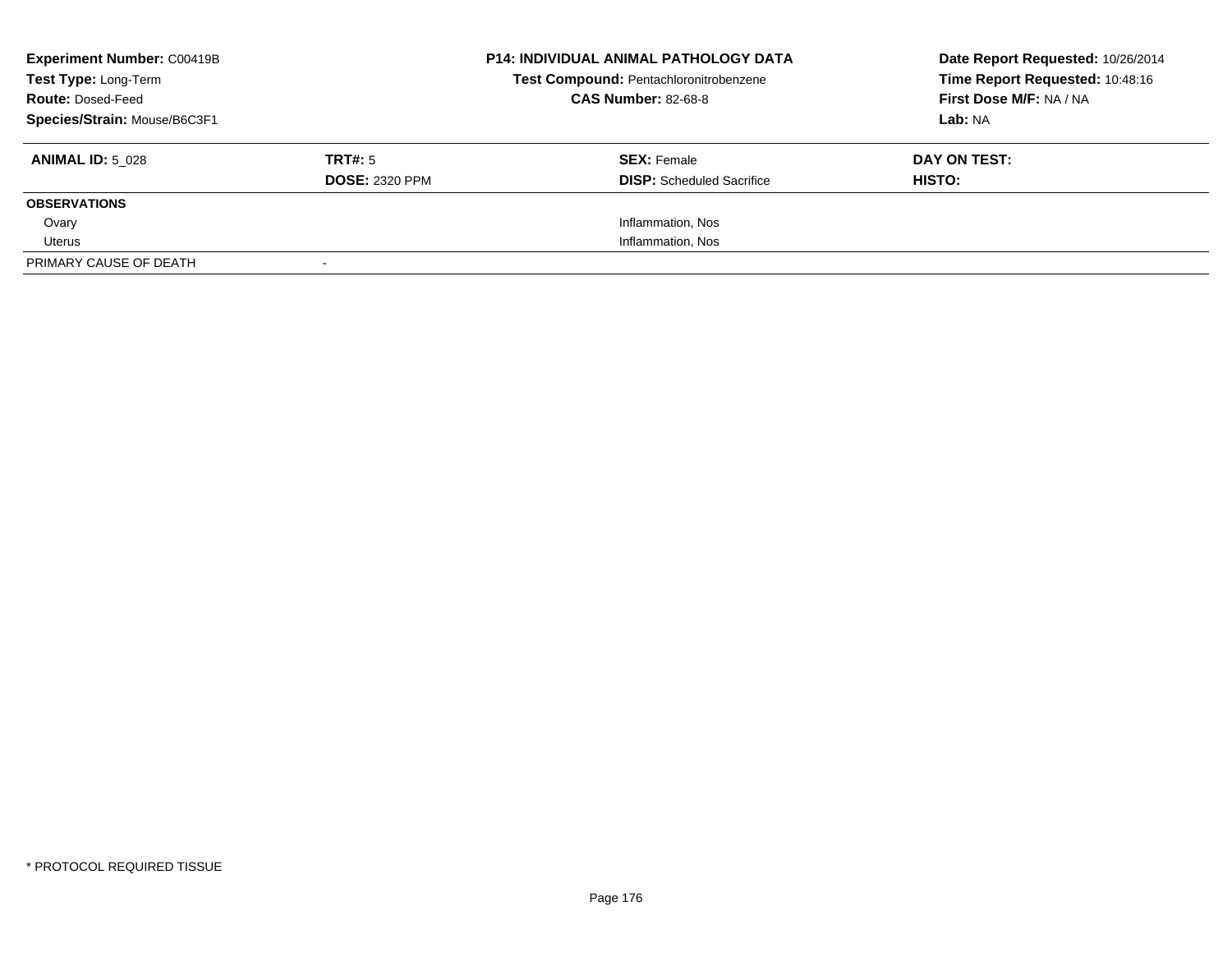**Experiment Number:** C00419B
**Test Type:** Long-Term
**Route:** Dosed-Feed
**Species/Strain:** Mouse/B6C3F1

**P14: INDIVIDUAL ANIMAL PATHOLOGY DATA**
**Test Compound:** Pentachloronitrobenzene
**CAS Number:** 82-68-8

**Date Report Requested:** 10/26/2014
**Time Report Requested:** 10:48:16
**First Dose M/F:** NA / NA
**Lab:** NA

| **ANIMAL ID:** 5_028 | **TRT#:** 5 | **SEX:** Female | **DAY ON TEST:** |
|---|---|---|---|
| | **DOSE:** 2320 PPM | **DISP:** Scheduled Sacrifice | **HISTO:** |
| **OBSERVATIONS** | | | |
| Ovary | | Inflammation, Nos | |
| Uterus | | Inflammation, Nos | |
| PRIMARY CAUSE OF DEATH | - | | |

* PROTOCOL REQUIRED TISSUE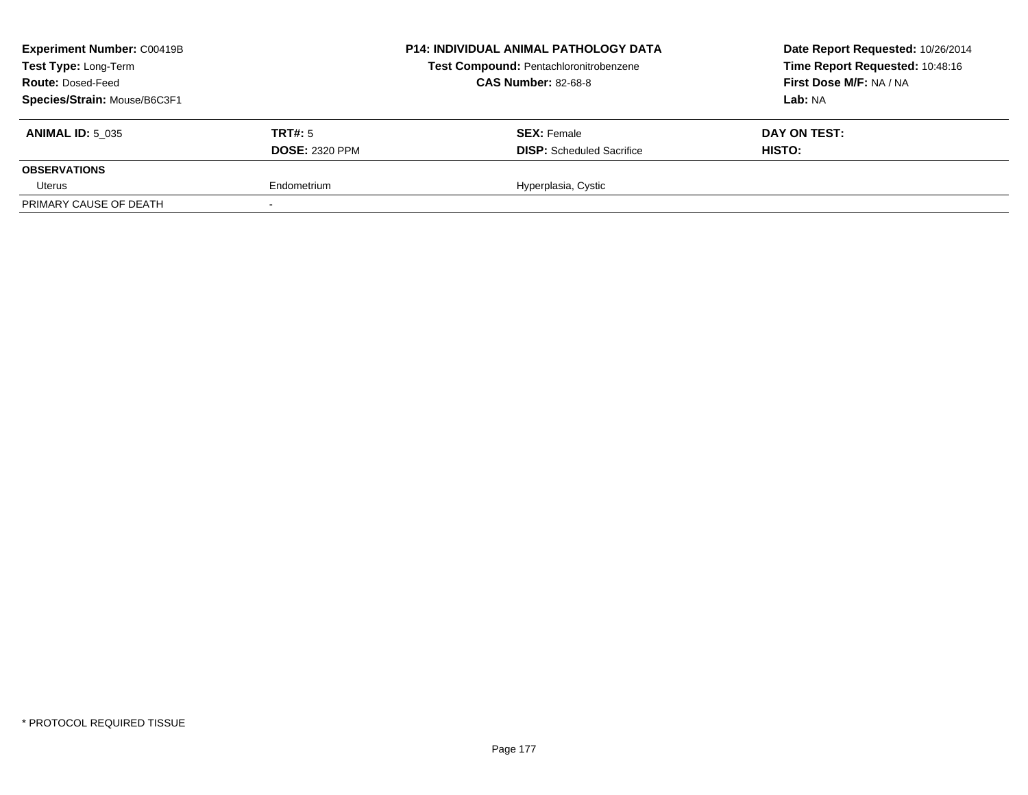| **Experiment Number:** C00419B | **P14: INDIVIDUAL ANIMAL PATHOLOGY DATA** | **Date Report Requested:** 10/26/2014 |
|---|---|---|
| **Test Type:** Long-Term | **Test Compound:** Pentachloronitrobenzene | **Time Report Requested:** 10:48:16 |
| **Route:** Dosed-Feed | **CAS Number:** 82-68-8 | **First Dose M/F:** NA / NA |
| **Species/Strain:** Mouse/B6C3F1 | | **Lab:** NA |

| **ANIMAL ID:** 5_035 | **TRT#:** 5 | **SEX:** Female | **DAY ON TEST:** |
|---|---|---|---|
| | **DOSE:** 2320 PPM | **DISP:** Scheduled Sacrifice | **HISTO:** |
| **OBSERVATIONS** | | | |
| Uterus | Endometrium | Hyperplasia, Cystic | |
| PRIMARY CAUSE OF DEATH | - | | |

* PROTOCOL REQUIRED TISSUE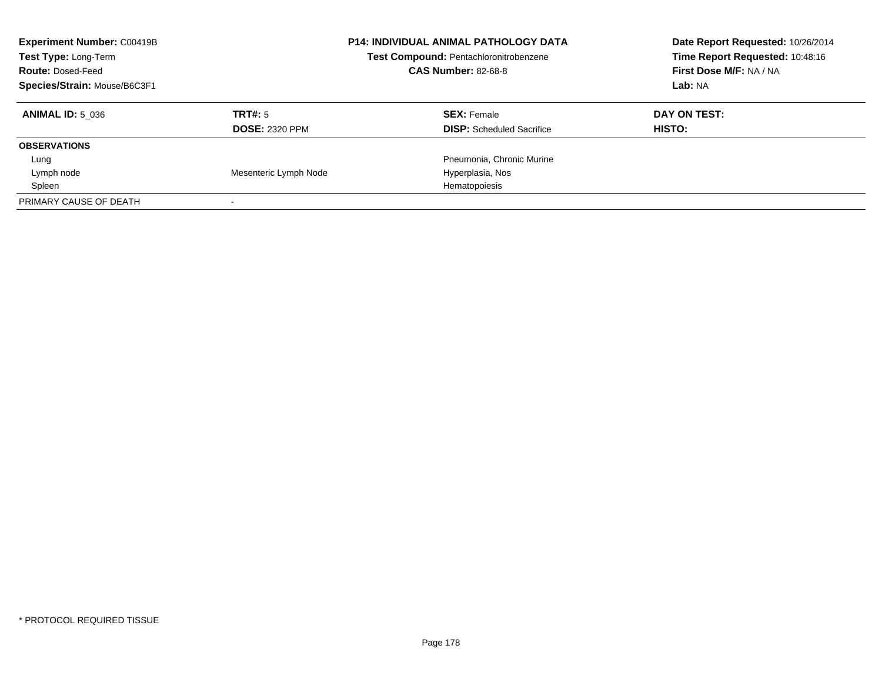**Experiment Number:** C00419B
**Test Type:** Long-Term
**Route:** Dosed-Feed
**Species/Strain:** Mouse/B6C3F1

**P14: INDIVIDUAL ANIMAL PATHOLOGY DATA**
**Test Compound:** Pentachloronitrobenzene
**CAS Number:** 82-68-8

**Date Report Requested:** 10/26/2014
**Time Report Requested:** 10:48:16
**First Dose M/F:** NA / NA
**Lab:** NA

| **ANIMAL ID:** 5_036 | **TRT#:** 5 | **SEX:** Female | **DAY ON TEST:** |
|---|---|---|---|
| | **DOSE:** 2320 PPM | **DISP:** Scheduled Sacrifice | **HISTO:** |
| **OBSERVATIONS** | | | |
| Lung | | Pneumonia, Chronic Murine | |
| Lymph node | Mesenteric Lymph Node | Hyperplasia, Nos | |
| Spleen | | Hematopoiesis | |
| PRIMARY CAUSE OF DEATH | - | | |

* PROTOCOL REQUIRED TISSUE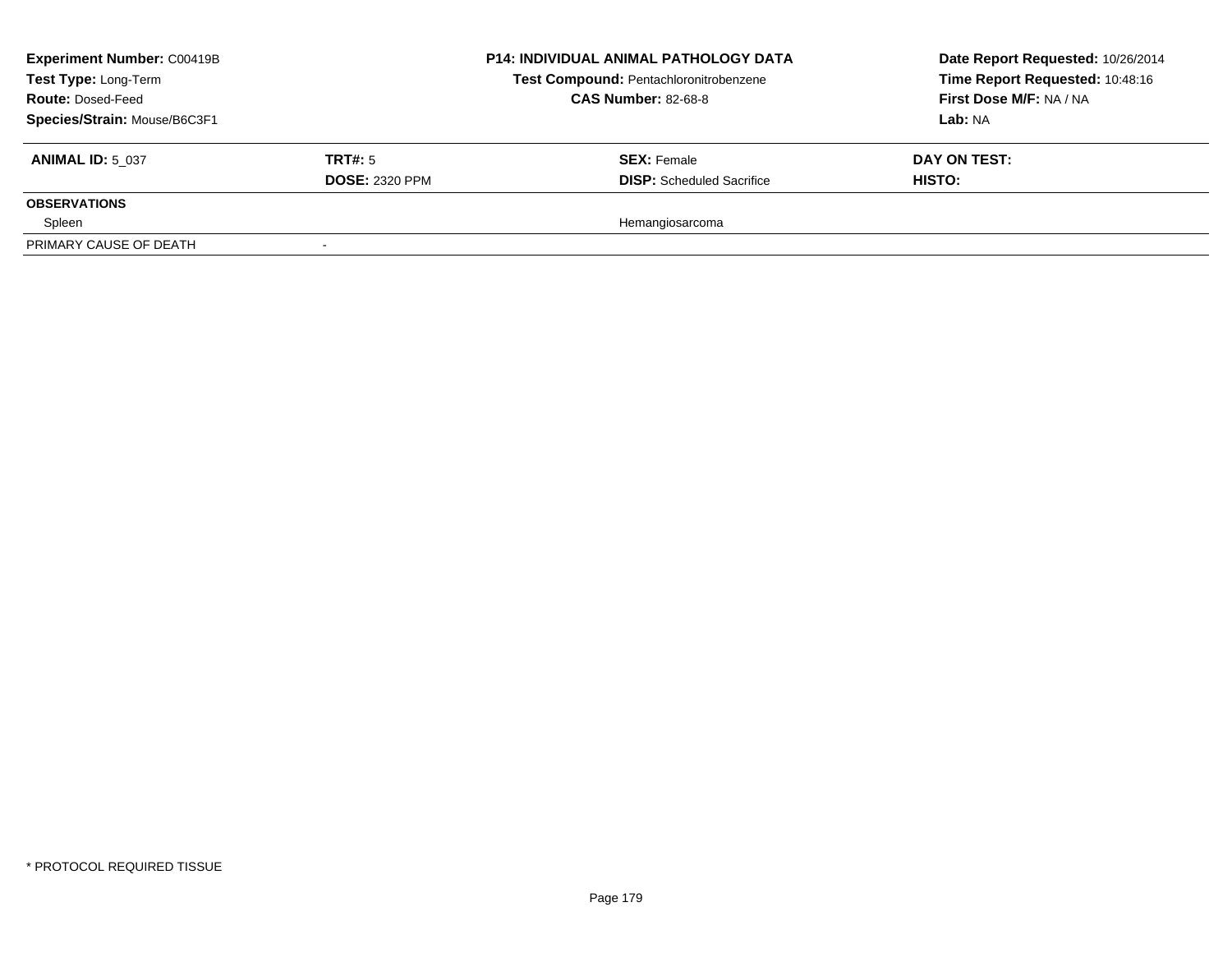**Experiment Number:** C00419B
**Test Type:** Long-Term
**Route:** Dosed-Feed
**Species/Strain:** Mouse/B6C3F1

**P14: INDIVIDUAL ANIMAL PATHOLOGY DATA**
**Test Compound:** Pentachloronitrobenzene
**CAS Number:** 82-68-8

**Date Report Requested:** 10/26/2014
**Time Report Requested:** 10:48:16
**First Dose M/F:** NA / NA
**Lab:** NA

| **ANIMAL ID:** 5_037 | **TRT#:** 5 | **SEX:** Female | **DAY ON TEST:** |
|---|---|---|---|
| | **DOSE:** 2320 PPM | **DISP:** Scheduled Sacrifice | **HISTO:** |
| **OBSERVATIONS** | | | |
| Spleen | | Hemangiosarcoma | |
| PRIMARY CAUSE OF DEATH | - | | |

* PROTOCOL REQUIRED TISSUE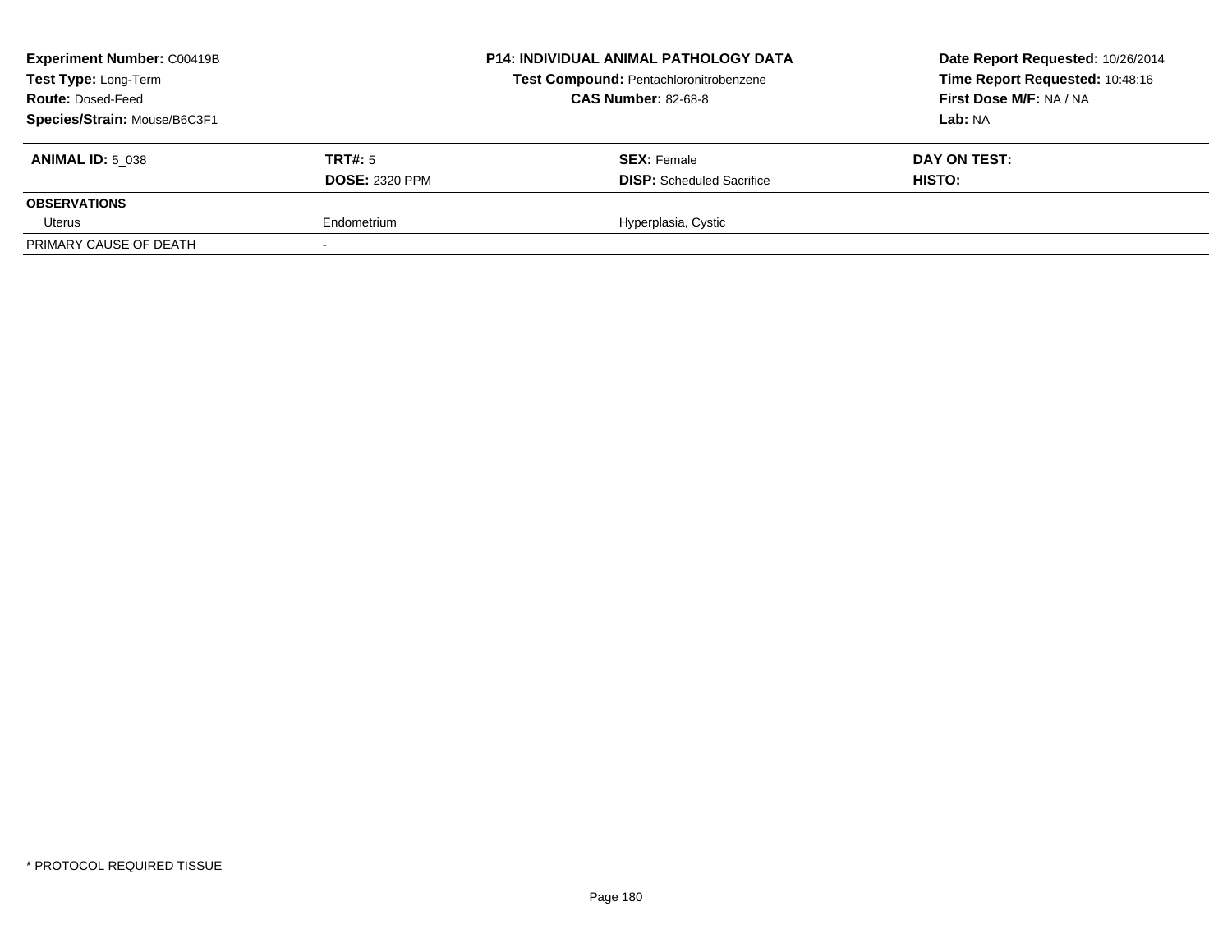| **Experiment Number:** C00419B | **P14: INDIVIDUAL ANIMAL PATHOLOGY DATA** | **Date Report Requested:** 10/26/2014 |
|---|---|---|
| **Test Type:** Long-Term | **Test Compound:** Pentachloronitrobenzene | **Time Report Requested:** 10:48:16 |
| **Route:** Dosed-Feed | **CAS Number:** 82-68-8 | **First Dose M/F:** NA / NA |
| **Species/Strain:** Mouse/B6C3F1 | | **Lab:** NA |

| **ANIMAL ID:** 5_038 | **TRT#:** 5 | **SEX:** Female | **DAY ON TEST:** |
|---|---|---|---|
| | **DOSE:** 2320 PPM | **DISP:** Scheduled Sacrifice | **HISTO:** |
| **OBSERVATIONS** | | | |
| Uterus | Endometrium | Hyperplasia, Cystic | |
| PRIMARY CAUSE OF DEATH | - | | |

* PROTOCOL REQUIRED TISSUE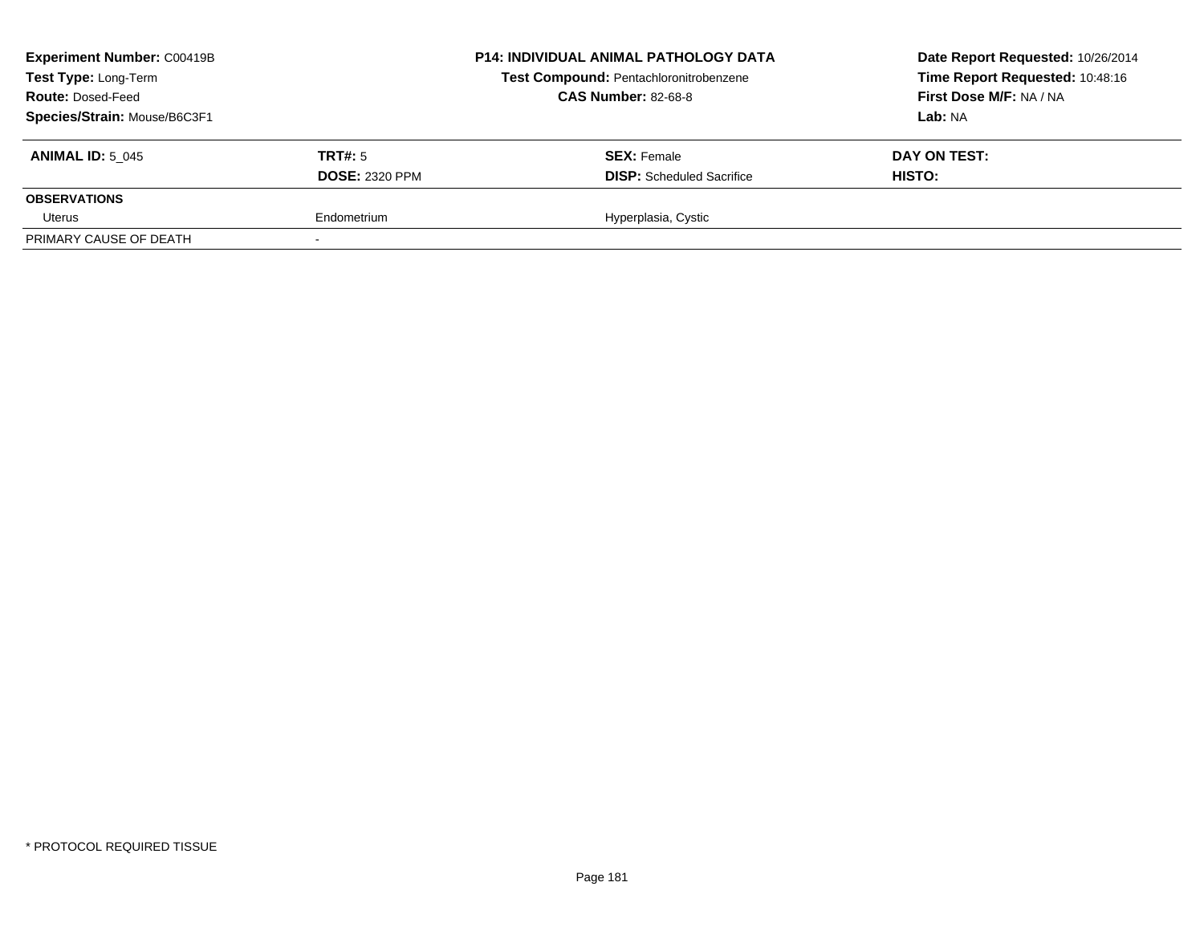**Experiment Number:** C00419B
**Test Type:** Long-Term
**Route:** Dosed-Feed
**Species/Strain:** Mouse/B6C3F1

**P14: INDIVIDUAL ANIMAL PATHOLOGY DATA**
**Test Compound:** Pentachloronitrobenzene
**CAS Number:** 82-68-8

**Date Report Requested:** 10/26/2014
**Time Report Requested:** 10:48:16
**First Dose M/F:** NA / NA
**Lab:** NA

| **ANIMAL ID:** 5_045 | **TRT#:** 5 | **SEX:** Female | **DAY ON TEST:** |
|---|---|---|---|
| | **DOSE:** 2320 PPM | **DISP:** Scheduled Sacrifice | **HISTO:** |
| **OBSERVATIONS** | | | |
| Uterus | Endometrium | Hyperplasia, Cystic | |
| PRIMARY CAUSE OF DEATH | - | | |

\* PROTOCOL REQUIRED TISSUE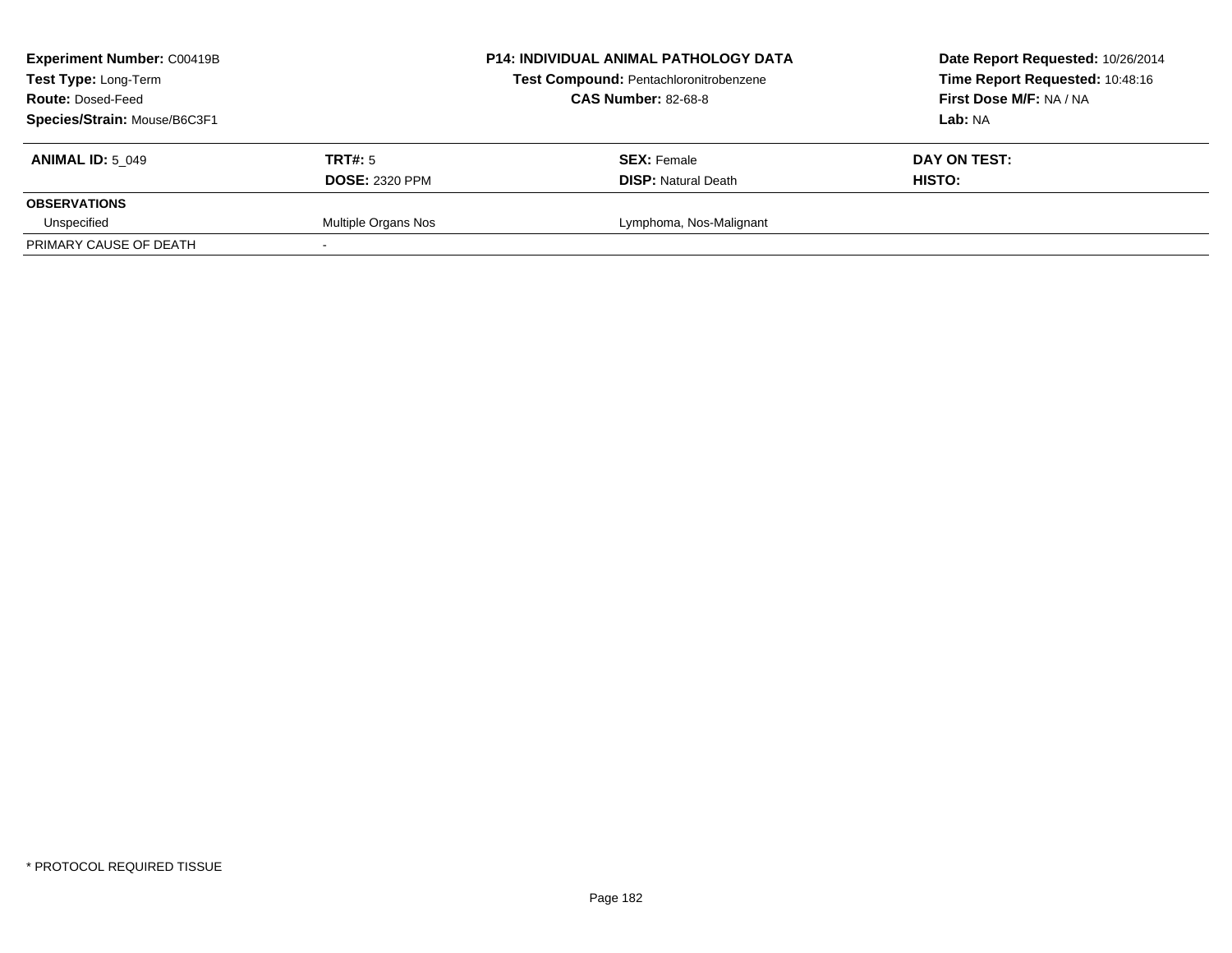**Experiment Number:** C00419B
**Test Type:** Long-Term
**Route:** Dosed-Feed
**Species/Strain:** Mouse/B6C3F1

**P14: INDIVIDUAL ANIMAL PATHOLOGY DATA**
**Test Compound:** Pentachloronitrobenzene
**CAS Number:** 82-68-8

**Date Report Requested:** 10/26/2014
**Time Report Requested:** 10:48:16
**First Dose M/F:** NA / NA
**Lab:** NA

| **ANIMAL ID:** 5_049 | **TRT#:** 5 | **SEX:** Female | **DAY ON TEST:** |
|---|---|---|---|
| | **DOSE:** 2320 PPM | **DISP:** Natural Death | **HISTO:** |
| **OBSERVATIONS** | | | |
| Unspecified | Multiple Organs Nos | Lymphoma, Nos-Malignant | |
| PRIMARY CAUSE OF DEATH | - | | |

* PROTOCOL REQUIRED TISSUE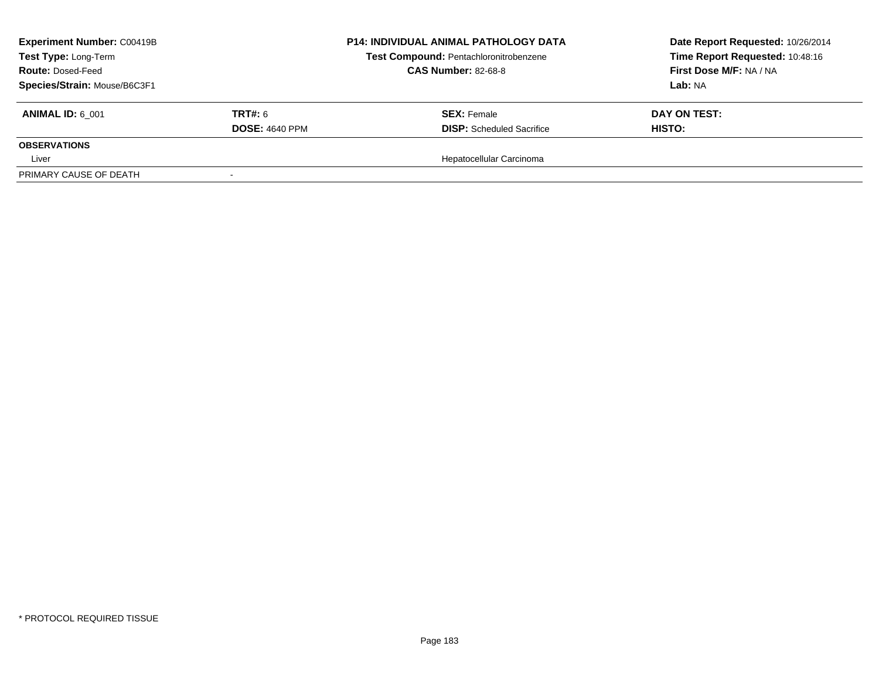**Experiment Number:** C00419B
**Test Type:** Long-Term
**Route:** Dosed-Feed
**Species/Strain:** Mouse/B6C3F1

**P14: INDIVIDUAL ANIMAL PATHOLOGY DATA**
**Test Compound:** Pentachloronitrobenzene
**CAS Number:** 82-68-8

**Date Report Requested:** 10/26/2014
**Time Report Requested:** 10:48:16
**First Dose M/F:** NA / NA
**Lab:** NA

| **ANIMAL ID:** 6_001 | **TRT#:** 6 | **SEX:** Female | **DAY ON TEST:** |
|---|---|---|---|
| | **DOSE:** 4640 PPM | **DISP:** Scheduled Sacrifice | **HISTO:** |
| **OBSERVATIONS** | | | |
| Liver | | Hepatocellular Carcinoma | |
| PRIMARY CAUSE OF DEATH | - | | |

* PROTOCOL REQUIRED TISSUE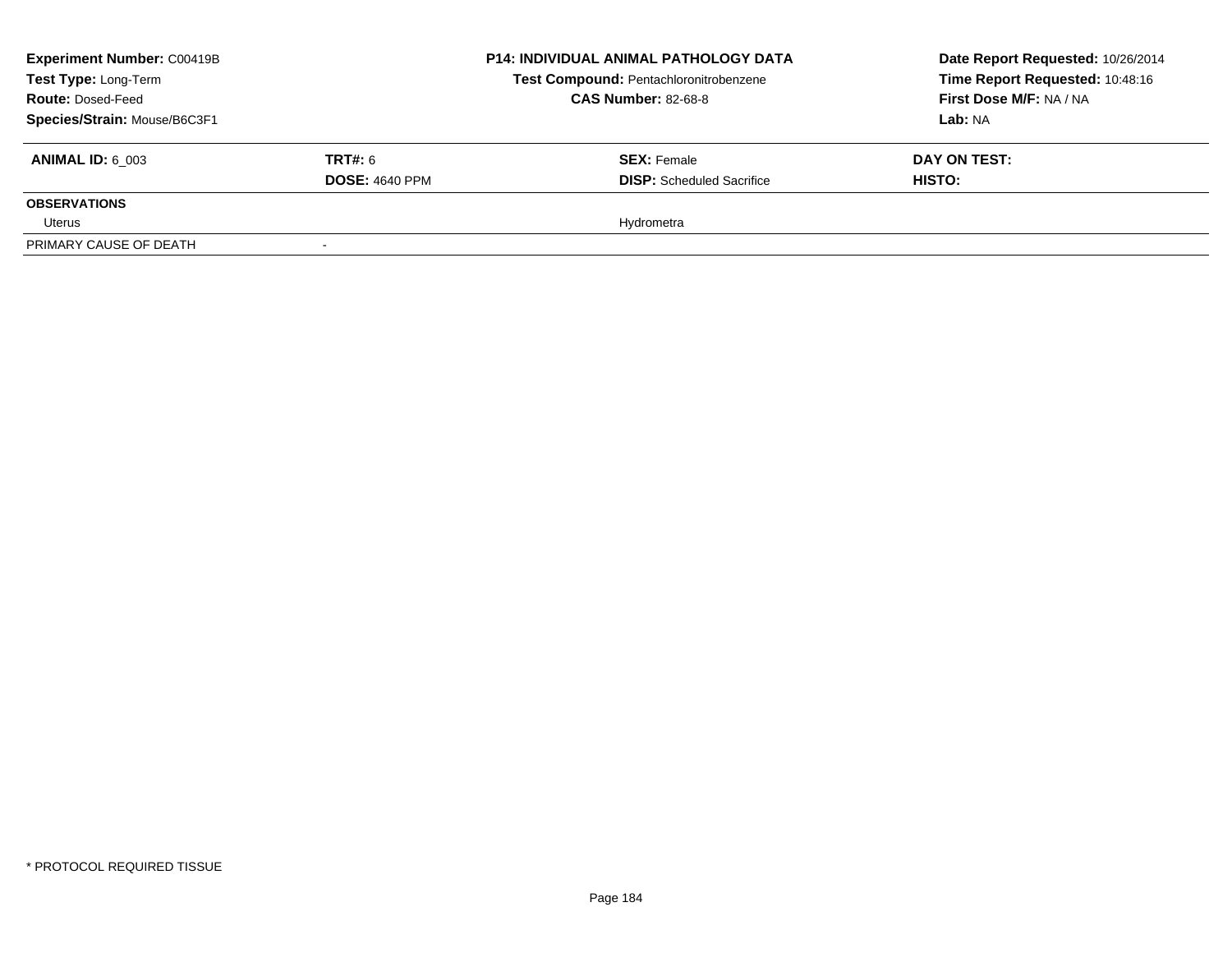**Experiment Number:** C00419B
**Test Type:** Long-Term
**Route:** Dosed-Feed
**Species/Strain:** Mouse/B6C3F1

**P14: INDIVIDUAL ANIMAL PATHOLOGY DATA**
**Test Compound:** Pentachloronitrobenzene
**CAS Number:** 82-68-8

**Date Report Requested:** 10/26/2014
**Time Report Requested:** 10:48:16
**First Dose M/F:** NA / NA
**Lab:** NA

| **ANIMAL ID:** 6_003 | **TRT#:** 6 | **SEX:** Female | **DAY ON TEST:** |
|---|---|---|---|
| | **DOSE:** 4640 PPM | **DISP:** Scheduled Sacrifice | **HISTO:** |
| **OBSERVATIONS** | | | |
| Uterus | | Hydrometra | |
| PRIMARY CAUSE OF DEATH | - | | |

* PROTOCOL REQUIRED TISSUE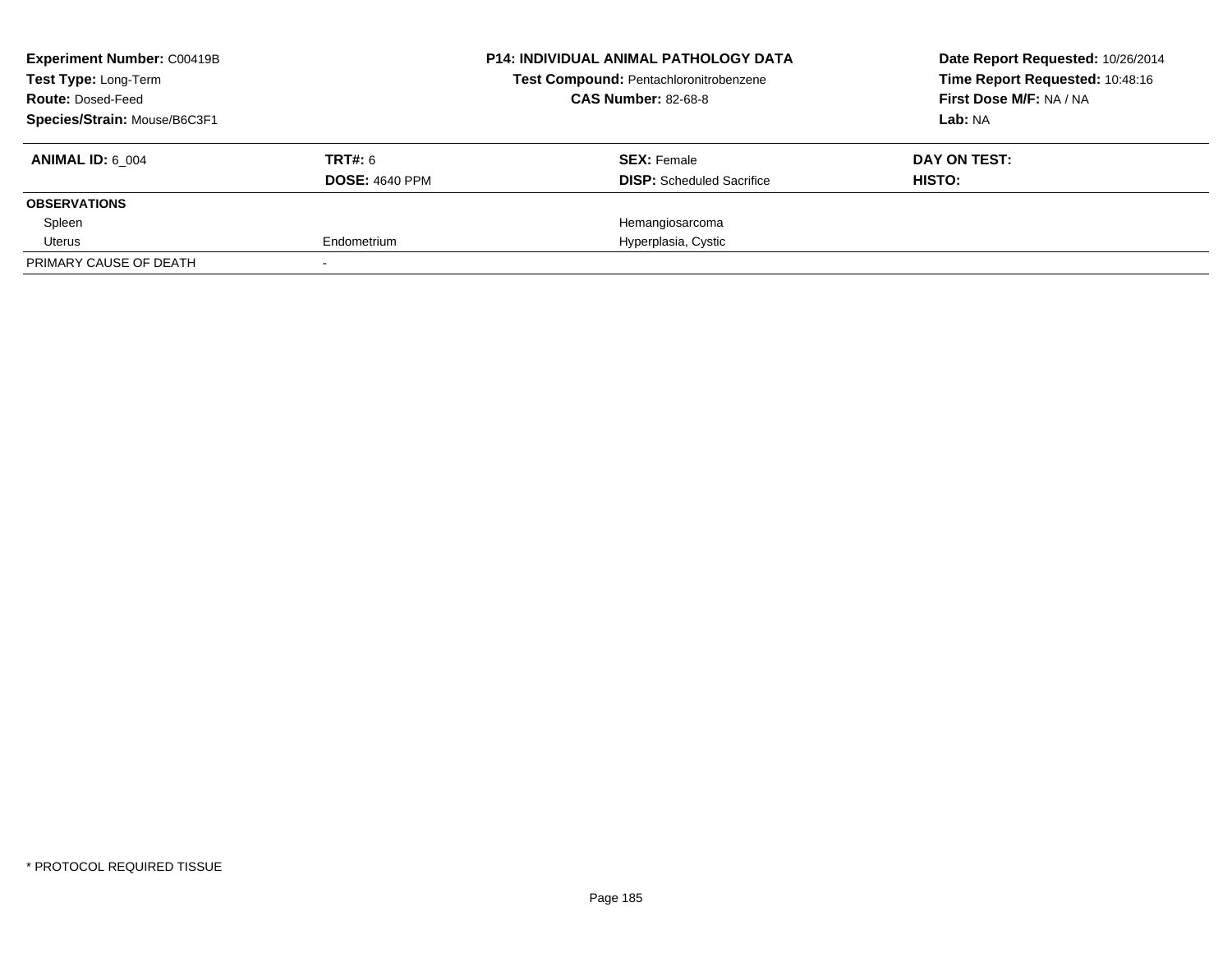**Experiment Number:** C00419B
**Test Type:** Long-Term
**Route:** Dosed-Feed
**Species/Strain:** Mouse/B6C3F1

**P14: INDIVIDUAL ANIMAL PATHOLOGY DATA**
**Test Compound:** Pentachloronitrobenzene
**CAS Number:** 82-68-8

**Date Report Requested:** 10/26/2014
**Time Report Requested:** 10:48:16
**First Dose M/F:** NA / NA
**Lab:** NA

| **ANIMAL ID:** 6_004 | **TRT#:** 6 | **SEX:** Female | **DAY ON TEST:** |
|---|---|---|---|
| | **DOSE:** 4640 PPM | **DISP:** Scheduled Sacrifice | **HISTO:** |
| **OBSERVATIONS** | | | |
| Spleen | | Hemangiosarcoma | |
| Uterus | Endometrium | Hyperplasia, Cystic | |
| PRIMARY CAUSE OF DEATH | - | | |

* PROTOCOL REQUIRED TISSUE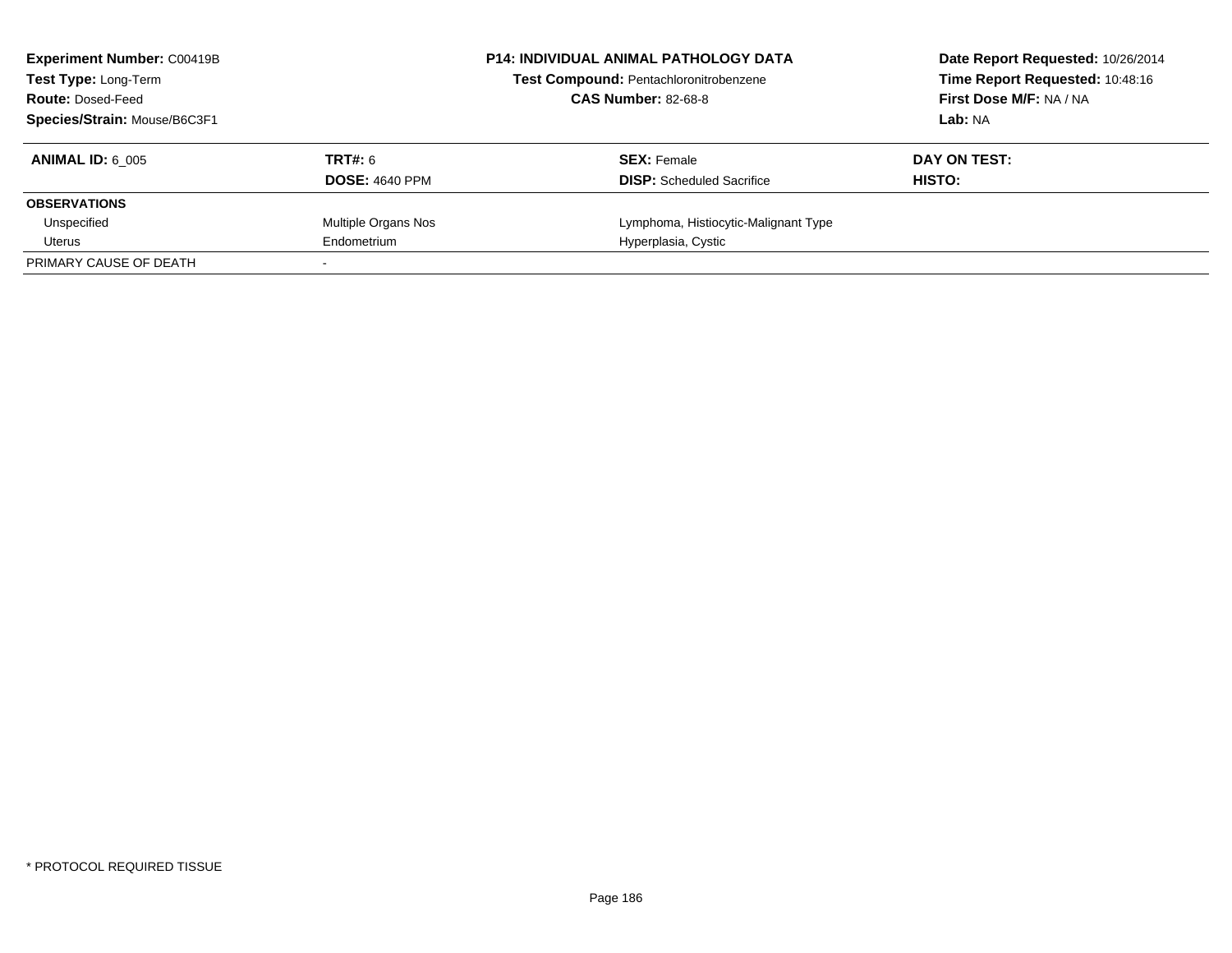**Experiment Number:** C00419B
**Test Type:** Long-Term
**Route:** Dosed-Feed
**Species/Strain:** Mouse/B6C3F1

**P14: INDIVIDUAL ANIMAL PATHOLOGY DATA**
**Test Compound:** Pentachloronitrobenzene
**CAS Number:** 82-68-8

**Date Report Requested:** 10/26/2014
**Time Report Requested:** 10:48:16
**First Dose M/F:** NA / NA
**Lab:** NA

| **ANIMAL ID:** 6_005 | **TRT#:** 6 | **SEX:** Female | **DAY ON TEST:** |
|---|---|---|---|
| | **DOSE:** 4640 PPM | **DISP:** Scheduled Sacrifice | **HISTO:** |
| **OBSERVATIONS** | | | |
| Unspecified | Multiple Organs Nos | Lymphoma, Histiocytic-Malignant Type | |
| Uterus | Endometrium | Hyperplasia, Cystic | |
| PRIMARY CAUSE OF DEATH | - | | |

* PROTOCOL REQUIRED TISSUE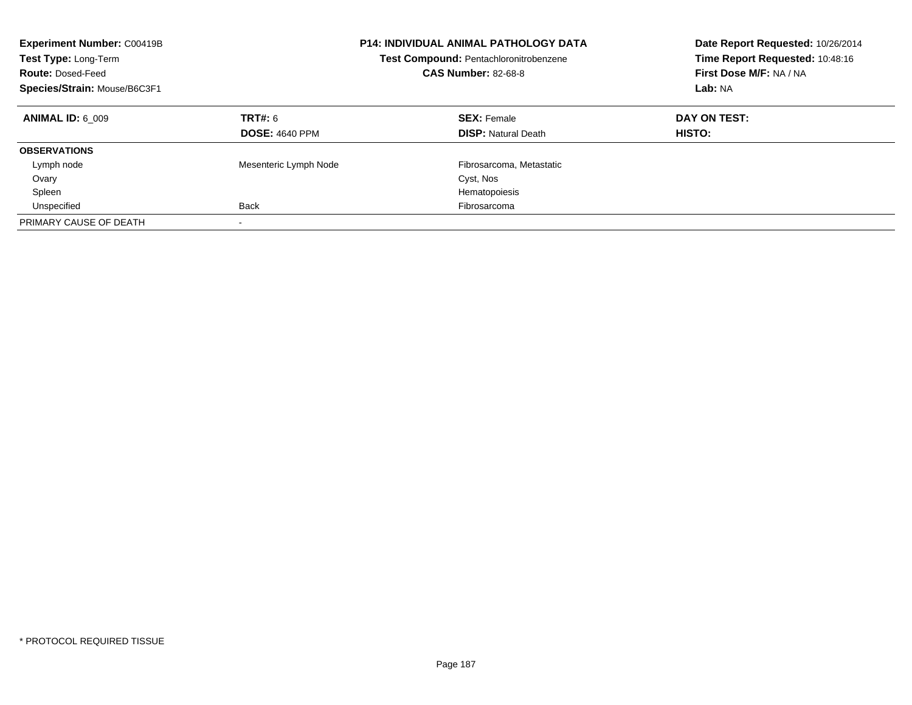**Experiment Number:** C00419B
**Test Type:** Long-Term
**Route:** Dosed-Feed
**Species/Strain:** Mouse/B6C3F1

**P14: INDIVIDUAL ANIMAL PATHOLOGY DATA**
**Test Compound:** Pentachloronitrobenzene
**CAS Number:** 82-68-8

**Date Report Requested:** 10/26/2014
**Time Report Requested:** 10:48:16
**First Dose M/F:** NA / NA
**Lab:** NA

| **ANIMAL ID:** 6_009 | **TRT#:** 6 | **SEX:** Female | **DAY ON TEST:** |
|---|---|---|---|
| | **DOSE:** 4640 PPM | **DISP:** Natural Death | **HISTO:** |
| **OBSERVATIONS** | | | |
| Lymph node | Mesenteric Lymph Node | Fibrosarcoma, Metastatic | |
| Ovary | | Cyst, Nos | |
| Spleen | | Hematopoiesis | |
| Unspecified | Back | Fibrosarcoma | |
| PRIMARY CAUSE OF DEATH | - | | |

* PROTOCOL REQUIRED TISSUE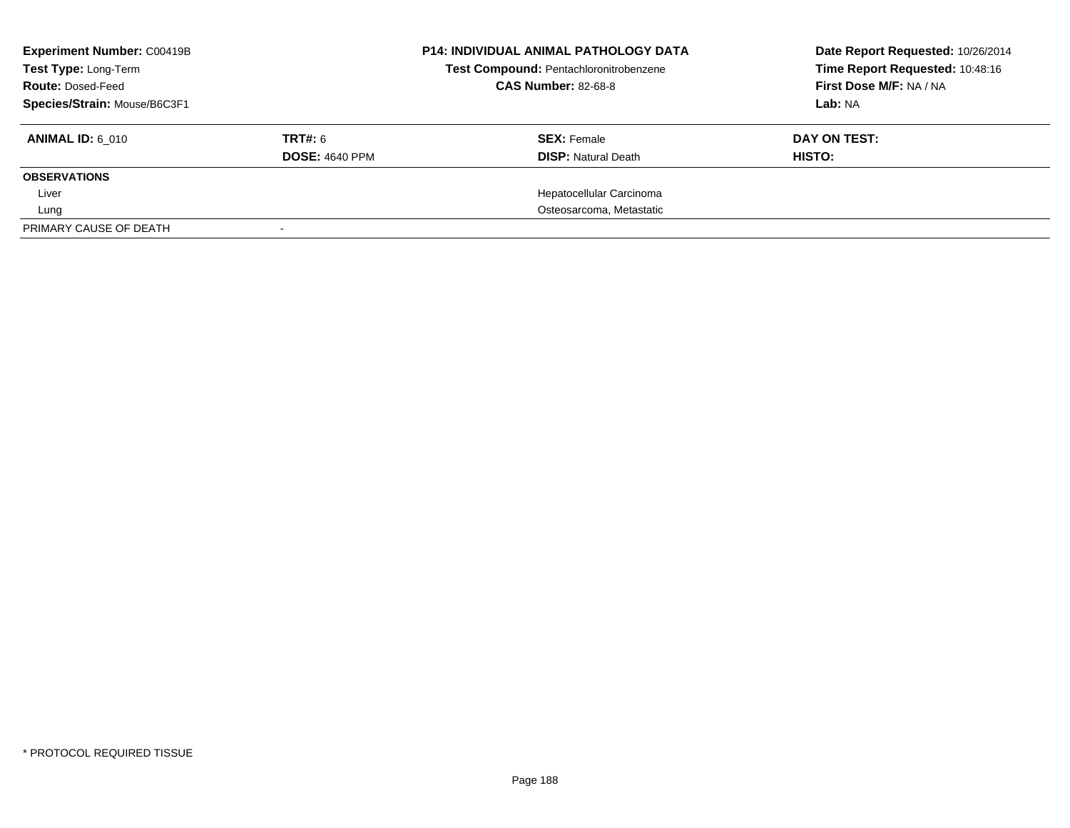**Experiment Number:** C00419B
**Test Type:** Long-Term
**Route:** Dosed-Feed
**Species/Strain:** Mouse/B6C3F1

**P14: INDIVIDUAL ANIMAL PATHOLOGY DATA**
**Test Compound:** Pentachloronitrobenzene
**CAS Number:** 82-68-8

**Date Report Requested:** 10/26/2014
**Time Report Requested:** 10:48:16
**First Dose M/F:** NA / NA
**Lab:** NA

| **ANIMAL ID:** 6_010 | **TRT#:** 6 | **SEX:** Female | **DAY ON TEST:** |
|---|---|---|---|
| | **DOSE:** 4640 PPM | **DISP:** Natural Death | **HISTO:** |
| **OBSERVATIONS** | | | |
| Liver | | Hepatocellular Carcinoma | |
| Lung | | Osteosarcoma, Metastatic | |
| PRIMARY CAUSE OF DEATH | - | | |

* PROTOCOL REQUIRED TISSUE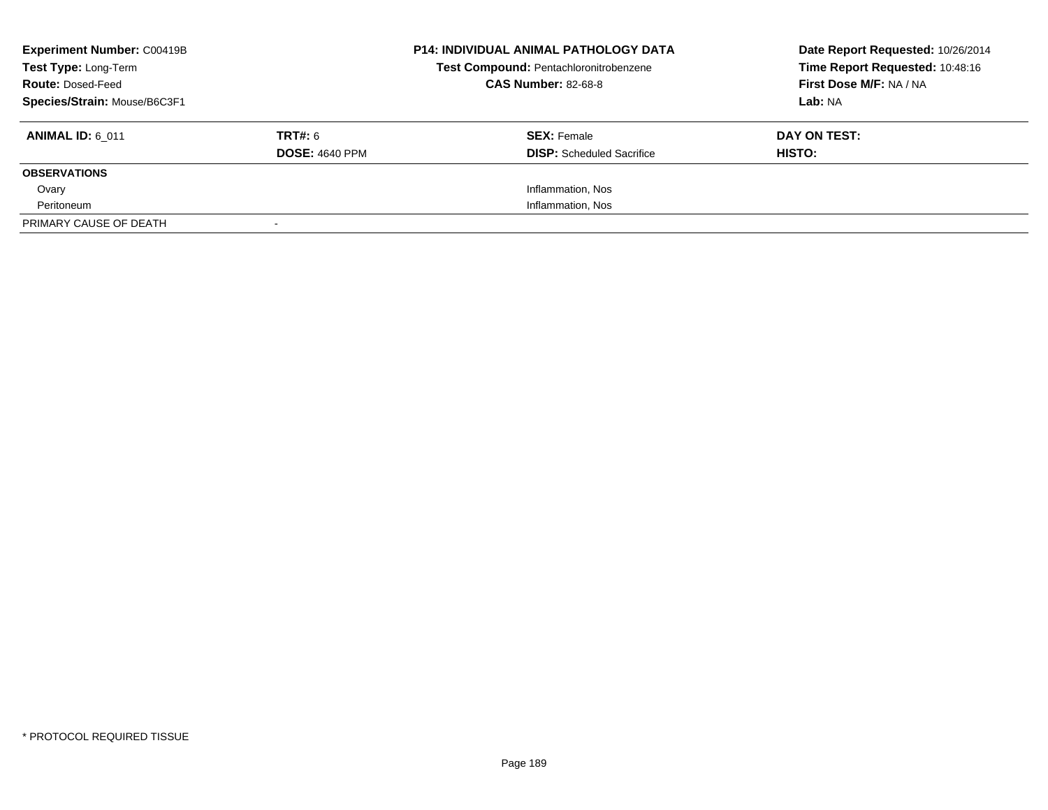| **Experiment Number:** C00419B | **P14: INDIVIDUAL ANIMAL PATHOLOGY DATA** | **Date Report Requested:** 10/26/2014 |
|---|---|---|
| **Test Type:** Long-Term | **Test Compound:** Pentachloronitrobenzene | **Time Report Requested:** 10:48:16 |
| **Route:** Dosed-Feed | **CAS Number:** 82-68-8 | **First Dose M/F:** NA / NA |
| **Species/Strain:** Mouse/B6C3F1 | | **Lab:** NA |

| **ANIMAL ID:** 6_011 | **TRT#:** 6 | **SEX:** Female | **DAY ON TEST:** |
|---|---|---|---|
| | **DOSE:** 4640 PPM | **DISP:** Scheduled Sacrifice | **HISTO:** |
| **OBSERVATIONS** | | | |
| Ovary | | Inflammation, Nos | |
| Peritoneum | | Inflammation, Nos | |
| PRIMARY CAUSE OF DEATH | - | | |

* PROTOCOL REQUIRED TISSUE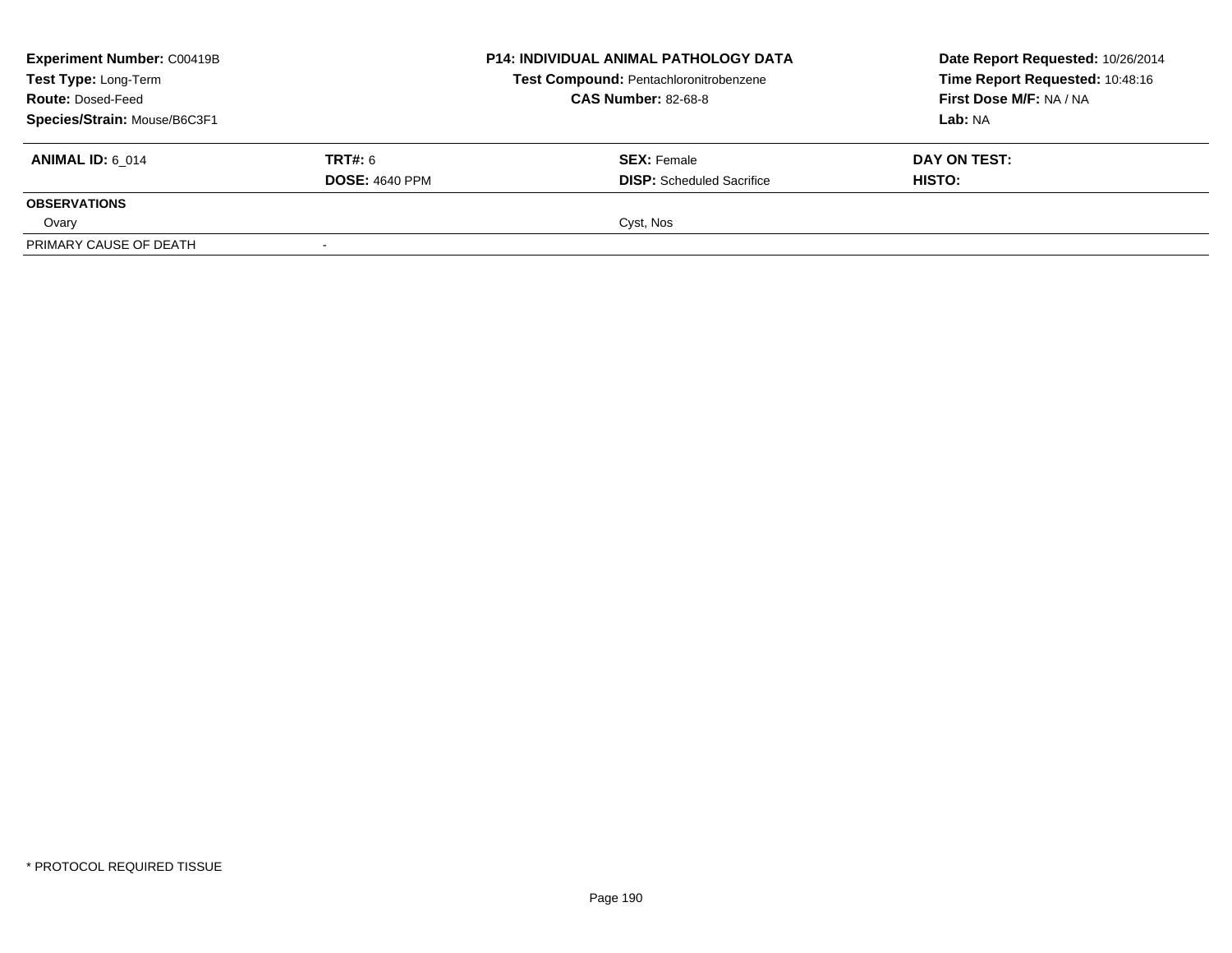| **Experiment Number:** C00419B | **P14: INDIVIDUAL ANIMAL PATHOLOGY DATA** | **Date Report Requested:** 10/26/2014 |
|---|---|---|
| **Test Type:** Long-Term | **Test Compound:** Pentachloronitrobenzene | **Time Report Requested:** 10:48:16 |
| **Route:** Dosed-Feed | **CAS Number:** 82-68-8 | **First Dose M/F:** NA / NA |
| **Species/Strain:** Mouse/B6C3F1 | | **Lab:** NA |

| **ANIMAL ID:** 6_014 | **TRT#:** 6 | **SEX:** Female | **DAY ON TEST:** |
|---|---|---|---|
| | **DOSE:** 4640 PPM | **DISP:** Scheduled Sacrifice | **HISTO:** |
| **OBSERVATIONS** | | | |
| Ovary | | Cyst, Nos | |
| PRIMARY CAUSE OF DEATH | - | | |

* PROTOCOL REQUIRED TISSUE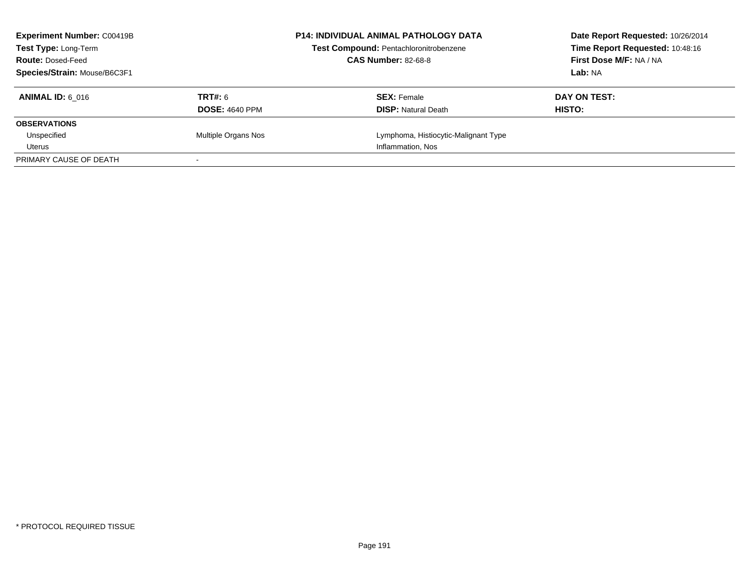**Experiment Number:** C00419B
**Test Type:** Long-Term
**Route:** Dosed-Feed
**Species/Strain:** Mouse/B6C3F1

**P14: INDIVIDUAL ANIMAL PATHOLOGY DATA**
**Test Compound:** Pentachloronitrobenzene
**CAS Number:** 82-68-8

**Date Report Requested:** 10/26/2014
**Time Report Requested:** 10:48:16
**First Dose M/F:** NA / NA
**Lab:** NA

| **ANIMAL ID:** 6_016 | **TRT#:** 6 | **SEX:** Female | **DAY ON TEST:** |
|---|---|---|---|
| | **DOSE:** 4640 PPM | **DISP:** Natural Death | **HISTO:** |
| **OBSERVATIONS** | | | |
| Unspecified | Multiple Organs Nos | Lymphoma, Histiocytic-Malignant Type | |
| Uterus | | Inflammation, Nos | |
| PRIMARY CAUSE OF DEATH | - | | |

* PROTOCOL REQUIRED TISSUE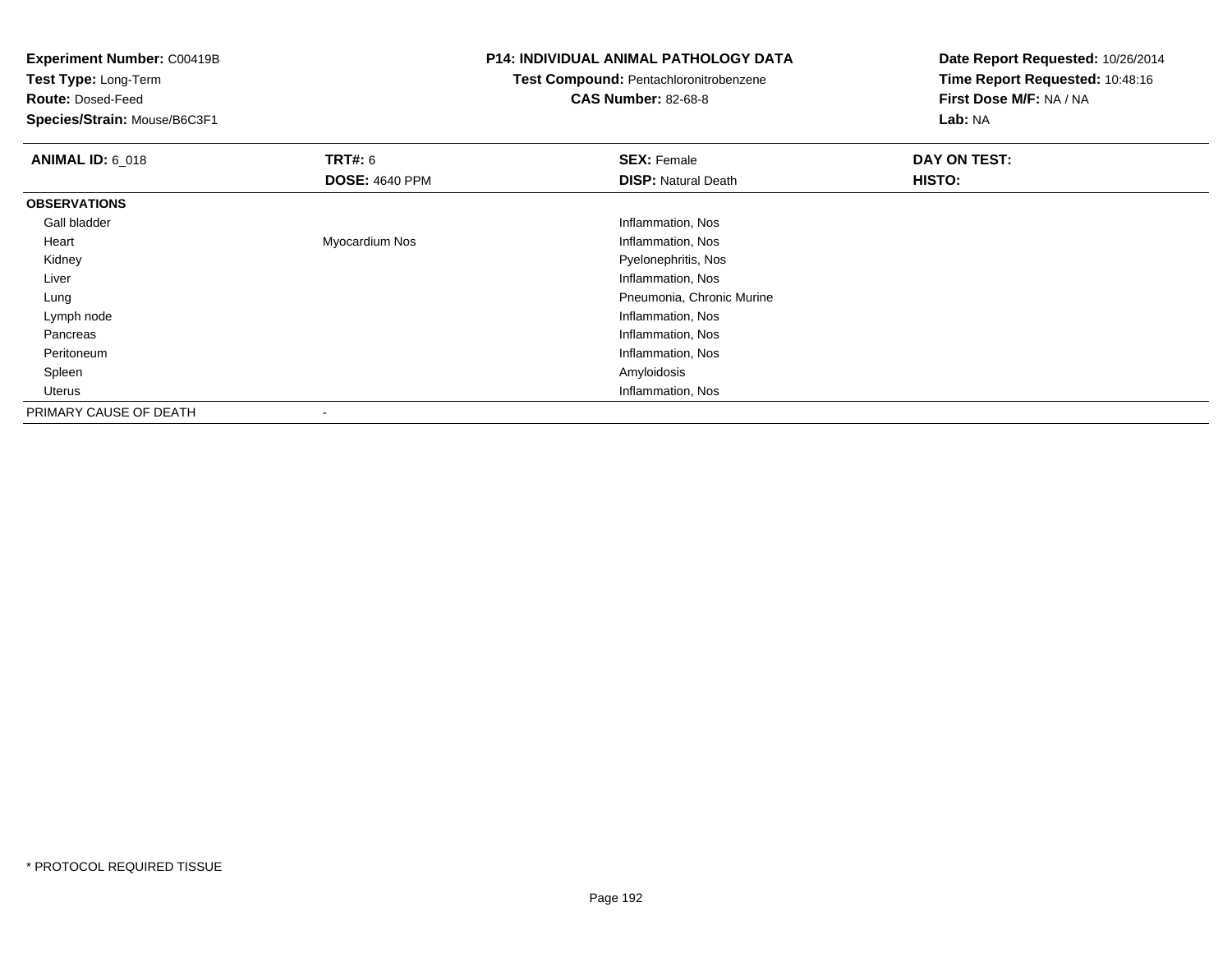**Experiment Number:** C00419B
**Test Type:** Long-Term
**Route:** Dosed-Feed
**Species/Strain:** Mouse/B6C3F1

**P14: INDIVIDUAL ANIMAL PATHOLOGY DATA**
**Test Compound:** Pentachloronitrobenzene
**CAS Number:** 82-68-8

**Date Report Requested:** 10/26/2014
**Time Report Requested:** 10:48:16
**First Dose M/F:** NA / NA
**Lab:** NA

| **ANIMAL ID:** 6_018 | **TRT#:** 6<br>**DOSE:** 4640 PPM | **SEX:** Female<br>**DISP:** Natural Death | **DAY ON TEST:**<br>**HISTO:** |
|---|---|---|---|
| **OBSERVATIONS** | | | |
| Gall bladder | | Inflammation, Nos | |
| Heart | Myocardium Nos | Inflammation, Nos | |
| Kidney | | Pyelonephritis, Nos | |
| Liver | | Inflammation, Nos | |
| Lung | | Pneumonia, Chronic Murine | |
| Lymph node | | Inflammation, Nos | |
| Pancreas | | Inflammation, Nos | |
| Peritoneum | | Inflammation, Nos | |
| Spleen | | Amyloidosis | |
| Uterus | | Inflammation, Nos | |
| PRIMARY CAUSE OF DEATH | - | | |

* PROTOCOL REQUIRED TISSUE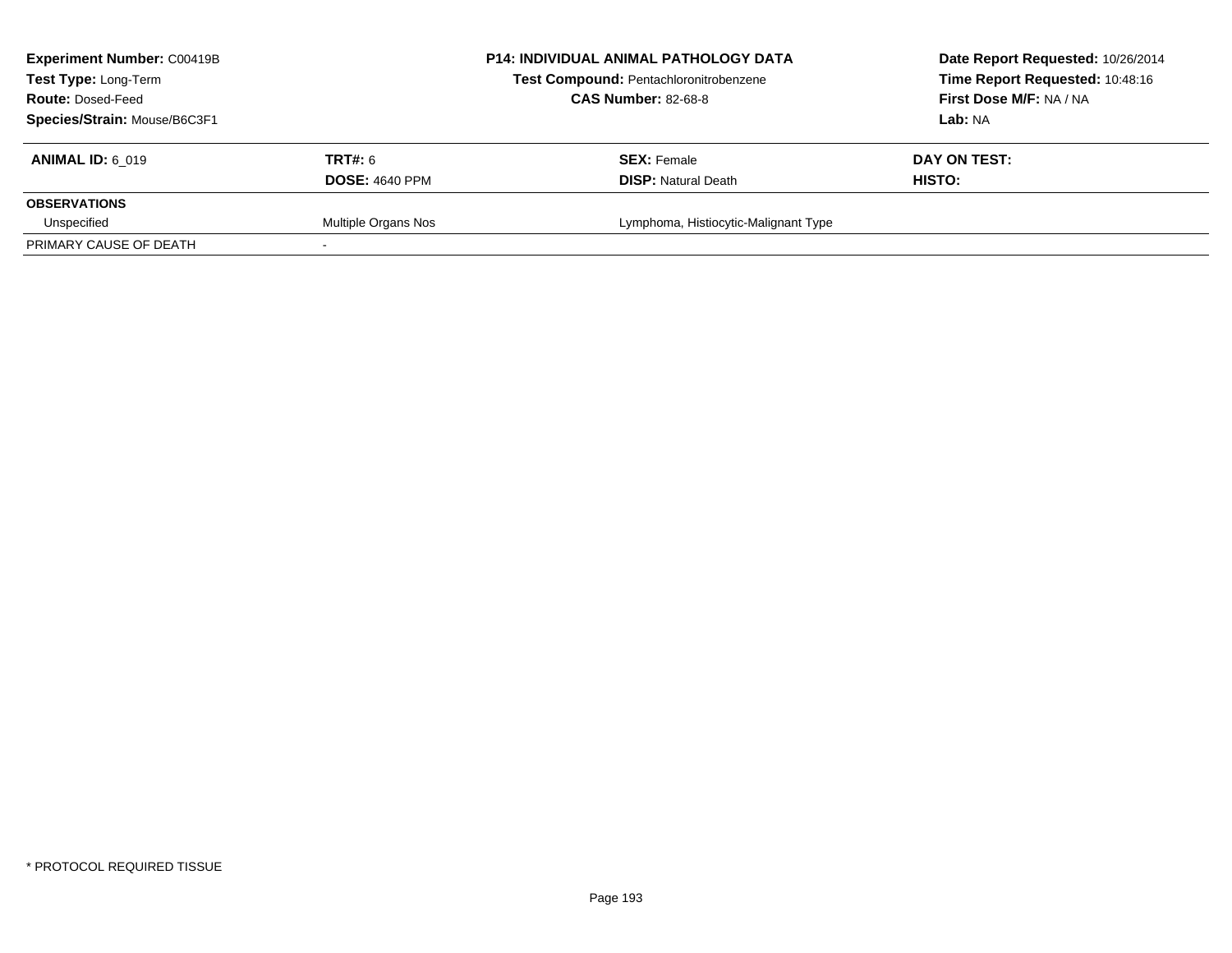| Experiment Number: C00419B | P14: INDIVIDUAL ANIMAL PATHOLOGY DATA | Date Report Requested: 10/26/2014 |
|---|---|---|
| Test Type: Long-Term | Test Compound: Pentachloronitrobenzene | Time Report Requested: 10:48:16 |
| Route: Dosed-Feed | CAS Number: 82-68-8 | First Dose M/F: NA / NA |
| Species/Strain: Mouse/B6C3F1 | | Lab: NA |

| ANIMAL ID: 6_019 | TRT#: 6 | SEX: Female | DAY ON TEST: |
|---|---|---|---|
| | DOSE: 4640 PPM | DISP: Natural Death | HISTO: |
| **OBSERVATIONS** | | | |
| Unspecified | Multiple Organs Nos | Lymphoma, Histiocytic-Malignant Type | |
| PRIMARY CAUSE OF DEATH | - | | |

* PROTOCOL REQUIRED TISSUE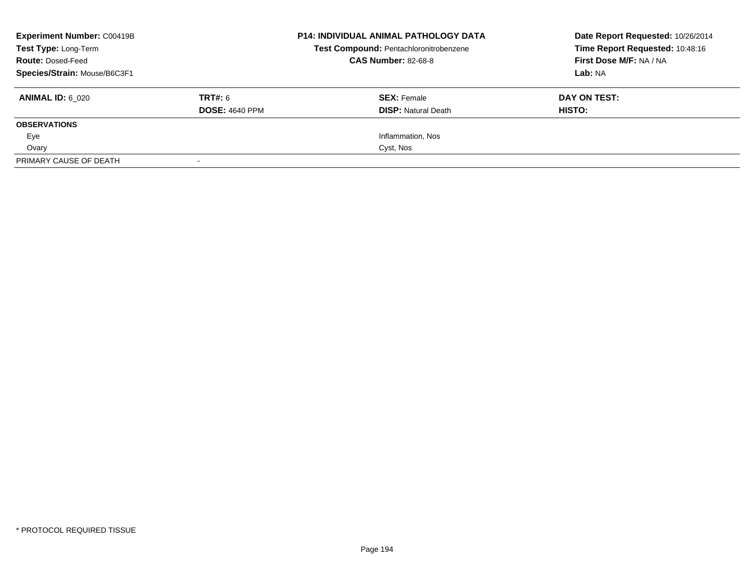**Experiment Number:** C00419B
**Test Type:** Long-Term
**Route:** Dosed-Feed
**Species/Strain:** Mouse/B6C3F1

**P14: INDIVIDUAL ANIMAL PATHOLOGY DATA**
**Test Compound:** Pentachloronitrobenzene
**CAS Number:** 82-68-8

**Date Report Requested:** 10/26/2014
**Time Report Requested:** 10:48:16
**First Dose M/F:** NA / NA
**Lab:** NA

| **ANIMAL ID:** 6_020 | **TRT#:** 6 | **SEX:** Female | **DAY ON TEST:** |
|---|---|---|---|
| | **DOSE:** 4640 PPM | **DISP:** Natural Death | **HISTO:** |
| **OBSERVATIONS** | | | |
| Eye | | Inflammation, Nos | |
| Ovary | | Cyst, Nos | |
| PRIMARY CAUSE OF DEATH | - | | |

* PROTOCOL REQUIRED TISSUE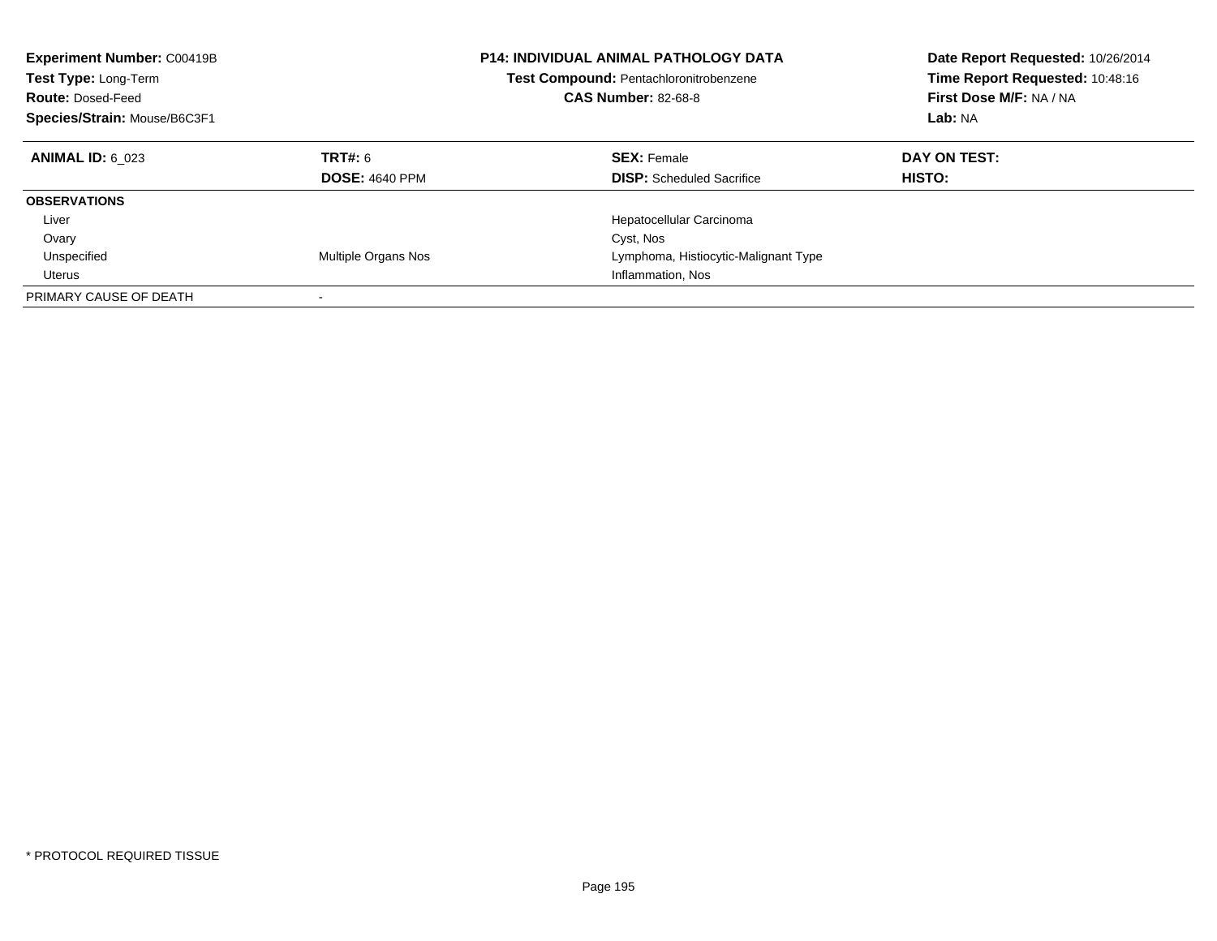**Experiment Number:** C00419B
**Test Type:** Long-Term
**Route:** Dosed-Feed
**Species/Strain:** Mouse/B6C3F1

**P14: INDIVIDUAL ANIMAL PATHOLOGY DATA**
**Test Compound:** Pentachloronitrobenzene
**CAS Number:** 82-68-8

**Date Report Requested:** 10/26/2014
**Time Report Requested:** 10:48:16
**First Dose M/F:** NA / NA
**Lab:** NA

| **ANIMAL ID:** 6_023 | **TRT#:** 6 | **SEX:** Female | **DAY ON TEST:** |
|---|---|---|---|
| | **DOSE:** 4640 PPM | **DISP:** Scheduled Sacrifice | **HISTO:** |
| **OBSERVATIONS** | | | |
| Liver | | Hepatocellular Carcinoma | |
| Ovary | | Cyst, Nos | |
| Unspecified | Multiple Organs Nos | Lymphoma, Histiocytic-Malignant Type | |
| Uterus | | Inflammation, Nos | |
| PRIMARY CAUSE OF DEATH | - | | |

* PROTOCOL REQUIRED TISSUE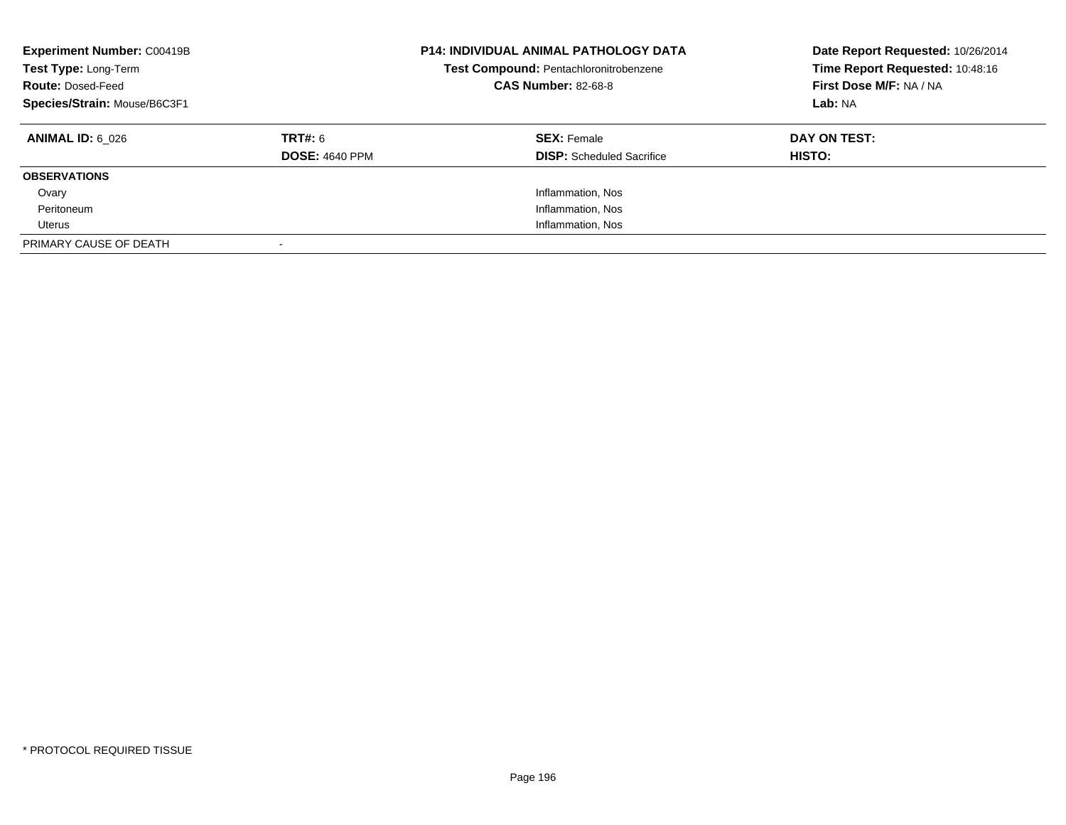**Experiment Number:** C00419B
**Test Type:** Long-Term
**Route:** Dosed-Feed
**Species/Strain:** Mouse/B6C3F1

**P14: INDIVIDUAL ANIMAL PATHOLOGY DATA**
**Test Compound:** Pentachloronitrobenzene
**CAS Number:** 82-68-8

**Date Report Requested:** 10/26/2014
**Time Report Requested:** 10:48:16
**First Dose M/F:** NA / NA
**Lab:** NA

| **ANIMAL ID:** 6_026 | **TRT#:** 6 | **SEX:** Female | **DAY ON TEST:** |
|---|---|---|---|
| | **DOSE:** 4640 PPM | **DISP:** Scheduled Sacrifice | **HISTO:** |
| **OBSERVATIONS** | | | |
| Ovary | | Inflammation, Nos | |
| Peritoneum | | Inflammation, Nos | |
| Uterus | | Inflammation, Nos | |
| PRIMARY CAUSE OF DEATH | - | | |

* PROTOCOL REQUIRED TISSUE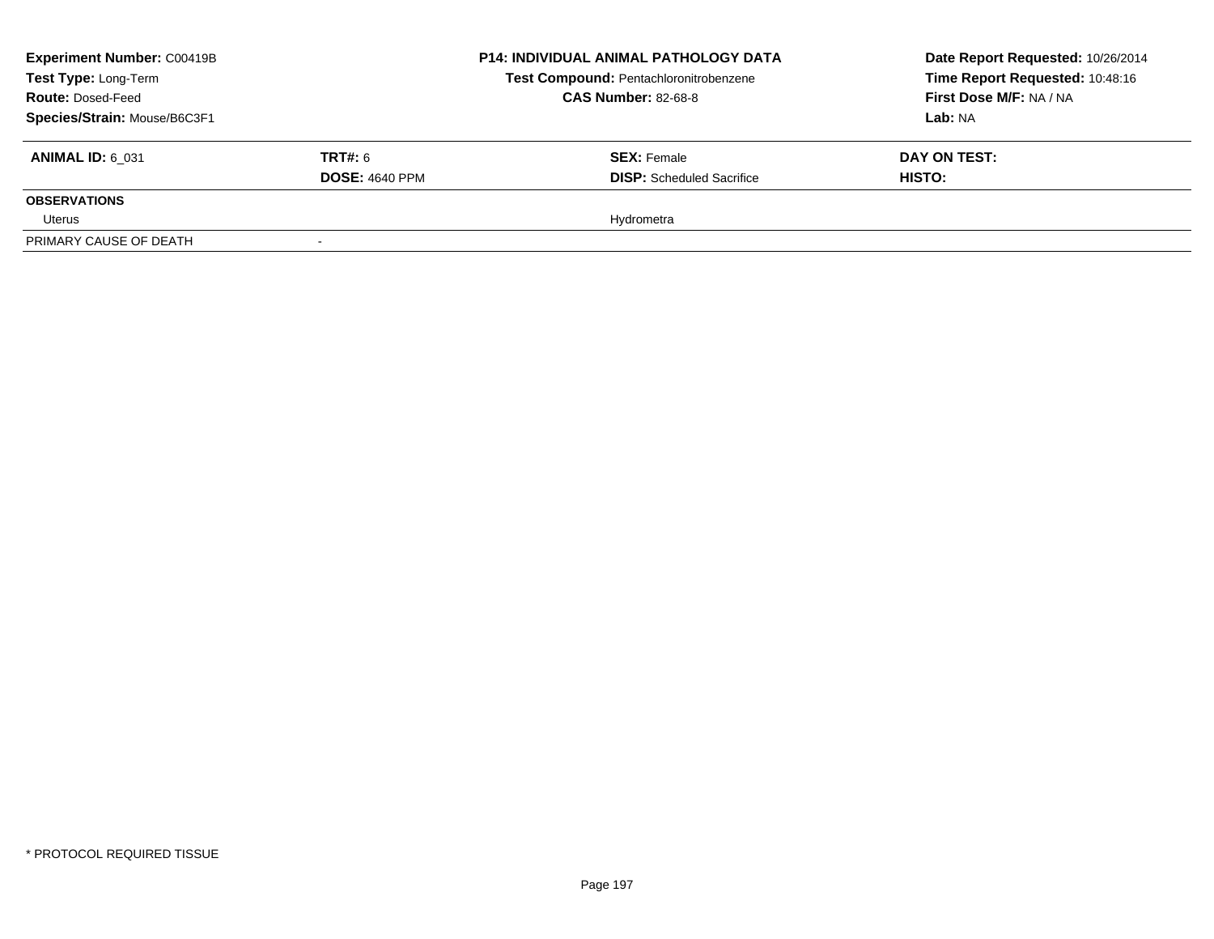| **Experiment Number:** C00419B | **P14: INDIVIDUAL ANIMAL PATHOLOGY DATA** | **Date Report Requested:** 10/26/2014 |
|---|---|---|
| **Test Type:** Long-Term | **Test Compound:** Pentachloronitrobenzene | **Time Report Requested:** 10:48:16 |
| **Route:** Dosed-Feed | **CAS Number:** 82-68-8 | **First Dose M/F:** NA / NA |
| **Species/Strain:** Mouse/B6C3F1 | | **Lab:** NA |

| **ANIMAL ID:** 6_031 | **TRT#:** 6 | **SEX:** Female | **DAY ON TEST:** |
|---|---|---|---|
| | **DOSE:** 4640 PPM | **DISP:** Scheduled Sacrifice | **HISTO:** |
| **OBSERVATIONS** | | | |
| Uterus | | Hydrometra | |
| PRIMARY CAUSE OF DEATH | - | | |

* PROTOCOL REQUIRED TISSUE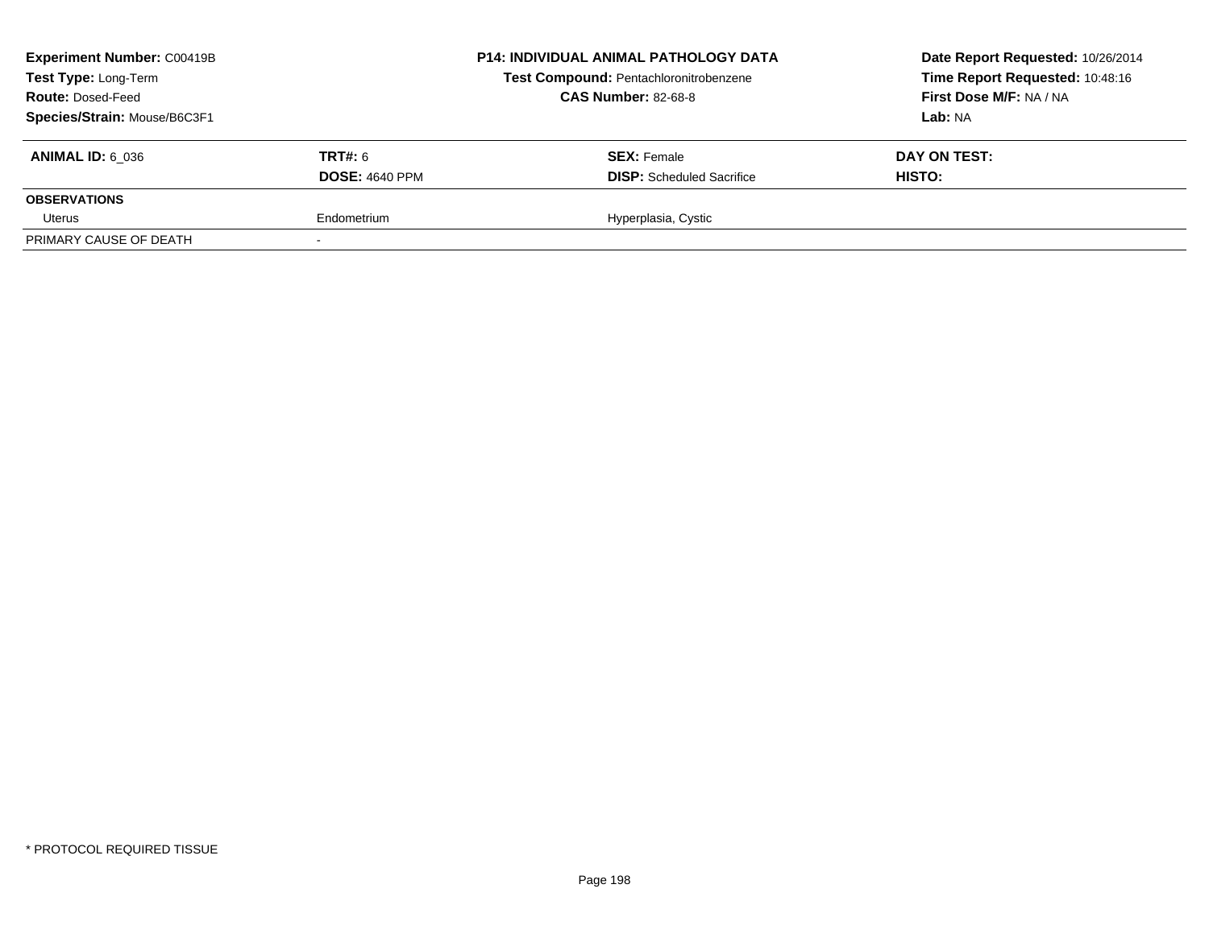| **Experiment Number:** C00419B | **P14: INDIVIDUAL ANIMAL PATHOLOGY DATA** | **Date Report Requested:** 10/26/2014 |
|---|---|---|
| **Test Type:** Long-Term | **Test Compound:** Pentachloronitrobenzene | **Time Report Requested:** 10:48:16 |
| **Route:** Dosed-Feed | **CAS Number:** 82-68-8 | **First Dose M/F:** NA / NA |
| **Species/Strain:** Mouse/B6C3F1 | | **Lab:** NA |

| **ANIMAL ID:** 6_036 | **TRT#:** 6 | **SEX:** Female | **DAY ON TEST:** |
|---|---|---|---|
| | **DOSE:** 4640 PPM | **DISP:** Scheduled Sacrifice | **HISTO:** |
| **OBSERVATIONS** | | | |
| Uterus | Endometrium | Hyperplasia, Cystic | |
| PRIMARY CAUSE OF DEATH | - | | |

* PROTOCOL REQUIRED TISSUE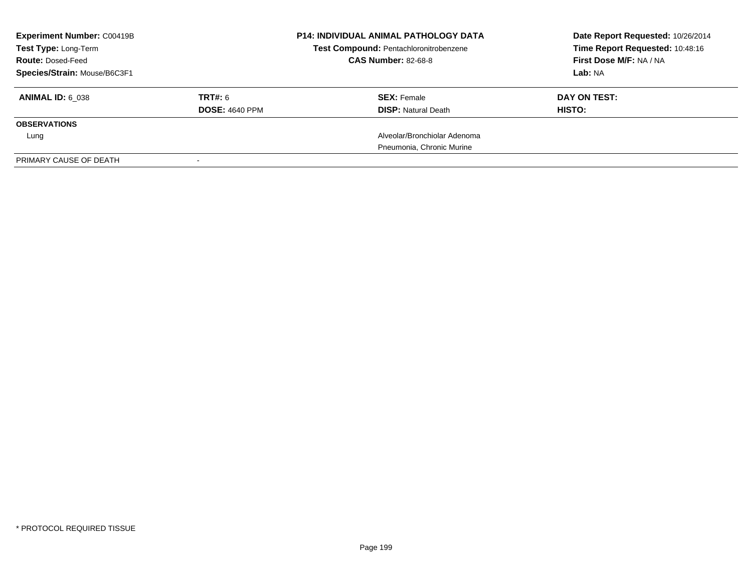**Experiment Number:** C00419B
**Test Type:** Long-Term
**Route:** Dosed-Feed
**Species/Strain:** Mouse/B6C3F1

**P14: INDIVIDUAL ANIMAL PATHOLOGY DATA**
**Test Compound:** Pentachloronitrobenzene
**CAS Number:** 82-68-8

**Date Report Requested:** 10/26/2014
**Time Report Requested:** 10:48:16
**First Dose M/F:** NA / NA
**Lab:** NA

| **ANIMAL ID:** 6_038 | **TRT#:** 6 | **SEX:** Female | **DAY ON TEST:** |
|---|---|---|---|
| | **DOSE:** 4640 PPM | **DISP:** Natural Death | **HISTO:** |
| **OBSERVATIONS** | | | |
| Lung | | Alveolar/Bronchiolar Adenoma | |
| | | Pneumonia, Chronic Murine | |
| PRIMARY CAUSE OF DEATH | - | | |

* PROTOCOL REQUIRED TISSUE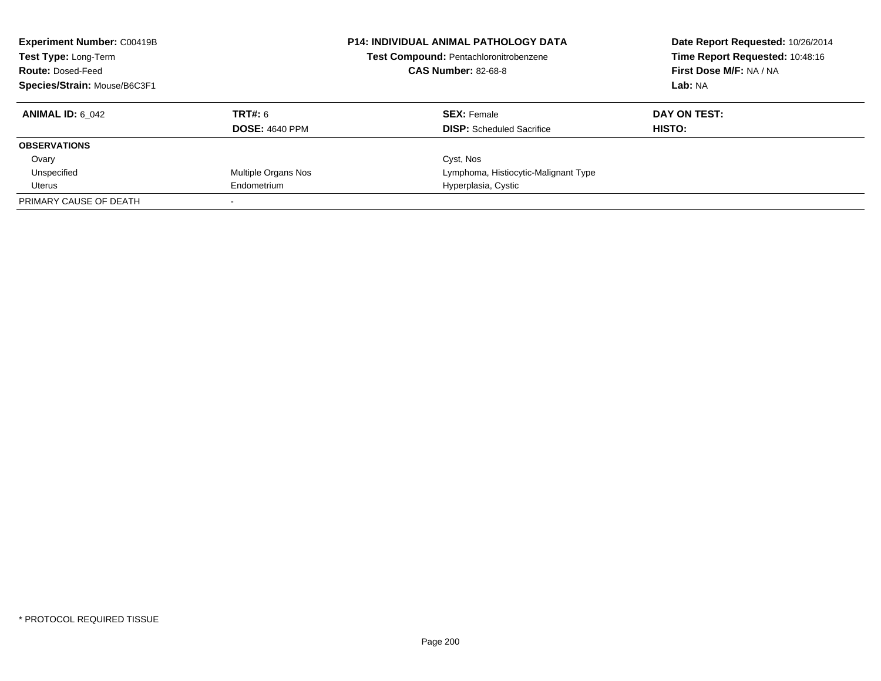**Experiment Number:** C00419B
**Test Type:** Long-Term
**Route:** Dosed-Feed
**Species/Strain:** Mouse/B6C3F1

**P14: INDIVIDUAL ANIMAL PATHOLOGY DATA**
**Test Compound:** Pentachloronitrobenzene
**CAS Number:** 82-68-8

**Date Report Requested:** 10/26/2014
**Time Report Requested:** 10:48:16
**First Dose M/F:** NA / NA
**Lab:** NA

| **ANIMAL ID:** 6_042 | **TRT#:** 6 | **SEX:** Female | **DAY ON TEST:** |
|---|---|---|---|
| | **DOSE:** 4640 PPM | **DISP:** Scheduled Sacrifice | **HISTO:** |
| **OBSERVATIONS** | | | |
| Ovary | | Cyst, Nos | |
| Unspecified | Multiple Organs Nos | Lymphoma, Histiocytic-Malignant Type | |
| Uterus | Endometrium | Hyperplasia, Cystic | |
| PRIMARY CAUSE OF DEATH | - | | |

* PROTOCOL REQUIRED TISSUE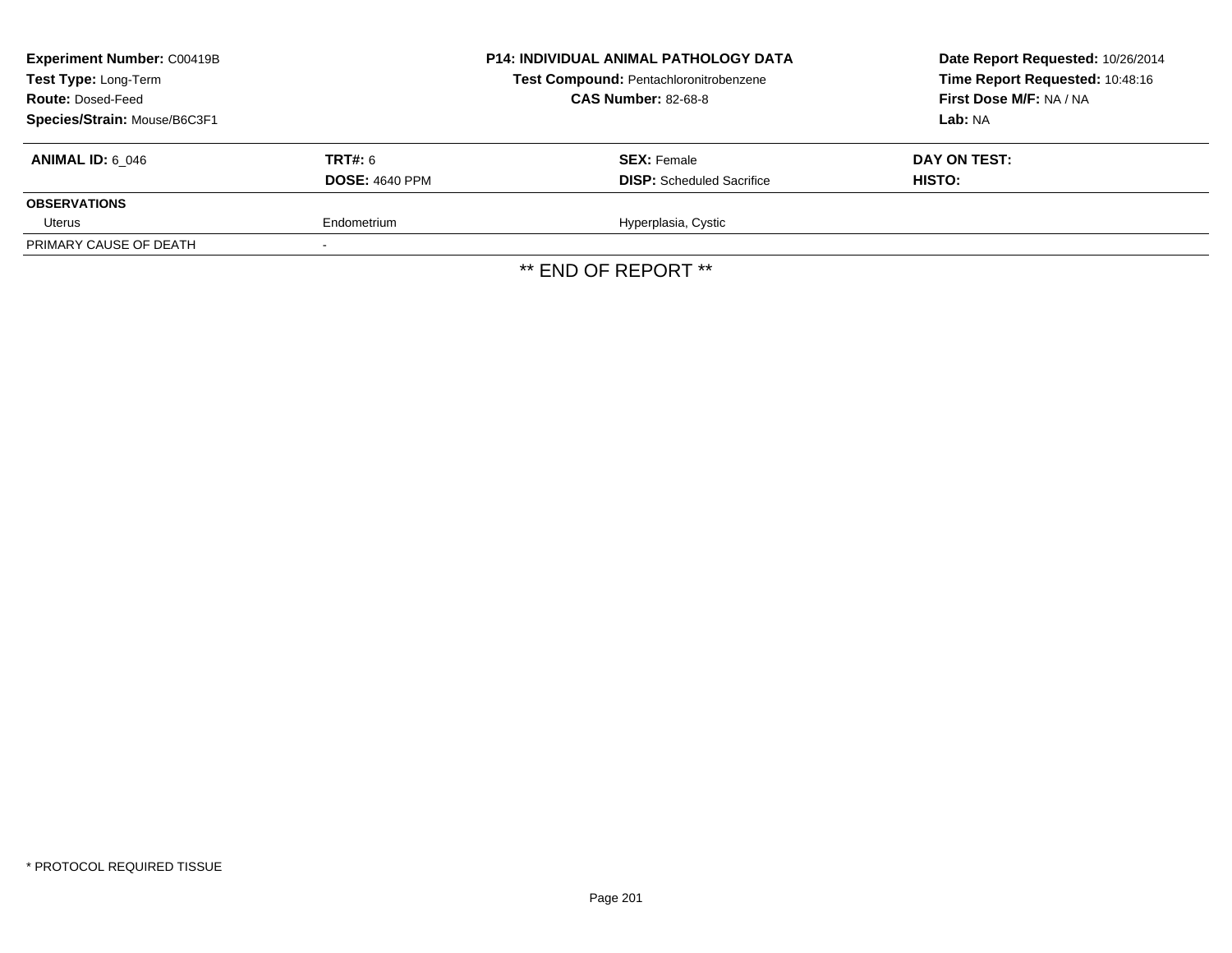| | | | |
|---|---|---|---|
| **Experiment Number:** C00419B | **P14: INDIVIDUAL ANIMAL PATHOLOGY DATA** | | **Date Report Requested:** 10/26/2014 |
| **Test Type:** Long-Term | **Test Compound:** Pentachloronitrobenzene | | **Time Report Requested:** 10:48:16 |
| **Route:** Dosed-Feed | **CAS Number:** 82-68-8 | | **First Dose M/F:** NA / NA |
| **Species/Strain:** Mouse/B6C3F1 | | | **Lab:** NA |

| | | | |
|---|---|---|---|
| **ANIMAL ID:** 6_046 | **TRT#:** 6 | **SEX:** Female | **DAY ON TEST:** |
| | **DOSE:** 4640 PPM | **DISP:** Scheduled Sacrifice | **HISTO:** |
| **OBSERVATIONS** | | | |
| Uterus | Endometrium | Hyperplasia, Cystic | |
| PRIMARY CAUSE OF DEATH | - | | |

** END OF REPORT **

* PROTOCOL REQUIRED TISSUE